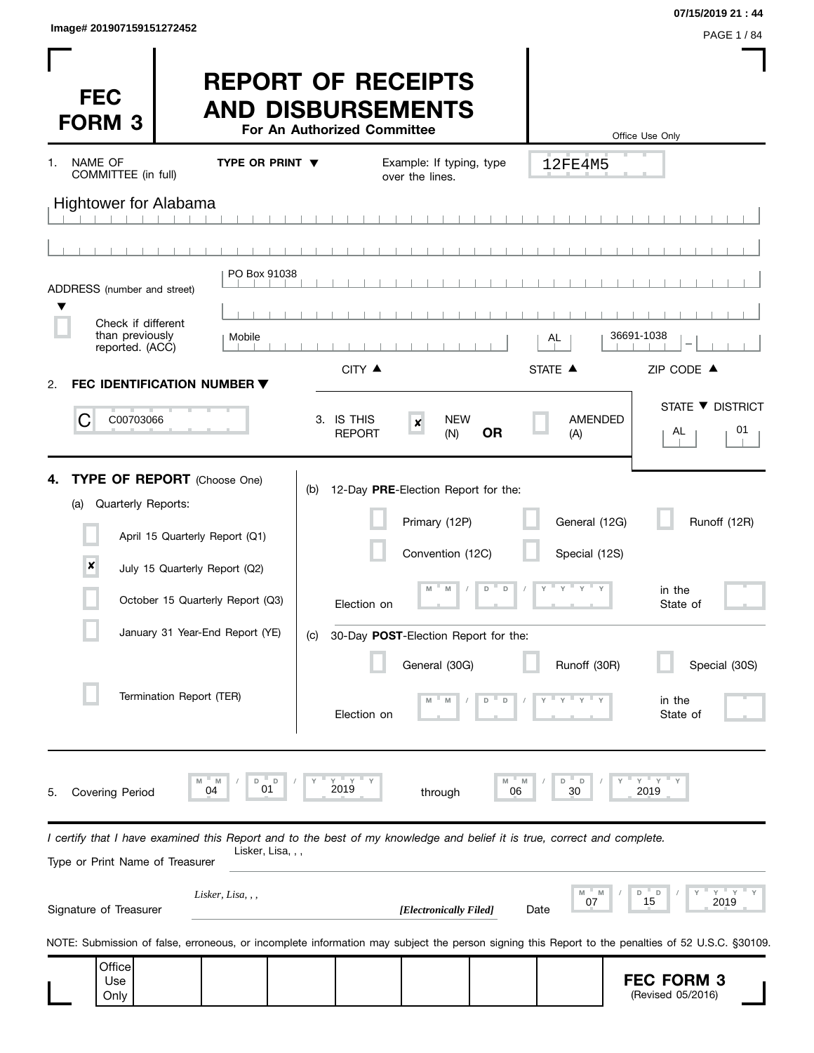Image# 201907159151272452

07/15/2019 21 : 44

# FEC FORM 3

# REPORT OF RECEIPTS AND DISBURSEMENTS

**For An Authorized Committee**

Office Use Only

12FE4M5

1. NAME OF COMMITTEE (in full) **TYPE OR PRINT ▼** Example: If typing, type over the lines.

Hightower for Alabama

ADDRESS (number and street)

PO Box 91038

☐ Check if different than previously reported. (ACC)

| CITY ▲ | STATE ▲ | ZIP CODE ▲ |
|---|---|---|
| Mobile | AL | 36691-1038 |

2. **FEC IDENTIFICATION NUMBER ▼**

C00703066

3. IS THIS REPORT ☒ NEW (N) **OR** ☐ AMENDED (A)

| STATE ▼ | DISTRICT |
|---|---|
| AL | 01 |

4. **TYPE OF REPORT** (Choose One)

(a) Quarterly Reports:

- ☐ April 15 Quarterly Report (Q1)
- ☒ July 15 Quarterly Report (Q2)
- ☐ October 15 Quarterly Report (Q3)
- ☐ January 31 Year-End Report (YE)
- ☐ Termination Report (TER)

(b) 12-Day **PRE**-Election Report for the:

- ☐ Primary (12P)
- ☐ General (12G)
- ☐ Runoff (12R)
- ☐ Convention (12C)
- ☐ Special (12S)

Election on MM / DD / YYYY in the State of

(c) 30-Day **POST**-Election Report for the:

- ☐ General (30G)
- ☐ Runoff (30R)
- ☐ Special (30S)

Election on MM / DD / YYYY in the State of

5. Covering Period 04 / 01 / 2019 through 06 / 30 / 2019

*I certify that I have examined this Report and to the best of my knowledge and belief it is true, correct and complete.*

Type or Print Name of Treasurer: Lisker, Lisa, , ,

Signature of Treasurer: *Lisker, Lisa, , ,* ***[Electronically Filed]***

Date: 07 / 15 / 2019

NOTE: Submission of false, erroneous, or incomplete information may subject the person signing this Report to the penalties of 52 U.S.C. §30109.

Office Use Only

**FEC FORM 3**
(Revised 05/2016)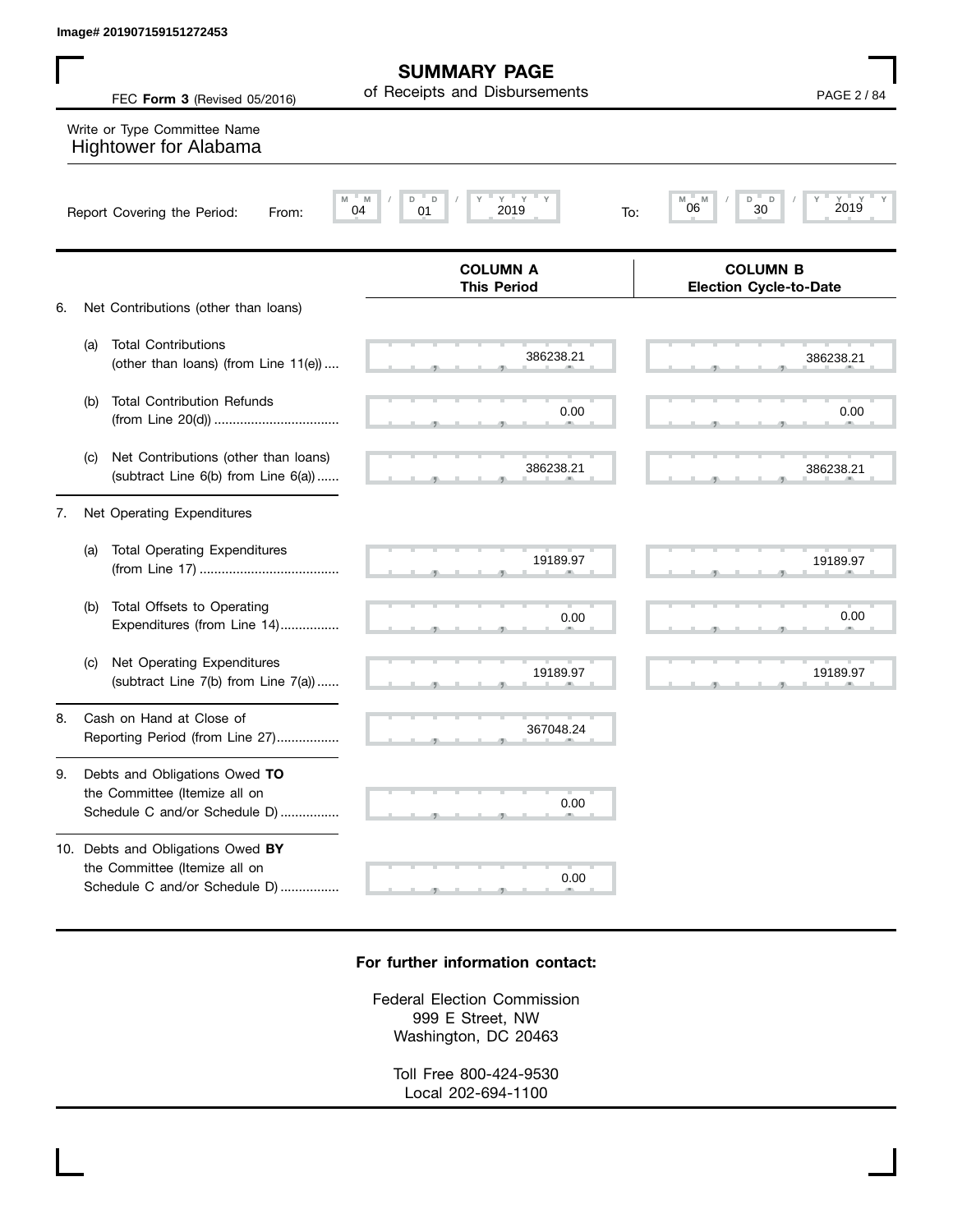Image# 201907159151272453

# SUMMARY PAGE

of Receipts and Disbursements

FEC **Form 3** (Revised 05/2016)

Write or Type Committee Name

Hightower for Alabama

Report Covering the Period: From: 04 / 01 / 2019 To: 06 / 30 / 2019

| | COLUMN A This Period | COLUMN B Election Cycle-to-Date |
|---|---|---|
| 6. Net Contributions (other than loans) | | |
| (a) Total Contributions (other than loans) (from Line 11(e)) | 386238.21 | 386238.21 |
| (b) Total Contribution Refunds (from Line 20(d)) | 0.00 | 0.00 |
| (c) Net Contributions (other than loans) (subtract Line 6(b) from Line 6(a)) | 386238.21 | 386238.21 |
| 7. Net Operating Expenditures | | |
| (a) Total Operating Expenditures (from Line 17) | 19189.97 | 19189.97 |
| (b) Total Offsets to Operating Expenditures (from Line 14) | 0.00 | 0.00 |
| (c) Net Operating Expenditures (subtract Line 7(b) from Line 7(a)) | 19189.97 | 19189.97 |
| 8. Cash on Hand at Close of Reporting Period (from Line 27) | 367048.24 | |
| 9. Debts and Obligations Owed **TO** the Committee (Itemize all on Schedule C and/or Schedule D) | 0.00 | |
| 10. Debts and Obligations Owed **BY** the Committee (Itemize all on Schedule C and/or Schedule D) | 0.00 | |

**For further information contact:**

Federal Election Commission
999 E Street, NW
Washington, DC 20463

Toll Free 800-424-9530
Local 202-694-1100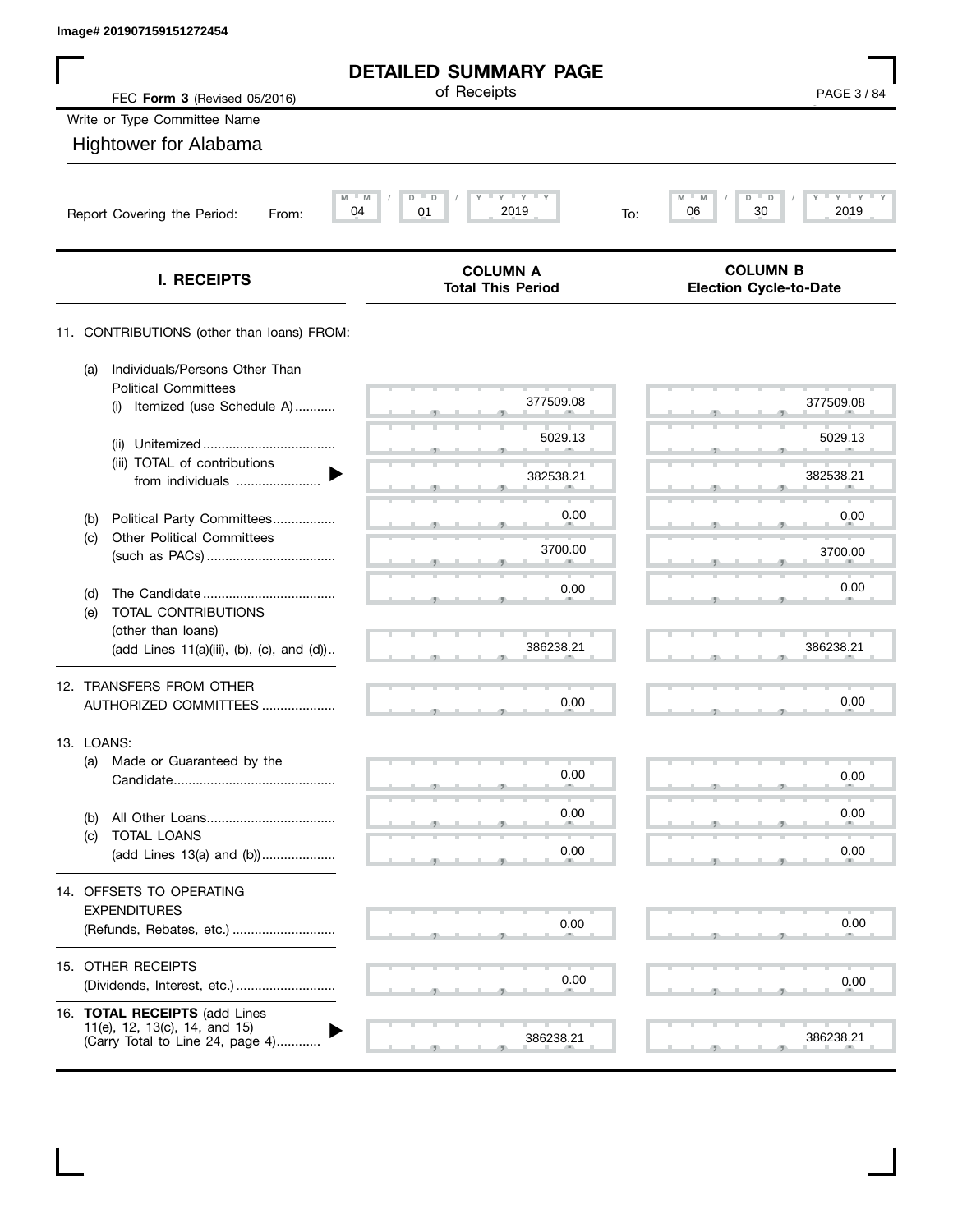Image# 201907159151272454

# DETAILED SUMMARY PAGE

of Receipts

FEC **Form 3** (Revised 05/2016)

Write or Type Committee Name

Hightower for Alabama

Report Covering the Period: From: 04 / 01 / 2019 To: 06 / 30 / 2019

| **I. RECEIPTS** | **COLUMN A Total This Period** | **COLUMN B Election Cycle-to-Date** |
|---|---|---|
| 11. CONTRIBUTIONS (other than loans) FROM: | | |
| (a) Individuals/Persons Other Than Political Committees (i) Itemized (use Schedule A) | 377509.08 | 377509.08 |
| (ii) Unitemized | 5029.13 | 5029.13 |
| (iii) TOTAL of contributions from individuals | 382538.21 | 382538.21 |
| (b) Political Party Committees | 0.00 | 0.00 |
| (c) Other Political Committees (such as PACs) | 3700.00 | 3700.00 |
| (d) The Candidate | 0.00 | 0.00 |
| (e) TOTAL CONTRIBUTIONS (other than loans) (add Lines 11(a)(iii), (b), (c), and (d)) | 386238.21 | 386238.21 |
| 12. TRANSFERS FROM OTHER AUTHORIZED COMMITTEES | 0.00 | 0.00 |
| 13. LOANS: | | |
| (a) Made or Guaranteed by the Candidate | 0.00 | 0.00 |
| (b) All Other Loans | 0.00 | 0.00 |
| (c) TOTAL LOANS (add Lines 13(a) and (b)) | 0.00 | 0.00 |
| 14. OFFSETS TO OPERATING EXPENDITURES (Refunds, Rebates, etc.) | 0.00 | 0.00 |
| 15. OTHER RECEIPTS (Dividends, Interest, etc.) | 0.00 | 0.00 |
| 16. **TOTAL RECEIPTS** (add Lines 11(e), 12, 13(c), 14, and 15) (Carry Total to Line 24, page 4) | 386238.21 | 386238.21 |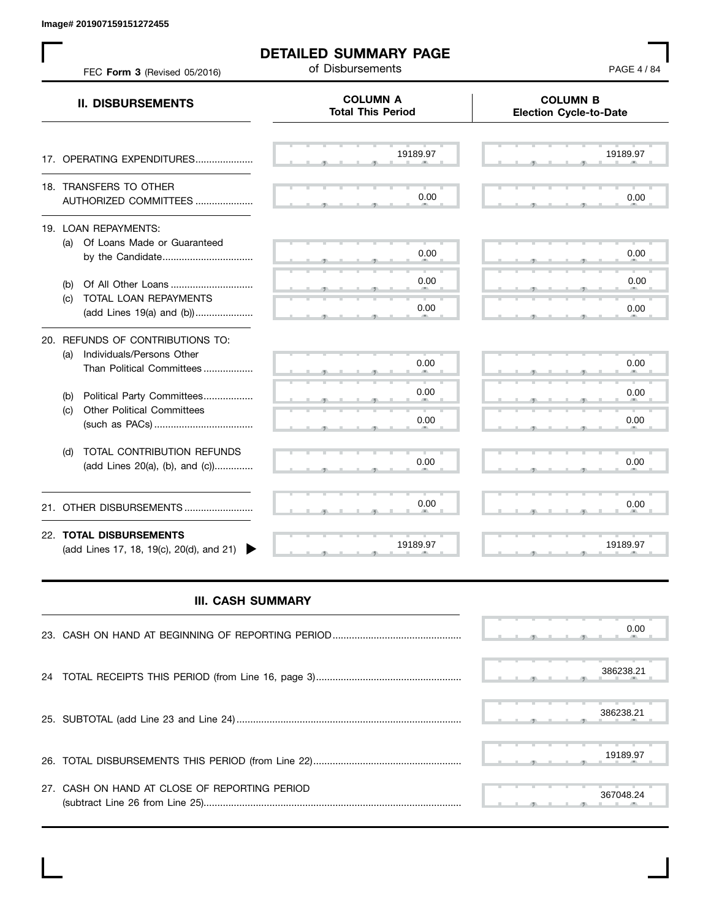Image# 201907159151272455

# DETAILED SUMMARY PAGE

of Disbursements

FEC **Form 3** (Revised 05/2016)

| **II. DISBURSEMENTS** | **COLUMN A** Total This Period | **COLUMN B** Election Cycle-to-Date |
|---|---|---|
| 17. OPERATING EXPENDITURES | 19189.97 | 19189.97 |
| 18. TRANSFERS TO OTHER AUTHORIZED COMMITTEES | 0.00 | 0.00 |
| 19. LOAN REPAYMENTS: | | |
| (a) Of Loans Made or Guaranteed by the Candidate | 0.00 | 0.00 |
| (b) Of All Other Loans | 0.00 | 0.00 |
| (c) TOTAL LOAN REPAYMENTS (add Lines 19(a) and (b)) | 0.00 | 0.00 |
| 20. REFUNDS OF CONTRIBUTIONS TO: | | |
| (a) Individuals/Persons Other Than Political Committees | 0.00 | 0.00 |
| (b) Political Party Committees | 0.00 | 0.00 |
| (c) Other Political Committees (such as PACs) | 0.00 | 0.00 |
| (d) TOTAL CONTRIBUTION REFUNDS (add Lines 20(a), (b), and (c)) | 0.00 | 0.00 |
| 21. OTHER DISBURSEMENTS | 0.00 | 0.00 |
| 22. **TOTAL DISBURSEMENTS** (add Lines 17, 18, 19(c), 20(d), and 21) | 19189.97 | 19189.97 |

## III. CASH SUMMARY

| | |
|---|---|
| 23. CASH ON HAND AT BEGINNING OF REPORTING PERIOD | 0.00 |
| 24 TOTAL RECEIPTS THIS PERIOD (from Line 16, page 3) | 386238.21 |
| 25. SUBTOTAL (add Line 23 and Line 24) | 386238.21 |
| 26. TOTAL DISBURSEMENTS THIS PERIOD (from Line 22) | 19189.97 |
| 27. CASH ON HAND AT CLOSE OF REPORTING PERIOD (subtract Line 26 from Line 25) | 367048.24 |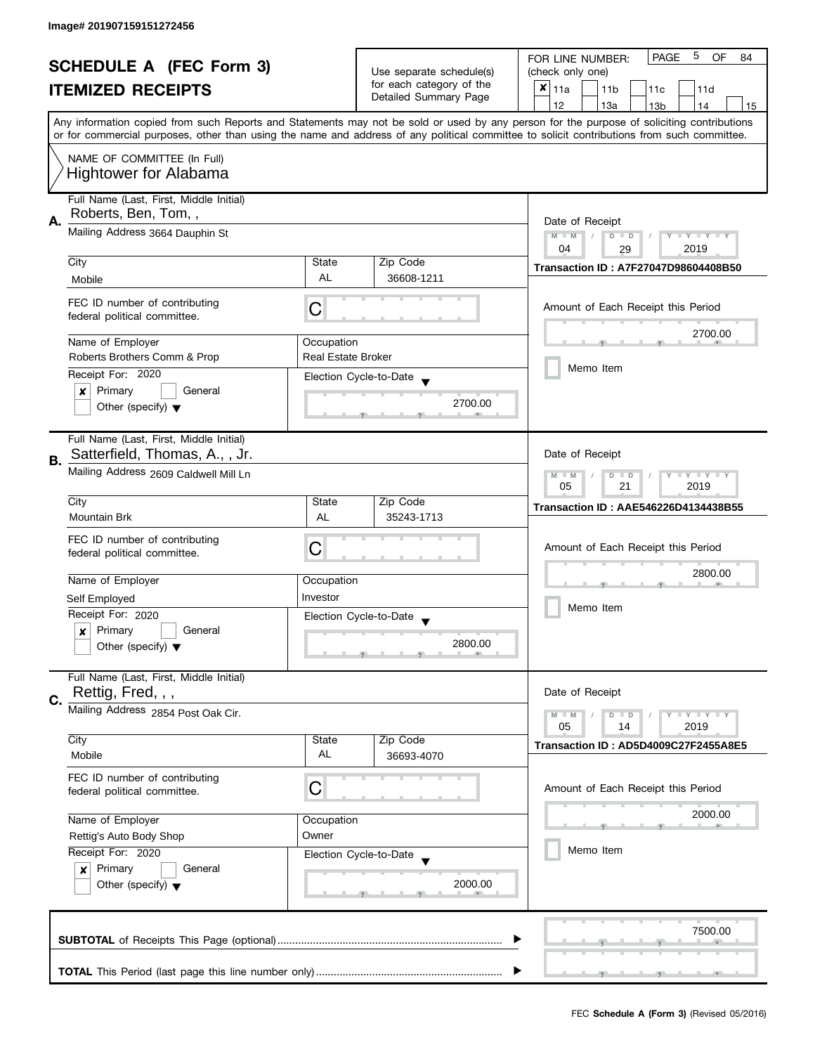Image# 201907159151272456

# SCHEDULE A (FEC Form 3)
## ITEMIZED RECEIPTS

Use separate schedule(s) for each category of the Detailed Summary Page

FOR LINE NUMBER: (check only one)

PAGE 5 OF 84

- [x] 11a
- [ ] 11b
- [ ] 11c
- [ ] 11d
- [ ] 12
- [ ] 13a
- [ ] 13b
- [ ] 14
- [ ] 15

Any information copied from such Reports and Statements may not be sold or used by any person for the purpose of soliciting contributions or for commercial purposes, other than using the name and address of any political committee to solicit contributions from such committee.

NAME OF COMMITTEE (In Full)
Hightower for Alabama

---

**A.** Full Name (Last, First, Middle Initial): Roberts, Ben, Tom, ,

Mailing Address: 3664 Dauphin St

City: Mobile | State: AL | Zip Code: 36608-1211

FEC ID number of contributing federal political committee: C

Name of Employer: Roberts Brothers Comm & Prop | Occupation: Real Estate Broker

Receipt For: 2020 — [x] Primary [ ] General [ ] Other (specify)

Election Cycle-to-Date: 2700.00

Date of Receipt: 04 / 29 / 2019

Transaction ID : A7F27047D98604408B50

Amount of Each Receipt this Period: 2700.00

[ ] Memo Item

---

**B.** Full Name (Last, First, Middle Initial): Satterfield, Thomas, A., , Jr.

Mailing Address: 2609 Caldwell Mill Ln

City: Mountain Brk | State: AL | Zip Code: 35243-1713

FEC ID number of contributing federal political committee: C

Name of Employer: Self Employed | Occupation: Investor

Receipt For: 2020 — [x] Primary [ ] General [ ] Other (specify)

Election Cycle-to-Date: 2800.00

Date of Receipt: 05 / 21 / 2019

Transaction ID : AAE546226D4134438B55

Amount of Each Receipt this Period: 2800.00

[ ] Memo Item

---

**C.** Full Name (Last, First, Middle Initial): Rettig, Fred, , ,

Mailing Address: 2854 Post Oak Cir.

City: Mobile | State: AL | Zip Code: 36693-4070

FEC ID number of contributing federal political committee: C

Name of Employer: Rettig's Auto Body Shop | Occupation: Owner

Receipt For: 2020 — [x] Primary [ ] General [ ] Other (specify)

Election Cycle-to-Date: 2000.00

Date of Receipt: 05 / 14 / 2019

Transaction ID : AD5D4009C27F2455A8E5

Amount of Each Receipt this Period: 2000.00

[ ] Memo Item

---

**SUBTOTAL** of Receipts This Page (optional): 7500.00

**TOTAL** This Period (last page this line number only):

FEC Schedule A (Form 3) (Revised 05/2016)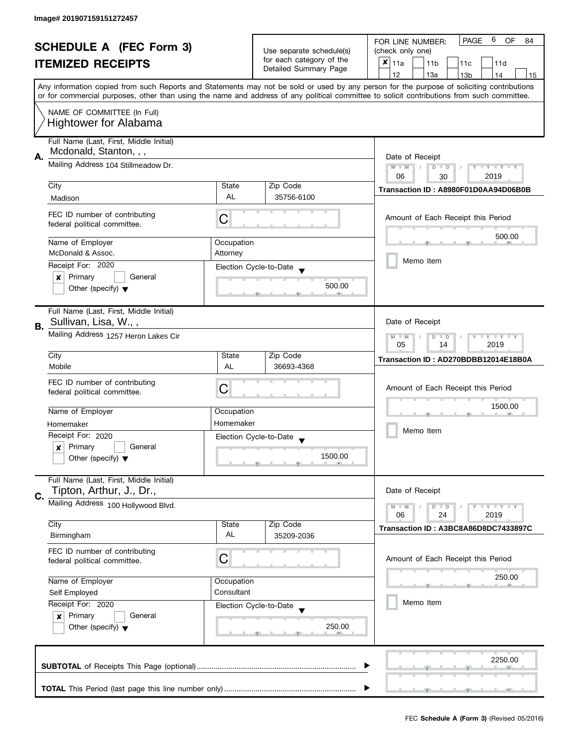Image# 201907159151272457

# SCHEDULE A (FEC Form 3)
## ITEMIZED RECEIPTS

Use separate schedule(s) for each category of the Detailed Summary Page

FOR LINE NUMBER: (check only one)

- [x] 11a
- [ ] 11b
- [ ] 11c
- [ ] 11d
- [ ] 12
- [ ] 13a
- [ ] 13b
- [ ] 14
- [ ] 15

PAGE 6 OF 84

Any information copied from such Reports and Statements may not be sold or used by any person for the purpose of soliciting contributions or for commercial purposes, other than using the name and address of any political committee to solicit contributions from such committee.

NAME OF COMMITTEE (In Full)
Hightower for Alabama

---

**A.** Full Name (Last, First, Middle Initial): Mcdonald, Stanton, , ,

Mailing Address: 104 Stillmeadow Dr.

City: Madison | State: AL | Zip Code: 35756-6100

FEC ID number of contributing federal political committee: C

Name of Employer: McDonald & Assoc.

Occupation: Attorney

Receipt For: 2020

- [x] Primary
- [ ] General
- [ ] Other (specify)

Election Cycle-to-Date: 500.00

Date of Receipt: 06 / 30 / 2019

Transaction ID : A8980F01D0AA94D06B0B

Amount of Each Receipt this Period: 500.00

- [ ] Memo Item

---

**B.** Full Name (Last, First, Middle Initial): Sullivan, Lisa, W., ,

Mailing Address: 1257 Heron Lakes Cir

City: Mobile | State: AL | Zip Code: 36693-4368

FEC ID number of contributing federal political committee: C

Name of Employer: Homemaker

Occupation: Homemaker

Receipt For: 2020

- [x] Primary
- [ ] General
- [ ] Other (specify)

Election Cycle-to-Date: 1500.00

Date of Receipt: 05 / 14 / 2019

Transaction ID : AD270BDBB12014E18B0A

Amount of Each Receipt this Period: 1500.00

- [ ] Memo Item

---

**C.** Full Name (Last, First, Middle Initial): Tipton, Arthur, J., Dr.,

Mailing Address: 100 Hollywood Blvd.

City: Birmingham | State: AL | Zip Code: 35209-2036

FEC ID number of contributing federal political committee: C

Name of Employer: Self Employed

Occupation: Consultant

Receipt For: 2020

- [x] Primary
- [ ] General
- [ ] Other (specify)

Election Cycle-to-Date: 250.00

Date of Receipt: 06 / 24 / 2019

Transaction ID : A3BC8A86D8DC7433897C

Amount of Each Receipt this Period: 250.00

- [ ] Memo Item

---

**SUBTOTAL** of Receipts This Page (optional): 2250.00

**TOTAL** This Period (last page this line number only):

FEC **Schedule A (Form 3)** (Revised 05/2016)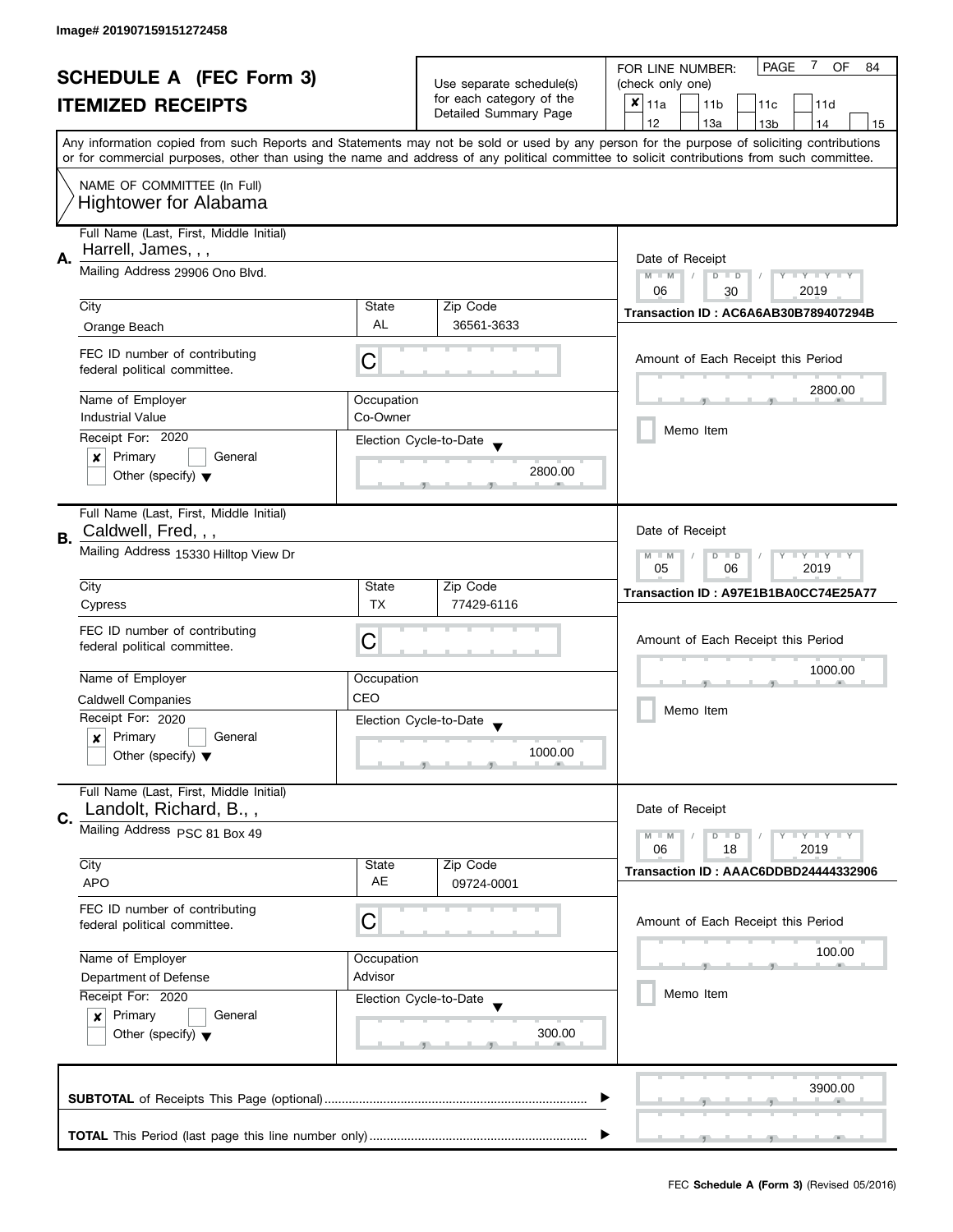Image# 201907159151272458

# SCHEDULE A (FEC Form 3)
## ITEMIZED RECEIPTS

Use separate schedule(s) for each category of the Detailed Summary Page

FOR LINE NUMBER: (check only one)

- [x] 11a
- [ ] 11b
- [ ] 11c
- [ ] 11d
- [ ] 12
- [ ] 13a
- [ ] 13b
- [ ] 14
- [ ] 15

Any information copied from such Reports and Statements may not be sold or used by any person for the purpose of soliciting contributions or for commercial purposes, other than using the name and address of any political committee to solicit contributions from such committee.

NAME OF COMMITTEE (In Full)
Hightower for Alabama

---

**A.** Full Name (Last, First, Middle Initial): Harrell, James, , ,

Mailing Address: 29906 Ono Blvd.

| City | State | Zip Code |
|---|---|---|
| Orange Beach | AL | 36561-3633 |

FEC ID number of contributing federal political committee: C

| Name of Employer | Occupation |
|---|---|
| Industrial Value | Co-Owner |

Receipt For: 2020
- [x] Primary
- [ ] General
- [ ] Other (specify)

Election Cycle-to-Date: 2800.00

Date of Receipt: 06 / 30 / 2019

Transaction ID : AC6A6AB30B789407294B

Amount of Each Receipt this Period: 2800.00

- [ ] Memo Item

---

**B.** Full Name (Last, First, Middle Initial): Caldwell, Fred, , ,

Mailing Address: 15330 Hilltop View Dr

| City | State | Zip Code |
|---|---|---|
| Cypress | TX | 77429-6116 |

FEC ID number of contributing federal political committee: C

| Name of Employer | Occupation |
|---|---|
| Caldwell Companies | CEO |

Receipt For: 2020
- [x] Primary
- [ ] General
- [ ] Other (specify)

Election Cycle-to-Date: 1000.00

Date of Receipt: 05 / 06 / 2019

Transaction ID : A97E1B1BA0CC74E25A77

Amount of Each Receipt this Period: 1000.00

- [ ] Memo Item

---

**C.** Full Name (Last, First, Middle Initial): Landolt, Richard, B., ,

Mailing Address: PSC 81 Box 49

| City | State | Zip Code |
|---|---|---|
| APO | AE | 09724-0001 |

FEC ID number of contributing federal political committee: C

| Name of Employer | Occupation |
|---|---|
| Department of Defense | Advisor |

Receipt For: 2020
- [x] Primary
- [ ] General
- [ ] Other (specify)

Election Cycle-to-Date: 300.00

Date of Receipt: 06 / 18 / 2019

Transaction ID : AAAC6DDBD24444332906

Amount of Each Receipt this Period: 100.00

- [ ] Memo Item

---

**SUBTOTAL** of Receipts This Page (optional): 3900.00

**TOTAL** This Period (last page this line number only):

FEC **Schedule A (Form 3)** (Revised 05/2016)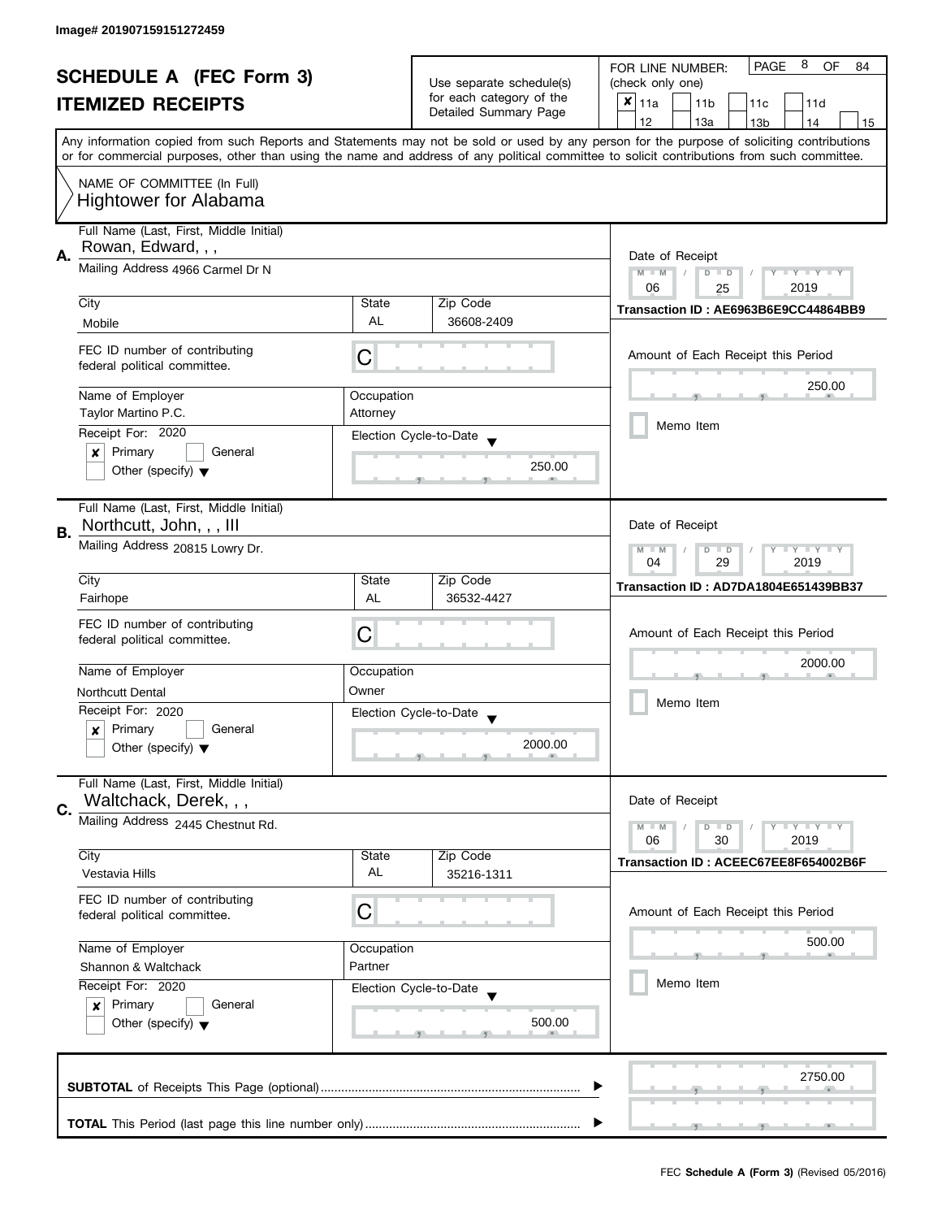Image# 201907159151272459

# SCHEDULE A (FEC Form 3)
## ITEMIZED RECEIPTS

Use separate schedule(s) for each category of the Detailed Summary Page

FOR LINE NUMBER: (check only one)

- [x] 11a
- [ ] 11b
- [ ] 11c
- [ ] 11d
- [ ] 12
- [ ] 13a
- [ ] 13b
- [ ] 14
- [ ] 15

PAGE 8 OF 84

Any information copied from such Reports and Statements may not be sold or used by any person for the purpose of soliciting contributions or for commercial purposes, other than using the name and address of any political committee to solicit contributions from such committee.

NAME OF COMMITTEE (In Full)
Hightower for Alabama

---

**A.**

Full Name (Last, First, Middle Initial): Rowan, Edward, , ,

Mailing Address: 4966 Carmel Dr N

City: Mobile | State: AL | Zip Code: 36608-2409

FEC ID number of contributing federal political committee: C

Name of Employer: Taylor Martino P.C.

Occupation: Attorney

Receipt For: 2020
- [x] Primary
- [ ] General
- [ ] Other (specify)

Election Cycle-to-Date: 250.00

Date of Receipt: 06 / 25 / 2019

Transaction ID : AE6963B6E9CC44864BB9

Amount of Each Receipt this Period: 250.00

- [ ] Memo Item

---

**B.**

Full Name (Last, First, Middle Initial): Northcutt, John, , , III

Mailing Address: 20815 Lowry Dr.

City: Fairhope | State: AL | Zip Code: 36532-4427

FEC ID number of contributing federal political committee: C

Name of Employer: Northcutt Dental

Occupation: Owner

Receipt For: 2020
- [x] Primary
- [ ] General
- [ ] Other (specify)

Election Cycle-to-Date: 2000.00

Date of Receipt: 04 / 29 / 2019

Transaction ID : AD7DA1804E651439BB37

Amount of Each Receipt this Period: 2000.00

- [ ] Memo Item

---

**C.**

Full Name (Last, First, Middle Initial): Waltchack, Derek, , ,

Mailing Address: 2445 Chestnut Rd.

City: Vestavia Hills | State: AL | Zip Code: 35216-1311

FEC ID number of contributing federal political committee: C

Name of Employer: Shannon & Waltchack

Occupation: Partner

Receipt For: 2020
- [x] Primary
- [ ] General
- [ ] Other (specify)

Election Cycle-to-Date: 500.00

Date of Receipt: 06 / 30 / 2019

Transaction ID : ACEEC67EE8F654002B6F

Amount of Each Receipt this Period: 500.00

- [ ] Memo Item

---

**SUBTOTAL** of Receipts This Page (optional): 2750.00

**TOTAL** This Period (last page this line number only):

FEC **Schedule A (Form 3)** (Revised 05/2016)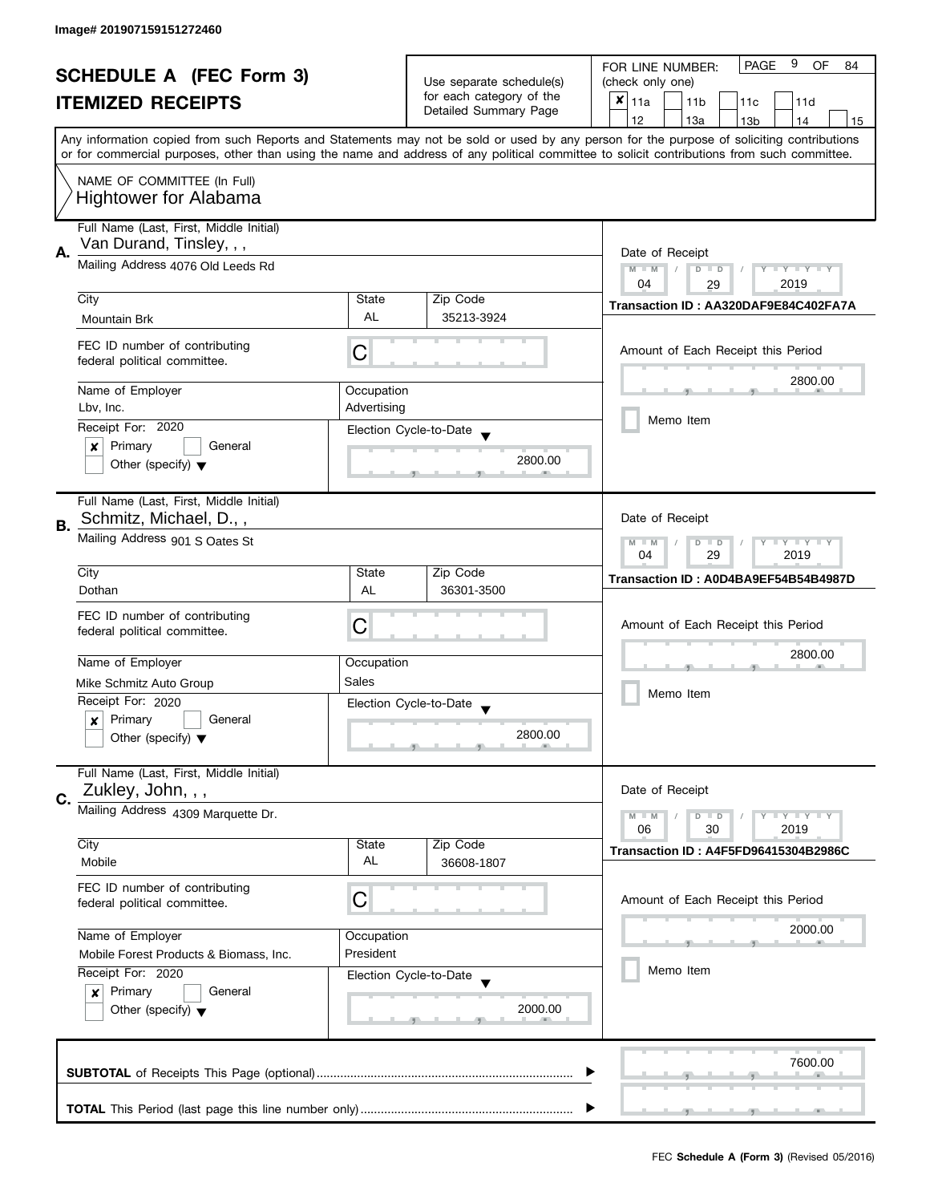Image# 201907159151272460

# SCHEDULE A (FEC Form 3)

## ITEMIZED RECEIPTS

Use separate schedule(s) for each category of the Detailed Summary Page

FOR LINE NUMBER: (check only one)

- [x] 11a
- [ ] 11b
- [ ] 11c
- [ ] 11d
- [ ] 12
- [ ] 13a
- [ ] 13b
- [ ] 14
- [ ] 15

Any information copied from such Reports and Statements may not be sold or used by any person for the purpose of soliciting contributions or for commercial purposes, other than using the name and address of any political committee to solicit contributions from such committee.

NAME OF COMMITTEE (In Full)
Hightower for Alabama

---

**A.** Full Name (Last, First, Middle Initial): Van Durand, Tinsley, , ,

Mailing Address: 4076 Old Leeds Rd

City: Mountain Brk | State: AL | Zip Code: 35213-3924

FEC ID number of contributing federal political committee: C

Name of Employer: Lbv, Inc.

Occupation: Advertising

Receipt For: 2020
- [x] Primary
- [ ] General
- [ ] Other (specify)

Election Cycle-to-Date: 2800.00

Date of Receipt: 04 / 29 / 2019

Transaction ID : AA320DAF9E84C402FA7A

Amount of Each Receipt this Period: 2800.00

- [ ] Memo Item

---

**B.** Full Name (Last, First, Middle Initial): Schmitz, Michael, D., ,

Mailing Address: 901 S Oates St

City: Dothan | State: AL | Zip Code: 36301-3500

FEC ID number of contributing federal political committee: C

Name of Employer: Mike Schmitz Auto Group

Occupation: Sales

Receipt For: 2020
- [x] Primary
- [ ] General
- [ ] Other (specify)

Election Cycle-to-Date: 2800.00

Date of Receipt: 04 / 29 / 2019

Transaction ID : A0D4BA9EF54B54B4987D

Amount of Each Receipt this Period: 2800.00

- [ ] Memo Item

---

**C.** Full Name (Last, First, Middle Initial): Zukley, John, , ,

Mailing Address: 4309 Marquette Dr.

City: Mobile | State: AL | Zip Code: 36608-1807

FEC ID number of contributing federal political committee: C

Name of Employer: Mobile Forest Products & Biomass, Inc.

Occupation: President

Receipt For: 2020
- [x] Primary
- [ ] General
- [ ] Other (specify)

Election Cycle-to-Date: 2000.00

Date of Receipt: 06 / 30 / 2019

Transaction ID : A4F5FD96415304B2986C

Amount of Each Receipt this Period: 2000.00

- [ ] Memo Item

---

**SUBTOTAL** of Receipts This Page (optional): 7600.00

**TOTAL** This Period (last page this line number only):

FEC **Schedule A (Form 3)** (Revised 05/2016)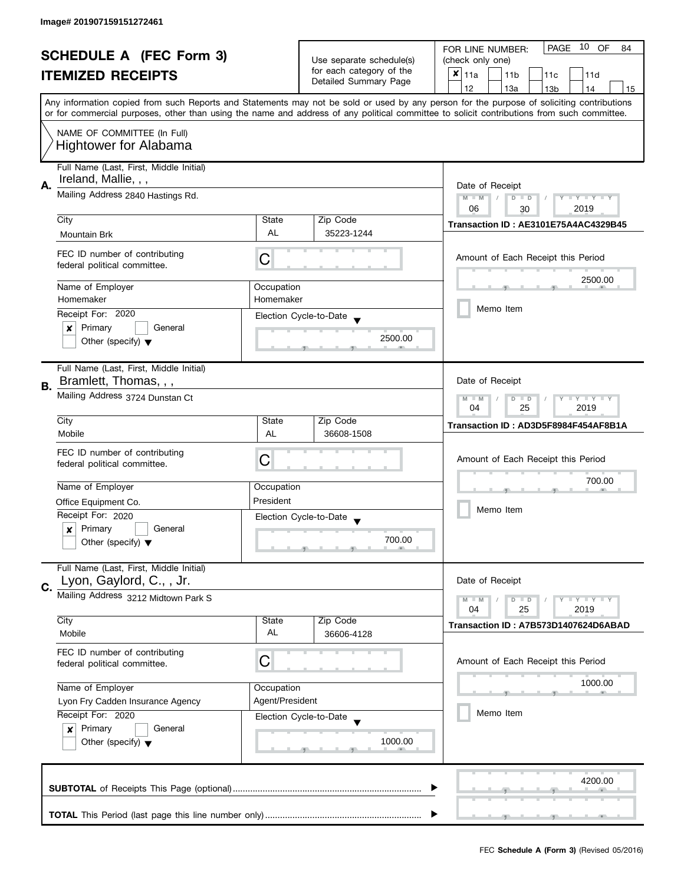Image# 201907159151272461

# SCHEDULE A (FEC Form 3)
## ITEMIZED RECEIPTS

Use separate schedule(s) for each category of the Detailed Summary Page

FOR LINE NUMBER: (check only one)

- [x] 11a
- [ ] 11b
- [ ] 11c
- [ ] 11d
- [ ] 12
- [ ] 13a
- [ ] 13b
- [ ] 14
- [ ] 15

PAGE 10 OF 84

Any information copied from such Reports and Statements may not be sold or used by any person for the purpose of soliciting contributions or for commercial purposes, other than using the name and address of any political committee to solicit contributions from such committee.

NAME OF COMMITTEE (In Full)
Hightower for Alabama

---

**A.** Full Name (Last, First, Middle Initial): Ireland, Mallie, , ,

Mailing Address: 2840 Hastings Rd.

City: Mountain Brk | State: AL | Zip Code: 35223-1244

FEC ID number of contributing federal political committee: C

Name of Employer: Homemaker

Occupation: Homemaker

Receipt For: 2020
- [x] Primary
- [ ] General
- [ ] Other (specify)

Election Cycle-to-Date: 2500.00

Date of Receipt: 06 / 30 / 2019

Transaction ID : AE3101E75A4AC4329B45

Amount of Each Receipt this Period: 2500.00

- [ ] Memo Item

---

**B.** Full Name (Last, First, Middle Initial): Bramlett, Thomas, , ,

Mailing Address: 3724 Dunstan Ct

City: Mobile | State: AL | Zip Code: 36608-1508

FEC ID number of contributing federal political committee: C

Name of Employer: Office Equipment Co.

Occupation: President

Receipt For: 2020
- [x] Primary
- [ ] General
- [ ] Other (specify)

Election Cycle-to-Date: 700.00

Date of Receipt: 04 / 25 / 2019

Transaction ID : AD3D5F8984F454AF8B1A

Amount of Each Receipt this Period: 700.00

- [ ] Memo Item

---

**C.** Full Name (Last, First, Middle Initial): Lyon, Gaylord, C., , Jr.

Mailing Address: 3212 Midtown Park S

City: Mobile | State: AL | Zip Code: 36606-4128

FEC ID number of contributing federal political committee: C

Name of Employer: Lyon Fry Cadden Insurance Agency

Occupation: Agent/President

Receipt For: 2020
- [x] Primary
- [ ] General
- [ ] Other (specify)

Election Cycle-to-Date: 1000.00

Date of Receipt: 04 / 25 / 2019

Transaction ID : A7B573D1407624D6ABAD

Amount of Each Receipt this Period: 1000.00

- [ ] Memo Item

---

**SUBTOTAL** of Receipts This Page (optional): 4200.00

**TOTAL** This Period (last page this line number only):

FEC **Schedule A (Form 3)** (Revised 05/2016)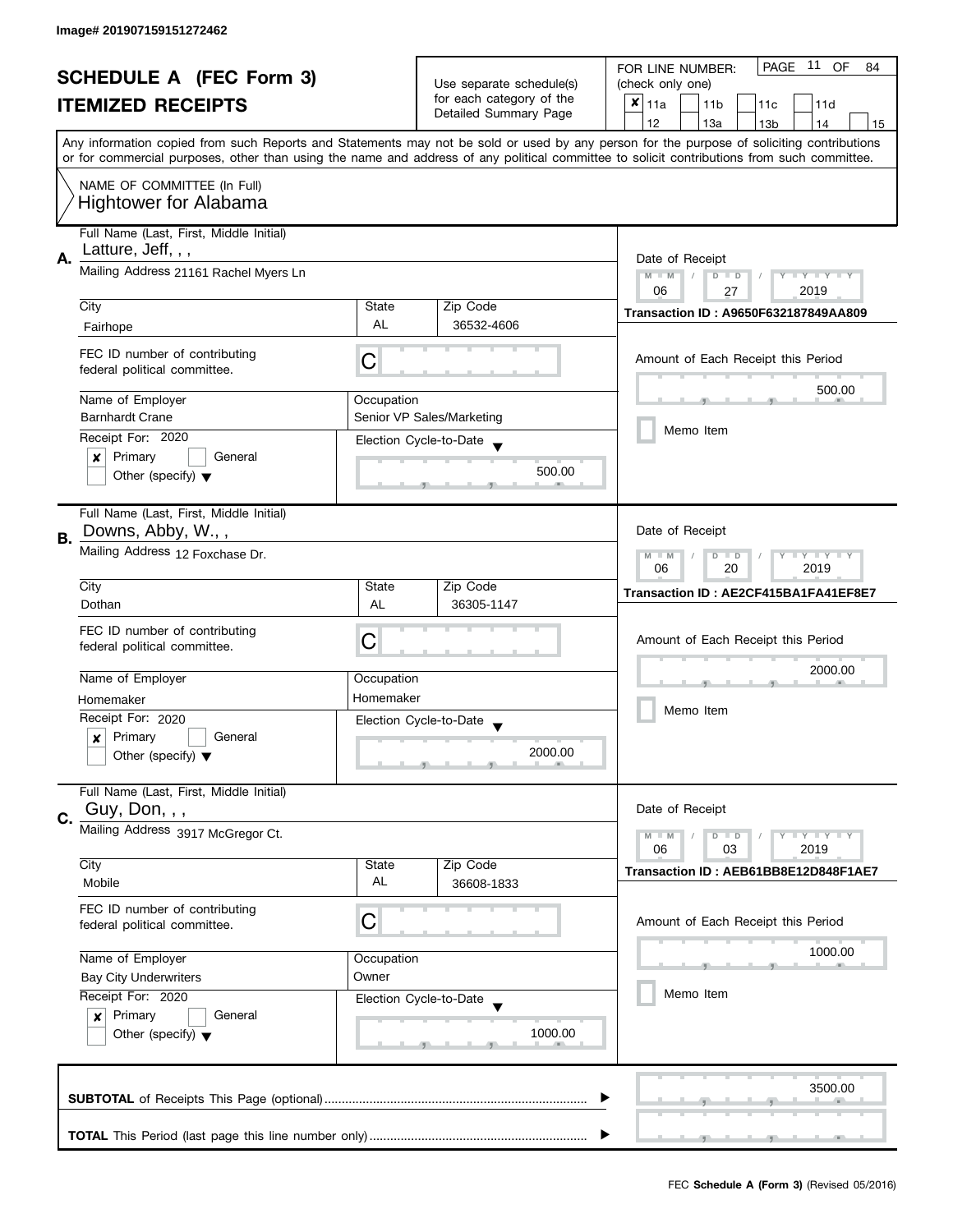Image# 201907159151272462

# SCHEDULE A (FEC Form 3)
## ITEMIZED RECEIPTS

Use separate schedule(s) for each category of the Detailed Summary Page

FOR LINE NUMBER: (check only one)

- [x] 11a
- [ ] 11b
- [ ] 11c
- [ ] 11d
- [ ] 12
- [ ] 13a
- [ ] 13b
- [ ] 14
- [ ] 15

PAGE 11 OF 84

Any information copied from such Reports and Statements may not be sold or used by any person for the purpose of soliciting contributions or for commercial purposes, other than using the name and address of any political committee to solicit contributions from such committee.

NAME OF COMMITTEE (In Full)
Hightower for Alabama

---

**A.**

Full Name (Last, First, Middle Initial): Latture, Jeff, , ,

Mailing Address: 21161 Rachel Myers Ln

City: Fairhope | State: AL | Zip Code: 36532-4606

FEC ID number of contributing federal political committee: C

Name of Employer: Barnhardt Crane

Occupation: Senior VP Sales/Marketing

Receipt For: 2020
- [x] Primary
- [ ] General
- [ ] Other (specify)

Election Cycle-to-Date: 500.00

Date of Receipt: 06 / 27 / 2019

Transaction ID : A9650F632187849AA809

Amount of Each Receipt this Period: 500.00

- [ ] Memo Item

---

**B.**

Full Name (Last, First, Middle Initial): Downs, Abby, W., ,

Mailing Address: 12 Foxchase Dr.

City: Dothan | State: AL | Zip Code: 36305-1147

FEC ID number of contributing federal political committee: C

Name of Employer: Homemaker

Occupation: Homemaker

Receipt For: 2020
- [x] Primary
- [ ] General
- [ ] Other (specify)

Election Cycle-to-Date: 2000.00

Date of Receipt: 06 / 20 / 2019

Transaction ID : AE2CF415BA1FA41EF8E7

Amount of Each Receipt this Period: 2000.00

- [ ] Memo Item

---

**C.**

Full Name (Last, First, Middle Initial): Guy, Don, , ,

Mailing Address: 3917 McGregor Ct.

City: Mobile | State: AL | Zip Code: 36608-1833

FEC ID number of contributing federal political committee: C

Name of Employer: Bay City Underwriters

Occupation: Owner

Receipt For: 2020
- [x] Primary
- [ ] General
- [ ] Other (specify)

Election Cycle-to-Date: 1000.00

Date of Receipt: 06 / 03 / 2019

Transaction ID : AEB61BB8E12D848F1AE7

Amount of Each Receipt this Period: 1000.00

- [ ] Memo Item

---

**SUBTOTAL** of Receipts This Page (optional): 3500.00

**TOTAL** This Period (last page this line number only):

FEC **Schedule A (Form 3)** (Revised 05/2016)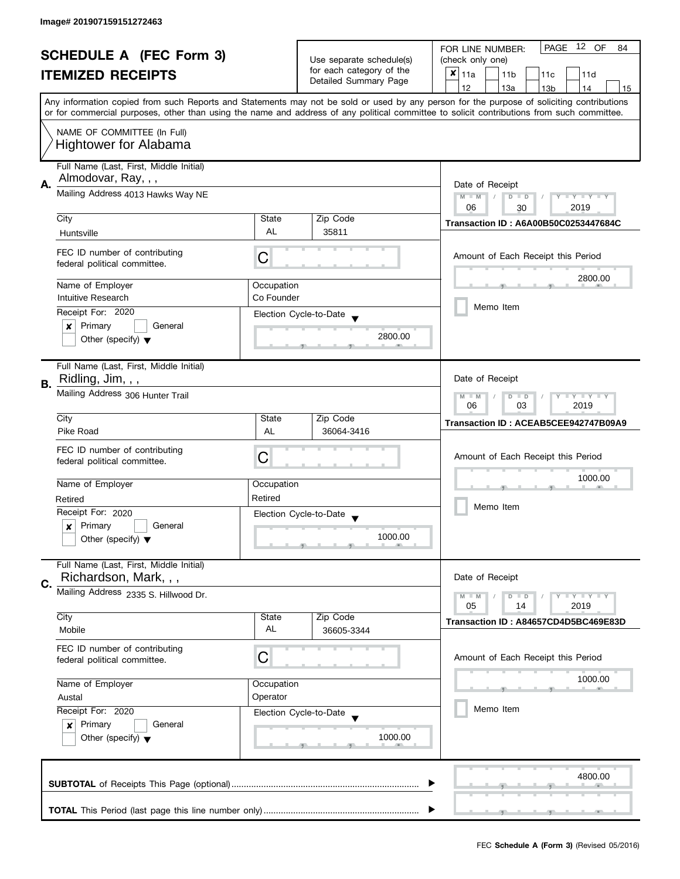Image# 201907159151272463

# SCHEDULE A (FEC Form 3)
## ITEMIZED RECEIPTS

Use separate schedule(s) for each category of the Detailed Summary Page

FOR LINE NUMBER: (check only one)
- [x] 11a
- [ ] 11b
- [ ] 11c
- [ ] 11d
- [ ] 12
- [ ] 13a
- [ ] 13b
- [ ] 14
- [ ] 15

PAGE 12 OF 84

Any information copied from such Reports and Statements may not be sold or used by any person for the purpose of soliciting contributions or for commercial purposes, other than using the name and address of any political committee to solicit contributions from such committee.

NAME OF COMMITTEE (In Full)
Hightower for Alabama

---

**A.** Full Name (Last, First, Middle Initial): Almodovar, Ray, , ,

Mailing Address: 4013 Hawks Way NE

| City | State | Zip Code |
|---|---|---|
| Huntsville | AL | 35811 |

FEC ID number of contributing federal political committee: C

| Name of Employer | Occupation |
|---|---|
| Intuitive Research | Co Founder |

Receipt For: 2020
- [x] Primary
- [ ] General
- [ ] Other (specify)

Election Cycle-to-Date: 2800.00

Date of Receipt: 06 / 30 / 2019

Transaction ID : A6A00B50C0253447684C

Amount of Each Receipt this Period: 2800.00

- [ ] Memo Item

---

**B.** Full Name (Last, First, Middle Initial): Ridling, Jim, , ,

Mailing Address: 306 Hunter Trail

| City | State | Zip Code |
|---|---|---|
| Pike Road | AL | 36064-3416 |

FEC ID number of contributing federal political committee: C

| Name of Employer | Occupation |
|---|---|
| Retired | Retired |

Receipt For: 2020
- [x] Primary
- [ ] General
- [ ] Other (specify)

Election Cycle-to-Date: 1000.00

Date of Receipt: 06 / 03 / 2019

Transaction ID : ACEAB5CEE942747B09A9

Amount of Each Receipt this Period: 1000.00

- [ ] Memo Item

---

**C.** Full Name (Last, First, Middle Initial): Richardson, Mark, , ,

Mailing Address: 2335 S. Hillwood Dr.

| City | State | Zip Code |
|---|---|---|
| Mobile | AL | 36605-3344 |

FEC ID number of contributing federal political committee: C

| Name of Employer | Occupation |
|---|---|
| Austal | Operator |

Receipt For: 2020
- [x] Primary
- [ ] General
- [ ] Other (specify)

Election Cycle-to-Date: 1000.00

Date of Receipt: 05 / 14 / 2019

Transaction ID : A84657CD4D5BC469E83D

Amount of Each Receipt this Period: 1000.00

- [ ] Memo Item

---

**SUBTOTAL** of Receipts This Page (optional): 4800.00

**TOTAL** This Period (last page this line number only):

FEC **Schedule A (Form 3)** (Revised 05/2016)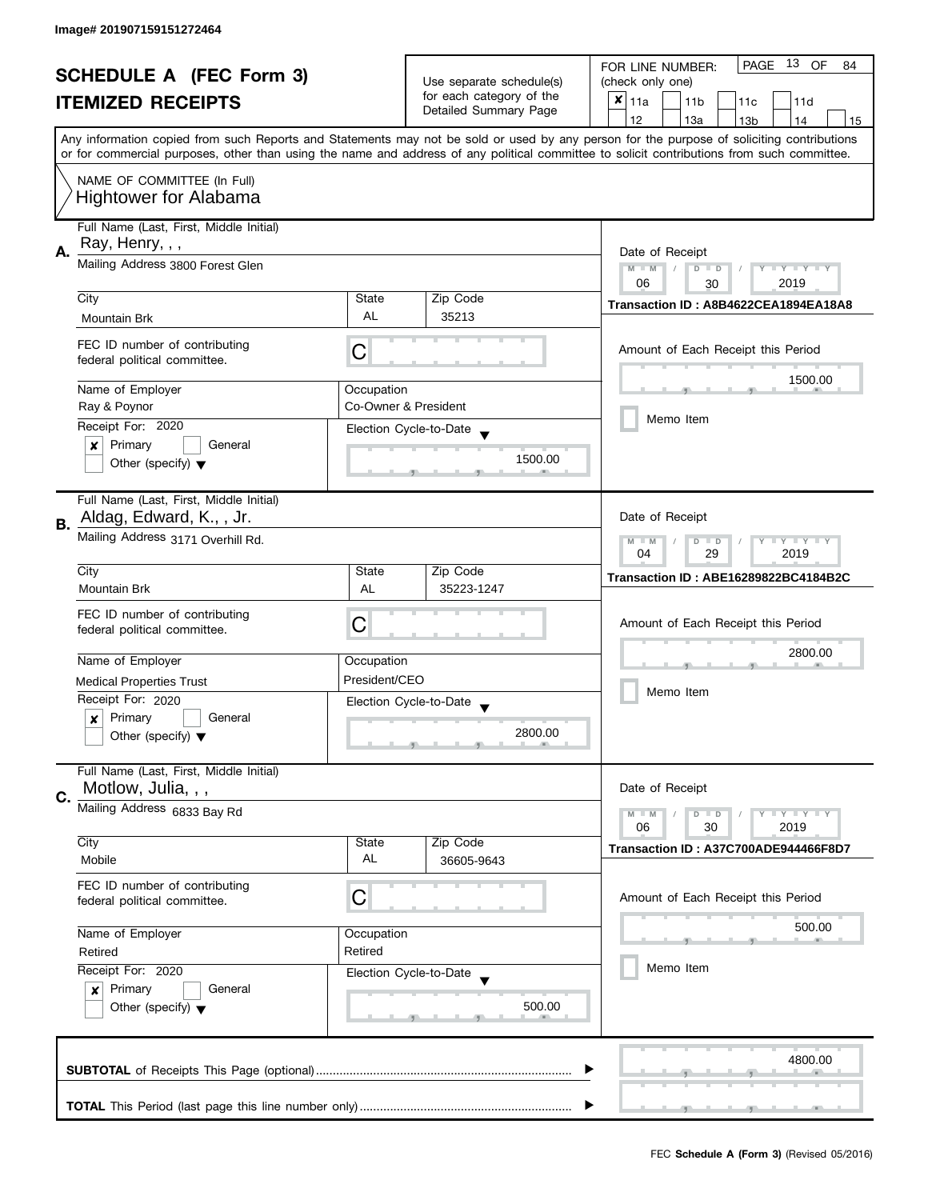Image# 201907159151272464

# SCHEDULE A (FEC Form 3)

## ITEMIZED RECEIPTS

Use separate schedule(s) for each category of the Detailed Summary Page

FOR LINE NUMBER: (check only one)

- [x] 11a
- [ ] 11b
- [ ] 11c
- [ ] 11d
- [ ] 12
- [ ] 13a
- [ ] 13b
- [ ] 14
- [ ] 15

Any information copied from such Reports and Statements may not be sold or used by any person for the purpose of soliciting contributions or for commercial purposes, other than using the name and address of any political committee to solicit contributions from such committee.

NAME OF COMMITTEE (In Full)
Hightower for Alabama

---

**A.**

Full Name (Last, First, Middle Initial): Ray, Henry, , ,

Mailing Address: 3800 Forest Glen

City: Mountain Brk | State: AL | Zip Code: 35213

FEC ID number of contributing federal political committee: C

Name of Employer: Ray & Poynor

Occupation: Co-Owner & President

Receipt For: 2020

- [x] Primary
- [ ] General
- [ ] Other (specify)

Election Cycle-to-Date: 1500.00

Date of Receipt: 06 / 30 / 2019

Transaction ID : A8B4622CEA1894EA18A8

Amount of Each Receipt this Period: 1500.00

- [ ] Memo Item

---

**B.**

Full Name (Last, First, Middle Initial): Aldag, Edward, K., , Jr.

Mailing Address: 3171 Overhill Rd.

City: Mountain Brk | State: AL | Zip Code: 35223-1247

FEC ID number of contributing federal political committee: C

Name of Employer: Medical Properties Trust

Occupation: President/CEO

Receipt For: 2020

- [x] Primary
- [ ] General
- [ ] Other (specify)

Election Cycle-to-Date: 2800.00

Date of Receipt: 04 / 29 / 2019

Transaction ID : ABE16289822BC4184B2C

Amount of Each Receipt this Period: 2800.00

- [ ] Memo Item

---

**C.**

Full Name (Last, First, Middle Initial): Motlow, Julia, , ,

Mailing Address: 6833 Bay Rd

City: Mobile | State: AL | Zip Code: 36605-9643

FEC ID number of contributing federal political committee: C

Name of Employer: Retired

Occupation: Retired

Receipt For: 2020

- [x] Primary
- [ ] General
- [ ] Other (specify)

Election Cycle-to-Date: 500.00

Date of Receipt: 06 / 30 / 2019

Transaction ID : A37C700ADE944466F8D7

Amount of Each Receipt this Period: 500.00

- [ ] Memo Item

---

**SUBTOTAL** of Receipts This Page (optional): 4800.00

**TOTAL** This Period (last page this line number only):

FEC **Schedule A (Form 3)** (Revised 05/2016)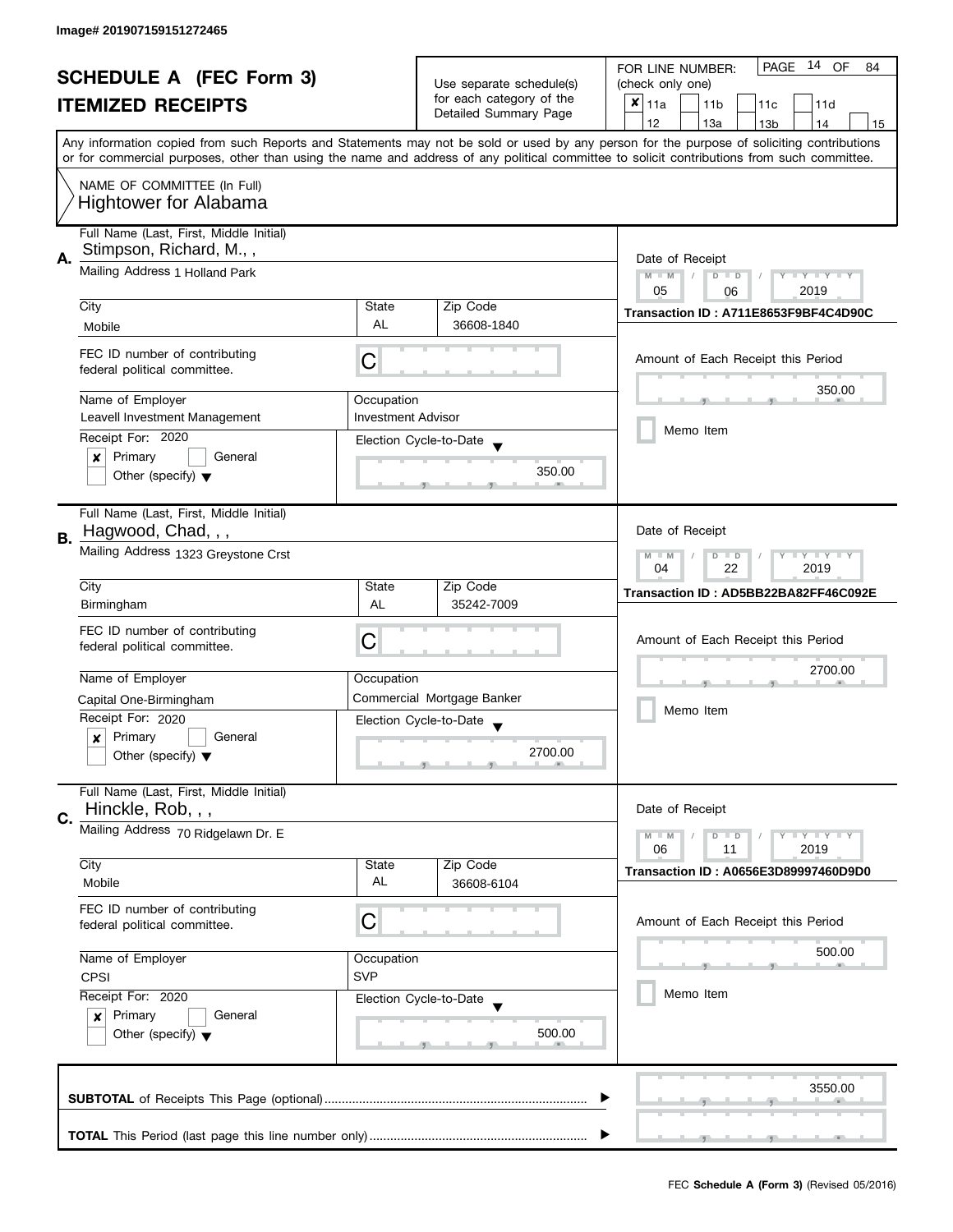Image# 201907159151272465

# SCHEDULE A (FEC Form 3)
## ITEMIZED RECEIPTS

Use separate schedule(s) for each category of the Detailed Summary Page

FOR LINE NUMBER: (check only one)

- [x] 11a
- [ ] 11b
- [ ] 11c
- [ ] 11d
- [ ] 12
- [ ] 13a
- [ ] 13b
- [ ] 14
- [ ] 15

Any information copied from such Reports and Statements may not be sold or used by any person for the purpose of soliciting contributions or for commercial purposes, other than using the name and address of any political committee to solicit contributions from such committee.

NAME OF COMMITTEE (In Full)
Hightower for Alabama

---

### A.

**Full Name (Last, First, Middle Initial):** Stimpson, Richard, M., ,

**Mailing Address:** 1 Holland Park

**City:** Mobile | **State:** AL | **Zip Code:** 36608-1840

**FEC ID number of contributing federal political committee:** C

**Name of Employer:** Leavell Investment Management

**Occupation:** Investment Advisor

**Receipt For:** 2020
- [x] Primary
- [ ] General
- [ ] Other (specify)

**Election Cycle-to-Date:** 350.00

**Date of Receipt:** 05 / 06 / 2019

**Transaction ID :** A711E8653F9BF4C4D90C

**Amount of Each Receipt this Period:** 350.00

- [ ] Memo Item

---

### B.

**Full Name (Last, First, Middle Initial):** Hagwood, Chad, , ,

**Mailing Address:** 1323 Greystone Crst

**City:** Birmingham | **State:** AL | **Zip Code:** 35242-7009

**FEC ID number of contributing federal political committee:** C

**Name of Employer:** Capital One-Birmingham

**Occupation:** Commercial Mortgage Banker

**Receipt For:** 2020
- [x] Primary
- [ ] General
- [ ] Other (specify)

**Election Cycle-to-Date:** 2700.00

**Date of Receipt:** 04 / 22 / 2019

**Transaction ID :** AD5BB22BA82FF46C092E

**Amount of Each Receipt this Period:** 2700.00

- [ ] Memo Item

---

### C.

**Full Name (Last, First, Middle Initial):** Hinckle, Rob, , ,

**Mailing Address:** 70 Ridgelawn Dr. E

**City:** Mobile | **State:** AL | **Zip Code:** 36608-6104

**FEC ID number of contributing federal political committee:** C

**Name of Employer:** CPSI

**Occupation:** SVP

**Receipt For:** 2020
- [x] Primary
- [ ] General
- [ ] Other (specify)

**Election Cycle-to-Date:** 500.00

**Date of Receipt:** 06 / 11 / 2019

**Transaction ID :** A0656E3D89997460D9D0

**Amount of Each Receipt this Period:** 500.00

- [ ] Memo Item

---

**SUBTOTAL** of Receipts This Page (optional): 3550.00

**TOTAL** This Period (last page this line number only):

FEC **Schedule A (Form 3)** (Revised 05/2016)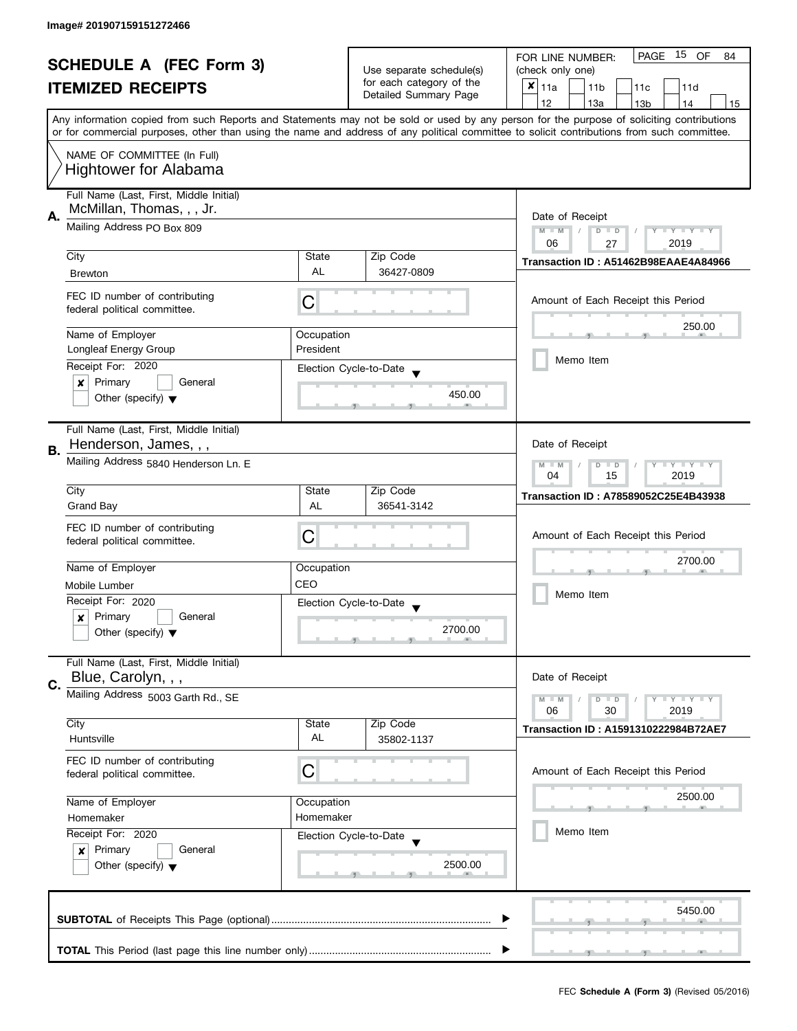Image# 201907159151272466

# SCHEDULE A (FEC Form 3)
## ITEMIZED RECEIPTS

Use separate schedule(s) for each category of the Detailed Summary Page

FOR LINE NUMBER: (check only one)

- [x] 11a
- [ ] 11b
- [ ] 11c
- [ ] 11d
- [ ] 12
- [ ] 13a
- [ ] 13b
- [ ] 14
- [ ] 15

PAGE 15 OF 84

Any information copied from such Reports and Statements may not be sold or used by any person for the purpose of soliciting contributions or for commercial purposes, other than using the name and address of any political committee to solicit contributions from such committee.

NAME OF COMMITTEE (In Full)
Hightower for Alabama

---

**A.** Full Name (Last, First, Middle Initial): McMillan, Thomas, , , Jr.

Mailing Address: PO Box 809

| City | State | Zip Code |
|---|---|---|
| Brewton | AL | 36427-0809 |

FEC ID number of contributing federal political committee: C

| Name of Employer | Occupation |
|---|---|
| Longleaf Energy Group | President |

Receipt For: 2020
- [x] Primary
- [ ] General
- [ ] Other (specify)

Election Cycle-to-Date: 450.00

Date of Receipt: 06 / 27 / 2019

Transaction ID : A51462B98EAAE4A84966

Amount of Each Receipt this Period: 250.00

- [ ] Memo Item

---

**B.** Full Name (Last, First, Middle Initial): Henderson, James, , ,

Mailing Address: 5840 Henderson Ln. E

| City | State | Zip Code |
|---|---|---|
| Grand Bay | AL | 36541-3142 |

FEC ID number of contributing federal political committee: C

| Name of Employer | Occupation |
|---|---|
| Mobile Lumber | CEO |

Receipt For: 2020
- [x] Primary
- [ ] General
- [ ] Other (specify)

Election Cycle-to-Date: 2700.00

Date of Receipt: 04 / 15 / 2019

Transaction ID : A78589052C25E4B43938

Amount of Each Receipt this Period: 2700.00

- [ ] Memo Item

---

**C.** Full Name (Last, First, Middle Initial): Blue, Carolyn, , ,

Mailing Address: 5003 Garth Rd., SE

| City | State | Zip Code |
|---|---|---|
| Huntsville | AL | 35802-1137 |

FEC ID number of contributing federal political committee: C

| Name of Employer | Occupation |
|---|---|
| Homemaker | Homemaker |

Receipt For: 2020
- [x] Primary
- [ ] General
- [ ] Other (specify)

Election Cycle-to-Date: 2500.00

Date of Receipt: 06 / 30 / 2019

Transaction ID : A1591310222984B72AE7

Amount of Each Receipt this Period: 2500.00

- [ ] Memo Item

---

**SUBTOTAL** of Receipts This Page (optional): 5450.00

**TOTAL** This Period (last page this line number only):

FEC **Schedule A (Form 3)** (Revised 05/2016)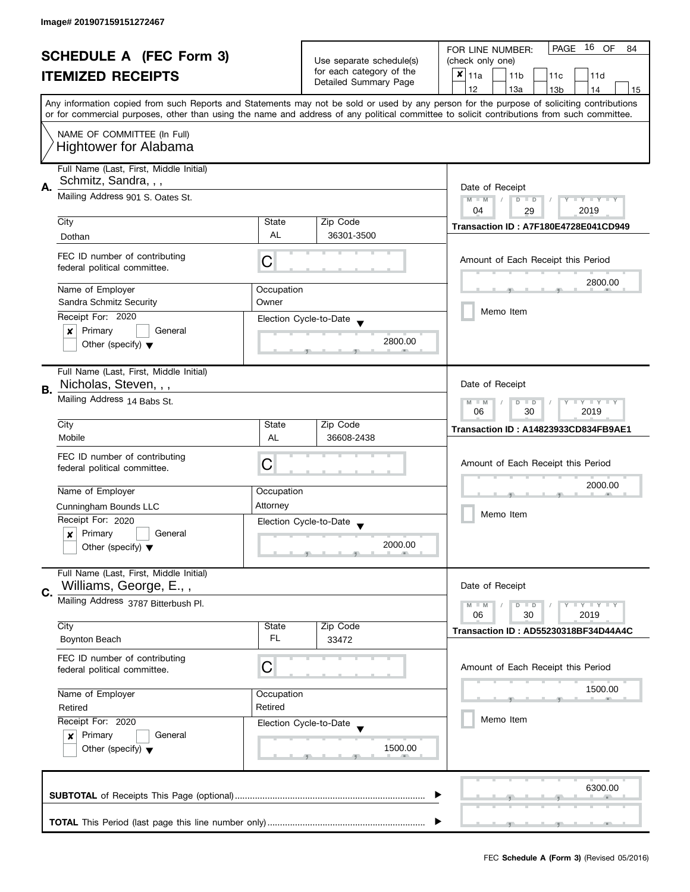Image# 201907159151272467

# SCHEDULE A (FEC Form 3)
## ITEMIZED RECEIPTS

Use separate schedule(s) for each category of the Detailed Summary Page

FOR LINE NUMBER: (check only one)

- [x] 11a
- [ ] 11b
- [ ] 11c
- [ ] 11d
- [ ] 12
- [ ] 13a
- [ ] 13b
- [ ] 14
- [ ] 15

PAGE 16 OF 84

Any information copied from such Reports and Statements may not be sold or used by any person for the purpose of soliciting contributions or for commercial purposes, other than using the name and address of any political committee to solicit contributions from such committee.

NAME OF COMMITTEE (In Full)
Hightower for Alabama

---

**A.**

| Field | Value |
|---|---|
| Full Name (Last, First, Middle Initial) | Schmitz, Sandra, , , |
| Mailing Address | 901 S. Oates St. |
| City | Dothan |
| State | AL |
| Zip Code | 36301-3500 |
| FEC ID number of contributing federal political committee. | C |
| Name of Employer | Sandra Schmitz Security |
| Occupation | Owner |
| Receipt For: 2020 | [x] Primary [ ] General [ ] Other (specify) |
| Election Cycle-to-Date | 2800.00 |
| Date of Receipt | 04 / 29 / 2019 |
| Transaction ID | A7F180E4728E041CD949 |
| Amount of Each Receipt this Period | 2800.00 |
| Memo Item | [ ] |

---

**B.**

| Field | Value |
|---|---|
| Full Name (Last, First, Middle Initial) | Nicholas, Steven, , , |
| Mailing Address | 14 Babs St. |
| City | Mobile |
| State | AL |
| Zip Code | 36608-2438 |
| FEC ID number of contributing federal political committee. | C |
| Name of Employer | Cunningham Bounds LLC |
| Occupation | Attorney |
| Receipt For: 2020 | [x] Primary [ ] General [ ] Other (specify) |
| Election Cycle-to-Date | 2000.00 |
| Date of Receipt | 06 / 30 / 2019 |
| Transaction ID | A14823933CD834FB9AE1 |
| Amount of Each Receipt this Period | 2000.00 |
| Memo Item | [ ] |

---

**C.**

| Field | Value |
|---|---|
| Full Name (Last, First, Middle Initial) | Williams, George, E., , |
| Mailing Address | 3787 Bitterbush Pl. |
| City | Boynton Beach |
| State | FL |
| Zip Code | 33472 |
| FEC ID number of contributing federal political committee. | C |
| Name of Employer | Retired |
| Occupation | Retired |
| Receipt For: 2020 | [x] Primary [ ] General [ ] Other (specify) |
| Election Cycle-to-Date | 1500.00 |
| Date of Receipt | 06 / 30 / 2019 |
| Transaction ID | AD55230318BF34D44A4C |
| Amount of Each Receipt this Period | 1500.00 |
| Memo Item | [ ] |

---

**SUBTOTAL** of Receipts This Page (optional) ........ 6300.00

**TOTAL** This Period (last page this line number only) ........

FEC **Schedule A (Form 3)** (Revised 05/2016)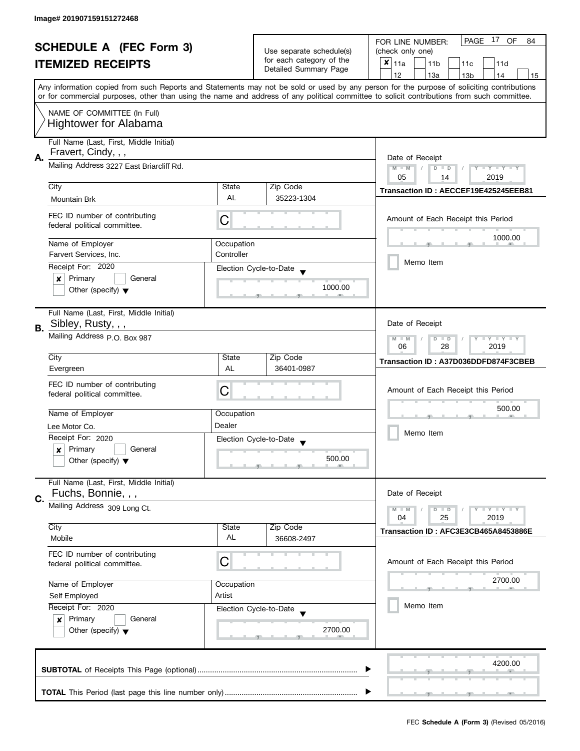Image# 201907159151272468

# SCHEDULE A (FEC Form 3)
## ITEMIZED RECEIPTS

Use separate schedule(s) for each category of the Detailed Summary Page

FOR LINE NUMBER: (check only one)
- [x] 11a
- [ ] 11b
- [ ] 11c
- [ ] 11d
- [ ] 12
- [ ] 13a
- [ ] 13b
- [ ] 14
- [ ] 15

PAGE 17 OF 84

Any information copied from such Reports and Statements may not be sold or used by any person for the purpose of soliciting contributions or for commercial purposes, other than using the name and address of any political committee to solicit contributions from such committee.

NAME OF COMMITTEE (In Full)
Hightower for Alabama

---

**A.** Full Name (Last, First, Middle Initial): Fravert, Cindy, , ,

Mailing Address: 3227 East Briarcliff Rd.

City: Mountain Brk | State: AL | Zip Code: 35223-1304

FEC ID number of contributing federal political committee: C

Name of Employer: Farvert Services, Inc.
Occupation: Controller

Receipt For: 2020
- [x] Primary
- [ ] General
- [ ] Other (specify)

Election Cycle-to-Date: 1000.00

Date of Receipt: 05 / 14 / 2019

Transaction ID : AECCEF19E425245EEB81

Amount of Each Receipt this Period: 1000.00

- [ ] Memo Item

---

**B.** Full Name (Last, First, Middle Initial): Sibley, Rusty, , ,

Mailing Address: P.O. Box 987

City: Evergreen | State: AL | Zip Code: 36401-0987

FEC ID number of contributing federal political committee: C

Name of Employer: Lee Motor Co.
Occupation: Dealer

Receipt For: 2020
- [x] Primary
- [ ] General
- [ ] Other (specify)

Election Cycle-to-Date: 500.00

Date of Receipt: 06 / 28 / 2019

Transaction ID : A37D036DDFD874F3CBEB

Amount of Each Receipt this Period: 500.00

- [ ] Memo Item

---

**C.** Full Name (Last, First, Middle Initial): Fuchs, Bonnie, , ,

Mailing Address: 309 Long Ct.

City: Mobile | State: AL | Zip Code: 36608-2497

FEC ID number of contributing federal political committee: C

Name of Employer: Self Employed
Occupation: Artist

Receipt For: 2020
- [x] Primary
- [ ] General
- [ ] Other (specify)

Election Cycle-to-Date: 2700.00

Date of Receipt: 04 / 25 / 2019

Transaction ID : AFC3E3CB465A8453886E

Amount of Each Receipt this Period: 2700.00

- [ ] Memo Item

---

**SUBTOTAL** of Receipts This Page (optional): 4200.00

**TOTAL** This Period (last page this line number only):

FEC **Schedule A (Form 3)** (Revised 05/2016)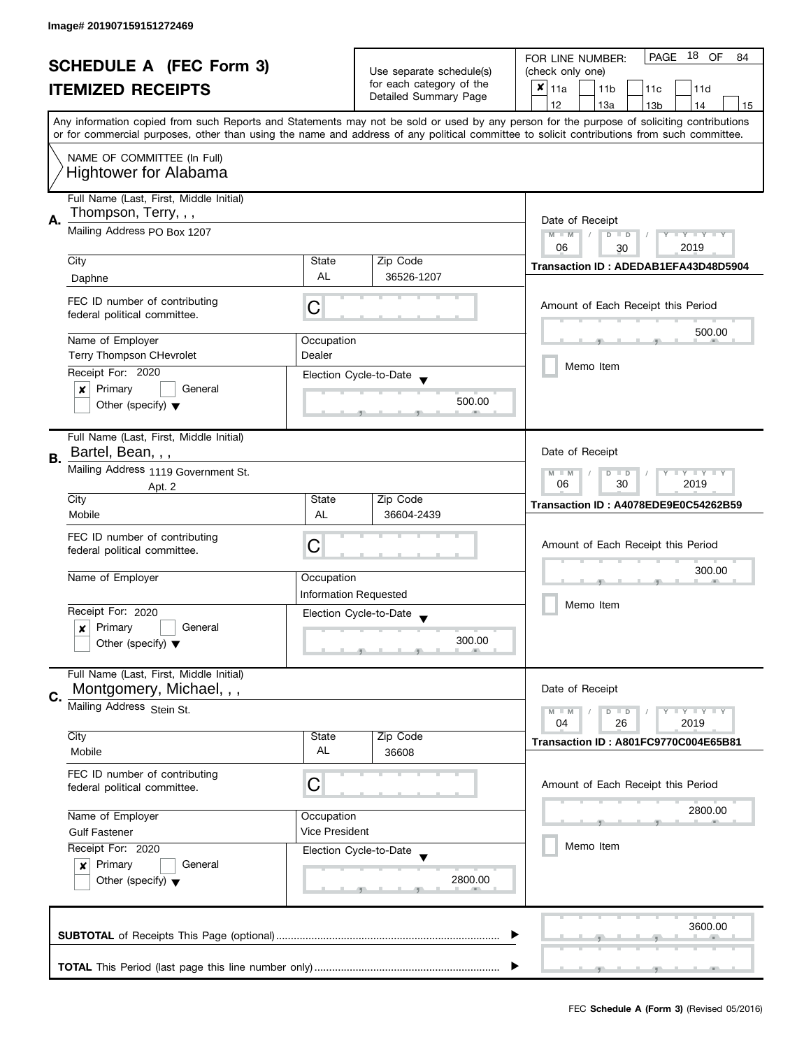Image# 201907159151272469

# SCHEDULE A (FEC Form 3)

# ITEMIZED RECEIPTS

Use separate schedule(s) for each category of the Detailed Summary Page

FOR LINE NUMBER: (check only one)

- [x] 11a
- [ ] 11b
- [ ] 11c
- [ ] 11d
- [ ] 12
- [ ] 13a
- [ ] 13b
- [ ] 14
- [ ] 15

Any information copied from such Reports and Statements may not be sold or used by any person for the purpose of soliciting contributions or for commercial purposes, other than using the name and address of any political committee to solicit contributions from such committee.

NAME OF COMMITTEE (In Full)
Hightower for Alabama

---

**A.** Full Name (Last, First, Middle Initial): Thompson, Terry, , ,

Mailing Address: PO Box 1207

City: Daphne | State: AL | Zip Code: 36526-1207

FEC ID number of contributing federal political committee: C

Name of Employer: Terry Thompson CHevrolet

Occupation: Dealer

Receipt For: 2020

- [x] Primary
- [ ] General
- [ ] Other (specify)

Election Cycle-to-Date: 500.00

Date of Receipt: 06 / 30 / 2019

Transaction ID : ADEDAB1EFA43D48D5904

Amount of Each Receipt this Period: 500.00

- [ ] Memo Item

---

**B.** Full Name (Last, First, Middle Initial): Bartel, Bean, , ,

Mailing Address: 1119 Government St. Apt. 2

City: Mobile | State: AL | Zip Code: 36604-2439

FEC ID number of contributing federal political committee: C

Name of Employer:

Occupation: Information Requested

Receipt For: 2020

- [x] Primary
- [ ] General
- [ ] Other (specify)

Election Cycle-to-Date: 300.00

Date of Receipt: 06 / 30 / 2019

Transaction ID : A4078EDE9E0C54262B59

Amount of Each Receipt this Period: 300.00

- [ ] Memo Item

---

**C.** Full Name (Last, First, Middle Initial): Montgomery, Michael, , ,

Mailing Address: Stein St.

City: Mobile | State: AL | Zip Code: 36608

FEC ID number of contributing federal political committee: C

Name of Employer: Gulf Fastener

Occupation: Vice President

Receipt For: 2020

- [x] Primary
- [ ] General
- [ ] Other (specify)

Election Cycle-to-Date: 2800.00

Date of Receipt: 04 / 26 / 2019

Transaction ID : A801FC9770C004E65B81

Amount of Each Receipt this Period: 2800.00

- [ ] Memo Item

---

**SUBTOTAL** of Receipts This Page (optional): 3600.00

**TOTAL** This Period (last page this line number only):

FEC **Schedule A (Form 3)** (Revised 05/2016)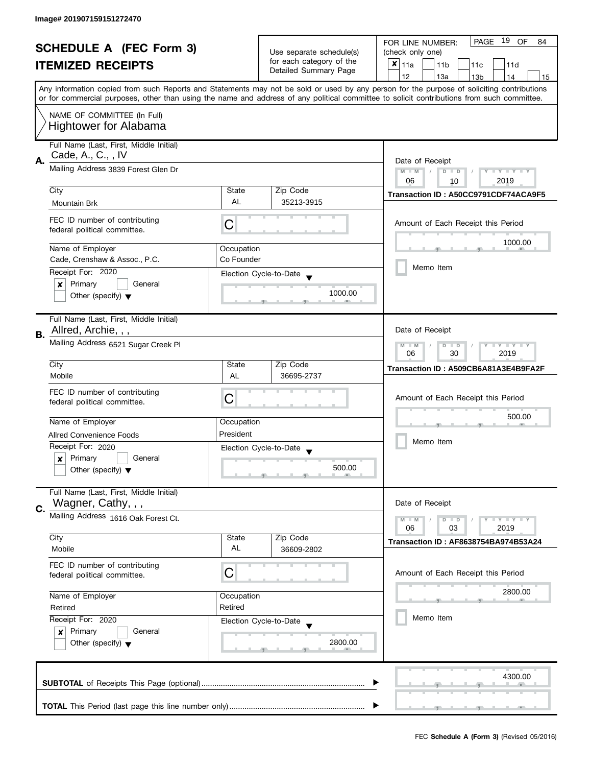Image# 201907159151272470

# SCHEDULE A (FEC Form 3)
## ITEMIZED RECEIPTS

Use separate schedule(s) for each category of the Detailed Summary Page

FOR LINE NUMBER: (check only one)

- [x] 11a
- [ ] 11b
- [ ] 11c
- [ ] 11d
- [ ] 12
- [ ] 13a
- [ ] 13b
- [ ] 14
- [ ] 15

Any information copied from such Reports and Statements may not be sold or used by any person for the purpose of soliciting contributions or for commercial purposes, other than using the name and address of any political committee to solicit contributions from such committee.

NAME OF COMMITTEE (In Full)
Hightower for Alabama

---

**A.** Full Name (Last, First, Middle Initial): Cade, A., C., , IV

Mailing Address: 3839 Forest Glen Dr

| City | State | Zip Code |
|---|---|---|
| Mountain Brk | AL | 35213-3915 |

FEC ID number of contributing federal political committee: C

Name of Employer: Cade, Crenshaw & Assoc., P.C.
Occupation: Co Founder

Receipt For: 2020
- [x] Primary
- [ ] General
- [ ] Other (specify)

Election Cycle-to-Date: 1000.00

Date of Receipt: 06 / 10 / 2019

Transaction ID : A50CC9791CDF74ACA9F5

Amount of Each Receipt this Period: 1000.00

- [ ] Memo Item

---

**B.** Full Name (Last, First, Middle Initial): Allred, Archie, , ,

Mailing Address: 6521 Sugar Creek Pl

| City | State | Zip Code |
|---|---|---|
| Mobile | AL | 36695-2737 |

FEC ID number of contributing federal political committee: C

Name of Employer: Allred Convenience Foods
Occupation: President

Receipt For: 2020
- [x] Primary
- [ ] General
- [ ] Other (specify)

Election Cycle-to-Date: 500.00

Date of Receipt: 06 / 30 / 2019

Transaction ID : A509CB6A81A3E4B9FA2F

Amount of Each Receipt this Period: 500.00

- [ ] Memo Item

---

**C.** Full Name (Last, First, Middle Initial): Wagner, Cathy, , ,

Mailing Address: 1616 Oak Forest Ct.

| City | State | Zip Code |
|---|---|---|
| Mobile | AL | 36609-2802 |

FEC ID number of contributing federal political committee: C

Name of Employer: Retired
Occupation: Retired

Receipt For: 2020
- [x] Primary
- [ ] General
- [ ] Other (specify)

Election Cycle-to-Date: 2800.00

Date of Receipt: 06 / 03 / 2019

Transaction ID : AF8638754BA974B53A24

Amount of Each Receipt this Period: 2800.00

- [ ] Memo Item

---

**SUBTOTAL** of Receipts This Page (optional): 4300.00

**TOTAL** This Period (last page this line number only):

FEC **Schedule A (Form 3)** (Revised 05/2016)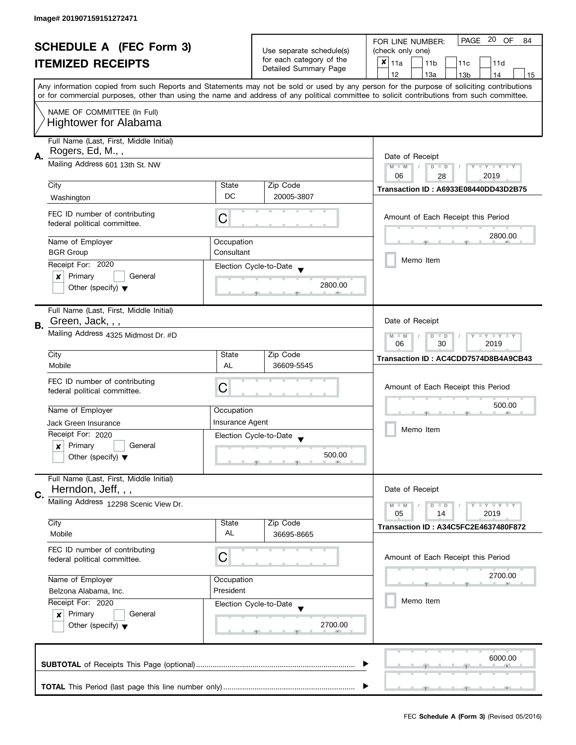Image# 201907159151272471

# SCHEDULE A (FEC Form 3)
## ITEMIZED RECEIPTS

Use separate schedule(s) for each category of the Detailed Summary Page

FOR LINE NUMBER: (check only one)

- [x] 11a
- [ ] 11b
- [ ] 11c
- [ ] 11d
- [ ] 12
- [ ] 13a
- [ ] 13b
- [ ] 14
- [ ] 15

Any information copied from such Reports and Statements may not be sold or used by any person for the purpose of soliciting contributions or for commercial purposes, other than using the name and address of any political committee to solicit contributions from such committee.

NAME OF COMMITTEE (In Full)
Hightower for Alabama

---

**A.** Full Name (Last, First, Middle Initial): Rogers, Ed, M., ,

Mailing Address: 601 13th St. NW

City: Washington | State: DC | Zip Code: 20005-3807

FEC ID number of contributing federal political committee: C

Name of Employer: BGR Group | Occupation: Consultant

Receipt For: 2020
- [x] Primary
- [ ] General
- [ ] Other (specify)

Election Cycle-to-Date: 2800.00

Date of Receipt: 06 / 28 / 2019

Transaction ID : A6933E08440DD43D2B75

Amount of Each Receipt this Period: 2800.00

- [ ] Memo Item

---

**B.** Full Name (Last, First, Middle Initial): Green, Jack, , ,

Mailing Address: 4325 Midmost Dr. #D

City: Mobile | State: AL | Zip Code: 36609-5545

FEC ID number of contributing federal political committee: C

Name of Employer: Jack Green Insurance | Occupation: Insurance Agent

Receipt For: 2020
- [x] Primary
- [ ] General
- [ ] Other (specify)

Election Cycle-to-Date: 500.00

Date of Receipt: 06 / 30 / 2019

Transaction ID : AC4CDD7574D8B4A9CB43

Amount of Each Receipt this Period: 500.00

- [ ] Memo Item

---

**C.** Full Name (Last, First, Middle Initial): Herndon, Jeff, , ,

Mailing Address: 12298 Scenic View Dr.

City: Mobile | State: AL | Zip Code: 36695-8665

FEC ID number of contributing federal political committee: C

Name of Employer: Belzona Alabama, Inc. | Occupation: President

Receipt For: 2020
- [x] Primary
- [ ] General
- [ ] Other (specify)

Election Cycle-to-Date: 2700.00

Date of Receipt: 05 / 14 / 2019

Transaction ID : A34C5FC2E4637480F872

Amount of Each Receipt this Period: 2700.00

- [ ] Memo Item

---

**SUBTOTAL** of Receipts This Page (optional): 6000.00

**TOTAL** This Period (last page this line number only):

FEC **Schedule A (Form 3)** (Revised 05/2016)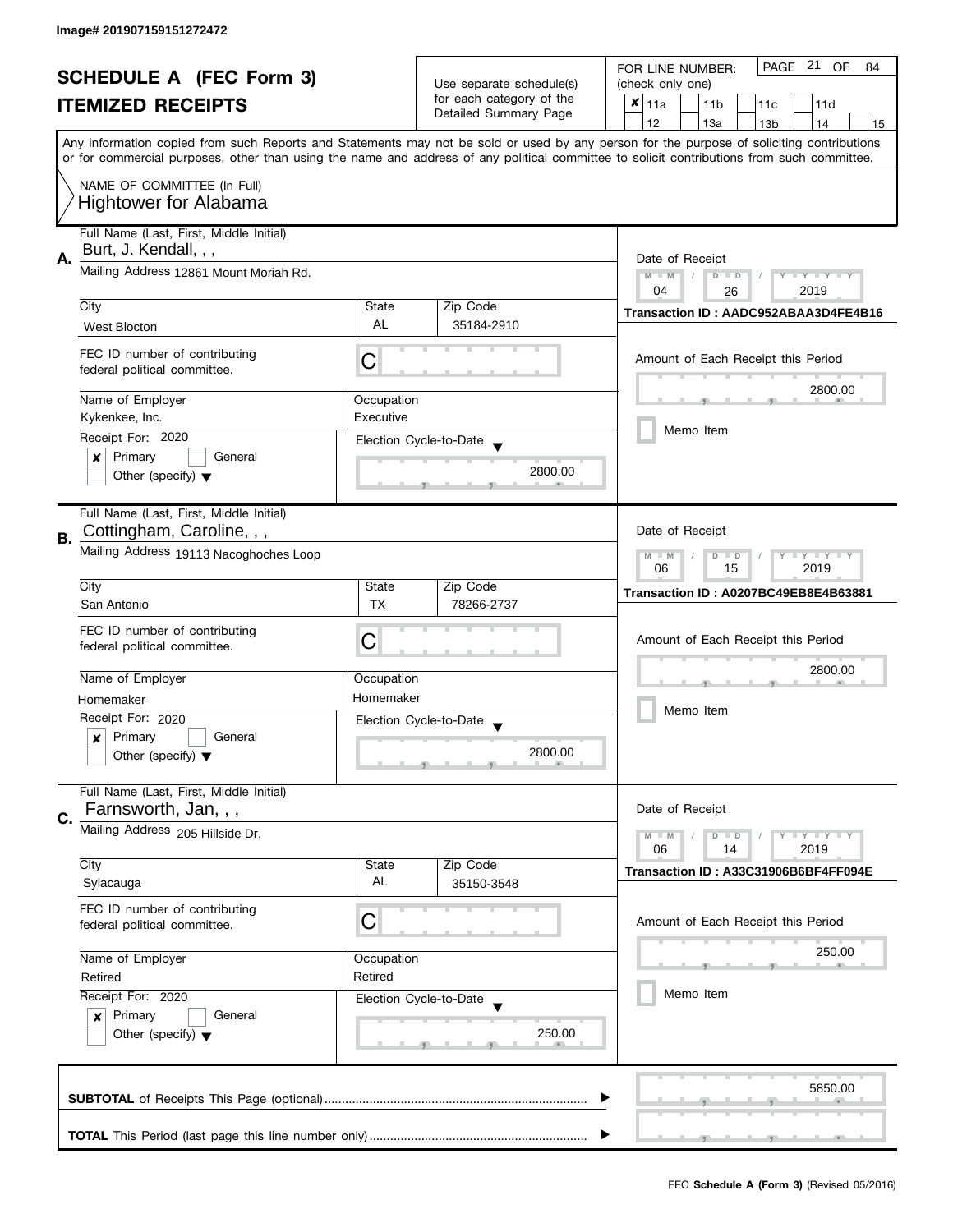Image# 201907159151272472

# SCHEDULE A (FEC Form 3)
## ITEMIZED RECEIPTS

Use separate schedule(s) for each category of the Detailed Summary Page

FOR LINE NUMBER: (check only one)

- [x] 11a
- [ ] 11b
- [ ] 11c
- [ ] 11d
- [ ] 12
- [ ] 13a
- [ ] 13b
- [ ] 14
- [ ] 15

PAGE 21 OF 84

Any information copied from such Reports and Statements may not be sold or used by any person for the purpose of soliciting contributions or for commercial purposes, other than using the name and address of any political committee to solicit contributions from such committee.

NAME OF COMMITTEE (In Full)
Hightower for Alabama

---

**A.** Full Name (Last, First, Middle Initial): Burt, J. Kendall, , ,

Mailing Address: 12861 Mount Moriah Rd.

| City | State | Zip Code |
|---|---|---|
| West Blocton | AL | 35184-2910 |

FEC ID number of contributing federal political committee: C

| Name of Employer | Occupation |
|---|---|
| Kykenkee, Inc. | Executive |

Receipt For: 2020
- [x] Primary
- [ ] General
- [ ] Other (specify)

Election Cycle-to-Date: 2800.00

Date of Receipt: 04 / 26 / 2019

Transaction ID : AADC952ABAA3D4FE4B16

Amount of Each Receipt this Period: 2800.00

- [ ] Memo Item

---

**B.** Full Name (Last, First, Middle Initial): Cottingham, Caroline, , ,

Mailing Address: 19113 Nacoghoches Loop

| City | State | Zip Code |
|---|---|---|
| San Antonio | TX | 78266-2737 |

FEC ID number of contributing federal political committee: C

| Name of Employer | Occupation |
|---|---|
| Homemaker | Homemaker |

Receipt For: 2020
- [x] Primary
- [ ] General
- [ ] Other (specify)

Election Cycle-to-Date: 2800.00

Date of Receipt: 06 / 15 / 2019

Transaction ID : A0207BC49EB8E4B63881

Amount of Each Receipt this Period: 2800.00

- [ ] Memo Item

---

**C.** Full Name (Last, First, Middle Initial): Farnsworth, Jan, , ,

Mailing Address: 205 Hillside Dr.

| City | State | Zip Code |
|---|---|---|
| Sylacauga | AL | 35150-3548 |

FEC ID number of contributing federal political committee: C

| Name of Employer | Occupation |
|---|---|
| Retired | Retired |

Receipt For: 2020
- [x] Primary
- [ ] General
- [ ] Other (specify)

Election Cycle-to-Date: 250.00

Date of Receipt: 06 / 14 / 2019

Transaction ID : A33C31906B6BF4FF094E

Amount of Each Receipt this Period: 250.00

- [ ] Memo Item

---

**SUBTOTAL** of Receipts This Page (optional): 5850.00

**TOTAL** This Period (last page this line number only):

FEC **Schedule A (Form 3)** (Revised 05/2016)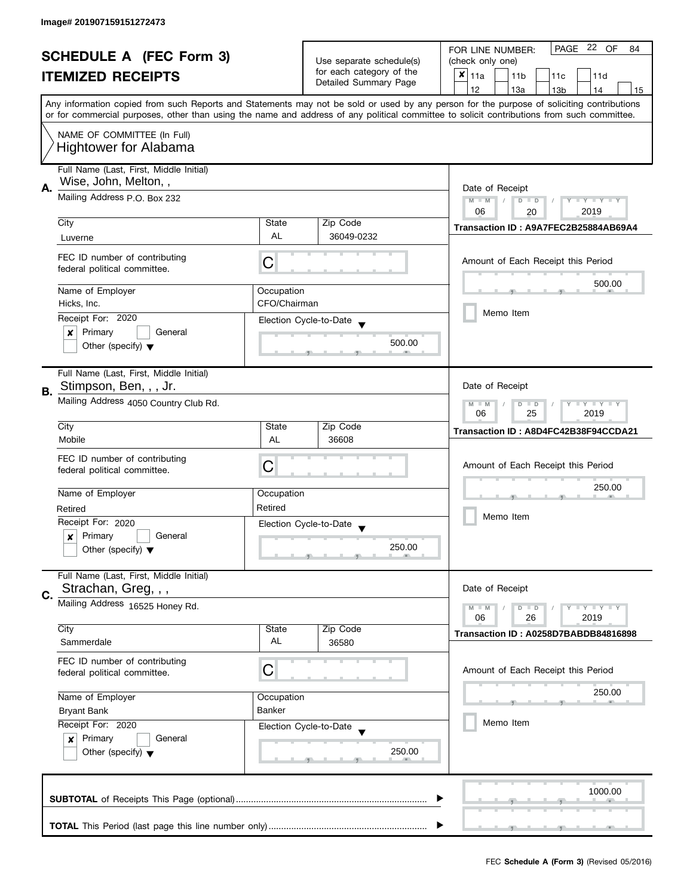Image# 201907159151272473

# SCHEDULE A (FEC Form 3)

## ITEMIZED RECEIPTS

Use separate schedule(s) for each category of the Detailed Summary Page

FOR LINE NUMBER: (check only one)

- [x] 11a
- [ ] 11b
- [ ] 11c
- [ ] 11d
- [ ] 12
- [ ] 13a
- [ ] 13b
- [ ] 14
- [ ] 15

PAGE 22 OF 84

Any information copied from such Reports and Statements may not be sold or used by any person for the purpose of soliciting contributions or for commercial purposes, other than using the name and address of any political committee to solicit contributions from such committee.

NAME OF COMMITTEE (In Full)
Hightower for Alabama

---

**A.** Full Name (Last, First, Middle Initial): Wise, John, Melton, ,

Mailing Address: P.O. Box 232

City: Luverne | State: AL | Zip Code: 36049-0232

FEC ID number of contributing federal political committee: C

Name of Employer: Hicks, Inc.

Occupation: CFO/Chairman

Receipt For: 2020 — [x] Primary [ ] General [ ] Other (specify)

Election Cycle-to-Date: 500.00

Date of Receipt: 06/20/2019

Transaction ID : A9A7FEC2B25884AB69A4

Amount of Each Receipt this Period: 500.00

[ ] Memo Item

---

**B.** Full Name (Last, First, Middle Initial): Stimpson, Ben, , , Jr.

Mailing Address: 4050 Country Club Rd.

City: Mobile | State: AL | Zip Code: 36608

FEC ID number of contributing federal political committee: C

Name of Employer: Retired

Occupation: Retired

Receipt For: 2020 — [x] Primary [ ] General [ ] Other (specify)

Election Cycle-to-Date: 250.00

Date of Receipt: 06/25/2019

Transaction ID : A8D4FC42B38F94CCDA21

Amount of Each Receipt this Period: 250.00

[ ] Memo Item

---

**C.** Full Name (Last, First, Middle Initial): Strachan, Greg, , ,

Mailing Address: 16525 Honey Rd.

City: Sammerdale | State: AL | Zip Code: 36580

FEC ID number of contributing federal political committee: C

Name of Employer: Bryant Bank

Occupation: Banker

Receipt For: 2020 — [x] Primary [ ] General [ ] Other (specify)

Election Cycle-to-Date: 250.00

Date of Receipt: 06/26/2019

Transaction ID : A0258D7BABDB84816898

Amount of Each Receipt this Period: 250.00

[ ] Memo Item

---

**SUBTOTAL** of Receipts This Page (optional): 1000.00

**TOTAL** This Period (last page this line number only):

FEC **Schedule A (Form 3)** (Revised 05/2016)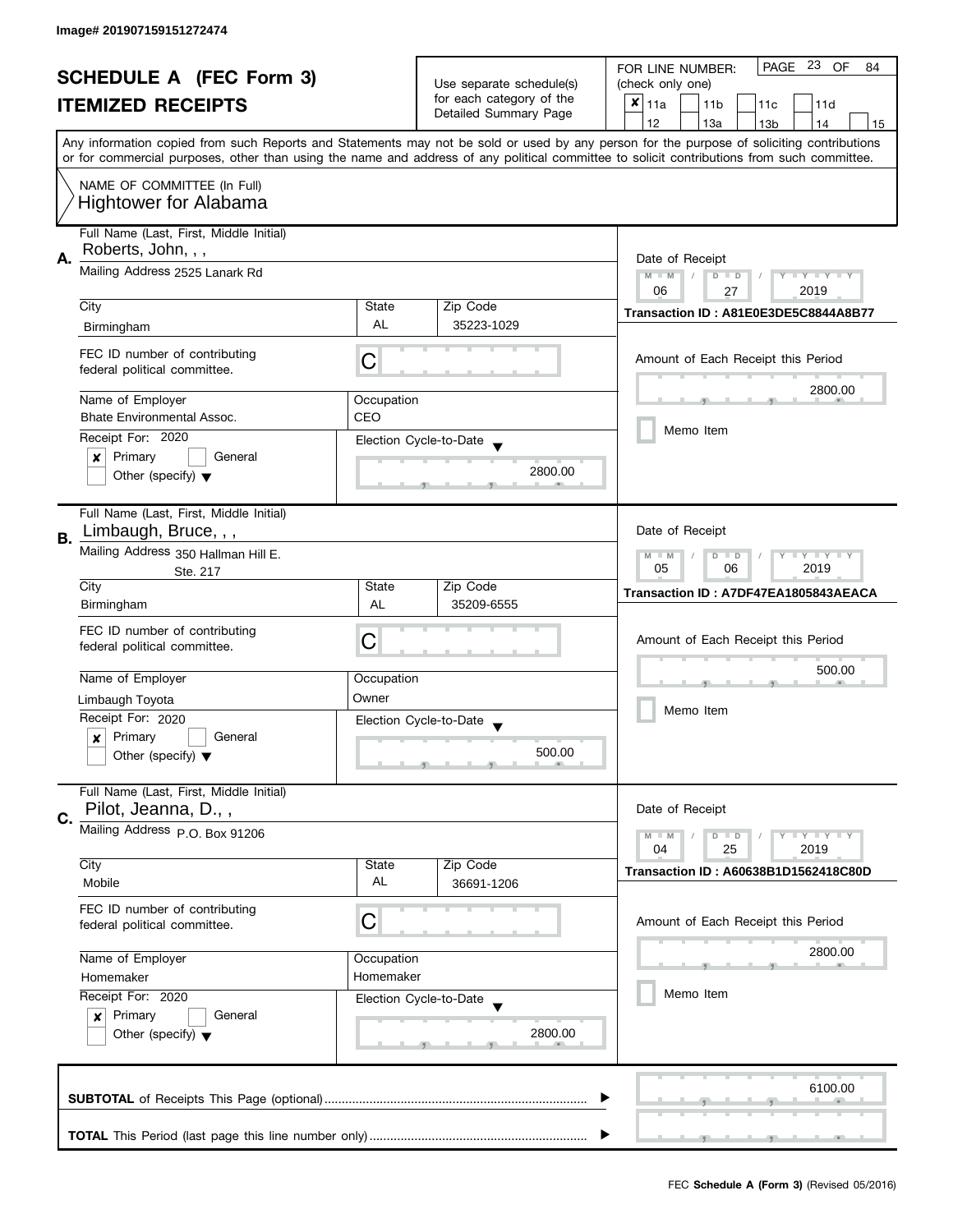Image# 201907159151272474

# SCHEDULE A (FEC Form 3)
## ITEMIZED RECEIPTS

Use separate schedule(s) for each category of the Detailed Summary Page

FOR LINE NUMBER: (check only one)

- [x] 11a
- [ ] 11b
- [ ] 11c
- [ ] 11d
- [ ] 12
- [ ] 13a
- [ ] 13b
- [ ] 14
- [ ] 15

PAGE 23 OF 84

Any information copied from such Reports and Statements may not be sold or used by any person for the purpose of soliciting contributions or for commercial purposes, other than using the name and address of any political committee to solicit contributions from such committee.

NAME OF COMMITTEE (In Full)
Hightower for Alabama

---

**A.** Full Name (Last, First, Middle Initial): Roberts, John, , ,

Mailing Address: 2525 Lanark Rd

City: Birmingham | State: AL | Zip Code: 35223-1029

FEC ID number of contributing federal political committee: C

Name of Employer: Bhate Environmental Assoc.

Occupation: CEO

Receipt For: 2020
- [x] Primary
- [ ] General
- [ ] Other (specify)

Election Cycle-to-Date: 2800.00

Date of Receipt: 06 / 27 / 2019

Transaction ID : A81E0E3DE5C8844A8B77

Amount of Each Receipt this Period: 2800.00

- [ ] Memo Item

---

**B.** Full Name (Last, First, Middle Initial): Limbaugh, Bruce, , ,

Mailing Address: 350 Hallman Hill E.
Ste. 217

City: Birmingham | State: AL | Zip Code: 35209-6555

FEC ID number of contributing federal political committee: C

Name of Employer: Limbaugh Toyota

Occupation: Owner

Receipt For: 2020
- [x] Primary
- [ ] General
- [ ] Other (specify)

Election Cycle-to-Date: 500.00

Date of Receipt: 05 / 06 / 2019

Transaction ID : A7DF47EA1805843AEACA

Amount of Each Receipt this Period: 500.00

- [ ] Memo Item

---

**C.** Full Name (Last, First, Middle Initial): Pilot, Jeanna, D., ,

Mailing Address: P.O. Box 91206

City: Mobile | State: AL | Zip Code: 36691-1206

FEC ID number of contributing federal political committee: C

Name of Employer: Homemaker

Occupation: Homemaker

Receipt For: 2020
- [x] Primary
- [ ] General
- [ ] Other (specify)

Election Cycle-to-Date: 2800.00

Date of Receipt: 04 / 25 / 2019

Transaction ID : A60638B1D1562418C80D

Amount of Each Receipt this Period: 2800.00

- [ ] Memo Item

---

**SUBTOTAL** of Receipts This Page (optional): 6100.00

**TOTAL** This Period (last page this line number only):

FEC **Schedule A (Form 3)** (Revised 05/2016)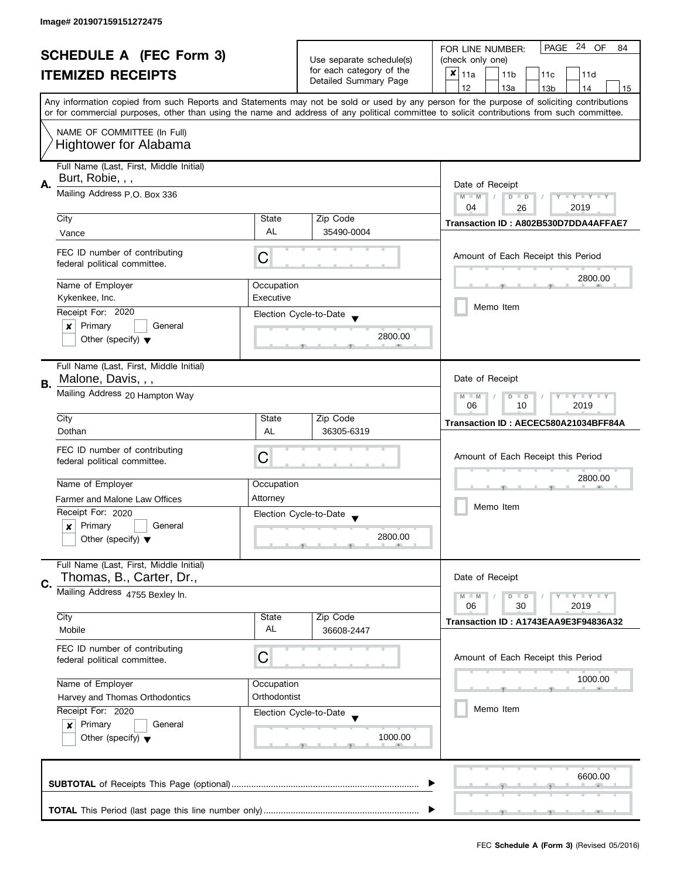Image# 201907159151272475

# SCHEDULE A (FEC Form 3)

## ITEMIZED RECEIPTS

Use separate schedule(s) for each category of the Detailed Summary Page

FOR LINE NUMBER: (check only one)

- [x] 11a
- [ ] 11b
- [ ] 11c
- [ ] 11d
- [ ] 12
- [ ] 13a
- [ ] 13b
- [ ] 14
- [ ] 15

PAGE 24 OF 84

Any information copied from such Reports and Statements may not be sold or used by any person for the purpose of soliciting contributions or for commercial purposes, other than using the name and address of any political committee to solicit contributions from such committee.

NAME OF COMMITTEE (In Full)
Hightower for Alabama

---

**A.**

Full Name (Last, First, Middle Initial): Burt, Robie, , ,

Mailing Address: P.O. Box 336

City: Vance | State: AL | Zip Code: 35490-0004

FEC ID number of contributing federal political committee: C

Name of Employer: Kykenkee, Inc.

Occupation: Executive

Receipt For: 2020

- [x] Primary
- [ ] General
- [ ] Other (specify)

Election Cycle-to-Date: 2800.00

Date of Receipt: 04 / 26 / 2019

Transaction ID : A802B530D7DDA4AFFAE7

Amount of Each Receipt this Period: 2800.00

- [ ] Memo Item

---

**B.**

Full Name (Last, First, Middle Initial): Malone, Davis, , ,

Mailing Address: 20 Hampton Way

City: Dothan | State: AL | Zip Code: 36305-6319

FEC ID number of contributing federal political committee: C

Name of Employer: Farmer and Malone Law Offices

Occupation: Attorney

Receipt For: 2020

- [x] Primary
- [ ] General
- [ ] Other (specify)

Election Cycle-to-Date: 2800.00

Date of Receipt: 06 / 10 / 2019

Transaction ID : AECEC580A21034BFF84A

Amount of Each Receipt this Period: 2800.00

- [ ] Memo Item

---

**C.**

Full Name (Last, First, Middle Initial): Thomas, B., Carter, Dr.,

Mailing Address: 4755 Bexley ln.

City: Mobile | State: AL | Zip Code: 36608-2447

FEC ID number of contributing federal political committee: C

Name of Employer: Harvey and Thomas Orthodontics

Occupation: Orthodontist

Receipt For: 2020

- [x] Primary
- [ ] General
- [ ] Other (specify)

Election Cycle-to-Date: 1000.00

Date of Receipt: 06 / 30 / 2019

Transaction ID : A1743EAA9E3F94836A32

Amount of Each Receipt this Period: 1000.00

- [ ] Memo Item

---

**SUBTOTAL** of Receipts This Page (optional): 6600.00

**TOTAL** This Period (last page this line number only):

FEC **Schedule A (Form 3)** (Revised 05/2016)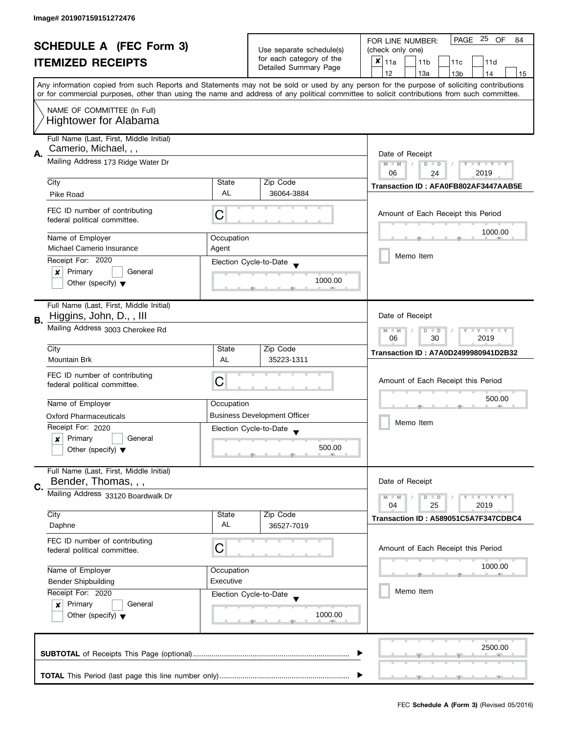Image# 201907159151272476

# SCHEDULE A (FEC Form 3)
## ITEMIZED RECEIPTS

Use separate schedule(s) for each category of the Detailed Summary Page

FOR LINE NUMBER: (check only one)

- [x] 11a
- [ ] 11b
- [ ] 11c
- [ ] 11d
- [ ] 12
- [ ] 13a
- [ ] 13b
- [ ] 14
- [ ] 15

PAGE 25 OF 84

Any information copied from such Reports and Statements may not be sold or used by any person for the purpose of soliciting contributions or for commercial purposes, other than using the name and address of any political committee to solicit contributions from such committee.

NAME OF COMMITTEE (In Full)
Hightower for Alabama

---

**A.**

Full Name (Last, First, Middle Initial): Camerio, Michael, , ,

Mailing Address: 173 Ridge Water Dr

| City | State | Zip Code |
|---|---|---|
| Pike Road | AL | 36064-3884 |

FEC ID number of contributing federal political committee: C

| Name of Employer | Occupation |
|---|---|
| Michael Camerio Insurance | Agent |

Receipt For: 2020
- [x] Primary
- [ ] General
- [ ] Other (specify)

Election Cycle-to-Date: 1000.00

Date of Receipt: 06 / 24 / 2019

Transaction ID : AFA0FB802AF3447AAB5E

Amount of Each Receipt this Period: 1000.00

- [ ] Memo Item

---

**B.**

Full Name (Last, First, Middle Initial): Higgins, John, D., , III

Mailing Address: 3003 Cherokee Rd

| City | State | Zip Code |
|---|---|---|
| Mountain Brk | AL | 35223-1311 |

FEC ID number of contributing federal political committee: C

| Name of Employer | Occupation |
|---|---|
| Oxford Pharmaceuticals | Business Development Officer |

Receipt For: 2020
- [x] Primary
- [ ] General
- [ ] Other (specify)

Election Cycle-to-Date: 500.00

Date of Receipt: 06 / 30 / 2019

Transaction ID : A7A0D2499980941D2B32

Amount of Each Receipt this Period: 500.00

- [ ] Memo Item

---

**C.**

Full Name (Last, First, Middle Initial): Bender, Thomas, , ,

Mailing Address: 33120 Boardwalk Dr

| City | State | Zip Code |
|---|---|---|
| Daphne | AL | 36527-7019 |

FEC ID number of contributing federal political committee: C

| Name of Employer | Occupation |
|---|---|
| Bender Shipbuilding | Executive |

Receipt For: 2020
- [x] Primary
- [ ] General
- [ ] Other (specify)

Election Cycle-to-Date: 1000.00

Date of Receipt: 04 / 25 / 2019

Transaction ID : A589051C5A7F347CDBC4

Amount of Each Receipt this Period: 1000.00

- [ ] Memo Item

---

**SUBTOTAL** of Receipts This Page (optional): 2500.00

**TOTAL** This Period (last page this line number only):

FEC **Schedule A (Form 3)** (Revised 05/2016)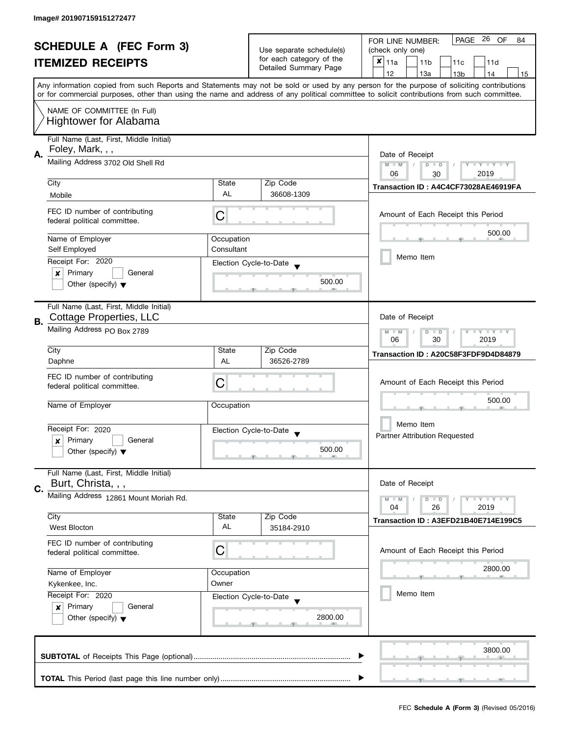Image# 201907159151272477

# SCHEDULE A (FEC Form 3)
## ITEMIZED RECEIPTS

Use separate schedule(s) for each category of the Detailed Summary Page

FOR LINE NUMBER: (check only one)

PAGE 26 OF 84

- [x] 11a
- [ ] 11b
- [ ] 11c
- [ ] 11d
- [ ] 12
- [ ] 13a
- [ ] 13b
- [ ] 14
- [ ] 15

Any information copied from such Reports and Statements may not be sold or used by any person for the purpose of soliciting contributions or for commercial purposes, other than using the name and address of any political committee to solicit contributions from such committee.

NAME OF COMMITTEE (In Full)
Hightower for Alabama

---

**A.** Full Name (Last, First, Middle Initial): Foley, Mark, , ,

Mailing Address: 3702 Old Shell Rd

City: Mobile | State: AL | Zip Code: 36608-1309

FEC ID number of contributing federal political committee: C

Name of Employer: Self Employed

Occupation: Consultant

Receipt For: 2020
- [x] Primary
- [ ] General
- [ ] Other (specify)

Election Cycle-to-Date: 500.00

Date of Receipt: 06 / 30 / 2019

Transaction ID : A4C4CF73028AE46919FA

Amount of Each Receipt this Period: 500.00

- [ ] Memo Item

---

**B.** Full Name (Last, First, Middle Initial): Cottage Properties, LLC

Mailing Address: PO Box 2789

City: Daphne | State: AL | Zip Code: 36526-2789

FEC ID number of contributing federal political committee: C

Name of Employer:

Occupation:

Receipt For: 2020
- [x] Primary
- [ ] General
- [ ] Other (specify)

Election Cycle-to-Date: 500.00

Date of Receipt: 06 / 30 / 2019

Transaction ID : A20C58F3FDF9D4D84879

Amount of Each Receipt this Period: 500.00

- [ ] Memo Item

Partner Attribution Requested

---

**C.** Full Name (Last, First, Middle Initial): Burt, Christa, , ,

Mailing Address: 12861 Mount Moriah Rd.

City: West Blocton | State: AL | Zip Code: 35184-2910

FEC ID number of contributing federal political committee: C

Name of Employer: Kykenkee, Inc.

Occupation: Owner

Receipt For: 2020
- [x] Primary
- [ ] General
- [ ] Other (specify)

Election Cycle-to-Date: 2800.00

Date of Receipt: 04 / 26 / 2019

Transaction ID : A3EFD21B40E714E199C5

Amount of Each Receipt this Period: 2800.00

- [ ] Memo Item

---

**SUBTOTAL** of Receipts This Page (optional): 3800.00

**TOTAL** This Period (last page this line number only):

FEC **Schedule A (Form 3)** (Revised 05/2016)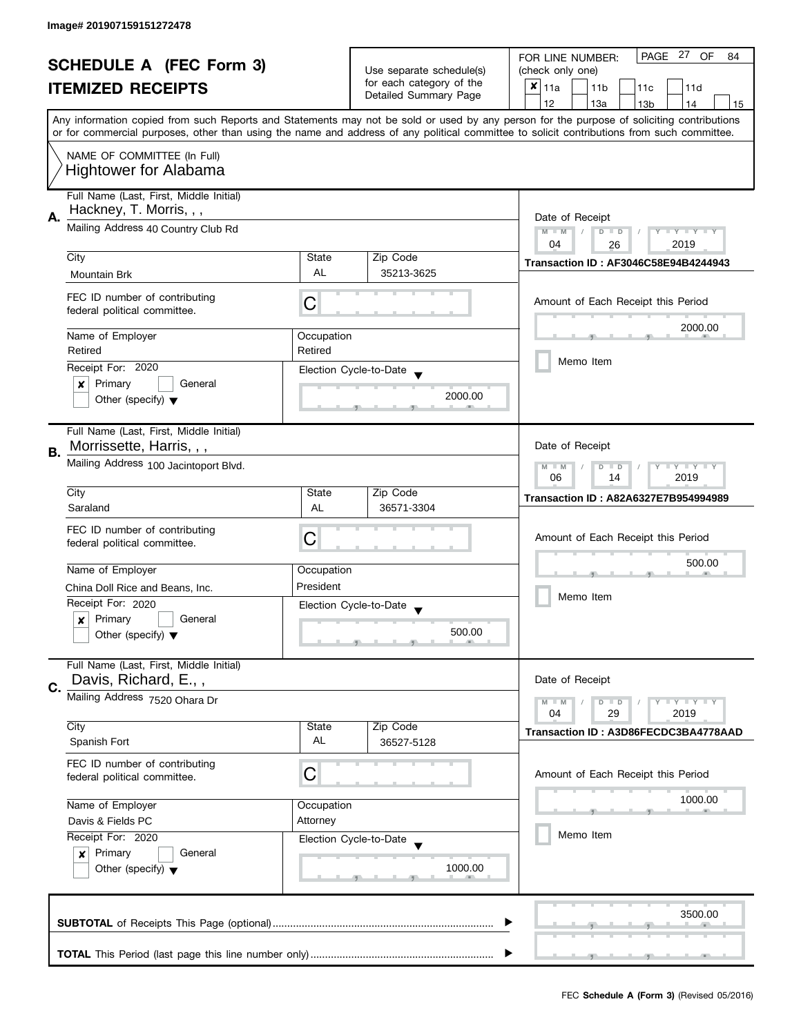Image# 201907159151272478

# SCHEDULE A (FEC Form 3)

## ITEMIZED RECEIPTS

Use separate schedule(s) for each category of the Detailed Summary Page

FOR LINE NUMBER: (check only one)

- [x] 11a
- [ ] 11b
- [ ] 11c
- [ ] 11d
- [ ] 12
- [ ] 13a
- [ ] 13b
- [ ] 14
- [ ] 15

PAGE 27 OF 84

Any information copied from such Reports and Statements may not be sold or used by any person for the purpose of soliciting contributions or for commercial purposes, other than using the name and address of any political committee to solicit contributions from such committee.

NAME OF COMMITTEE (In Full)
Hightower for Alabama

---

**A.**

Full Name (Last, First, Middle Initial): Hackney, T. Morris, , ,

Mailing Address: 40 Country Club Rd

City: Mountain Brk | State: AL | Zip Code: 35213-3625

FEC ID number of contributing federal political committee: C

Name of Employer: Retired | Occupation: Retired

Receipt For: 2020 — [x] Primary [ ] General [ ] Other (specify)

Election Cycle-to-Date: 2000.00

Date of Receipt: 04 / 26 / 2019

Transaction ID : AF3046C58E94B4244943

Amount of Each Receipt this Period: 2000.00

[ ] Memo Item

---

**B.**

Full Name (Last, First, Middle Initial): Morrissette, Harris, , ,

Mailing Address: 100 Jacintoport Blvd.

City: Saraland | State: AL | Zip Code: 36571-3304

FEC ID number of contributing federal political committee: C

Name of Employer: China Doll Rice and Beans, Inc. | Occupation: President

Receipt For: 2020 — [x] Primary [ ] General [ ] Other (specify)

Election Cycle-to-Date: 500.00

Date of Receipt: 06 / 14 / 2019

Transaction ID : A82A6327E7B954994989

Amount of Each Receipt this Period: 500.00

[ ] Memo Item

---

**C.**

Full Name (Last, First, Middle Initial): Davis, Richard, E., ,

Mailing Address: 7520 Ohara Dr

City: Spanish Fort | State: AL | Zip Code: 36527-5128

FEC ID number of contributing federal political committee: C

Name of Employer: Davis & Fields PC | Occupation: Attorney

Receipt For: 2020 — [x] Primary [ ] General [ ] Other (specify)

Election Cycle-to-Date: 1000.00

Date of Receipt: 04 / 29 / 2019

Transaction ID : A3D86FECDC3BA4778AAD

Amount of Each Receipt this Period: 1000.00

[ ] Memo Item

---

**SUBTOTAL** of Receipts This Page (optional): 3500.00

**TOTAL** This Period (last page this line number only):

FEC **Schedule A (Form 3)** (Revised 05/2016)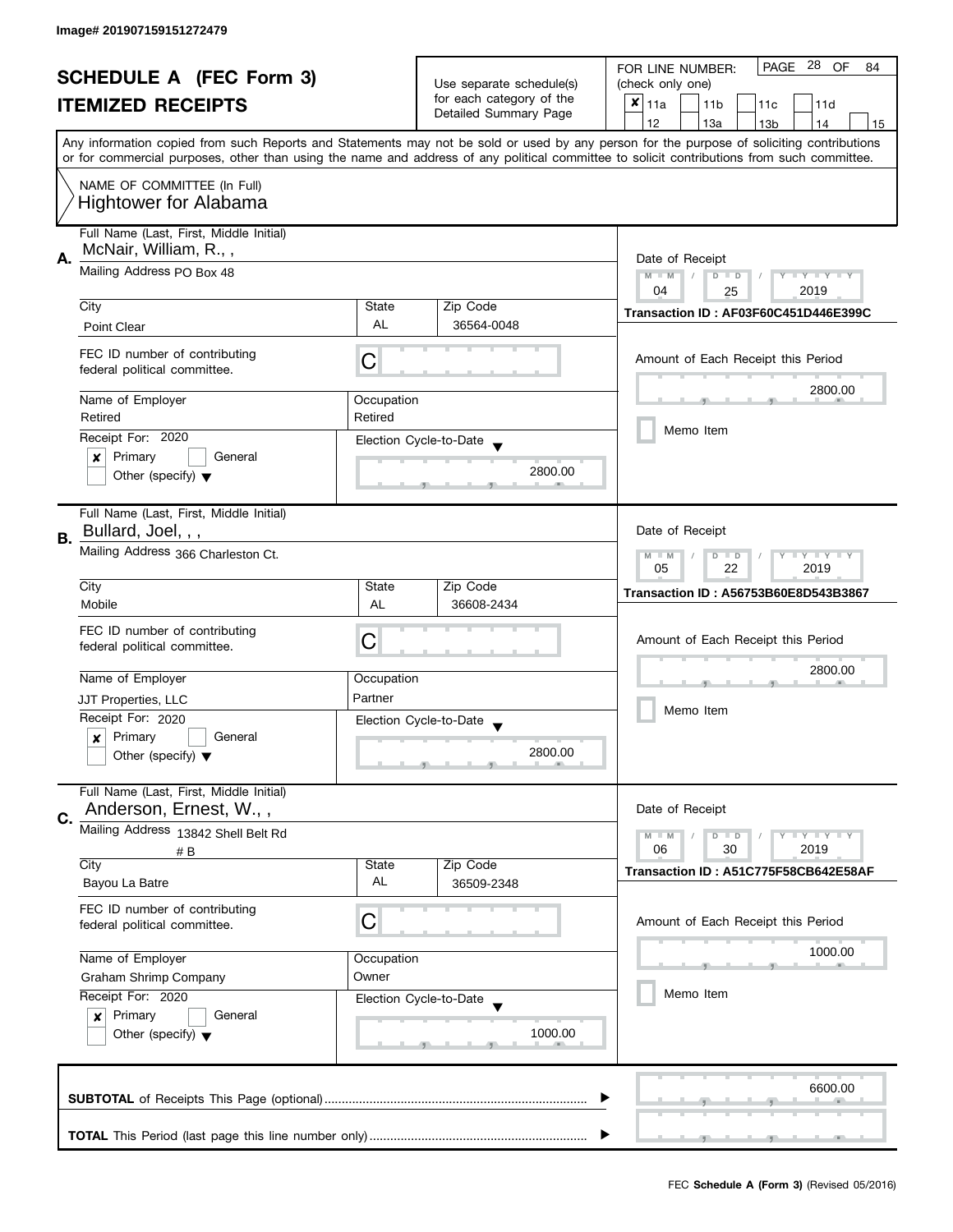Image# 201907159151272479

# SCHEDULE A (FEC Form 3)

## ITEMIZED RECEIPTS

Use separate schedule(s) for each category of the Detailed Summary Page

FOR LINE NUMBER: (check only one)

- [x] 11a
- [ ] 11b
- [ ] 11c
- [ ] 11d
- [ ] 12
- [ ] 13a
- [ ] 13b
- [ ] 14
- [ ] 15

Any information copied from such Reports and Statements may not be sold or used by any person for the purpose of soliciting contributions or for commercial purposes, other than using the name and address of any political committee to solicit contributions from such committee.

NAME OF COMMITTEE (In Full)
Hightower for Alabama

---

**A.** Full Name (Last, First, Middle Initial): McNair, William, R., ,

Mailing Address: PO Box 48

City: Point Clear | State: AL | Zip Code: 36564-0048

FEC ID number of contributing federal political committee: C

Name of Employer: Retired | Occupation: Retired

Receipt For: 2020
- [x] Primary
- [ ] General
- [ ] Other (specify)

Election Cycle-to-Date: 2800.00

Date of Receipt: 04 / 25 / 2019

Transaction ID : AF03F60C451D446E399C

Amount of Each Receipt this Period: 2800.00

- [ ] Memo Item

---

**B.** Full Name (Last, First, Middle Initial): Bullard, Joel, , ,

Mailing Address: 366 Charleston Ct.

City: Mobile | State: AL | Zip Code: 36608-2434

FEC ID number of contributing federal political committee: C

Name of Employer: JJT Properties, LLC | Occupation: Partner

Receipt For: 2020
- [x] Primary
- [ ] General
- [ ] Other (specify)

Election Cycle-to-Date: 2800.00

Date of Receipt: 05 / 22 / 2019

Transaction ID : A56753B60E8D543B3867

Amount of Each Receipt this Period: 2800.00

- [ ] Memo Item

---

**C.** Full Name (Last, First, Middle Initial): Anderson, Ernest, W., ,

Mailing Address: 13842 Shell Belt Rd # B

City: Bayou La Batre | State: AL | Zip Code: 36509-2348

FEC ID number of contributing federal political committee: C

Name of Employer: Graham Shrimp Company | Occupation: Owner

Receipt For: 2020
- [x] Primary
- [ ] General
- [ ] Other (specify)

Election Cycle-to-Date: 1000.00

Date of Receipt: 06 / 30 / 2019

Transaction ID : A51C775F58CB642E58AF

Amount of Each Receipt this Period: 1000.00

- [ ] Memo Item

---

**SUBTOTAL** of Receipts This Page (optional): 6600.00

**TOTAL** This Period (last page this line number only):

FEC **Schedule A (Form 3)** (Revised 05/2016)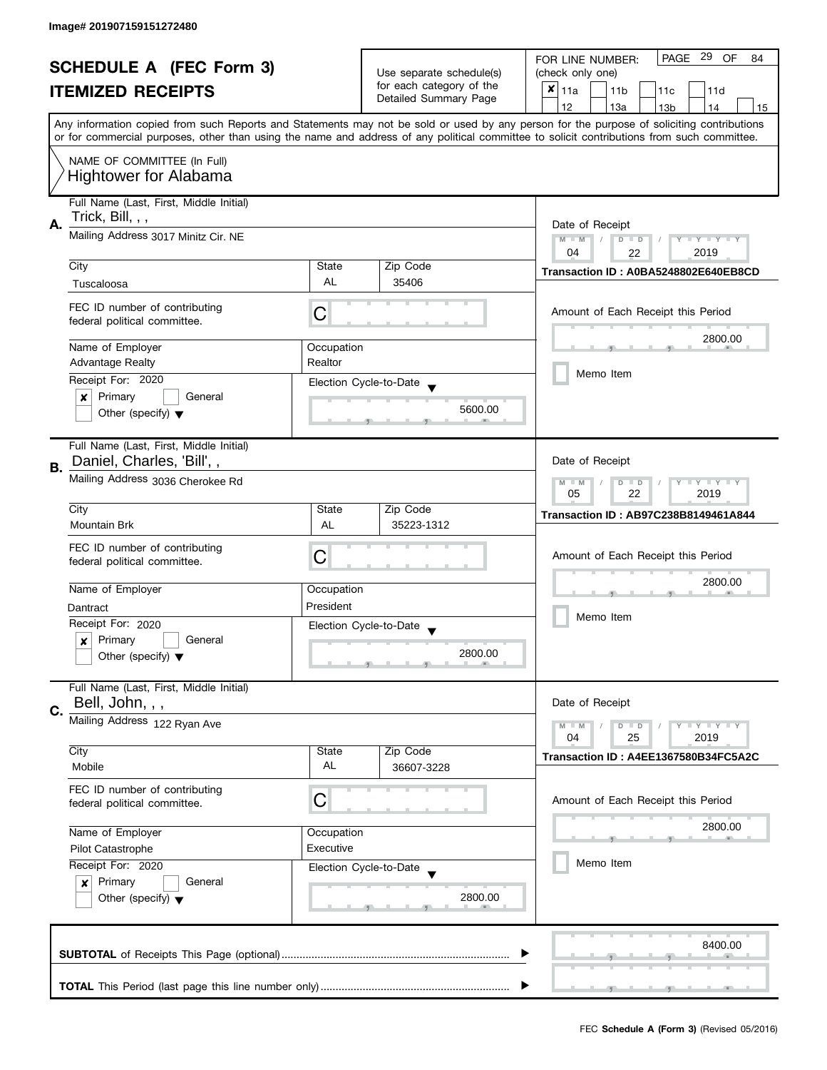Image# 201907159151272480

# SCHEDULE A (FEC Form 3)

## ITEMIZED RECEIPTS

Use separate schedule(s) for each category of the Detailed Summary Page

FOR LINE NUMBER: (check only one)

- [x] 11a
- [ ] 11b
- [ ] 11c
- [ ] 11d
- [ ] 12
- [ ] 13a
- [ ] 13b
- [ ] 14
- [ ] 15

PAGE 29 OF 84

Any information copied from such Reports and Statements may not be sold or used by any person for the purpose of soliciting contributions or for commercial purposes, other than using the name and address of any political committee to solicit contributions from such committee.

NAME OF COMMITTEE (In Full)
Hightower for Alabama

---

**A.**

| Field | Value |
|---|---|
| Full Name (Last, First, Middle Initial) | Trick, Bill, , , |
| Mailing Address | 3017 Minitz Cir. NE |
| City | Tuscaloosa |
| State | AL |
| Zip Code | 35406 |
| FEC ID number of contributing federal political committee. | C |
| Name of Employer | Advantage Realty |
| Occupation | Realtor |
| Receipt For | 2020 — [x] Primary [ ] General [ ] Other (specify) |
| Election Cycle-to-Date | 5600.00 |
| Date of Receipt | 04 / 22 / 2019 |
| Transaction ID | A0BA5248802E640EB8CD |
| Amount of Each Receipt this Period | 2800.00 |
| Memo Item | [ ] |

---

**B.**

| Field | Value |
|---|---|
| Full Name (Last, First, Middle Initial) | Daniel, Charles, 'Bill', , |
| Mailing Address | 3036 Cherokee Rd |
| City | Mountain Brk |
| State | AL |
| Zip Code | 35223-1312 |
| FEC ID number of contributing federal political committee. | C |
| Name of Employer | Dantract |
| Occupation | President |
| Receipt For | 2020 — [x] Primary [ ] General [ ] Other (specify) |
| Election Cycle-to-Date | 2800.00 |
| Date of Receipt | 05 / 22 / 2019 |
| Transaction ID | AB97C238B8149461A844 |
| Amount of Each Receipt this Period | 2800.00 |
| Memo Item | [ ] |

---

**C.**

| Field | Value |
|---|---|
| Full Name (Last, First, Middle Initial) | Bell, John, , , |
| Mailing Address | 122 Ryan Ave |
| City | Mobile |
| State | AL |
| Zip Code | 36607-3228 |
| FEC ID number of contributing federal political committee. | C |
| Name of Employer | Pilot Catastrophe |
| Occupation | Executive |
| Receipt For | 2020 — [x] Primary [ ] General [ ] Other (specify) |
| Election Cycle-to-Date | 2800.00 |
| Date of Receipt | 04 / 25 / 2019 |
| Transaction ID | A4EE1367580B34FC5A2C |
| Amount of Each Receipt this Period | 2800.00 |
| Memo Item | [ ] |

---

**SUBTOTAL** of Receipts This Page (optional) ........ 8400.00

**TOTAL** This Period (last page this line number only) ........

FEC **Schedule A (Form 3)** (Revised 05/2016)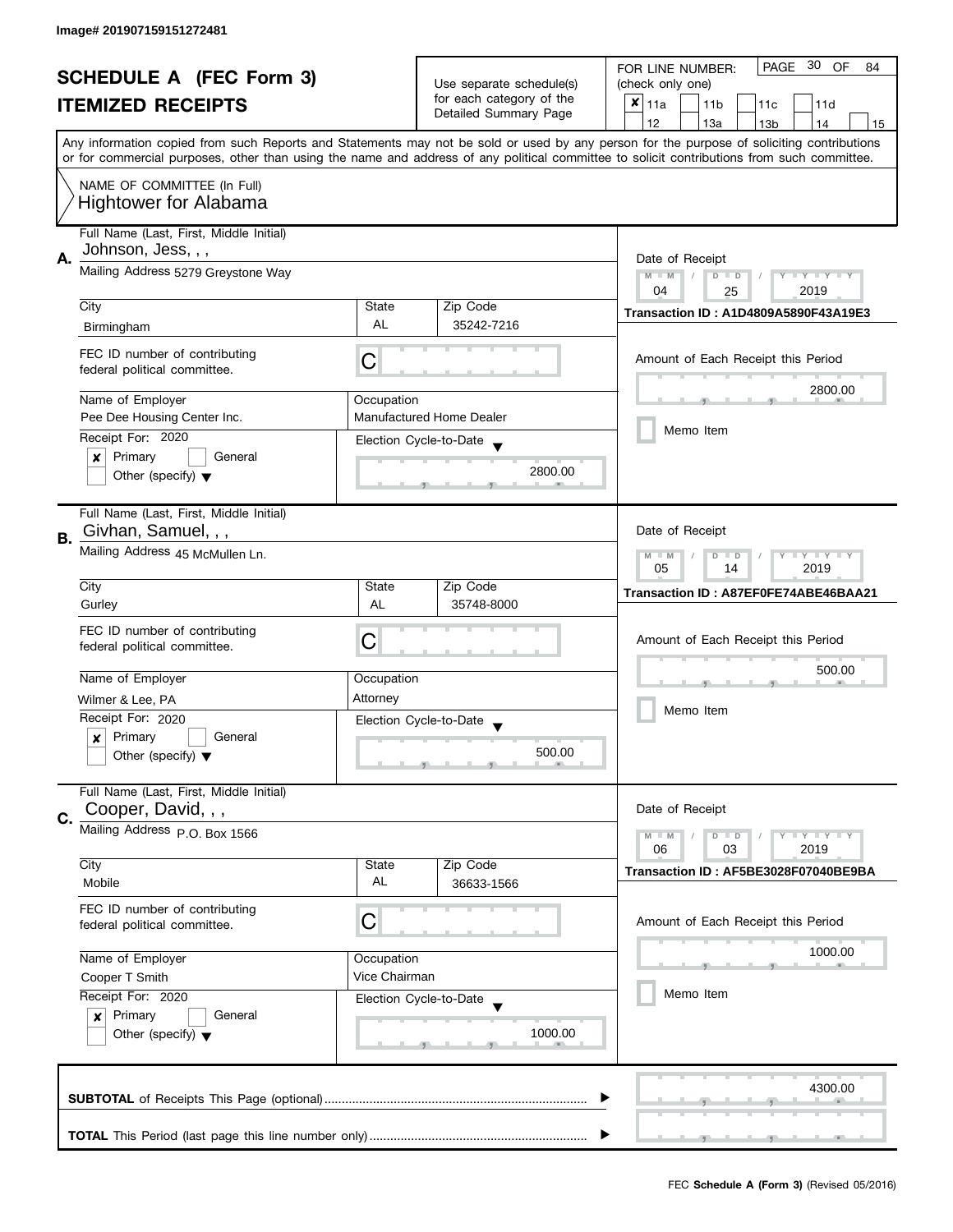Image# 201907159151272481

# SCHEDULE A (FEC Form 3)
## ITEMIZED RECEIPTS

Use separate schedule(s) for each category of the Detailed Summary Page

FOR LINE NUMBER: (check only one)

- [x] 11a
- [ ] 11b
- [ ] 11c
- [ ] 11d
- [ ] 12
- [ ] 13a
- [ ] 13b
- [ ] 14
- [ ] 15

PAGE 30 OF 84

Any information copied from such Reports and Statements may not be sold or used by any person for the purpose of soliciting contributions or for commercial purposes, other than using the name and address of any political committee to solicit contributions from such committee.

NAME OF COMMITTEE (In Full)
Hightower for Alabama

---

**A.** Full Name (Last, First, Middle Initial): Johnson, Jess, , ,

Mailing Address: 5279 Greystone Way

| City | State | Zip Code |
|---|---|---|
| Birmingham | AL | 35242-7216 |

FEC ID number of contributing federal political committee: C

Name of Employer: Pee Dee Housing Center Inc.
Occupation: Manufactured Home Dealer

Receipt For: 2020
- [x] Primary
- [ ] General
- [ ] Other (specify)

Election Cycle-to-Date: 2800.00

Date of Receipt: 04 / 25 / 2019

Transaction ID : A1D4809A5890F43A19E3

Amount of Each Receipt this Period: 2800.00

- [ ] Memo Item

---

**B.** Full Name (Last, First, Middle Initial): Givhan, Samuel, , ,

Mailing Address: 45 McMullen Ln.

| City | State | Zip Code |
|---|---|---|
| Gurley | AL | 35748-8000 |

FEC ID number of contributing federal political committee: C

Name of Employer: Wilmer & Lee, PA
Occupation: Attorney

Receipt For: 2020
- [x] Primary
- [ ] General
- [ ] Other (specify)

Election Cycle-to-Date: 500.00

Date of Receipt: 05 / 14 / 2019

Transaction ID : A87EF0FE74ABE46BAA21

Amount of Each Receipt this Period: 500.00

- [ ] Memo Item

---

**C.** Full Name (Last, First, Middle Initial): Cooper, David, , ,

Mailing Address: P.O. Box 1566

| City | State | Zip Code |
|---|---|---|
| Mobile | AL | 36633-1566 |

FEC ID number of contributing federal political committee: C

Name of Employer: Cooper T Smith
Occupation: Vice Chairman

Receipt For: 2020
- [x] Primary
- [ ] General
- [ ] Other (specify)

Election Cycle-to-Date: 1000.00

Date of Receipt: 06 / 03 / 2019

Transaction ID : AF5BE3028F07040BE9BA

Amount of Each Receipt this Period: 1000.00

- [ ] Memo Item

---

**SUBTOTAL** of Receipts This Page (optional): 4300.00

**TOTAL** This Period (last page this line number only):

FEC **Schedule A (Form 3)** (Revised 05/2016)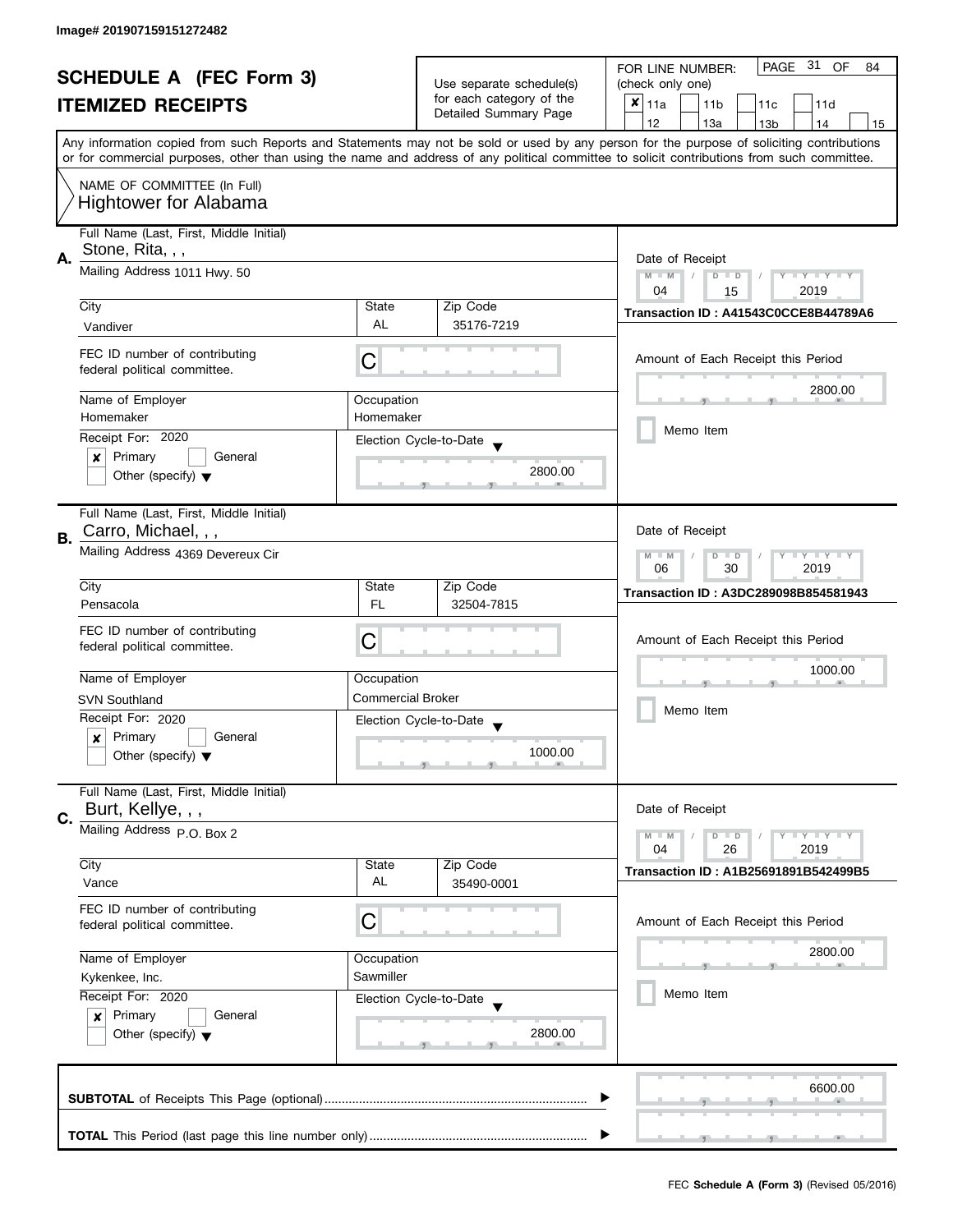Image# 201907159151272482

# SCHEDULE A (FEC Form 3)
## ITEMIZED RECEIPTS

Use separate schedule(s) for each category of the Detailed Summary Page

FOR LINE NUMBER: (check only one)

- [x] 11a
- [ ] 11b
- [ ] 11c
- [ ] 11d
- [ ] 12
- [ ] 13a
- [ ] 13b
- [ ] 14
- [ ] 15

Any information copied from such Reports and Statements may not be sold or used by any person for the purpose of soliciting contributions or for commercial purposes, other than using the name and address of any political committee to solicit contributions from such committee.

NAME OF COMMITTEE (In Full)
Hightower for Alabama

---

**A.** Full Name (Last, First, Middle Initial): Stone, Rita, , ,

Mailing Address: 1011 Hwy. 50

City: Vandiver | State: AL | Zip Code: 35176-7219

FEC ID number of contributing federal political committee: C

Name of Employer: Homemaker | Occupation: Homemaker

Receipt For: 2020 — [x] Primary [ ] General [ ] Other (specify)

Election Cycle-to-Date: 2800.00

Date of Receipt: 04 / 15 / 2019

Transaction ID : A41543C0CCE8B44789A6

Amount of Each Receipt this Period: 2800.00

[ ] Memo Item

---

**B.** Full Name (Last, First, Middle Initial): Carro, Michael, , ,

Mailing Address: 4369 Devereux Cir

City: Pensacola | State: FL | Zip Code: 32504-7815

FEC ID number of contributing federal political committee: C

Name of Employer: SVN Southland | Occupation: Commercial Broker

Receipt For: 2020 — [x] Primary [ ] General [ ] Other (specify)

Election Cycle-to-Date: 1000.00

Date of Receipt: 06 / 30 / 2019

Transaction ID : A3DC289098B854581943

Amount of Each Receipt this Period: 1000.00

[ ] Memo Item

---

**C.** Full Name (Last, First, Middle Initial): Burt, Kellye, , ,

Mailing Address: P.O. Box 2

City: Vance | State: AL | Zip Code: 35490-0001

FEC ID number of contributing federal political committee: C

Name of Employer: Kykenkee, Inc. | Occupation: Sawmiller

Receipt For: 2020 — [x] Primary [ ] General [ ] Other (specify)

Election Cycle-to-Date: 2800.00

Date of Receipt: 04 / 26 / 2019

Transaction ID : A1B25691891B542499B5

Amount of Each Receipt this Period: 2800.00

[ ] Memo Item

---

**SUBTOTAL** of Receipts This Page (optional): 6600.00

**TOTAL** This Period (last page this line number only):

FEC **Schedule A (Form 3)** (Revised 05/2016)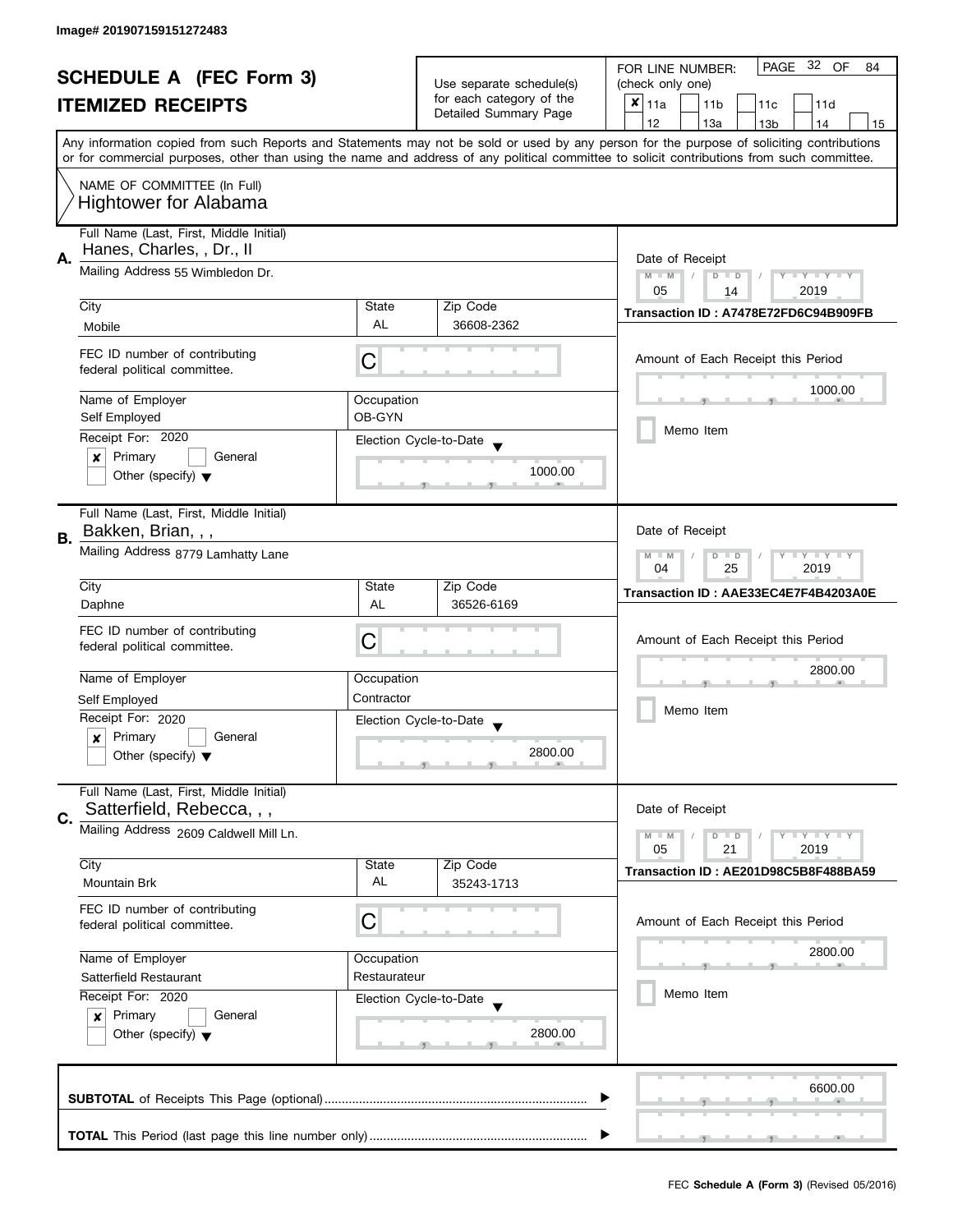Image# 201907159151272483

# SCHEDULE A (FEC Form 3)
## ITEMIZED RECEIPTS

Use separate schedule(s) for each category of the Detailed Summary Page

FOR LINE NUMBER: (check only one)

- [x] 11a
- [ ] 11b
- [ ] 11c
- [ ] 11d
- [ ] 12
- [ ] 13a
- [ ] 13b
- [ ] 14
- [ ] 15

Any information copied from such Reports and Statements may not be sold or used by any person for the purpose of soliciting contributions or for commercial purposes, other than using the name and address of any political committee to solicit contributions from such committee.

NAME OF COMMITTEE (In Full)
Hightower for Alabama

---

**A.**

| Field | Value |
|---|---|
| Full Name (Last, First, Middle Initial) | Hanes, Charles, , Dr., II |
| Mailing Address | 55 Wimbledon Dr. |
| City | Mobile |
| State | AL |
| Zip Code | 36608-2362 |
| FEC ID number of contributing federal political committee. | C |
| Name of Employer | Self Employed |
| Occupation | OB-GYN |
| Receipt For: 2020 | [x] Primary [ ] General [ ] Other (specify) |
| Election Cycle-to-Date | 1000.00 |
| Date of Receipt | 05 / 14 / 2019 |
| Transaction ID | A7478E72FD6C94B909FB |
| Amount of Each Receipt this Period | 1000.00 |
| Memo Item | [ ] |

---

**B.**

| Field | Value |
|---|---|
| Full Name (Last, First, Middle Initial) | Bakken, Brian, , , |
| Mailing Address | 8779 Lamhatty Lane |
| City | Daphne |
| State | AL |
| Zip Code | 36526-6169 |
| FEC ID number of contributing federal political committee. | C |
| Name of Employer | Self Employed |
| Occupation | Contractor |
| Receipt For: 2020 | [x] Primary [ ] General [ ] Other (specify) |
| Election Cycle-to-Date | 2800.00 |
| Date of Receipt | 04 / 25 / 2019 |
| Transaction ID | AAE33EC4E7F4B4203A0E |
| Amount of Each Receipt this Period | 2800.00 |
| Memo Item | [ ] |

---

**C.**

| Field | Value |
|---|---|
| Full Name (Last, First, Middle Initial) | Satterfield, Rebecca, , , |
| Mailing Address | 2609 Caldwell Mill Ln. |
| City | Mountain Brk |
| State | AL |
| Zip Code | 35243-1713 |
| FEC ID number of contributing federal political committee. | C |
| Name of Employer | Satterfield Restaurant |
| Occupation | Restaurateur |
| Receipt For: 2020 | [x] Primary [ ] General [ ] Other (specify) |
| Election Cycle-to-Date | 2800.00 |
| Date of Receipt | 05 / 21 / 2019 |
| Transaction ID | AE201D98C5B8F488BA59 |
| Amount of Each Receipt this Period | 2800.00 |
| Memo Item | [ ] |

---

**SUBTOTAL** of Receipts This Page (optional) ........ 6600.00

**TOTAL** This Period (last page this line number only) ........

FEC **Schedule A (Form 3)** (Revised 05/2016)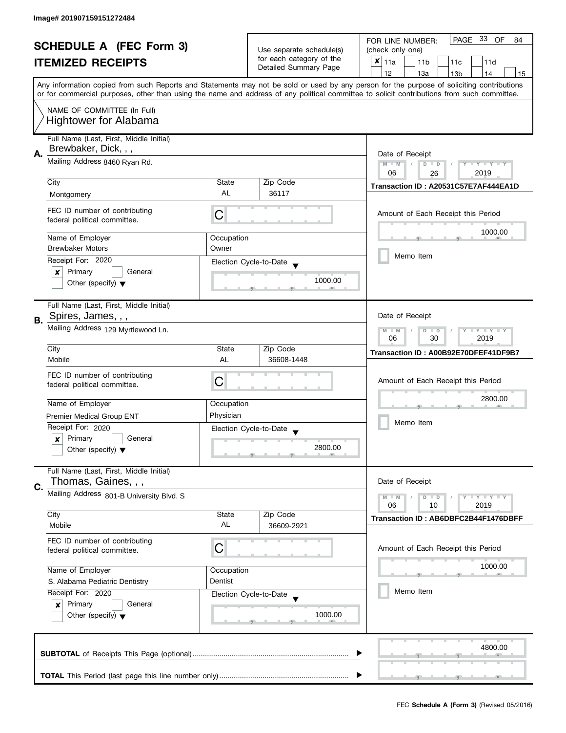Image# 201907159151272484

# SCHEDULE A (FEC Form 3)
## ITEMIZED RECEIPTS

Use separate schedule(s) for each category of the Detailed Summary Page

FOR LINE NUMBER: (check only one)

- [x] 11a
- [ ] 11b
- [ ] 11c
- [ ] 11d
- [ ] 12
- [ ] 13a
- [ ] 13b
- [ ] 14
- [ ] 15

PAGE 33 OF 84

Any information copied from such Reports and Statements may not be sold or used by any person for the purpose of soliciting contributions or for commercial purposes, other than using the name and address of any political committee to solicit contributions from such committee.

NAME OF COMMITTEE (In Full)
Hightower for Alabama

---

**A.** Full Name (Last, First, Middle Initial): Brewbaker, Dick, , ,

Mailing Address: 8460 Ryan Rd.

| City | State | Zip Code |
|---|---|---|
| Montgomery | AL | 36117 |

FEC ID number of contributing federal political committee: C

| Name of Employer | Occupation |
|---|---|
| Brewbaker Motors | Owner |

Receipt For: 2020
- [x] Primary
- [ ] General
- [ ] Other (specify)

Election Cycle-to-Date: 1000.00

Date of Receipt: 06 / 26 / 2019

Transaction ID : A20531C57E7AF444EA1D

Amount of Each Receipt this Period: 1000.00

- [ ] Memo Item

---

**B.** Full Name (Last, First, Middle Initial): Spires, James, , ,

Mailing Address: 129 Myrtlewood Ln.

| City | State | Zip Code |
|---|---|---|
| Mobile | AL | 36608-1448 |

FEC ID number of contributing federal political committee: C

| Name of Employer | Occupation |
|---|---|
| Premier Medical Group ENT | Physician |

Receipt For: 2020
- [x] Primary
- [ ] General
- [ ] Other (specify)

Election Cycle-to-Date: 2800.00

Date of Receipt: 06 / 30 / 2019

Transaction ID : A00B92E70DFEF41DF9B7

Amount of Each Receipt this Period: 2800.00

- [ ] Memo Item

---

**C.** Full Name (Last, First, Middle Initial): Thomas, Gaines, , ,

Mailing Address: 801-B University Blvd. S

| City | State | Zip Code |
|---|---|---|
| Mobile | AL | 36609-2921 |

FEC ID number of contributing federal political committee: C

| Name of Employer | Occupation |
|---|---|
| S. Alabama Pediatric Dentistry | Dentist |

Receipt For: 2020
- [x] Primary
- [ ] General
- [ ] Other (specify)

Election Cycle-to-Date: 1000.00

Date of Receipt: 06 / 10 / 2019

Transaction ID : AB6DBFC2B44F1476DBFF

Amount of Each Receipt this Period: 1000.00

- [ ] Memo Item

---

**SUBTOTAL** of Receipts This Page (optional) ........ 4800.00

**TOTAL** This Period (last page this line number only) ........

FEC **Schedule A (Form 3)** (Revised 05/2016)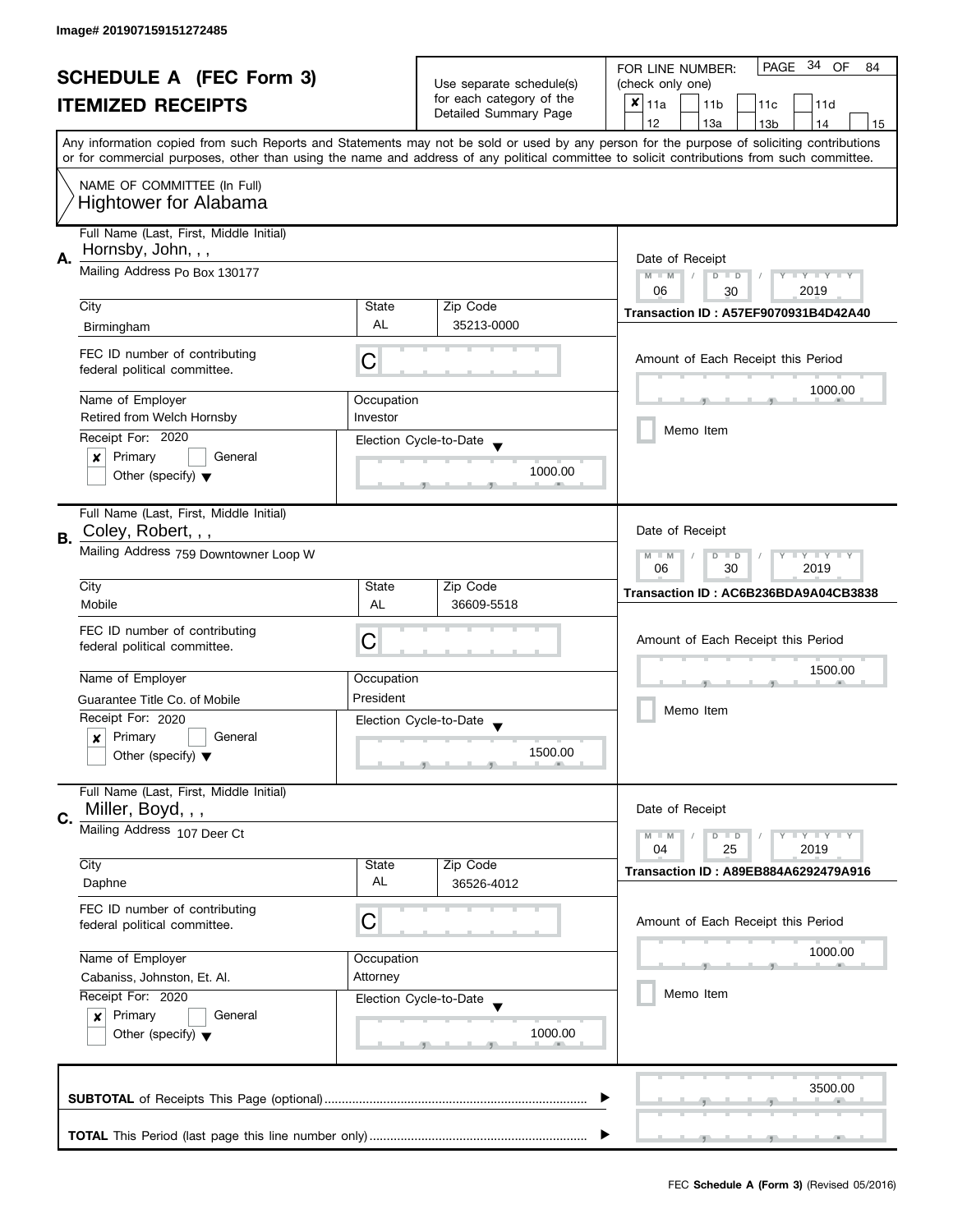Image# 201907159151272485

# SCHEDULE A (FEC Form 3)
## ITEMIZED RECEIPTS

Use separate schedule(s) for each category of the Detailed Summary Page

FOR LINE NUMBER: (check only one)

- [x] 11a
- [ ] 11b
- [ ] 11c
- [ ] 11d
- [ ] 12
- [ ] 13a
- [ ] 13b
- [ ] 14
- [ ] 15

Any information copied from such Reports and Statements may not be sold or used by any person for the purpose of soliciting contributions or for commercial purposes, other than using the name and address of any political committee to solicit contributions from such committee.

NAME OF COMMITTEE (In Full)
Hightower for Alabama

---

**A.** Full Name (Last, First, Middle Initial): Hornsby, John, , ,

Mailing Address: Po Box 130177

| City | State | Zip Code |
|---|---|---|
| Birmingham | AL | 35213-0000 |

FEC ID number of contributing federal political committee: C

| Name of Employer | Occupation |
|---|---|
| Retired from Welch Hornsby | Investor |

Receipt For: 2020
- [x] Primary
- [ ] General
- [ ] Other (specify)

Election Cycle-to-Date: 1000.00

Date of Receipt: 06 / 30 / 2019

Transaction ID : A57EF9070931B4D42A40

Amount of Each Receipt this Period: 1000.00

- [ ] Memo Item

---

**B.** Full Name (Last, First, Middle Initial): Coley, Robert, , ,

Mailing Address: 759 Downtowner Loop W

| City | State | Zip Code |
|---|---|---|
| Mobile | AL | 36609-5518 |

FEC ID number of contributing federal political committee: C

| Name of Employer | Occupation |
|---|---|
| Guarantee Title Co. of Mobile | President |

Receipt For: 2020
- [x] Primary
- [ ] General
- [ ] Other (specify)

Election Cycle-to-Date: 1500.00

Date of Receipt: 06 / 30 / 2019

Transaction ID : AC6B236BDA9A04CB3838

Amount of Each Receipt this Period: 1500.00

- [ ] Memo Item

---

**C.** Full Name (Last, First, Middle Initial): Miller, Boyd, , ,

Mailing Address: 107 Deer Ct

| City | State | Zip Code |
|---|---|---|
| Daphne | AL | 36526-4012 |

FEC ID number of contributing federal political committee: C

| Name of Employer | Occupation |
|---|---|
| Cabaniss, Johnston, Et. Al. | Attorney |

Receipt For: 2020
- [x] Primary
- [ ] General
- [ ] Other (specify)

Election Cycle-to-Date: 1000.00

Date of Receipt: 04 / 25 / 2019

Transaction ID : A89EB884A6292479A916

Amount of Each Receipt this Period: 1000.00

- [ ] Memo Item

---

**SUBTOTAL** of Receipts This Page (optional): 3500.00

**TOTAL** This Period (last page this line number only):

FEC **Schedule A (Form 3)** (Revised 05/2016)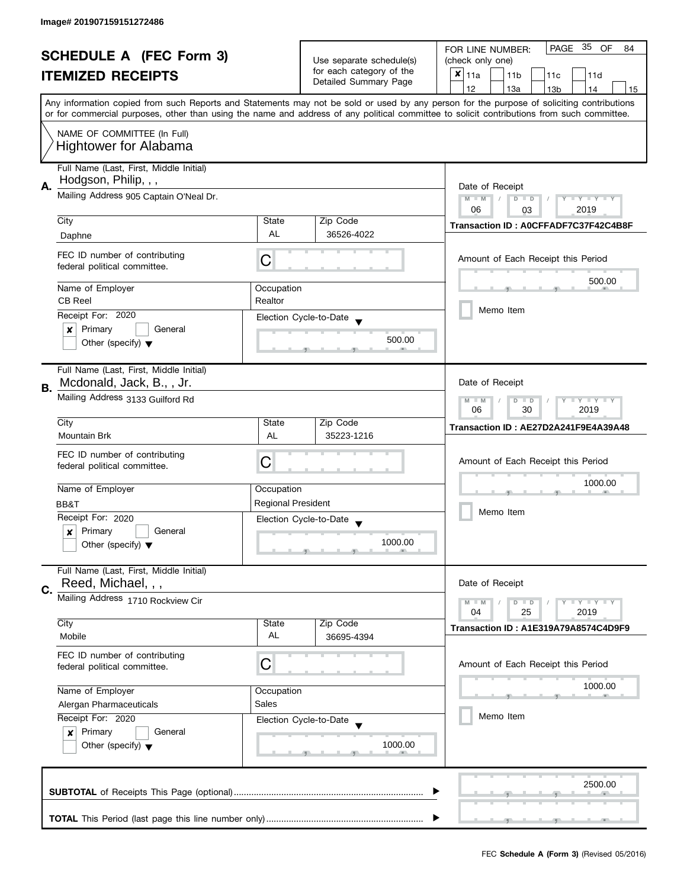Image# 201907159151272486

# SCHEDULE A (FEC Form 3)

## ITEMIZED RECEIPTS

Use separate schedule(s) for each category of the Detailed Summary Page

FOR LINE NUMBER: (check only one)

- [x] 11a
- [ ] 11b
- [ ] 11c
- [ ] 11d
- [ ] 12
- [ ] 13a
- [ ] 13b
- [ ] 14
- [ ] 15

PAGE 35 OF 84

Any information copied from such Reports and Statements may not be sold or used by any person for the purpose of soliciting contributions or for commercial purposes, other than using the name and address of any political committee to solicit contributions from such committee.

NAME OF COMMITTEE (In Full)
Hightower for Alabama

---

**A.** Full Name (Last, First, Middle Initial): Hodgson, Philip, , ,

Mailing Address: 905 Captain O'Neal Dr.

City: Daphne | State: AL | Zip Code: 36526-4022

FEC ID number of contributing federal political committee: C

Name of Employer: CB Reel | Occupation: Realtor

Receipt For: 2020
- [x] Primary
- [ ] General
- [ ] Other (specify)

Election Cycle-to-Date: 500.00

Date of Receipt: 06 / 03 / 2019

Transaction ID : A0CFFADF7C37F42C4B8F

Amount of Each Receipt this Period: 500.00

- [ ] Memo Item

---

**B.** Full Name (Last, First, Middle Initial): Mcdonald, Jack, B., , Jr.

Mailing Address: 3133 Guilford Rd

City: Mountain Brk | State: AL | Zip Code: 35223-1216

FEC ID number of contributing federal political committee: C

Name of Employer: BB&T | Occupation: Regional President

Receipt For: 2020
- [x] Primary
- [ ] General
- [ ] Other (specify)

Election Cycle-to-Date: 1000.00

Date of Receipt: 06 / 30 / 2019

Transaction ID : AE27D2A241F9E4A39A48

Amount of Each Receipt this Period: 1000.00

- [ ] Memo Item

---

**C.** Full Name (Last, First, Middle Initial): Reed, Michael, , ,

Mailing Address: 1710 Rockview Cir

City: Mobile | State: AL | Zip Code: 36695-4394

FEC ID number of contributing federal political committee: C

Name of Employer: Alergan Pharmaceuticals | Occupation: Sales

Receipt For: 2020
- [x] Primary
- [ ] General
- [ ] Other (specify)

Election Cycle-to-Date: 1000.00

Date of Receipt: 04 / 25 / 2019

Transaction ID : A1E319A79A8574C4D9F9

Amount of Each Receipt this Period: 1000.00

- [ ] Memo Item

---

**SUBTOTAL** of Receipts This Page (optional): 2500.00

**TOTAL** This Period (last page this line number only):

FEC **Schedule A (Form 3)** (Revised 05/2016)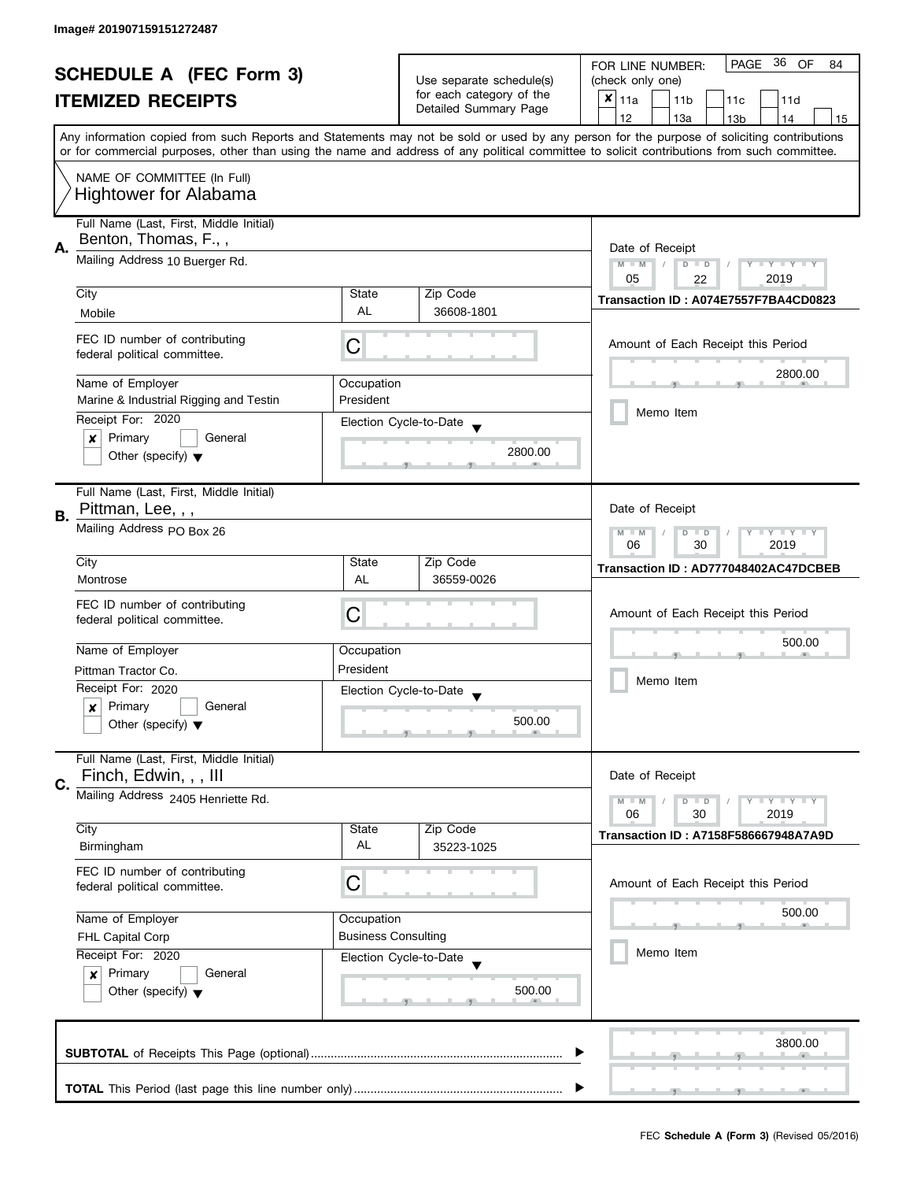Image# 201907159151272487

# SCHEDULE A (FEC Form 3)
## ITEMIZED RECEIPTS

Use separate schedule(s) for each category of the Detailed Summary Page

FOR LINE NUMBER: (check only one)

- [x] 11a
- [ ] 11b
- [ ] 11c
- [ ] 11d
- [ ] 12
- [ ] 13a
- [ ] 13b
- [ ] 14
- [ ] 15

Any information copied from such Reports and Statements may not be sold or used by any person for the purpose of soliciting contributions or for commercial purposes, other than using the name and address of any political committee to solicit contributions from such committee.

NAME OF COMMITTEE (In Full)
Hightower for Alabama

---

**A.** Full Name (Last, First, Middle Initial): Benton, Thomas, F., ,

Mailing Address: 10 Buerger Rd.

City: Mobile | State: AL | Zip Code: 36608-1801

FEC ID number of contributing federal political committee: C

Name of Employer: Marine & Industrial Rigging and Testin

Occupation: President

Receipt For: 2020
- [x] Primary
- [ ] General
- [ ] Other (specify)

Election Cycle-to-Date: 2800.00

Date of Receipt: 05 / 22 / 2019

Transaction ID : A074E7557F7BA4CD0823

Amount of Each Receipt this Period: 2800.00

- [ ] Memo Item

---

**B.** Full Name (Last, First, Middle Initial): Pittman, Lee, , ,

Mailing Address: PO Box 26

City: Montrose | State: AL | Zip Code: 36559-0026

FEC ID number of contributing federal political committee: C

Name of Employer: Pittman Tractor Co.

Occupation: President

Receipt For: 2020
- [x] Primary
- [ ] General
- [ ] Other (specify)

Election Cycle-to-Date: 500.00

Date of Receipt: 06 / 30 / 2019

Transaction ID : AD777048402AC47DCBEB

Amount of Each Receipt this Period: 500.00

- [ ] Memo Item

---

**C.** Full Name (Last, First, Middle Initial): Finch, Edwin, , , III

Mailing Address: 2405 Henriette Rd.

City: Birmingham | State: AL | Zip Code: 35223-1025

FEC ID number of contributing federal political committee: C

Name of Employer: FHL Capital Corp

Occupation: Business Consulting

Receipt For: 2020
- [x] Primary
- [ ] General
- [ ] Other (specify)

Election Cycle-to-Date: 500.00

Date of Receipt: 06 / 30 / 2019

Transaction ID : A7158F586667948A7A9D

Amount of Each Receipt this Period: 500.00

- [ ] Memo Item

---

**SUBTOTAL** of Receipts This Page (optional): 3800.00

**TOTAL** This Period (last page this line number only):

FEC **Schedule A (Form 3)** (Revised 05/2016)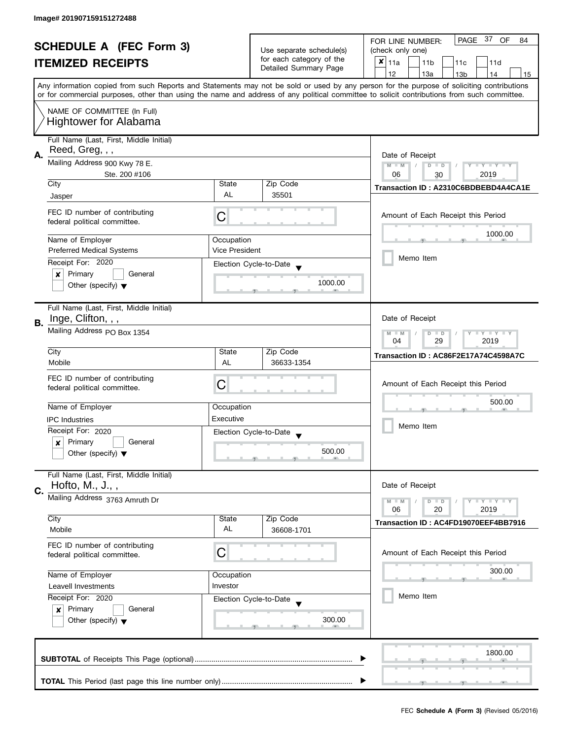Image# 201907159151272488

# SCHEDULE A (FEC Form 3)
## ITEMIZED RECEIPTS

Use separate schedule(s) for each category of the Detailed Summary Page

FOR LINE NUMBER: (check only one)

- [x] 11a
- [ ] 11b
- [ ] 11c
- [ ] 11d
- [ ] 12
- [ ] 13a
- [ ] 13b
- [ ] 14
- [ ] 15

PAGE 37 OF 84

Any information copied from such Reports and Statements may not be sold or used by any person for the purpose of soliciting contributions or for commercial purposes, other than using the name and address of any political committee to solicit contributions from such committee.

NAME OF COMMITTEE (In Full)
Hightower for Alabama

---

**A.** Full Name (Last, First, Middle Initial): Reed, Greg, , ,

Mailing Address: 900 Kwy 78 E. Ste. 200 #106

City: Jasper | State: AL | Zip Code: 35501

FEC ID number of contributing federal political committee: C

Name of Employer: Preferred Medical Systems

Occupation: Vice President

Receipt For: 2020
- [x] Primary
- [ ] General
- [ ] Other (specify)

Election Cycle-to-Date: 1000.00

Date of Receipt: 06 / 30 / 2019

Transaction ID : A2310C6BDBEBD4A4CA1E

Amount of Each Receipt this Period: 1000.00

- [ ] Memo Item

---

**B.** Full Name (Last, First, Middle Initial): Inge, Clifton, , ,

Mailing Address: PO Box 1354

City: Mobile | State: AL | Zip Code: 36633-1354

FEC ID number of contributing federal political committee: C

Name of Employer: IPC Industries

Occupation: Executive

Receipt For: 2020
- [x] Primary
- [ ] General
- [ ] Other (specify)

Election Cycle-to-Date: 500.00

Date of Receipt: 04 / 29 / 2019

Transaction ID : AC86F2E17A74C4598A7C

Amount of Each Receipt this Period: 500.00

- [ ] Memo Item

---

**C.** Full Name (Last, First, Middle Initial): Hofto, M., J., ,

Mailing Address: 3763 Amruth Dr

City: Mobile | State: AL | Zip Code: 36608-1701

FEC ID number of contributing federal political committee: C

Name of Employer: Leavell Investments

Occupation: Investor

Receipt For: 2020
- [x] Primary
- [ ] General
- [ ] Other (specify)

Election Cycle-to-Date: 300.00

Date of Receipt: 06 / 20 / 2019

Transaction ID : AC4FD19070EEF4BB7916

Amount of Each Receipt this Period: 300.00

- [ ] Memo Item

---

**SUBTOTAL** of Receipts This Page (optional): 1800.00

**TOTAL** This Period (last page this line number only):

FEC **Schedule A (Form 3)** (Revised 05/2016)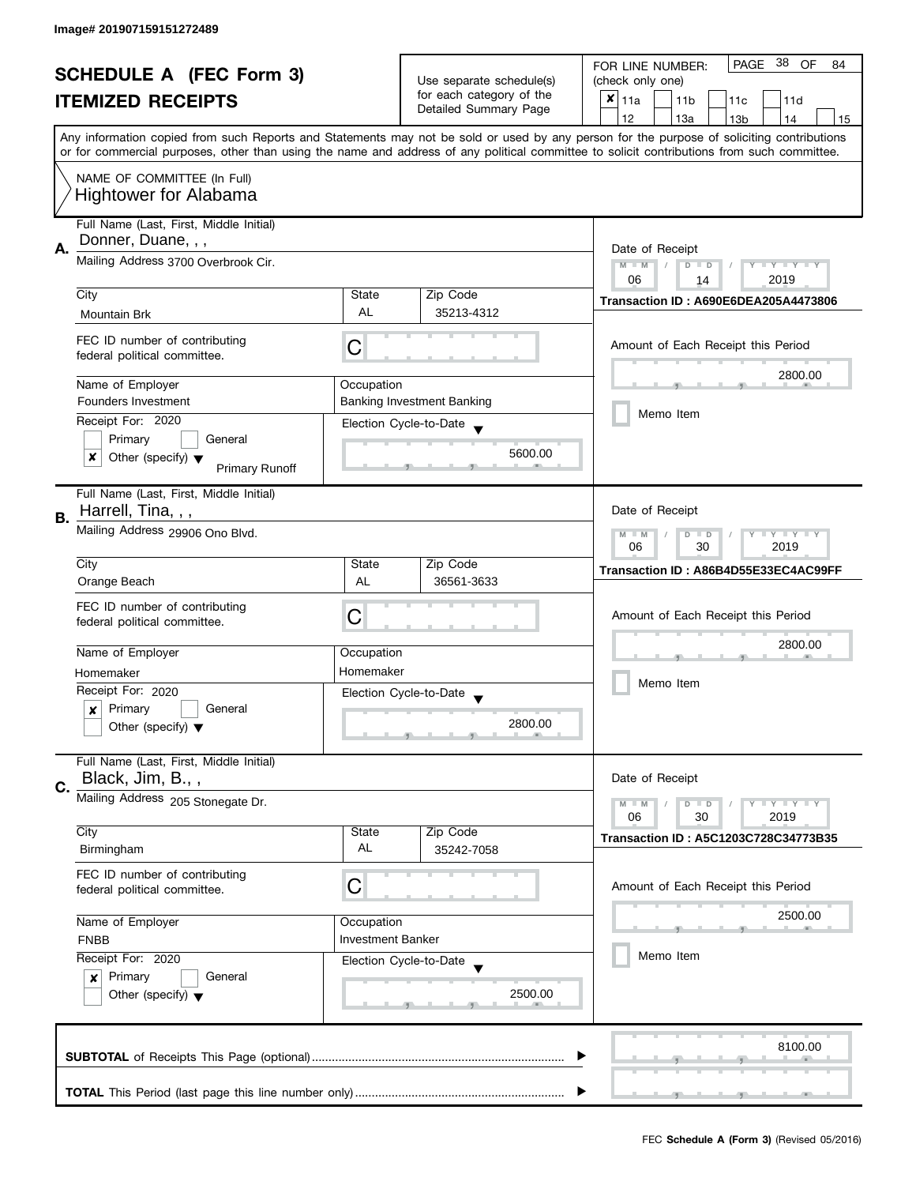Image# 201907159151272489

# SCHEDULE A (FEC Form 3)

## ITEMIZED RECEIPTS

Use separate schedule(s) for each category of the Detailed Summary Page

FOR LINE NUMBER: (check only one)

- [x] 11a
- [ ] 11b
- [ ] 11c
- [ ] 11d
- [ ] 12
- [ ] 13a
- [ ] 13b
- [ ] 14
- [ ] 15

Any information copied from such Reports and Statements may not be sold or used by any person for the purpose of soliciting contributions or for commercial purposes, other than using the name and address of any political committee to solicit contributions from such committee.

NAME OF COMMITTEE (In Full)
Hightower for Alabama

---

**A.**

Full Name (Last, First, Middle Initial): Donner, Duane, , ,

Mailing Address: 3700 Overbrook Cir.

| City | State | Zip Code |
|---|---|---|
| Mountain Brk | AL | 35213-4312 |

FEC ID number of contributing federal political committee: C

Name of Employer: Founders Investment

Occupation: Banking Investment Banking

Receipt For: 2020

- [ ] Primary
- [ ] General
- [x] Other (specify): Primary Runoff

Election Cycle-to-Date: 5600.00

Date of Receipt: 06 / 14 / 2019

Transaction ID : A690E6DEA205A4473806

Amount of Each Receipt this Period: 2800.00

- [ ] Memo Item

---

**B.**

Full Name (Last, First, Middle Initial): Harrell, Tina, , ,

Mailing Address: 29906 Ono Blvd.

| City | State | Zip Code |
|---|---|---|
| Orange Beach | AL | 36561-3633 |

FEC ID number of contributing federal political committee: C

Name of Employer: Homemaker

Occupation: Homemaker

Receipt For: 2020

- [x] Primary
- [ ] General
- [ ] Other (specify)

Election Cycle-to-Date: 2800.00

Date of Receipt: 06 / 30 / 2019

Transaction ID : A86B4D55E33EC4AC99FF

Amount of Each Receipt this Period: 2800.00

- [ ] Memo Item

---

**C.**

Full Name (Last, First, Middle Initial): Black, Jim, B., ,

Mailing Address: 205 Stonegate Dr.

| City | State | Zip Code |
|---|---|---|
| Birmingham | AL | 35242-7058 |

FEC ID number of contributing federal political committee: C

Name of Employer: FNBB

Occupation: Investment Banker

Receipt For: 2020

- [x] Primary
- [ ] General
- [ ] Other (specify)

Election Cycle-to-Date: 2500.00

Date of Receipt: 06 / 30 / 2019

Transaction ID : A5C1203C728C34773B35

Amount of Each Receipt this Period: 2500.00

- [ ] Memo Item

---

**SUBTOTAL** of Receipts This Page (optional): 8100.00

**TOTAL** This Period (last page this line number only):

FEC **Schedule A (Form 3)** (Revised 05/2016)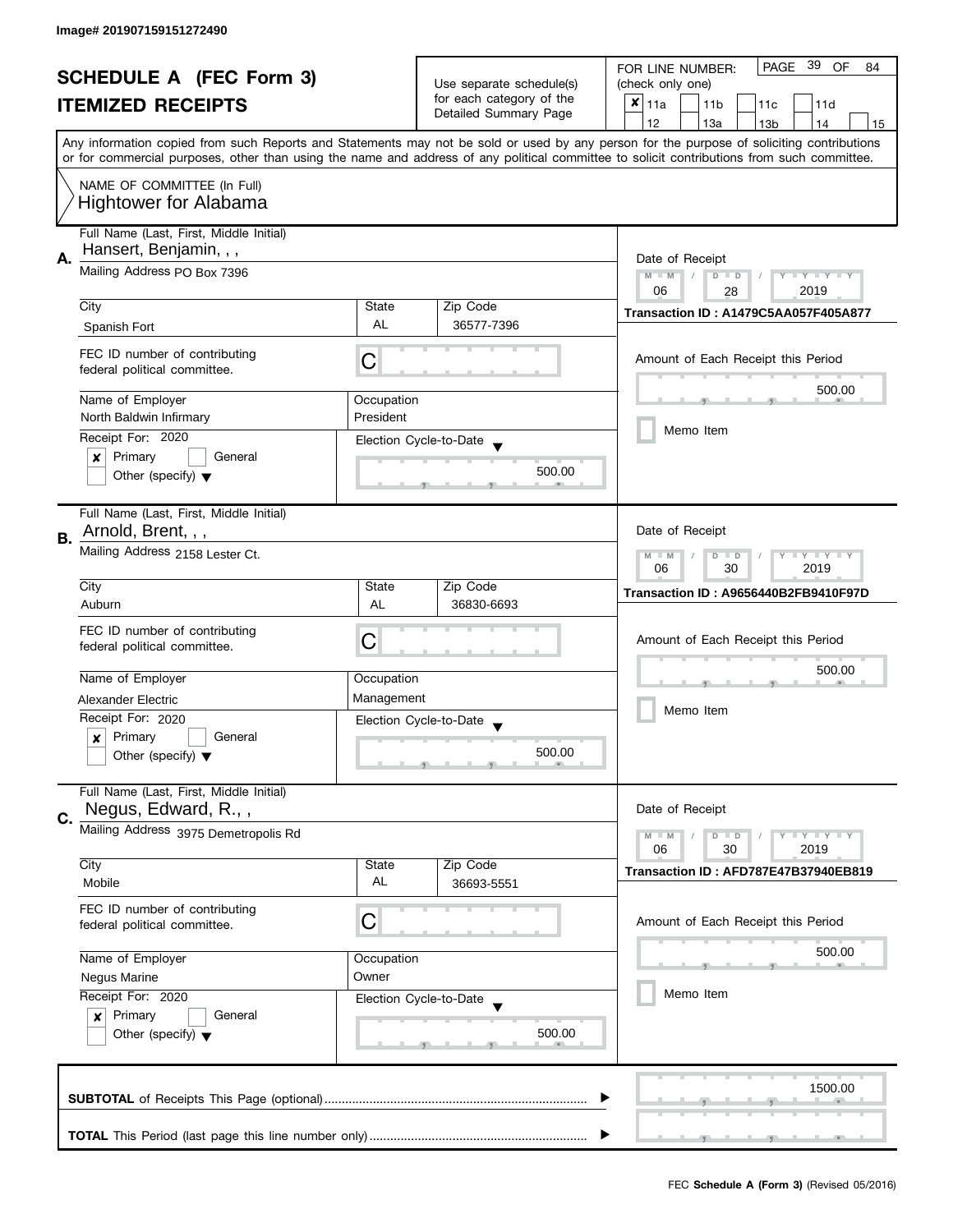Image# 201907159151272490

# SCHEDULE A (FEC Form 3)
## ITEMIZED RECEIPTS

Use separate schedule(s) for each category of the Detailed Summary Page

FOR LINE NUMBER: (check only one)

PAGE 39 OF 84

- [x] 11a
- [ ] 11b
- [ ] 11c
- [ ] 11d
- [ ] 12
- [ ] 13a
- [ ] 13b
- [ ] 14
- [ ] 15

Any information copied from such Reports and Statements may not be sold or used by any person for the purpose of soliciting contributions or for commercial purposes, other than using the name and address of any political committee to solicit contributions from such committee.

NAME OF COMMITTEE (In Full)
Hightower for Alabama

---

**A.** Full Name (Last, First, Middle Initial): Hansert, Benjamin, , ,

Mailing Address: PO Box 7396

City: Spanish Fort | State: AL | Zip Code: 36577-7396

FEC ID number of contributing federal political committee: C

Name of Employer: North Baldwin Infirmary | Occupation: President

Receipt For: 2020
- [x] Primary
- [ ] General
- [ ] Other (specify)

Election Cycle-to-Date: 500.00

Date of Receipt: 06 / 28 / 2019

Transaction ID : A1479C5AA057F405A877

Amount of Each Receipt this Period: 500.00

- [ ] Memo Item

---

**B.** Full Name (Last, First, Middle Initial): Arnold, Brent, , ,

Mailing Address: 2158 Lester Ct.

City: Auburn | State: AL | Zip Code: 36830-6693

FEC ID number of contributing federal political committee: C

Name of Employer: Alexander Electric | Occupation: Management

Receipt For: 2020
- [x] Primary
- [ ] General
- [ ] Other (specify)

Election Cycle-to-Date: 500.00

Date of Receipt: 06 / 30 / 2019

Transaction ID : A9656440B2FB9410F97D

Amount of Each Receipt this Period: 500.00

- [ ] Memo Item

---

**C.** Full Name (Last, First, Middle Initial): Negus, Edward, R., ,

Mailing Address: 3975 Demetropolis Rd

City: Mobile | State: AL | Zip Code: 36693-5551

FEC ID number of contributing federal political committee: C

Name of Employer: Negus Marine | Occupation: Owner

Receipt For: 2020
- [x] Primary
- [ ] General
- [ ] Other (specify)

Election Cycle-to-Date: 500.00

Date of Receipt: 06 / 30 / 2019

Transaction ID : AFD787E47B37940EB819

Amount of Each Receipt this Period: 500.00

- [ ] Memo Item

---

**SUBTOTAL** of Receipts This Page (optional): 1500.00

**TOTAL** This Period (last page this line number only):

FEC **Schedule A (Form 3)** (Revised 05/2016)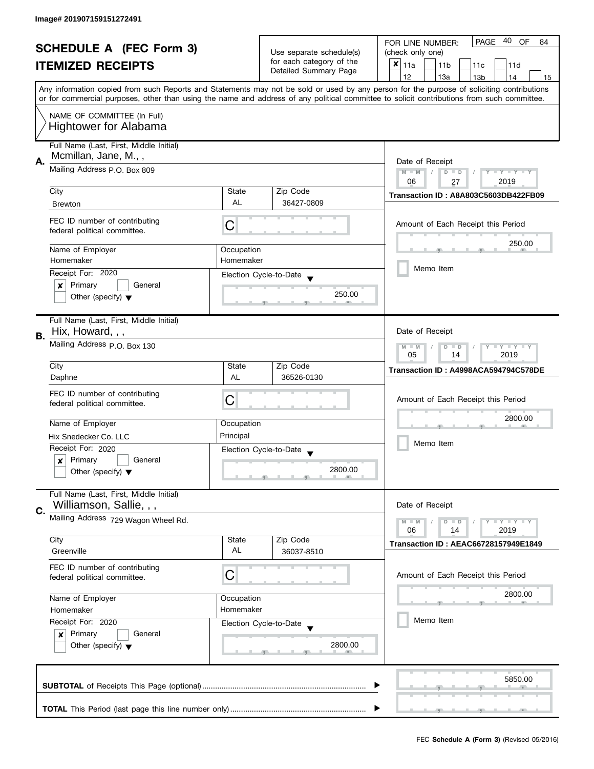Image# 201907159151272491

# SCHEDULE A (FEC Form 3)
## ITEMIZED RECEIPTS

Use separate schedule(s) for each category of the Detailed Summary Page

FOR LINE NUMBER: (check only one)

- [x] 11a
- [ ] 11b
- [ ] 11c
- [ ] 11d
- [ ] 12
- [ ] 13a
- [ ] 13b
- [ ] 14
- [ ] 15

Any information copied from such Reports and Statements may not be sold or used by any person for the purpose of soliciting contributions or for commercial purposes, other than using the name and address of any political committee to solicit contributions from such committee.

NAME OF COMMITTEE (In Full)
Hightower for Alabama

---

**A.** Full Name (Last, First, Middle Initial): Mcmillan, Jane, M., ,

Mailing Address: P.O. Box 809

City: Brewton | State: AL | Zip Code: 36427-0809

FEC ID number of contributing federal political committee: C

Name of Employer: Homemaker | Occupation: Homemaker

Receipt For: 2020 — [x] Primary [ ] General [ ] Other (specify)

Election Cycle-to-Date: 250.00

Date of Receipt: 06 / 27 / 2019

Transaction ID : A8A803C5603DB422FB09

Amount of Each Receipt this Period: 250.00

[ ] Memo Item

---

**B.** Full Name (Last, First, Middle Initial): Hix, Howard, , ,

Mailing Address: P.O. Box 130

City: Daphne | State: AL | Zip Code: 36526-0130

FEC ID number of contributing federal political committee: C

Name of Employer: Hix Snedecker Co. LLC | Occupation: Principal

Receipt For: 2020 — [x] Primary [ ] General [ ] Other (specify)

Election Cycle-to-Date: 2800.00

Date of Receipt: 05 / 14 / 2019

Transaction ID : A4998ACA594794C578DE

Amount of Each Receipt this Period: 2800.00

[ ] Memo Item

---

**C.** Full Name (Last, First, Middle Initial): Williamson, Sallie, , ,

Mailing Address: 729 Wagon Wheel Rd.

City: Greenville | State: AL | Zip Code: 36037-8510

FEC ID number of contributing federal political committee: C

Name of Employer: Homemaker | Occupation: Homemaker

Receipt For: 2020 — [x] Primary [ ] General [ ] Other (specify)

Election Cycle-to-Date: 2800.00

Date of Receipt: 06 / 14 / 2019

Transaction ID : AEAC66728157949E1849

Amount of Each Receipt this Period: 2800.00

[ ] Memo Item

---

**SUBTOTAL** of Receipts This Page (optional): 5850.00

**TOTAL** This Period (last page this line number only):

FEC **Schedule A (Form 3)** (Revised 05/2016)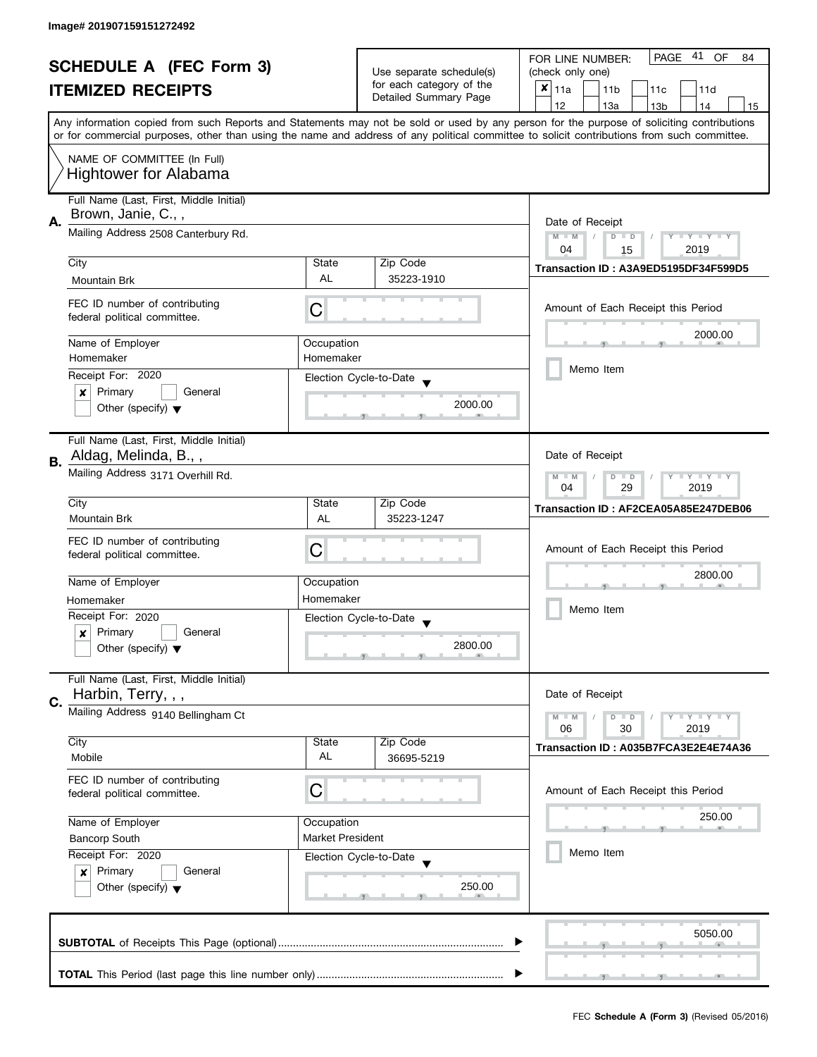Image# 201907159151272492

# SCHEDULE A (FEC Form 3)
## ITEMIZED RECEIPTS

Use separate schedule(s) for each category of the Detailed Summary Page

FOR LINE NUMBER: (check only one)

- [x] 11a
- [ ] 11b
- [ ] 11c
- [ ] 11d
- [ ] 12
- [ ] 13a
- [ ] 13b
- [ ] 14
- [ ] 15

Any information copied from such Reports and Statements may not be sold or used by any person for the purpose of soliciting contributions or for commercial purposes, other than using the name and address of any political committee to solicit contributions from such committee.

NAME OF COMMITTEE (In Full)
Hightower for Alabama

---

**A.** Full Name (Last, First, Middle Initial): Brown, Janie, C., ,

Mailing Address: 2508 Canterbury Rd.

City: Mountain Brk | State: AL | Zip Code: 35223-1910

FEC ID number of contributing federal political committee: C

Name of Employer: Homemaker | Occupation: Homemaker

Receipt For: 2020 — [x] Primary [ ] General [ ] Other (specify)

Election Cycle-to-Date: 2000.00

Date of Receipt: 04 / 15 / 2019

Transaction ID : A3A9ED5195DF34F599D5

Amount of Each Receipt this Period: 2000.00

[ ] Memo Item

---

**B.** Full Name (Last, First, Middle Initial): Aldag, Melinda, B., ,

Mailing Address: 3171 Overhill Rd.

City: Mountain Brk | State: AL | Zip Code: 35223-1247

FEC ID number of contributing federal political committee: C

Name of Employer: Homemaker | Occupation: Homemaker

Receipt For: 2020 — [x] Primary [ ] General [ ] Other (specify)

Election Cycle-to-Date: 2800.00

Date of Receipt: 04 / 29 / 2019

Transaction ID : AF2CEA05A85E247DEB06

Amount of Each Receipt this Period: 2800.00

[ ] Memo Item

---

**C.** Full Name (Last, First, Middle Initial): Harbin, Terry, , ,

Mailing Address: 9140 Bellingham Ct

City: Mobile | State: AL | Zip Code: 36695-5219

FEC ID number of contributing federal political committee: C

Name of Employer: Bancorp South | Occupation: Market President

Receipt For: 2020 — [x] Primary [ ] General [ ] Other (specify)

Election Cycle-to-Date: 250.00

Date of Receipt: 06 / 30 / 2019

Transaction ID : A035B7FCA3E2E4E74A36

Amount of Each Receipt this Period: 250.00

[ ] Memo Item

---

**SUBTOTAL** of Receipts This Page (optional): 5050.00

**TOTAL** This Period (last page this line number only):

FEC **Schedule A (Form 3)** (Revised 05/2016)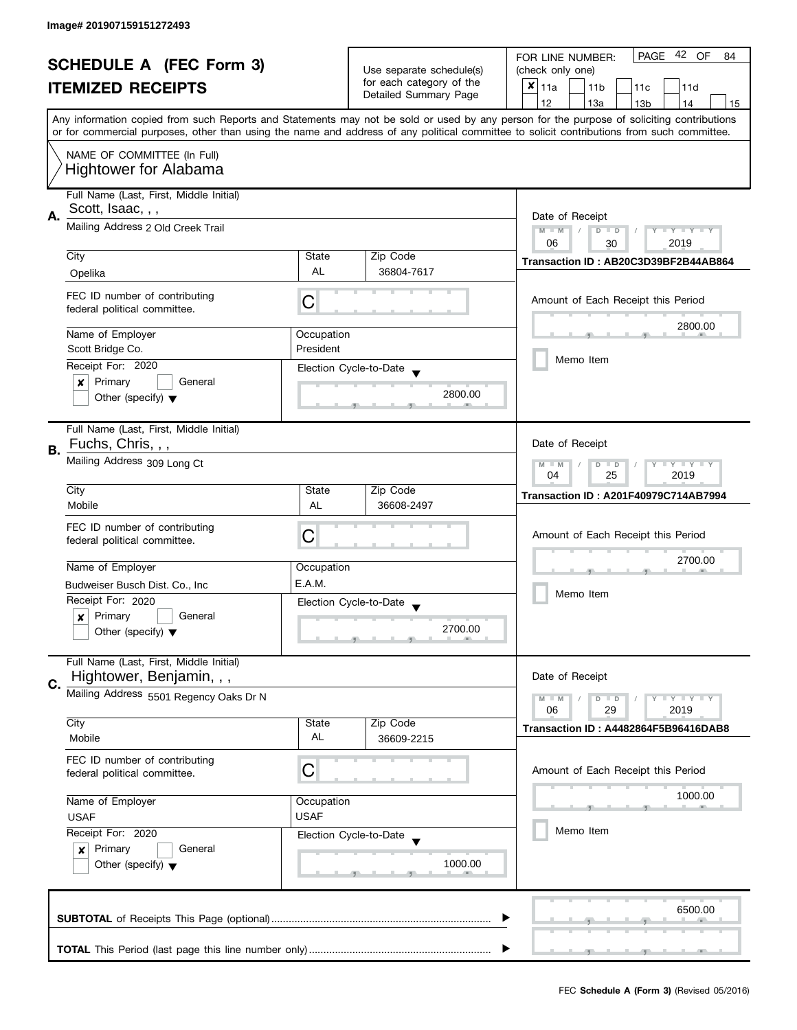Image# 201907159151272493

# SCHEDULE A (FEC Form 3)

## ITEMIZED RECEIPTS

Use separate schedule(s) for each category of the Detailed Summary Page

FOR LINE NUMBER: (check only one)

- [x] 11a
- [ ] 11b
- [ ] 11c
- [ ] 11d
- [ ] 12
- [ ] 13a
- [ ] 13b
- [ ] 14
- [ ] 15

Any information copied from such Reports and Statements may not be sold or used by any person for the purpose of soliciting contributions or for commercial purposes, other than using the name and address of any political committee to solicit contributions from such committee.

NAME OF COMMITTEE (In Full)
Hightower for Alabama

---

**A.** Full Name (Last, First, Middle Initial): Scott, Isaac, , ,

Mailing Address: 2 Old Creek Trail

City: Opelika | State: AL | Zip Code: 36804-7617

FEC ID number of contributing federal political committee: C

Name of Employer: Scott Bridge Co.

Occupation: President

Receipt For: 2020

- [x] Primary
- [ ] General
- [ ] Other (specify)

Election Cycle-to-Date: 2800.00

Date of Receipt: 06 / 30 / 2019

Transaction ID : AB20C3D39BF2B44AB864

Amount of Each Receipt this Period: 2800.00

- [ ] Memo Item

---

**B.** Full Name (Last, First, Middle Initial): Fuchs, Chris, , ,

Mailing Address: 309 Long Ct

City: Mobile | State: AL | Zip Code: 36608-2497

FEC ID number of contributing federal political committee: C

Name of Employer: Budweiser Busch Dist. Co., Inc

Occupation: E.A.M.

Receipt For: 2020

- [x] Primary
- [ ] General
- [ ] Other (specify)

Election Cycle-to-Date: 2700.00

Date of Receipt: 04 / 25 / 2019

Transaction ID : A201F40979C714AB7994

Amount of Each Receipt this Period: 2700.00

- [ ] Memo Item

---

**C.** Full Name (Last, First, Middle Initial): Hightower, Benjamin, , ,

Mailing Address: 5501 Regency Oaks Dr N

City: Mobile | State: AL | Zip Code: 36609-2215

FEC ID number of contributing federal political committee: C

Name of Employer: USAF

Occupation: USAF

Receipt For: 2020

- [x] Primary
- [ ] General
- [ ] Other (specify)

Election Cycle-to-Date: 1000.00

Date of Receipt: 06 / 29 / 2019

Transaction ID : A4482864F5B96416DAB8

Amount of Each Receipt this Period: 1000.00

- [ ] Memo Item

---

**SUBTOTAL** of Receipts This Page (optional): 6500.00

**TOTAL** This Period (last page this line number only):

FEC **Schedule A (Form 3)** (Revised 05/2016)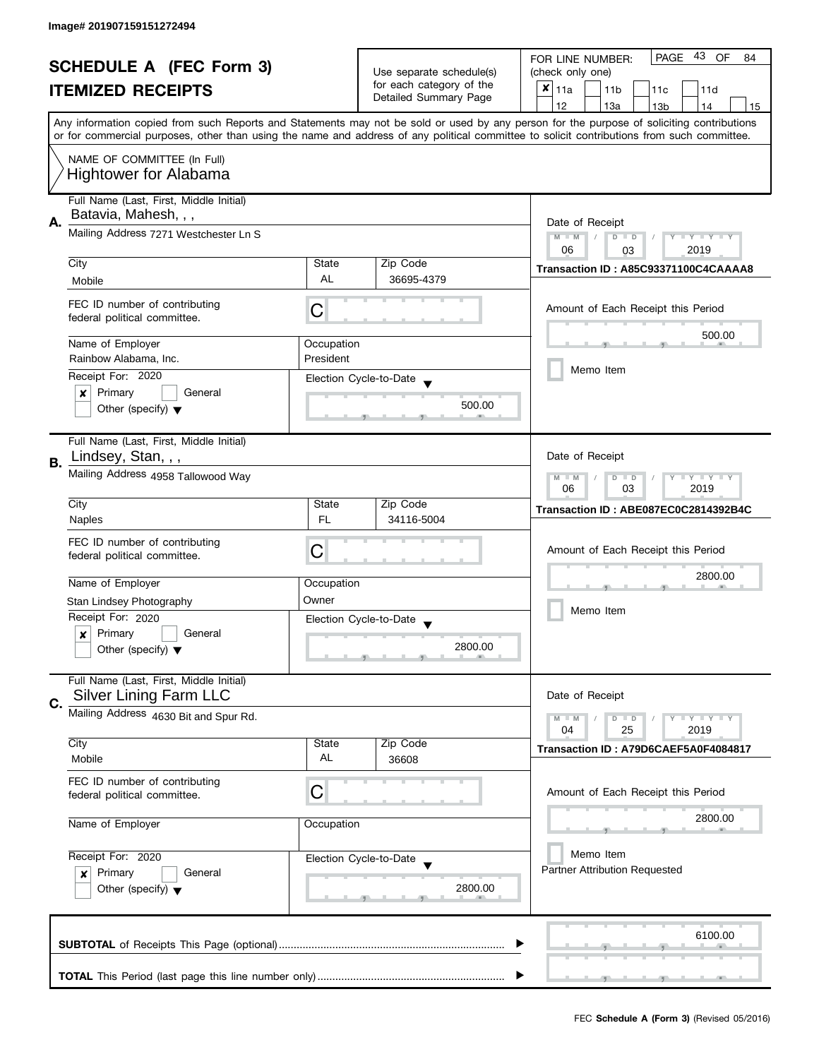Image# 201907159151272494

# SCHEDULE A (FEC Form 3)
## ITEMIZED RECEIPTS

Use separate schedule(s) for each category of the Detailed Summary Page

FOR LINE NUMBER: (check only one)

- [x] 11a
- [ ] 11b
- [ ] 11c
- [ ] 11d
- [ ] 12
- [ ] 13a
- [ ] 13b
- [ ] 14
- [ ] 15

PAGE 43 OF 84

Any information copied from such Reports and Statements may not be sold or used by any person for the purpose of soliciting contributions or for commercial purposes, other than using the name and address of any political committee to solicit contributions from such committee.

NAME OF COMMITTEE (In Full)
Hightower for Alabama

---

**A.** Full Name (Last, First, Middle Initial): Batavia, Mahesh, , ,

Mailing Address: 7271 Westchester Ln S

City: Mobile | State: AL | Zip Code: 36695-4379

FEC ID number of contributing federal political committee: C

Name of Employer: Rainbow Alabama, Inc.
Occupation: President

Receipt For: 2020
- [x] Primary
- [ ] General
- [ ] Other (specify)

Election Cycle-to-Date: 500.00

Date of Receipt: 06 / 03 / 2019

Transaction ID : A85C93371100C4CAAAA8

Amount of Each Receipt this Period: 500.00

- [ ] Memo Item

---

**B.** Full Name (Last, First, Middle Initial): Lindsey, Stan, , ,

Mailing Address: 4958 Tallowood Way

City: Naples | State: FL | Zip Code: 34116-5004

FEC ID number of contributing federal political committee: C

Name of Employer: Stan Lindsey Photography
Occupation: Owner

Receipt For: 2020
- [x] Primary
- [ ] General
- [ ] Other (specify)

Election Cycle-to-Date: 2800.00

Date of Receipt: 06 / 03 / 2019

Transaction ID : ABE087EC0C2814392B4C

Amount of Each Receipt this Period: 2800.00

- [ ] Memo Item

---

**C.** Full Name (Last, First, Middle Initial): Silver Lining Farm LLC

Mailing Address: 4630 Bit and Spur Rd.

City: Mobile | State: AL | Zip Code: 36608

FEC ID number of contributing federal political committee: C

Name of Employer:
Occupation:

Receipt For: 2020
- [x] Primary
- [ ] General
- [ ] Other (specify)

Election Cycle-to-Date: 2800.00

Date of Receipt: 04 / 25 / 2019

Transaction ID : A79D6CAEF5A0F4084817

Amount of Each Receipt this Period: 2800.00

- [ ] Memo Item

Partner Attribution Requested

---

**SUBTOTAL** of Receipts This Page (optional): 6100.00

**TOTAL** This Period (last page this line number only):

FEC **Schedule A (Form 3)** (Revised 05/2016)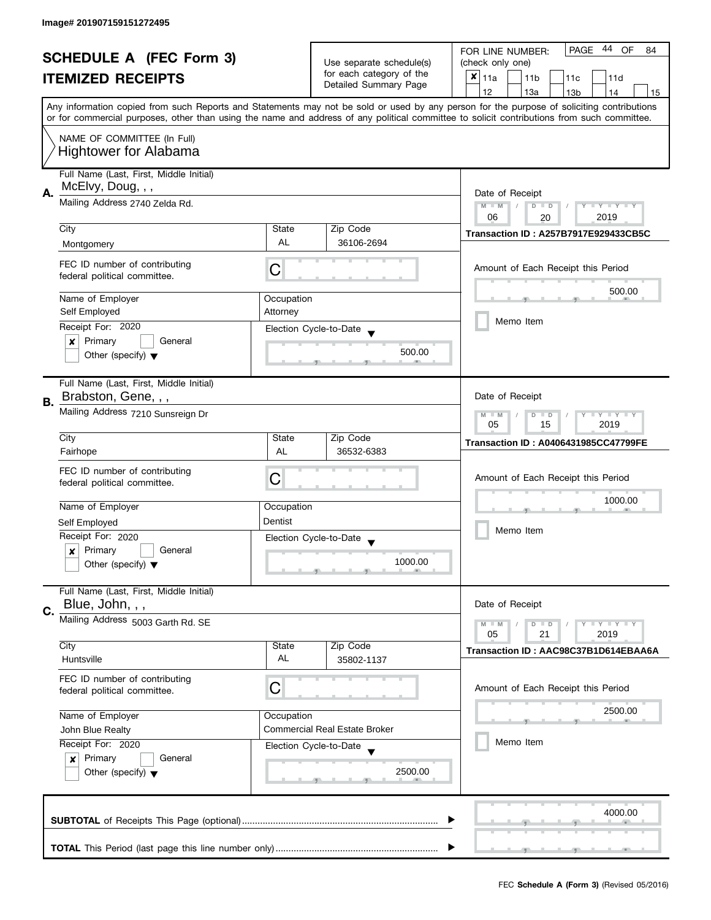Image# 201907159151272495

# SCHEDULE A (FEC Form 3)

## ITEMIZED RECEIPTS

Use separate schedule(s) for each category of the Detailed Summary Page

FOR LINE NUMBER: (check only one)

- [x] 11a
- [ ] 11b
- [ ] 11c
- [ ] 11d
- [ ] 12
- [ ] 13a
- [ ] 13b
- [ ] 14
- [ ] 15

PAGE 44 OF 84

Any information copied from such Reports and Statements may not be sold or used by any person for the purpose of soliciting contributions or for commercial purposes, other than using the name and address of any political committee to solicit contributions from such committee.

NAME OF COMMITTEE (In Full)
Hightower for Alabama

---

**A.** Full Name (Last, First, Middle Initial): McElvy, Doug, , ,

Mailing Address: 2740 Zelda Rd.

| City | State | Zip Code |
|---|---|---|
| Montgomery | AL | 36106-2694 |

FEC ID number of contributing federal political committee: C

| Name of Employer | Occupation |
|---|---|
| Self Employed | Attorney |

Receipt For: 2020
- [x] Primary
- [ ] General
- [ ] Other (specify)

Election Cycle-to-Date: 500.00

Date of Receipt: 06 / 20 / 2019

Transaction ID : A257B7917E929433CB5C

Amount of Each Receipt this Period: 500.00

- [ ] Memo Item

---

**B.** Full Name (Last, First, Middle Initial): Brabston, Gene, , ,

Mailing Address: 7210 Sunsreign Dr

| City | State | Zip Code |
|---|---|---|
| Fairhope | AL | 36532-6383 |

FEC ID number of contributing federal political committee: C

| Name of Employer | Occupation |
|---|---|
| Self Employed | Dentist |

Receipt For: 2020
- [x] Primary
- [ ] General
- [ ] Other (specify)

Election Cycle-to-Date: 1000.00

Date of Receipt: 05 / 15 / 2019

Transaction ID : A0406431985CC47799FE

Amount of Each Receipt this Period: 1000.00

- [ ] Memo Item

---

**C.** Full Name (Last, First, Middle Initial): Blue, John, , ,

Mailing Address: 5003 Garth Rd. SE

| City | State | Zip Code |
|---|---|---|
| Huntsville | AL | 35802-1137 |

FEC ID number of contributing federal political committee: C

| Name of Employer | Occupation |
|---|---|
| John Blue Realty | Commercial Real Estate Broker |

Receipt For: 2020
- [x] Primary
- [ ] General
- [ ] Other (specify)

Election Cycle-to-Date: 2500.00

Date of Receipt: 05 / 21 / 2019

Transaction ID : AAC98C37B1D614EBAA6A

Amount of Each Receipt this Period: 2500.00

- [ ] Memo Item

---

**SUBTOTAL** of Receipts This Page (optional): 4000.00

**TOTAL** This Period (last page this line number only):

FEC **Schedule A (Form 3)** (Revised 05/2016)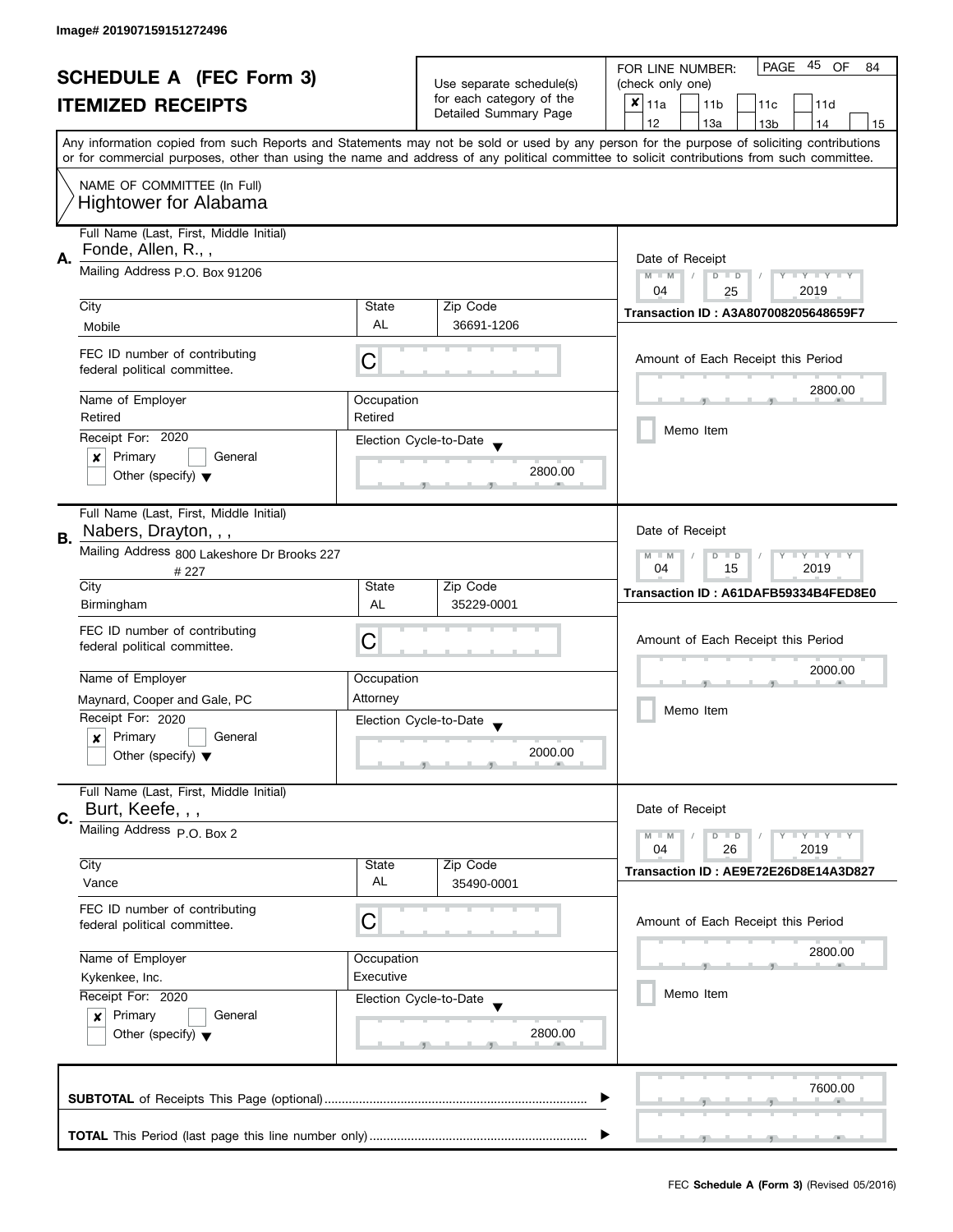Image# 201907159151272496

# SCHEDULE A (FEC Form 3)

## ITEMIZED RECEIPTS

Use separate schedule(s) for each category of the Detailed Summary Page

FOR LINE NUMBER: (check only one)

- [x] 11a
- [ ] 11b
- [ ] 11c
- [ ] 11d
- [ ] 12
- [ ] 13a
- [ ] 13b
- [ ] 14
- [ ] 15

PAGE 45 OF 84

Any information copied from such Reports and Statements may not be sold or used by any person for the purpose of soliciting contributions or for commercial purposes, other than using the name and address of any political committee to solicit contributions from such committee.

NAME OF COMMITTEE (In Full)
Hightower for Alabama

---

**A.** Full Name (Last, First, Middle Initial): Fonde, Allen, R., ,

Mailing Address: P.O. Box 91206

| City | State | Zip Code |
|---|---|---|
| Mobile | AL | 36691-1206 |

FEC ID number of contributing federal political committee: C

Name of Employer: Retired
Occupation: Retired

Receipt For: 2020
- [x] Primary
- [ ] General
- [ ] Other (specify)

Election Cycle-to-Date: 2800.00

Date of Receipt: 04 / 25 / 2019

Transaction ID : A3A807008205648659F7

Amount of Each Receipt this Period: 2800.00

- [ ] Memo Item

---

**B.** Full Name (Last, First, Middle Initial): Nabers, Drayton, , ,

Mailing Address: 800 Lakeshore Dr Brooks 227 # 227

| City | State | Zip Code |
|---|---|---|
| Birmingham | AL | 35229-0001 |

FEC ID number of contributing federal political committee: C

Name of Employer: Maynard, Cooper and Gale, PC
Occupation: Attorney

Receipt For: 2020
- [x] Primary
- [ ] General
- [ ] Other (specify)

Election Cycle-to-Date: 2000.00

Date of Receipt: 04 / 15 / 2019

Transaction ID : A61DAFB59334B4FED8E0

Amount of Each Receipt this Period: 2000.00

- [ ] Memo Item

---

**C.** Full Name (Last, First, Middle Initial): Burt, Keefe, , ,

Mailing Address: P.O. Box 2

| City | State | Zip Code |
|---|---|---|
| Vance | AL | 35490-0001 |

FEC ID number of contributing federal political committee: C

Name of Employer: Kykenkee, Inc.
Occupation: Executive

Receipt For: 2020
- [x] Primary
- [ ] General
- [ ] Other (specify)

Election Cycle-to-Date: 2800.00

Date of Receipt: 04 / 26 / 2019

Transaction ID : AE9E72E26D8E14A3D827

Amount of Each Receipt this Period: 2800.00

- [ ] Memo Item

---

**SUBTOTAL** of Receipts This Page (optional): 7600.00

**TOTAL** This Period (last page this line number only):

FEC **Schedule A (Form 3)** (Revised 05/2016)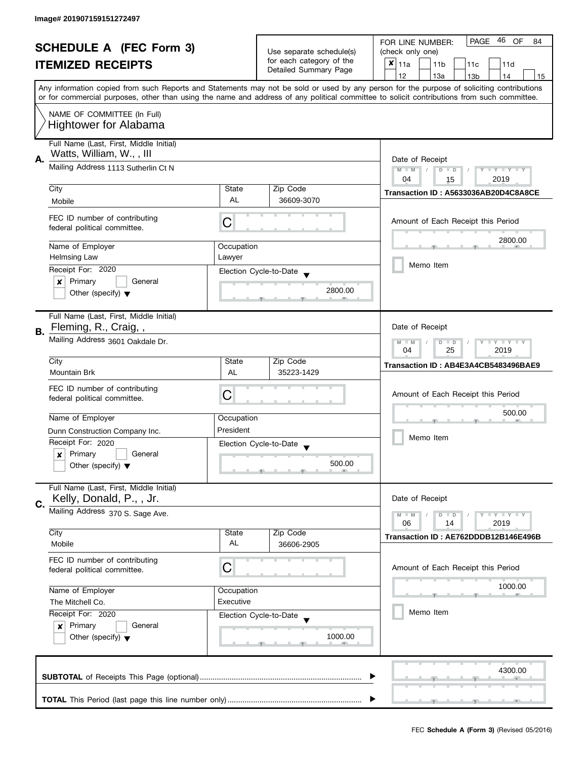Image# 201907159151272497

# SCHEDULE A (FEC Form 3)
## ITEMIZED RECEIPTS

Use separate schedule(s) for each category of the Detailed Summary Page

FOR LINE NUMBER: (check only one)

- [x] 11a
- [ ] 11b
- [ ] 11c
- [ ] 11d
- [ ] 12
- [ ] 13a
- [ ] 13b
- [ ] 14
- [ ] 15

Any information copied from such Reports and Statements may not be sold or used by any person for the purpose of soliciting contributions or for commercial purposes, other than using the name and address of any political committee to solicit contributions from such committee.

NAME OF COMMITTEE (In Full)
Hightower for Alabama

---

**A.**

| Field | Value |
|---|---|
| Full Name (Last, First, Middle Initial) | Watts, William, W., , III |
| Mailing Address | 1113 Sutherlin Ct N |
| City | Mobile |
| State | AL |
| Zip Code | 36609-3070 |
| FEC ID number of contributing federal political committee. | C |
| Name of Employer | Helmsing Law |
| Occupation | Lawyer |
| Receipt For: | 2020 |
| | [x] Primary [ ] General |
| | Other (specify) |
| Election Cycle-to-Date | 2800.00 |
| Date of Receipt | 04 / 15 / 2019 |
| Transaction ID | A5633036AB20D4C8A8CE |
| Amount of Each Receipt this Period | 2800.00 |
| Memo Item | [ ] |

---

**B.**

| Field | Value |
|---|---|
| Full Name (Last, First, Middle Initial) | Fleming, R., Craig, , |
| Mailing Address | 3601 Oakdale Dr. |
| City | Mountain Brk |
| State | AL |
| Zip Code | 35223-1429 |
| FEC ID number of contributing federal political committee. | C |
| Name of Employer | Dunn Construction Company Inc. |
| Occupation | President |
| Receipt For: | 2020 |
| | [x] Primary [ ] General |
| | Other (specify) |
| Election Cycle-to-Date | 500.00 |
| Date of Receipt | 04 / 25 / 2019 |
| Transaction ID | AB4E3A4CB5483496BAE9 |
| Amount of Each Receipt this Period | 500.00 |
| Memo Item | [ ] |

---

**C.**

| Field | Value |
|---|---|
| Full Name (Last, First, Middle Initial) | Kelly, Donald, P., , Jr. |
| Mailing Address | 370 S. Sage Ave. |
| City | Mobile |
| State | AL |
| Zip Code | 36606-2905 |
| FEC ID number of contributing federal political committee. | C |
| Name of Employer | The Mitchell Co. |
| Occupation | Executive |
| Receipt For: | 2020 |
| | [x] Primary [ ] General |
| | Other (specify) |
| Election Cycle-to-Date | 1000.00 |
| Date of Receipt | 06 / 14 / 2019 |
| Transaction ID | AE762DDDB12B146E496B |
| Amount of Each Receipt this Period | 1000.00 |
| Memo Item | [ ] |

---

**SUBTOTAL** of Receipts This Page (optional) ▶ 4300.00

**TOTAL** This Period (last page this line number only) ▶

FEC **Schedule A (Form 3)** (Revised 05/2016)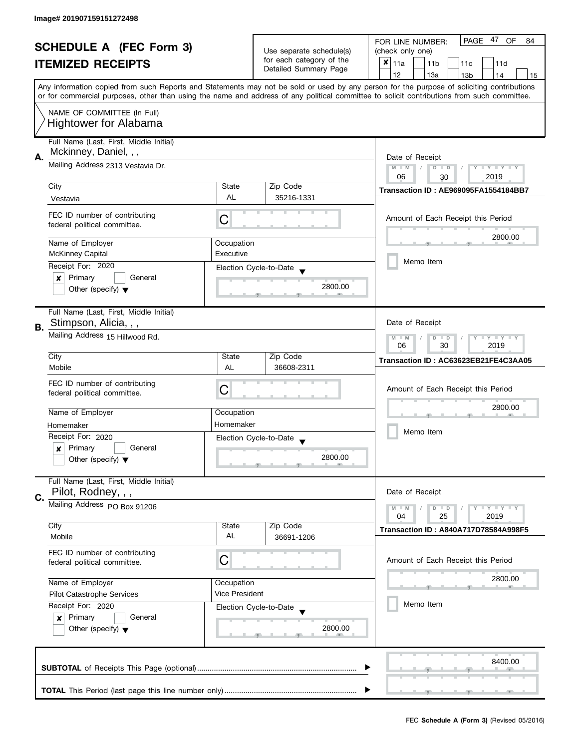Image# 201907159151272498

# SCHEDULE A (FEC Form 3)

## ITEMIZED RECEIPTS

Use separate schedule(s) for each category of the Detailed Summary Page

FOR LINE NUMBER: (check only one)

- [x] 11a
- [ ] 11b
- [ ] 11c
- [ ] 11d
- [ ] 12
- [ ] 13a
- [ ] 13b
- [ ] 14
- [ ] 15

PAGE 47 OF 84

Any information copied from such Reports and Statements may not be sold or used by any person for the purpose of soliciting contributions or for commercial purposes, other than using the name and address of any political committee to solicit contributions from such committee.

NAME OF COMMITTEE (In Full)
Hightower for Alabama

---

**A.**

Full Name (Last, First, Middle Initial): Mckinney, Daniel, , ,

Mailing Address: 2313 Vestavia Dr.

| City | State | Zip Code |
|---|---|---|
| Vestavia | AL | 35216-1331 |

FEC ID number of contributing federal political committee: C

| Name of Employer | Occupation |
|---|---|
| McKinney Capital | Executive |

Receipt For: 2020
- [x] Primary
- [ ] General
- [ ] Other (specify)

Election Cycle-to-Date: 2800.00

Date of Receipt: 06 / 30 / 2019

Transaction ID : AE969095FA1554184BB7

Amount of Each Receipt this Period: 2800.00

- [ ] Memo Item

---

**B.**

Full Name (Last, First, Middle Initial): Stimpson, Alicia, , ,

Mailing Address: 15 Hillwood Rd.

| City | State | Zip Code |
|---|---|---|
| Mobile | AL | 36608-2311 |

FEC ID number of contributing federal political committee: C

| Name of Employer | Occupation |
|---|---|
| Homemaker | Homemaker |

Receipt For: 2020
- [x] Primary
- [ ] General
- [ ] Other (specify)

Election Cycle-to-Date: 2800.00

Date of Receipt: 06 / 30 / 2019

Transaction ID : AC63623EB21FE4C3AA05

Amount of Each Receipt this Period: 2800.00

- [ ] Memo Item

---

**C.**

Full Name (Last, First, Middle Initial): Pilot, Rodney, , ,

Mailing Address: PO Box 91206

| City | State | Zip Code |
|---|---|---|
| Mobile | AL | 36691-1206 |

FEC ID number of contributing federal political committee: C

| Name of Employer | Occupation |
|---|---|
| Pilot Catastrophe Services | Vice President |

Receipt For: 2020
- [x] Primary
- [ ] General
- [ ] Other (specify)

Election Cycle-to-Date: 2800.00

Date of Receipt: 04 / 25 / 2019

Transaction ID : A840A717D78584A998F5

Amount of Each Receipt this Period: 2800.00

- [ ] Memo Item

---

**SUBTOTAL** of Receipts This Page (optional) ........ 8400.00

**TOTAL** This Period (last page this line number only) ........

FEC **Schedule A (Form 3)** (Revised 05/2016)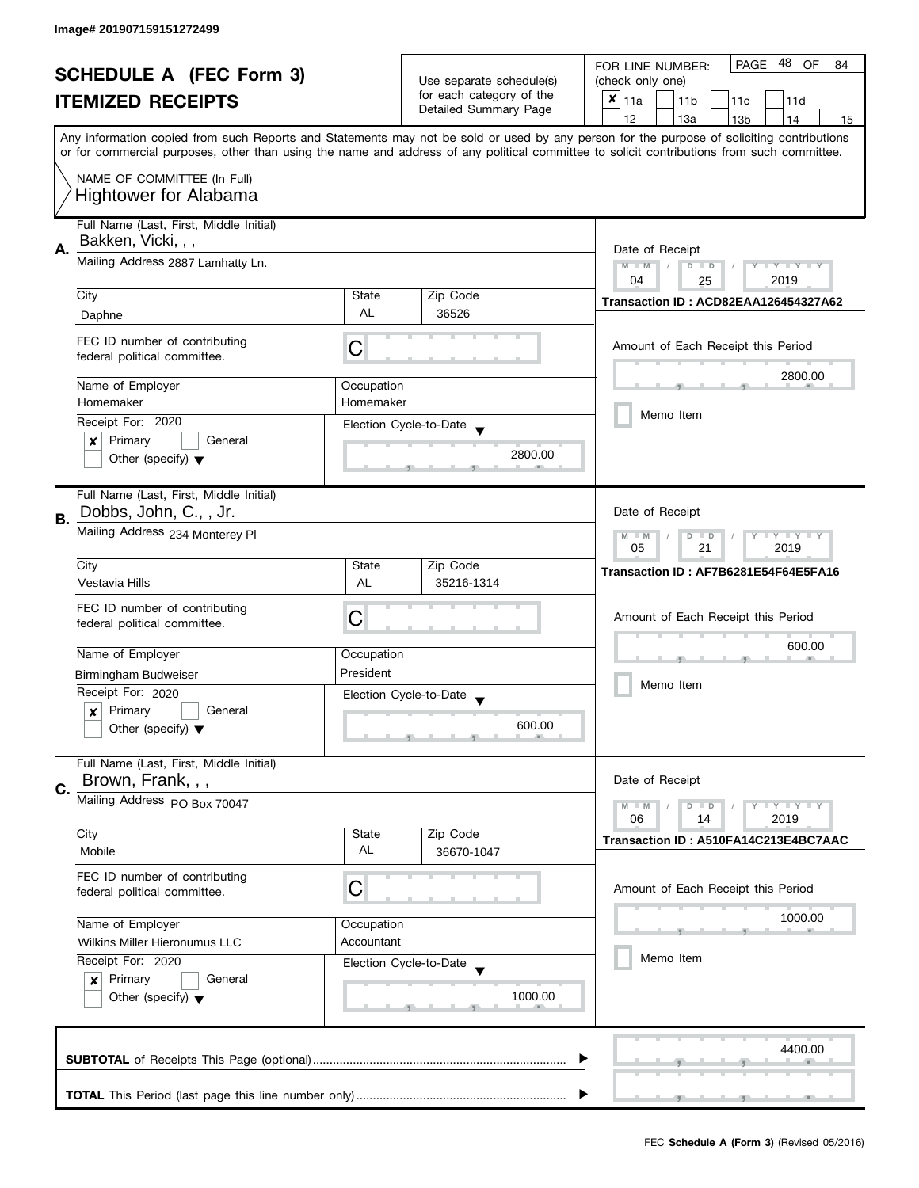Image# 201907159151272499

# SCHEDULE A (FEC Form 3)
## ITEMIZED RECEIPTS

Use separate schedule(s) for each category of the Detailed Summary Page

FOR LINE NUMBER: (check only one)

- [x] 11a
- [ ] 11b
- [ ] 11c
- [ ] 11d
- [ ] 12
- [ ] 13a
- [ ] 13b
- [ ] 14
- [ ] 15

PAGE 48 OF 84

Any information copied from such Reports and Statements may not be sold or used by any person for the purpose of soliciting contributions or for commercial purposes, other than using the name and address of any political committee to solicit contributions from such committee.

NAME OF COMMITTEE (In Full)
Hightower for Alabama

---

**A.** Full Name (Last, First, Middle Initial): Bakken, Vicki, , ,

Mailing Address: 2887 Lamhatty Ln.

| City | State | Zip Code |
|---|---|---|
| Daphne | AL | 36526 |

FEC ID number of contributing federal political committee: C

| Name of Employer | Occupation |
|---|---|
| Homemaker | Homemaker |

Receipt For: 2020
- [x] Primary
- [ ] General
- [ ] Other (specify)

Election Cycle-to-Date: 2800.00

Date of Receipt: 04 / 25 / 2019

Transaction ID : ACD82EAA126454327A62

Amount of Each Receipt this Period: 2800.00

- [ ] Memo Item

---

**B.** Full Name (Last, First, Middle Initial): Dobbs, John, C., , Jr.

Mailing Address: 234 Monterey Pl

| City | State | Zip Code |
|---|---|---|
| Vestavia Hills | AL | 35216-1314 |

FEC ID number of contributing federal political committee: C

| Name of Employer | Occupation |
|---|---|
| Birmingham Budweiser | President |

Receipt For: 2020
- [x] Primary
- [ ] General
- [ ] Other (specify)

Election Cycle-to-Date: 600.00

Date of Receipt: 05 / 21 / 2019

Transaction ID : AF7B6281E54F64E5FA16

Amount of Each Receipt this Period: 600.00

- [ ] Memo Item

---

**C.** Full Name (Last, First, Middle Initial): Brown, Frank, , ,

Mailing Address: PO Box 70047

| City | State | Zip Code |
|---|---|---|
| Mobile | AL | 36670-1047 |

FEC ID number of contributing federal political committee: C

| Name of Employer | Occupation |
|---|---|
| Wilkins Miller Hieronumus LLC | Accountant |

Receipt For: 2020
- [x] Primary
- [ ] General
- [ ] Other (specify)

Election Cycle-to-Date: 1000.00

Date of Receipt: 06 / 14 / 2019

Transaction ID : A510FA14C213E4BC7AAC

Amount of Each Receipt this Period: 1000.00

- [ ] Memo Item

---

**SUBTOTAL** of Receipts This Page (optional): 4400.00

**TOTAL** This Period (last page this line number only):

FEC **Schedule A (Form 3)** (Revised 05/2016)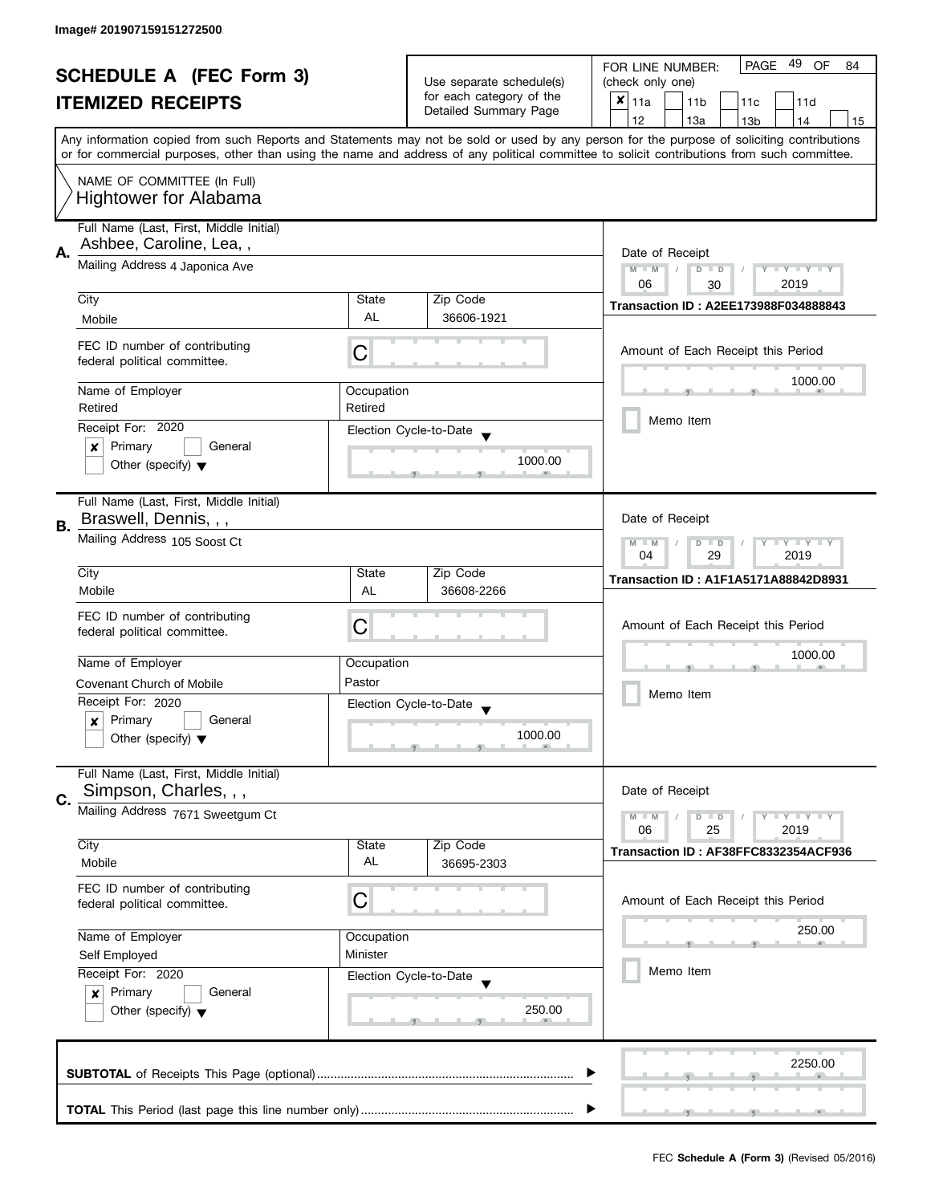Image# 201907159151272500

# SCHEDULE A (FEC Form 3)
## ITEMIZED RECEIPTS

Use separate schedule(s) for each category of the Detailed Summary Page

FOR LINE NUMBER: (check only one)

- [x] 11a
- [ ] 11b
- [ ] 11c
- [ ] 11d
- [ ] 12
- [ ] 13a
- [ ] 13b
- [ ] 14
- [ ] 15

PAGE 49 OF 84

Any information copied from such Reports and Statements may not be sold or used by any person for the purpose of soliciting contributions or for commercial purposes, other than using the name and address of any political committee to solicit contributions from such committee.

NAME OF COMMITTEE (In Full)
Hightower for Alabama

---

**A.** Full Name (Last, First, Middle Initial): Ashbee, Caroline, Lea, ,

Mailing Address: 4 Japonica Ave

City: Mobile | State: AL | Zip Code: 36606-1921

FEC ID number of contributing federal political committee: C

Name of Employer: Retired | Occupation: Retired

Receipt For: 2020
- [x] Primary
- [ ] General
- [ ] Other (specify)

Election Cycle-to-Date: 1000.00

Date of Receipt: 06 / 30 / 2019

Transaction ID : A2EE173988F034888843

Amount of Each Receipt this Period: 1000.00

- [ ] Memo Item

---

**B.** Full Name (Last, First, Middle Initial): Braswell, Dennis, , ,

Mailing Address: 105 Soost Ct

City: Mobile | State: AL | Zip Code: 36608-2266

FEC ID number of contributing federal political committee: C

Name of Employer: Covenant Church of Mobile | Occupation: Pastor

Receipt For: 2020
- [x] Primary
- [ ] General
- [ ] Other (specify)

Election Cycle-to-Date: 1000.00

Date of Receipt: 04 / 29 / 2019

Transaction ID : A1F1A5171A88842D8931

Amount of Each Receipt this Period: 1000.00

- [ ] Memo Item

---

**C.** Full Name (Last, First, Middle Initial): Simpson, Charles, , ,

Mailing Address: 7671 Sweetgum Ct

City: Mobile | State: AL | Zip Code: 36695-2303

FEC ID number of contributing federal political committee: C

Name of Employer: Self Employed | Occupation: Minister

Receipt For: 2020
- [x] Primary
- [ ] General
- [ ] Other (specify)

Election Cycle-to-Date: 250.00

Date of Receipt: 06 / 25 / 2019

Transaction ID : AF38FFC8332354ACF936

Amount of Each Receipt this Period: 250.00

- [ ] Memo Item

---

**SUBTOTAL** of Receipts This Page (optional): 2250.00

**TOTAL** This Period (last page this line number only):

FEC **Schedule A (Form 3)** (Revised 05/2016)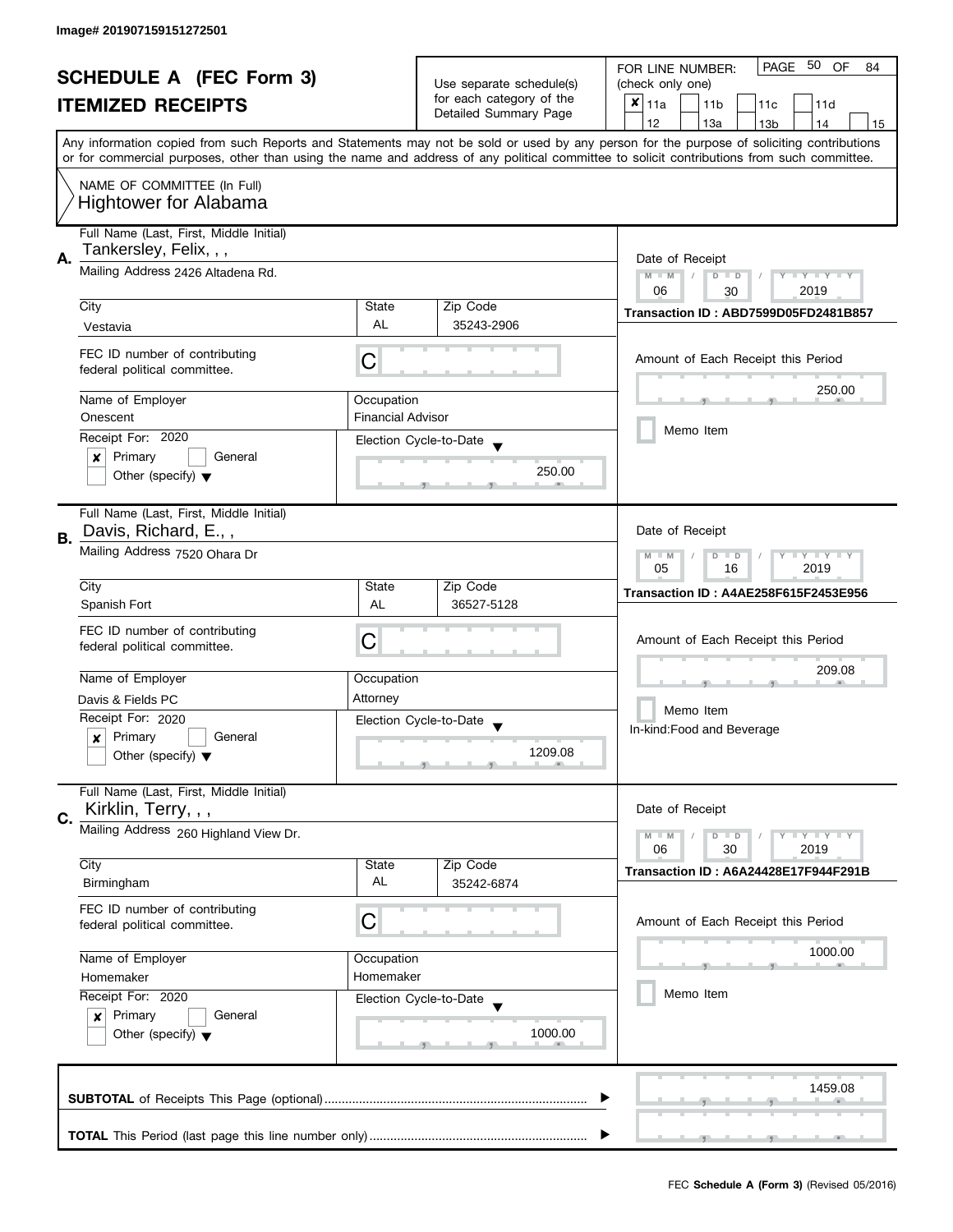Image# 201907159151272501

# SCHEDULE A (FEC Form 3)
## ITEMIZED RECEIPTS

Use separate schedule(s) for each category of the Detailed Summary Page

FOR LINE NUMBER: (check only one)

- [x] 11a
- [ ] 11b
- [ ] 11c
- [ ] 11d
- [ ] 12
- [ ] 13a
- [ ] 13b
- [ ] 14
- [ ] 15

PAGE 50 OF 84

Any information copied from such Reports and Statements may not be sold or used by any person for the purpose of soliciting contributions or for commercial purposes, other than using the name and address of any political committee to solicit contributions from such committee.

NAME OF COMMITTEE (In Full)
Hightower for Alabama

---

**A.** Full Name (Last, First, Middle Initial): Tankersley, Felix, , ,

Mailing Address: 2426 Altadena Rd.

| City | State | Zip Code |
|---|---|---|
| Vestavia | AL | 35243-2906 |

FEC ID number of contributing federal political committee: C

Name of Employer: Onescent
Occupation: Financial Advisor

Receipt For: 2020
- [x] Primary
- [ ] General
- [ ] Other (specify)

Election Cycle-to-Date: 250.00

Date of Receipt: 06 / 30 / 2019

Transaction ID : ABD7599D05FD2481B857

Amount of Each Receipt this Period: 250.00

- [ ] Memo Item

---

**B.** Full Name (Last, First, Middle Initial): Davis, Richard, E., ,

Mailing Address: 7520 Ohara Dr

| City | State | Zip Code |
|---|---|---|
| Spanish Fort | AL | 36527-5128 |

FEC ID number of contributing federal political committee: C

Name of Employer: Davis & Fields PC
Occupation: Attorney

Receipt For: 2020
- [x] Primary
- [ ] General
- [ ] Other (specify)

Election Cycle-to-Date: 1209.08

Date of Receipt: 05 / 16 / 2019

Transaction ID : A4AE258F615F2453E956

Amount of Each Receipt this Period: 209.08

- [ ] Memo Item

In-kind:Food and Beverage

---

**C.** Full Name (Last, First, Middle Initial): Kirklin, Terry, , ,

Mailing Address: 260 Highland View Dr.

| City | State | Zip Code |
|---|---|---|
| Birmingham | AL | 35242-6874 |

FEC ID number of contributing federal political committee: C

Name of Employer: Homemaker
Occupation: Homemaker

Receipt For: 2020
- [x] Primary
- [ ] General
- [ ] Other (specify)

Election Cycle-to-Date: 1000.00

Date of Receipt: 06 / 30 / 2019

Transaction ID : A6A24428E17F944F291B

Amount of Each Receipt this Period: 1000.00

- [ ] Memo Item

---

**SUBTOTAL** of Receipts This Page (optional): 1459.08

**TOTAL** This Period (last page this line number only):

FEC **Schedule A (Form 3)** (Revised 05/2016)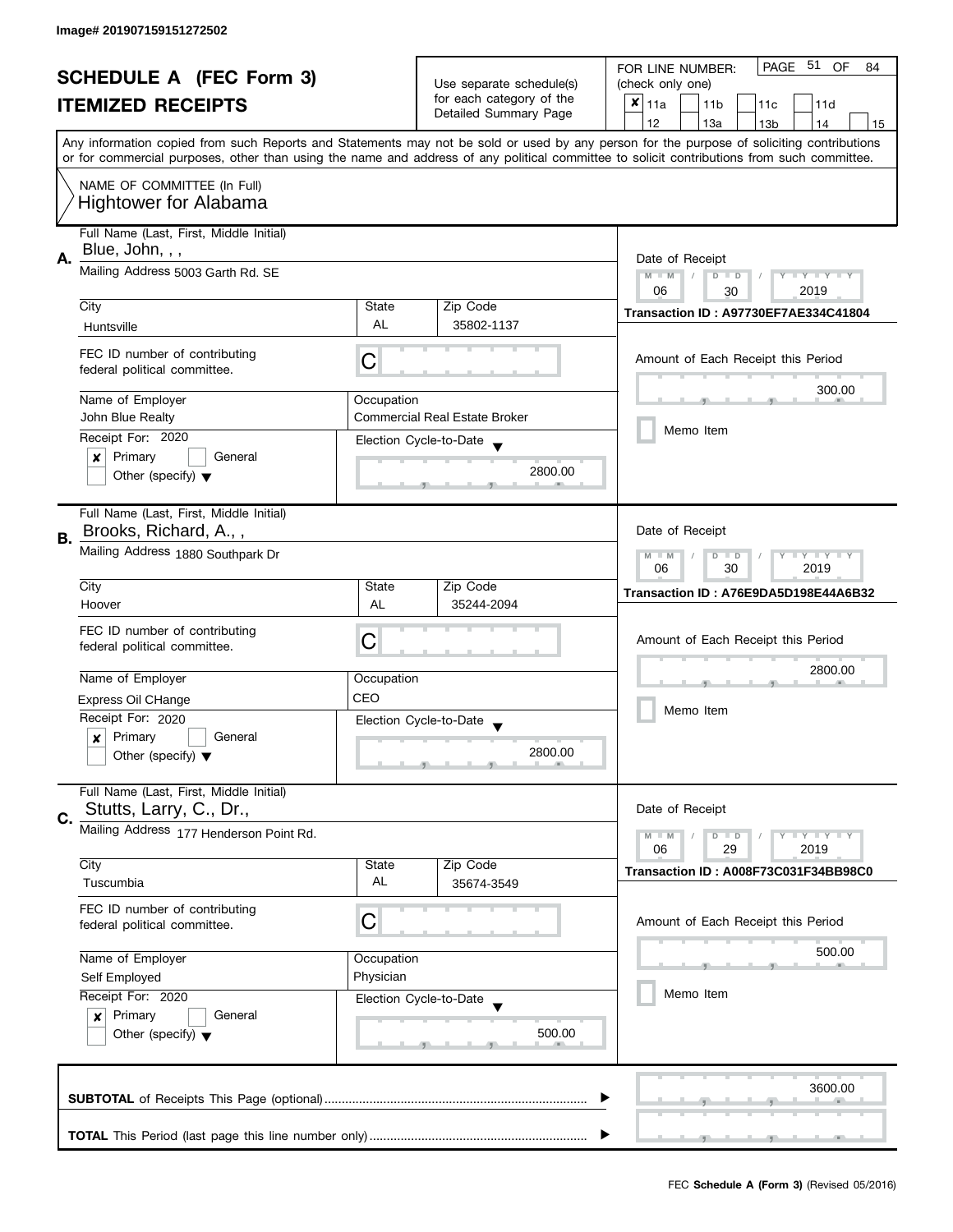Image# 201907159151272502

# SCHEDULE A (FEC Form 3)
# ITEMIZED RECEIPTS

Use separate schedule(s) for each category of the Detailed Summary Page

FOR LINE NUMBER: (check only one)

- [x] 11a
- [ ] 11b
- [ ] 11c
- [ ] 11d
- [ ] 12
- [ ] 13a
- [ ] 13b
- [ ] 14
- [ ] 15

Any information copied from such Reports and Statements may not be sold or used by any person for the purpose of soliciting contributions or for commercial purposes, other than using the name and address of any political committee to solicit contributions from such committee.

NAME OF COMMITTEE (In Full)
Hightower for Alabama

---

**A.** Full Name (Last, First, Middle Initial): Blue, John, , ,

Mailing Address: 5003 Garth Rd. SE

City: Huntsville | State: AL | Zip Code: 35802-1137

FEC ID number of contributing federal political committee: C

Name of Employer: John Blue Realty

Occupation: Commercial Real Estate Broker

Receipt For: 2020
- [x] Primary
- [ ] General
- [ ] Other (specify)

Election Cycle-to-Date: 2800.00

Date of Receipt: 06 / 30 / 2019

Transaction ID : A97730EF7AE334C41804

Amount of Each Receipt this Period: 300.00

- [ ] Memo Item

---

**B.** Full Name (Last, First, Middle Initial): Brooks, Richard, A., ,

Mailing Address: 1880 Southpark Dr

City: Hoover | State: AL | Zip Code: 35244-2094

FEC ID number of contributing federal political committee: C

Name of Employer: Express Oil CHange

Occupation: CEO

Receipt For: 2020
- [x] Primary
- [ ] General
- [ ] Other (specify)

Election Cycle-to-Date: 2800.00

Date of Receipt: 06 / 30 / 2019

Transaction ID : A76E9DA5D198E44A6B32

Amount of Each Receipt this Period: 2800.00

- [ ] Memo Item

---

**C.** Full Name (Last, First, Middle Initial): Stutts, Larry, C., Dr.,

Mailing Address: 177 Henderson Point Rd.

City: Tuscumbia | State: AL | Zip Code: 35674-3549

FEC ID number of contributing federal political committee: C

Name of Employer: Self Employed

Occupation: Physician

Receipt For: 2020
- [x] Primary
- [ ] General
- [ ] Other (specify)

Election Cycle-to-Date: 500.00

Date of Receipt: 06 / 29 / 2019

Transaction ID : A008F73C031F34BB98C0

Amount of Each Receipt this Period: 500.00

- [ ] Memo Item

---

**SUBTOTAL** of Receipts This Page (optional): 3600.00

**TOTAL** This Period (last page this line number only):

FEC **Schedule A (Form 3)** (Revised 05/2016)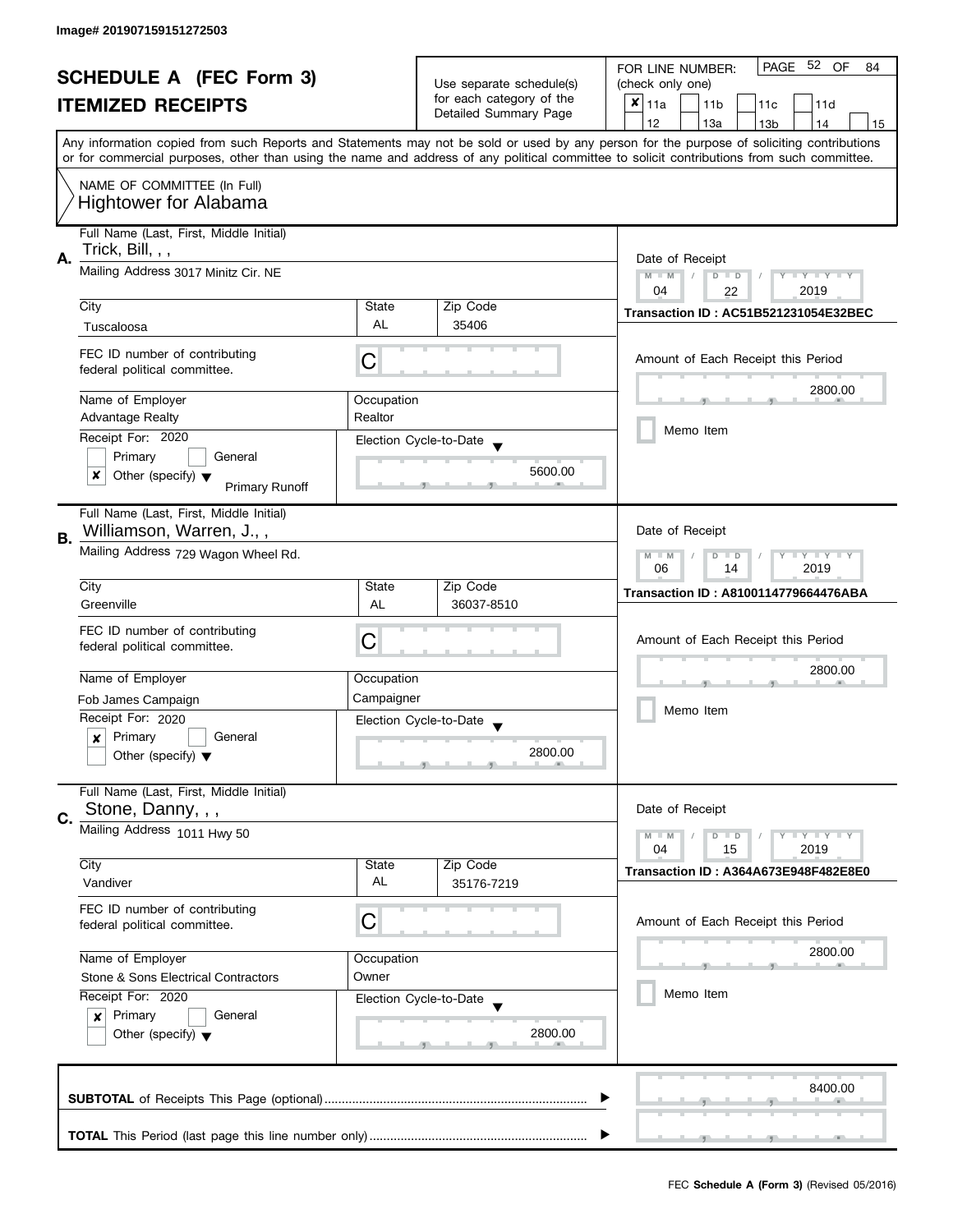Image# 201907159151272503

# SCHEDULE A (FEC Form 3)
## ITEMIZED RECEIPTS

Use separate schedule(s) for each category of the Detailed Summary Page

FOR LINE NUMBER: (check only one)

- [x] 11a
- [ ] 11b
- [ ] 11c
- [ ] 11d
- [ ] 12
- [ ] 13a
- [ ] 13b
- [ ] 14
- [ ] 15

PAGE 52 OF 84

Any information copied from such Reports and Statements may not be sold or used by any person for the purpose of soliciting contributions or for commercial purposes, other than using the name and address of any political committee to solicit contributions from such committee.

NAME OF COMMITTEE (In Full)
Hightower for Alabama

---

**A.** Full Name (Last, First, Middle Initial): Trick, Bill, , ,

Mailing Address: 3017 Minitz Cir. NE

| City | State | Zip Code |
|---|---|---|
| Tuscaloosa | AL | 35406 |

FEC ID number of contributing federal political committee: C

| Name of Employer | Occupation |
|---|---|
| Advantage Realty | Realtor |

Receipt For: 2020
- [ ] Primary
- [ ] General
- [x] Other (specify): Primary Runoff

Election Cycle-to-Date: 5600.00

Date of Receipt: 04 / 22 / 2019

Transaction ID : AC51B521231054E32BEC

Amount of Each Receipt this Period: 2800.00

- [ ] Memo Item

---

**B.** Full Name (Last, First, Middle Initial): Williamson, Warren, J., ,

Mailing Address: 729 Wagon Wheel Rd.

| City | State | Zip Code |
|---|---|---|
| Greenville | AL | 36037-8510 |

FEC ID number of contributing federal political committee: C

| Name of Employer | Occupation |
|---|---|
| Fob James Campaign | Campaigner |

Receipt For: 2020
- [x] Primary
- [ ] General
- [ ] Other (specify)

Election Cycle-to-Date: 2800.00

Date of Receipt: 06 / 14 / 2019

Transaction ID : A8100114779664476ABA

Amount of Each Receipt this Period: 2800.00

- [ ] Memo Item

---

**C.** Full Name (Last, First, Middle Initial): Stone, Danny, , ,

Mailing Address: 1011 Hwy 50

| City | State | Zip Code |
|---|---|---|
| Vandiver | AL | 35176-7219 |

FEC ID number of contributing federal political committee: C

| Name of Employer | Occupation |
|---|---|
| Stone & Sons Electrical Contractors | Owner |

Receipt For: 2020
- [x] Primary
- [ ] General
- [ ] Other (specify)

Election Cycle-to-Date: 2800.00

Date of Receipt: 04 / 15 / 2019

Transaction ID : A364A673E948F482E8E0

Amount of Each Receipt this Period: 2800.00

- [ ] Memo Item

---

**SUBTOTAL** of Receipts This Page (optional): 8400.00

**TOTAL** This Period (last page this line number only):

FEC **Schedule A (Form 3)** (Revised 05/2016)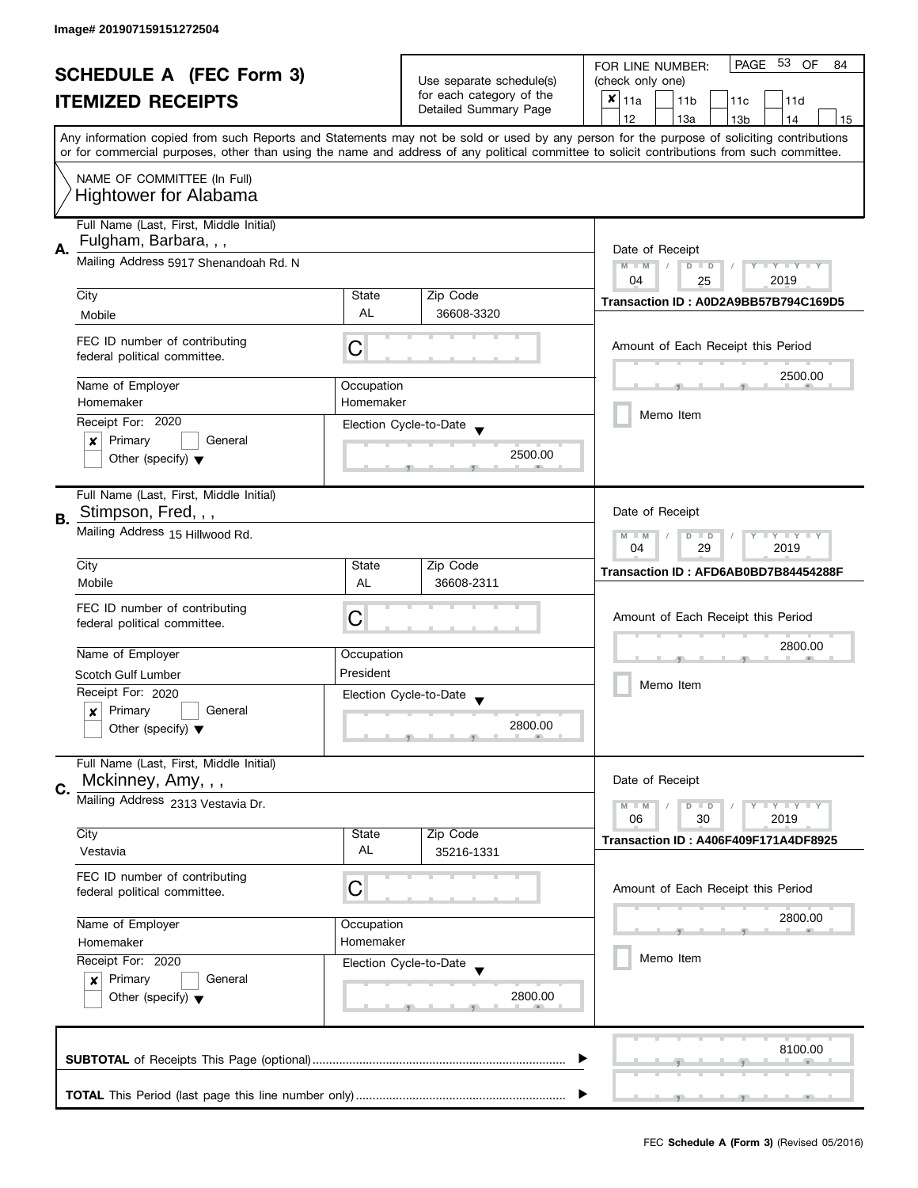Image# 201907159151272504

# SCHEDULE A (FEC Form 3)
## ITEMIZED RECEIPTS

Use separate schedule(s) for each category of the Detailed Summary Page

FOR LINE NUMBER: (check only one)

- [x] 11a
- [ ] 11b
- [ ] 11c
- [ ] 11d
- [ ] 12
- [ ] 13a
- [ ] 13b
- [ ] 14
- [ ] 15

Any information copied from such Reports and Statements may not be sold or used by any person for the purpose of soliciting contributions or for commercial purposes, other than using the name and address of any political committee to solicit contributions from such committee.

NAME OF COMMITTEE (In Full)
Hightower for Alabama

---

**A.** Full Name (Last, First, Middle Initial): Fulgham, Barbara, , ,

Mailing Address: 5917 Shenandoah Rd. N

City: Mobile | State: AL | Zip Code: 36608-3320

FEC ID number of contributing federal political committee: C

Name of Employer: Homemaker | Occupation: Homemaker

Receipt For: 2020
- [x] Primary
- [ ] General
- [ ] Other (specify)

Election Cycle-to-Date: 2500.00

Date of Receipt: 04 / 25 / 2019

Transaction ID : A0D2A9BB57B794C169D5

Amount of Each Receipt this Period: 2500.00

- [ ] Memo Item

---

**B.** Full Name (Last, First, Middle Initial): Stimpson, Fred, , ,

Mailing Address: 15 Hillwood Rd.

City: Mobile | State: AL | Zip Code: 36608-2311

FEC ID number of contributing federal political committee: C

Name of Employer: Scotch Gulf Lumber | Occupation: President

Receipt For: 2020
- [x] Primary
- [ ] General
- [ ] Other (specify)

Election Cycle-to-Date: 2800.00

Date of Receipt: 04 / 29 / 2019

Transaction ID : AFD6AB0BD7B84454288F

Amount of Each Receipt this Period: 2800.00

- [ ] Memo Item

---

**C.** Full Name (Last, First, Middle Initial): Mckinney, Amy, , ,

Mailing Address: 2313 Vestavia Dr.

City: Vestavia | State: AL | Zip Code: 35216-1331

FEC ID number of contributing federal political committee: C

Name of Employer: Homemaker | Occupation: Homemaker

Receipt For: 2020
- [x] Primary
- [ ] General
- [ ] Other (specify)

Election Cycle-to-Date: 2800.00

Date of Receipt: 06 / 30 / 2019

Transaction ID : A406F409F171A4DF8925

Amount of Each Receipt this Period: 2800.00

- [ ] Memo Item

---

**SUBTOTAL** of Receipts This Page (optional): 8100.00

**TOTAL** This Period (last page this line number only):

FEC **Schedule A (Form 3)** (Revised 05/2016)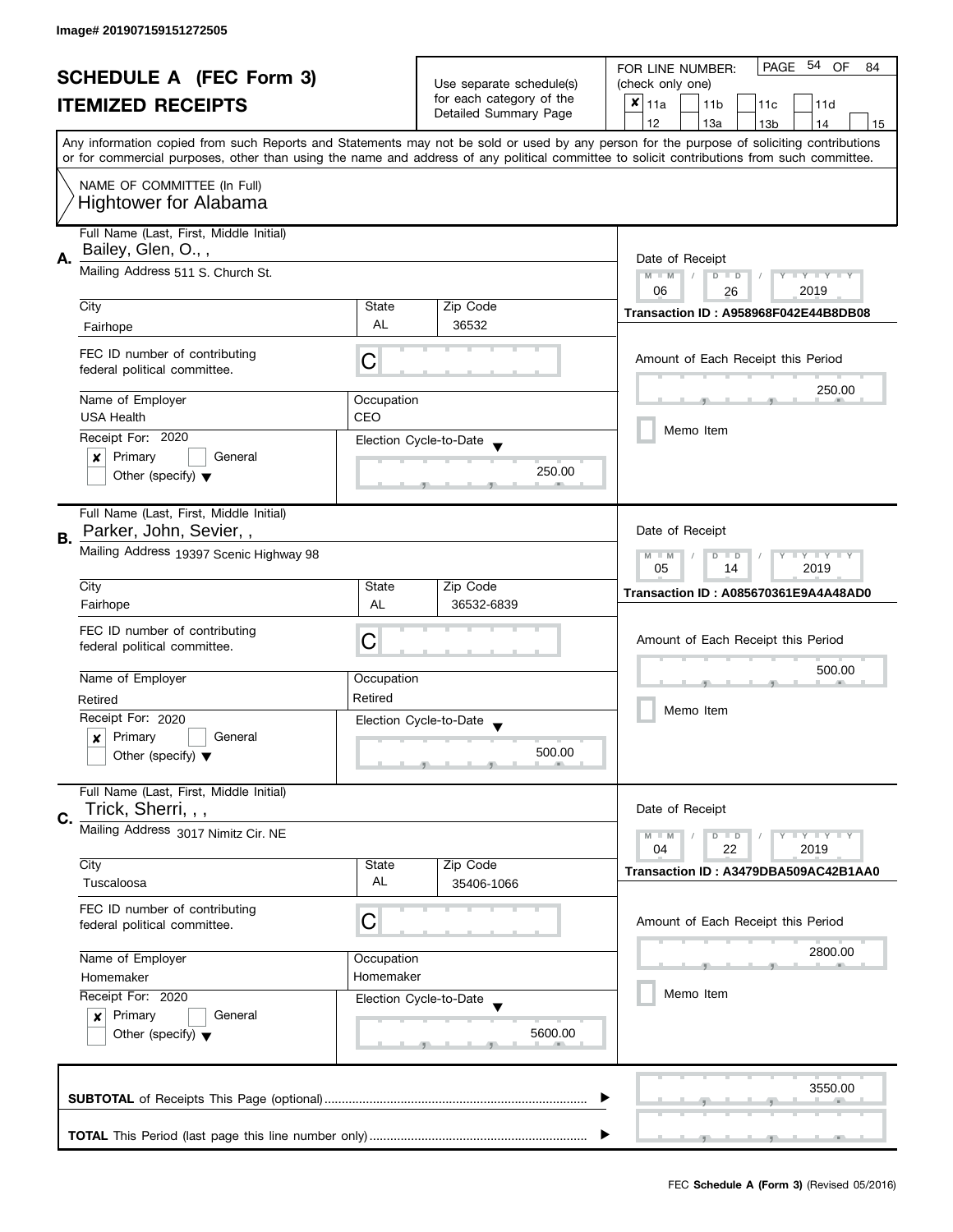Image# 201907159151272505

# SCHEDULE A (FEC Form 3)
## ITEMIZED RECEIPTS

Use separate schedule(s) for each category of the Detailed Summary Page

FOR LINE NUMBER: (check only one)

- [x] 11a
- [ ] 11b
- [ ] 11c
- [ ] 11d
- [ ] 12
- [ ] 13a
- [ ] 13b
- [ ] 14
- [ ] 15

PAGE 54 OF 84

Any information copied from such Reports and Statements may not be sold or used by any person for the purpose of soliciting contributions or for commercial purposes, other than using the name and address of any political committee to solicit contributions from such committee.

NAME OF COMMITTEE (In Full)
Hightower for Alabama

---

**A.**

Full Name (Last, First, Middle Initial): Bailey, Glen, O., ,

Mailing Address: 511 S. Church St.

| City | State | Zip Code |
|---|---|---|
| Fairhope | AL | 36532 |

FEC ID number of contributing federal political committee: C

Name of Employer: USA Health

Occupation: CEO

Receipt For: 2020
- [x] Primary
- [ ] General
- [ ] Other (specify)

Election Cycle-to-Date: 250.00

Date of Receipt: 06 / 26 / 2019

Transaction ID : A958968F042E44B8DB08

Amount of Each Receipt this Period: 250.00

- [ ] Memo Item

---

**B.**

Full Name (Last, First, Middle Initial): Parker, John, Sevier, ,

Mailing Address: 19397 Scenic Highway 98

| City | State | Zip Code |
|---|---|---|
| Fairhope | AL | 36532-6839 |

FEC ID number of contributing federal political committee: C

Name of Employer: Retired

Occupation: Retired

Receipt For: 2020
- [x] Primary
- [ ] General
- [ ] Other (specify)

Election Cycle-to-Date: 500.00

Date of Receipt: 05 / 14 / 2019

Transaction ID : A085670361E9A4A48AD0

Amount of Each Receipt this Period: 500.00

- [ ] Memo Item

---

**C.**

Full Name (Last, First, Middle Initial): Trick, Sherri, , ,

Mailing Address: 3017 Nimitz Cir. NE

| City | State | Zip Code |
|---|---|---|
| Tuscaloosa | AL | 35406-1066 |

FEC ID number of contributing federal political committee: C

Name of Employer: Homemaker

Occupation: Homemaker

Receipt For: 2020
- [x] Primary
- [ ] General
- [ ] Other (specify)

Election Cycle-to-Date: 5600.00

Date of Receipt: 04 / 22 / 2019

Transaction ID : A3479DBA509AC42B1AA0

Amount of Each Receipt this Period: 2800.00

- [ ] Memo Item

---

**SUBTOTAL** of Receipts This Page (optional): 3550.00

**TOTAL** This Period (last page this line number only):

FEC **Schedule A (Form 3)** (Revised 05/2016)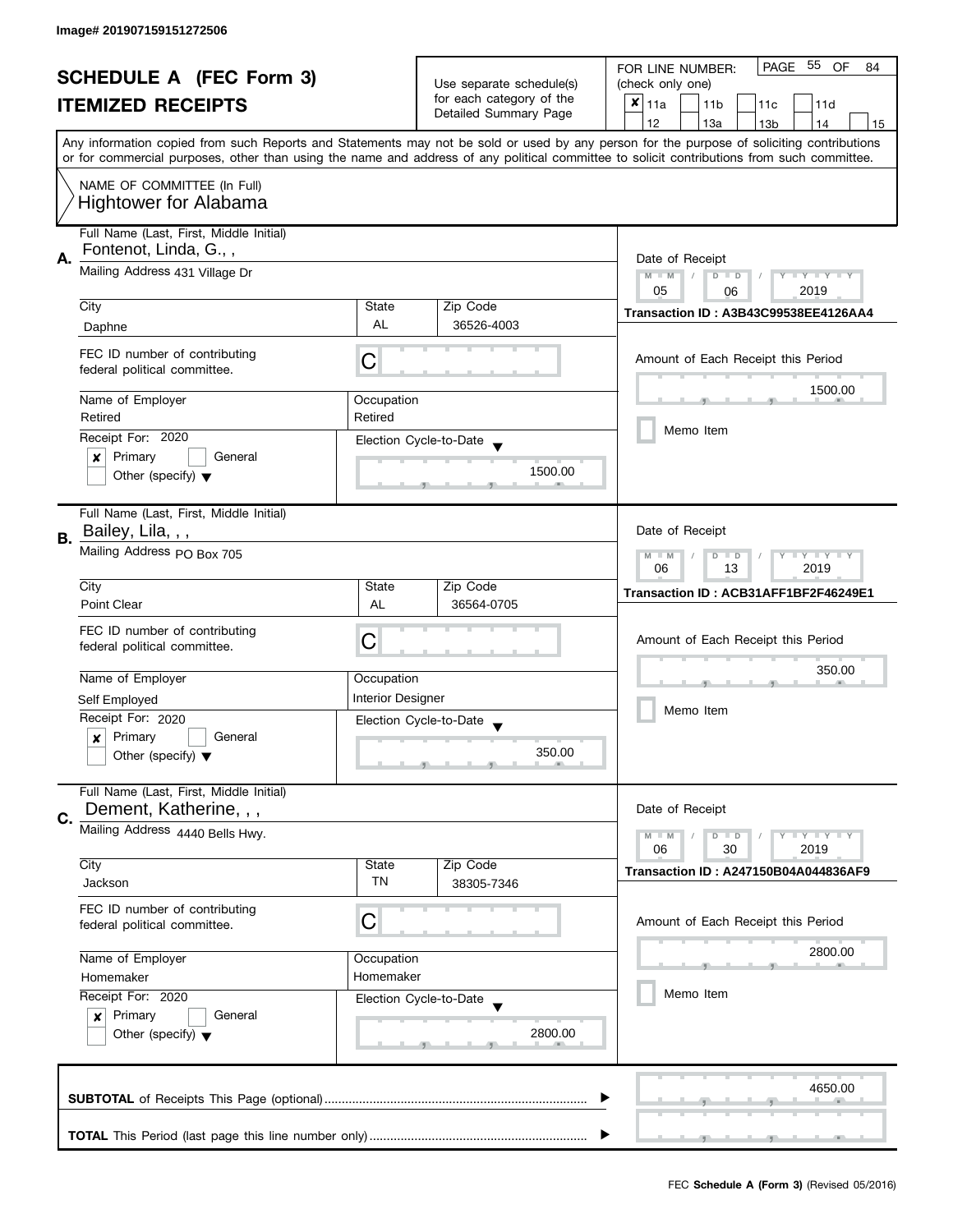Image# 201907159151272506

# SCHEDULE A (FEC Form 3)
## ITEMIZED RECEIPTS

Use separate schedule(s) for each category of the Detailed Summary Page

FOR LINE NUMBER: (check only one)

PAGE 55 OF 84

- [x] 11a
- [ ] 11b
- [ ] 11c
- [ ] 11d
- [ ] 12
- [ ] 13a
- [ ] 13b
- [ ] 14
- [ ] 15

Any information copied from such Reports and Statements may not be sold or used by any person for the purpose of soliciting contributions or for commercial purposes, other than using the name and address of any political committee to solicit contributions from such committee.

NAME OF COMMITTEE (In Full)
Hightower for Alabama

---

**A.** Full Name (Last, First, Middle Initial): Fontenot, Linda, G., ,

Mailing Address: 431 Village Dr

City: Daphne | State: AL | Zip Code: 36526-4003

FEC ID number of contributing federal political committee: C

Name of Employer: Retired | Occupation: Retired

Receipt For: 2020 — [x] Primary [ ] General [ ] Other (specify)

Election Cycle-to-Date: 1500.00

Date of Receipt: 05 / 06 / 2019

Transaction ID : A3B43C99538EE4126AA4

Amount of Each Receipt this Period: 1500.00

[ ] Memo Item

---

**B.** Full Name (Last, First, Middle Initial): Bailey, Lila, , ,

Mailing Address: PO Box 705

City: Point Clear | State: AL | Zip Code: 36564-0705

FEC ID number of contributing federal political committee: C

Name of Employer: Self Employed | Occupation: Interior Designer

Receipt For: 2020 — [x] Primary [ ] General [ ] Other (specify)

Election Cycle-to-Date: 350.00

Date of Receipt: 06 / 13 / 2019

Transaction ID : ACB31AFF1BF2F46249E1

Amount of Each Receipt this Period: 350.00

[ ] Memo Item

---

**C.** Full Name (Last, First, Middle Initial): Dement, Katherine, , ,

Mailing Address: 4440 Bells Hwy.

City: Jackson | State: TN | Zip Code: 38305-7346

FEC ID number of contributing federal political committee: C

Name of Employer: Homemaker | Occupation: Homemaker

Receipt For: 2020 — [x] Primary [ ] General [ ] Other (specify)

Election Cycle-to-Date: 2800.00

Date of Receipt: 06 / 30 / 2019

Transaction ID : A247150B04A044836AF9

Amount of Each Receipt this Period: 2800.00

[ ] Memo Item

---

**SUBTOTAL** of Receipts This Page (optional): 4650.00

**TOTAL** This Period (last page this line number only):

FEC **Schedule A (Form 3)** (Revised 05/2016)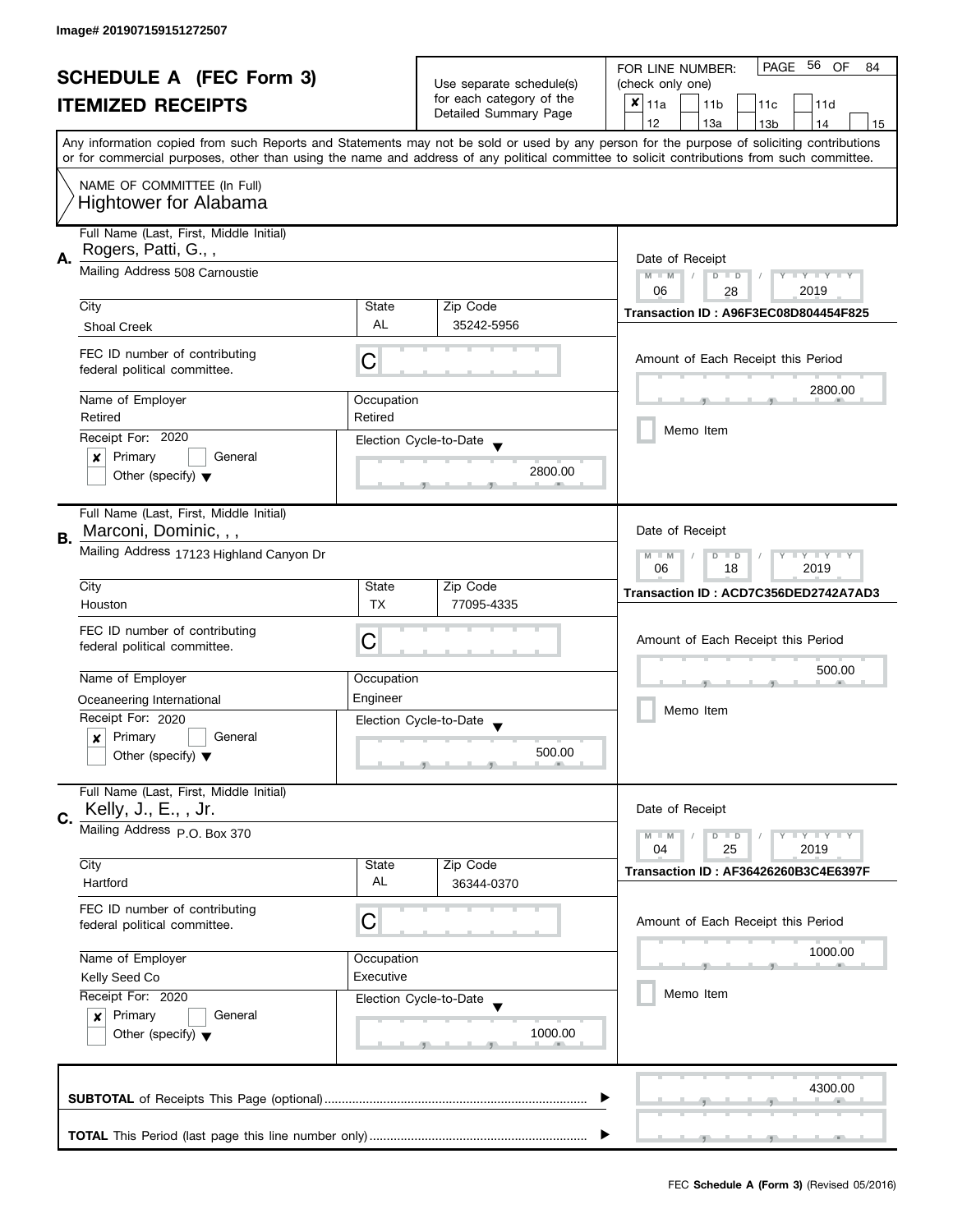Image# 201907159151272507

# SCHEDULE A (FEC Form 3)

## ITEMIZED RECEIPTS

Use separate schedule(s) for each category of the Detailed Summary Page

FOR LINE NUMBER: (check only one)

- [x] 11a
- [ ] 11b
- [ ] 11c
- [ ] 11d
- [ ] 12
- [ ] 13a
- [ ] 13b
- [ ] 14
- [ ] 15

Any information copied from such Reports and Statements may not be sold or used by any person for the purpose of soliciting contributions or for commercial purposes, other than using the name and address of any political committee to solicit contributions from such committee.

NAME OF COMMITTEE (In Full)
Hightower for Alabama

---

**A.** Full Name (Last, First, Middle Initial): Rogers, Patti, G., ,

Mailing Address: 508 Carnoustie

City: Shoal Creek | State: AL | Zip Code: 35242-5956

FEC ID number of contributing federal political committee: C

Name of Employer: Retired | Occupation: Retired

Receipt For: 2020
- [x] Primary
- [ ] General
- [ ] Other (specify)

Election Cycle-to-Date: 2800.00

Date of Receipt: 06 / 28 / 2019

Transaction ID : A96F3EC08D804454F825

Amount of Each Receipt this Period: 2800.00

- [ ] Memo Item

---

**B.** Full Name (Last, First, Middle Initial): Marconi, Dominic, , ,

Mailing Address: 17123 Highland Canyon Dr

City: Houston | State: TX | Zip Code: 77095-4335

FEC ID number of contributing federal political committee: C

Name of Employer: Oceaneering International | Occupation: Engineer

Receipt For: 2020
- [x] Primary
- [ ] General
- [ ] Other (specify)

Election Cycle-to-Date: 500.00

Date of Receipt: 06 / 18 / 2019

Transaction ID : ACD7C356DED2742A7AD3

Amount of Each Receipt this Period: 500.00

- [ ] Memo Item

---

**C.** Full Name (Last, First, Middle Initial): Kelly, J., E., , Jr.

Mailing Address: P.O. Box 370

City: Hartford | State: AL | Zip Code: 36344-0370

FEC ID number of contributing federal political committee: C

Name of Employer: Kelly Seed Co | Occupation: Executive

Receipt For: 2020
- [x] Primary
- [ ] General
- [ ] Other (specify)

Election Cycle-to-Date: 1000.00

Date of Receipt: 04 / 25 / 2019

Transaction ID : AF36426260B3C4E6397F

Amount of Each Receipt this Period: 1000.00

- [ ] Memo Item

---

**SUBTOTAL** of Receipts This Page (optional): 4300.00

**TOTAL** This Period (last page this line number only):

FEC **Schedule A (Form 3)** (Revised 05/2016)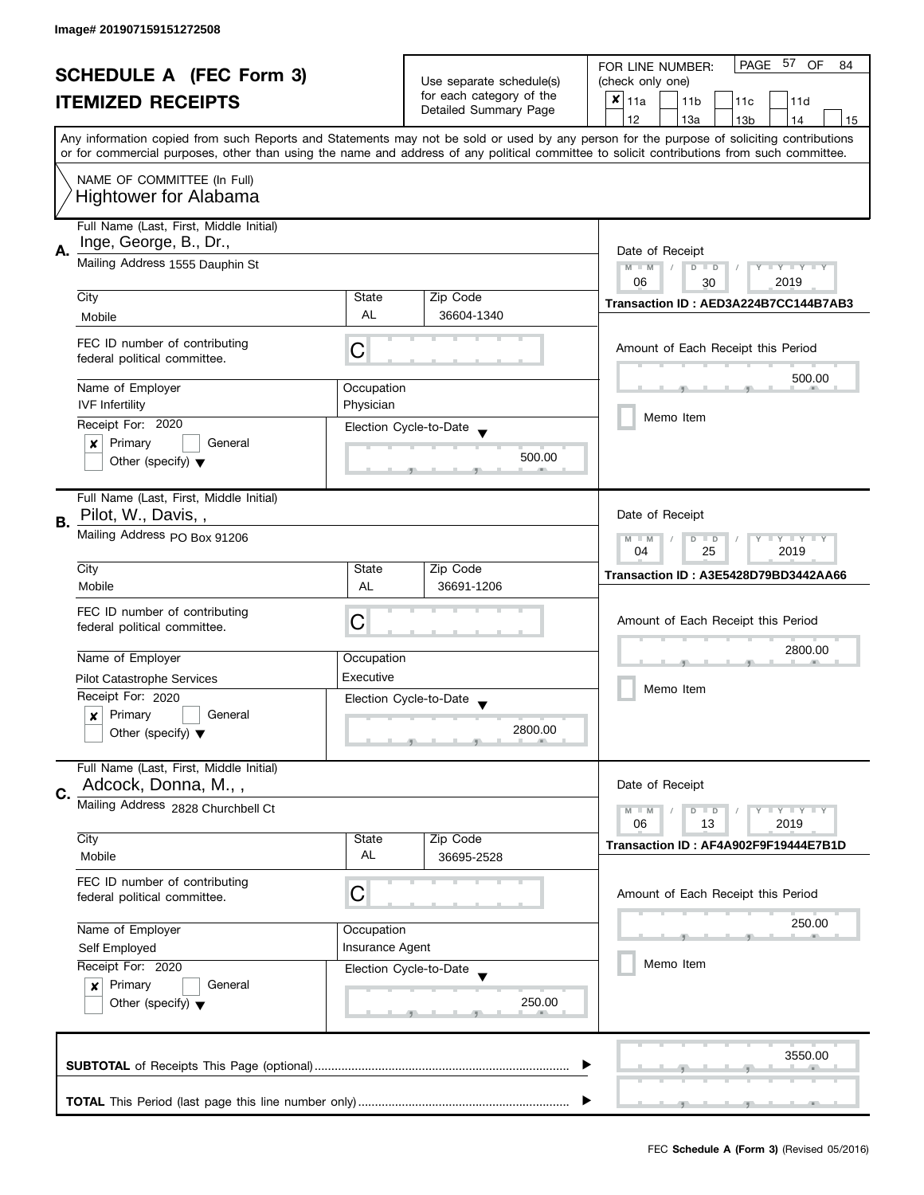Image# 201907159151272508

# SCHEDULE A (FEC Form 3)

## ITEMIZED RECEIPTS

Use separate schedule(s) for each category of the Detailed Summary Page

FOR LINE NUMBER: (check only one)

- [x] 11a
- [ ] 11b
- [ ] 11c
- [ ] 11d
- [ ] 12
- [ ] 13a
- [ ] 13b
- [ ] 14
- [ ] 15

PAGE 57 OF 84

Any information copied from such Reports and Statements may not be sold or used by any person for the purpose of soliciting contributions or for commercial purposes, other than using the name and address of any political committee to solicit contributions from such committee.

NAME OF COMMITTEE (In Full)
**Hightower for Alabama**

---

**A.** Full Name (Last, First, Middle Initial): Inge, George, B., Dr.,

Mailing Address: 1555 Dauphin St

City: Mobile | State: AL | Zip Code: 36604-1340

FEC ID number of contributing federal political committee: C

Name of Employer: IVF Infertility | Occupation: Physician

Receipt For: 2020
- [x] Primary
- [ ] General
- [ ] Other (specify)

Election Cycle-to-Date: 500.00

Date of Receipt: 06 / 30 / 2019

Transaction ID : AED3A224B7CC144B7AB3

Amount of Each Receipt this Period: 500.00

- [ ] Memo Item

---

**B.** Full Name (Last, First, Middle Initial): Pilot, W., Davis, ,

Mailing Address: PO Box 91206

City: Mobile | State: AL | Zip Code: 36691-1206

FEC ID number of contributing federal political committee: C

Name of Employer: Pilot Catastrophe Services | Occupation: Executive

Receipt For: 2020
- [x] Primary
- [ ] General
- [ ] Other (specify)

Election Cycle-to-Date: 2800.00

Date of Receipt: 04 / 25 / 2019

Transaction ID : A3E5428D79BD3442AA66

Amount of Each Receipt this Period: 2800.00

- [ ] Memo Item

---

**C.** Full Name (Last, First, Middle Initial): Adcock, Donna, M., ,

Mailing Address: 2828 Churchbell Ct

City: Mobile | State: AL | Zip Code: 36695-2528

FEC ID number of contributing federal political committee: C

Name of Employer: Self Employed | Occupation: Insurance Agent

Receipt For: 2020
- [x] Primary
- [ ] General
- [ ] Other (specify)

Election Cycle-to-Date: 250.00

Date of Receipt: 06 / 13 / 2019

Transaction ID : AF4A902F9F19444E7B1D

Amount of Each Receipt this Period: 250.00

- [ ] Memo Item

---

**SUBTOTAL** of Receipts This Page (optional): 3550.00

**TOTAL** This Period (last page this line number only):

FEC **Schedule A (Form 3)** (Revised 05/2016)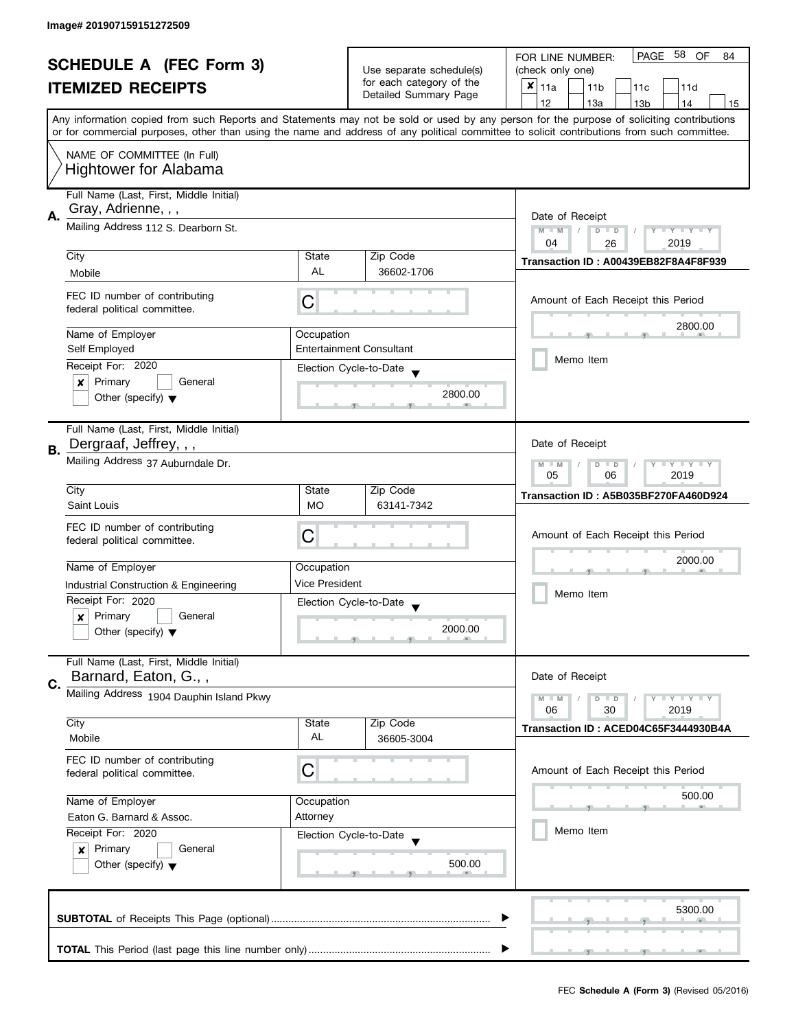Image# 201907159151272509

# SCHEDULE A (FEC Form 3)

## ITEMIZED RECEIPTS

Use separate schedule(s) for each category of the Detailed Summary Page

FOR LINE NUMBER: (check only one)

- [x] 11a
- [ ] 11b
- [ ] 11c
- [ ] 11d
- [ ] 12
- [ ] 13a
- [ ] 13b
- [ ] 14
- [ ] 15

Any information copied from such Reports and Statements may not be sold or used by any person for the purpose of soliciting contributions or for commercial purposes, other than using the name and address of any political committee to solicit contributions from such committee.

NAME OF COMMITTEE (In Full)
Hightower for Alabama

---

**A.** Full Name (Last, First, Middle Initial): Gray, Adrienne, , ,

Mailing Address: 112 S. Dearborn St.

| City | State | Zip Code |
|---|---|---|
| Mobile | AL | 36602-1706 |

FEC ID number of contributing federal political committee: C

Name of Employer: Self Employed
Occupation: Entertainment Consultant

Receipt For: 2020
- [x] Primary
- [ ] General
- [ ] Other (specify)

Election Cycle-to-Date: 2800.00

Date of Receipt: 04 / 26 / 2019
Transaction ID : A00439EB82F8A4F8F939

Amount of Each Receipt this Period: 2800.00

- [ ] Memo Item

---

**B.** Full Name (Last, First, Middle Initial): Dergraaf, Jeffrey, , ,

Mailing Address: 37 Auburndale Dr.

| City | State | Zip Code |
|---|---|---|
| Saint Louis | MO | 63141-7342 |

FEC ID number of contributing federal political committee: C

Name of Employer: Industrial Construction & Engineering
Occupation: Vice President

Receipt For: 2020
- [x] Primary
- [ ] General
- [ ] Other (specify)

Election Cycle-to-Date: 2000.00

Date of Receipt: 05 / 06 / 2019
Transaction ID : A5B035BF270FA460D924

Amount of Each Receipt this Period: 2000.00

- [ ] Memo Item

---

**C.** Full Name (Last, First, Middle Initial): Barnard, Eaton, G., ,

Mailing Address: 1904 Dauphin Island Pkwy

| City | State | Zip Code |
|---|---|---|
| Mobile | AL | 36605-3004 |

FEC ID number of contributing federal political committee: C

Name of Employer: Eaton G. Barnard & Assoc.
Occupation: Attorney

Receipt For: 2020
- [x] Primary
- [ ] General
- [ ] Other (specify)

Election Cycle-to-Date: 500.00

Date of Receipt: 06 / 30 / 2019
Transaction ID : ACED04C65F3444930B4A

Amount of Each Receipt this Period: 500.00

- [ ] Memo Item

---

**SUBTOTAL** of Receipts This Page (optional): 5300.00

**TOTAL** This Period (last page this line number only):

FEC **Schedule A (Form 3)** (Revised 05/2016)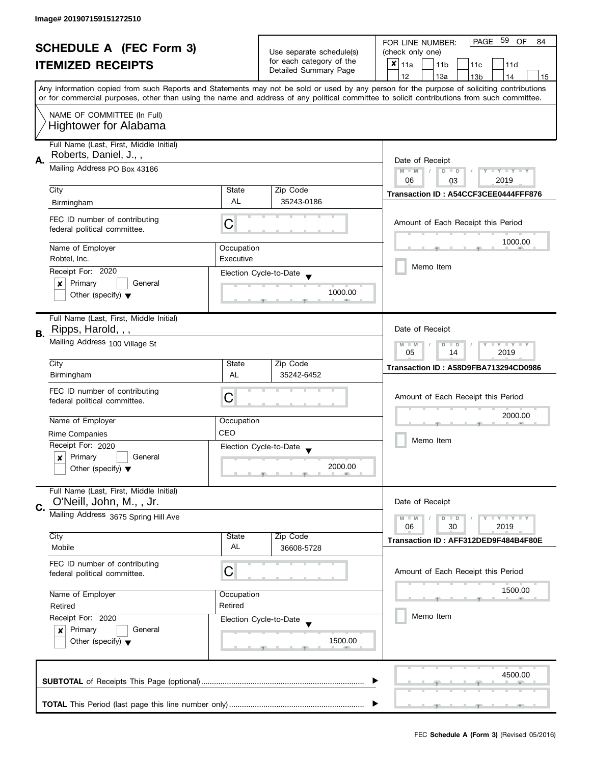Image# 201907159151272510

# SCHEDULE A (FEC Form 3)
## ITEMIZED RECEIPTS

Use separate schedule(s) for each category of the Detailed Summary Page

FOR LINE NUMBER: (check only one)

- [x] 11a
- [ ] 11b
- [ ] 11c
- [ ] 11d
- [ ] 12
- [ ] 13a
- [ ] 13b
- [ ] 14
- [ ] 15

PAGE 59 OF 84

Any information copied from such Reports and Statements may not be sold or used by any person for the purpose of soliciting contributions or for commercial purposes, other than using the name and address of any political committee to solicit contributions from such committee.

NAME OF COMMITTEE (In Full)
Hightower for Alabama

---

**A.** Full Name (Last, First, Middle Initial): Roberts, Daniel, J., ,

Mailing Address: PO Box 43186

City: Birmingham | State: AL | Zip Code: 35243-0186

FEC ID number of contributing federal political committee: C

Name of Employer: Robtel, Inc.
Occupation: Executive

Receipt For: 2020
- [x] Primary
- [ ] General
- [ ] Other (specify)

Election Cycle-to-Date: 1000.00

Date of Receipt: 06 / 03 / 2019

Transaction ID : A54CCF3CEE0444FFF876

Amount of Each Receipt this Period: 1000.00

- [ ] Memo Item

---

**B.** Full Name (Last, First, Middle Initial): Ripps, Harold, , ,

Mailing Address: 100 Village St

City: Birmingham | State: AL | Zip Code: 35242-6452

FEC ID number of contributing federal political committee: C

Name of Employer: Rime Companies
Occupation: CEO

Receipt For: 2020
- [x] Primary
- [ ] General
- [ ] Other (specify)

Election Cycle-to-Date: 2000.00

Date of Receipt: 05 / 14 / 2019

Transaction ID : A58D9FBA713294CD0986

Amount of Each Receipt this Period: 2000.00

- [ ] Memo Item

---

**C.** Full Name (Last, First, Middle Initial): O'Neill, John, M., , Jr.

Mailing Address: 3675 Spring Hill Ave

City: Mobile | State: AL | Zip Code: 36608-5728

FEC ID number of contributing federal political committee: C

Name of Employer: Retired
Occupation: Retired

Receipt For: 2020
- [x] Primary
- [ ] General
- [ ] Other (specify)

Election Cycle-to-Date: 1500.00

Date of Receipt: 06 / 30 / 2019

Transaction ID : AFF312DED9F484B4F80E

Amount of Each Receipt this Period: 1500.00

- [ ] Memo Item

---

**SUBTOTAL** of Receipts This Page (optional): 4500.00

**TOTAL** This Period (last page this line number only):

FEC **Schedule A (Form 3)** (Revised 05/2016)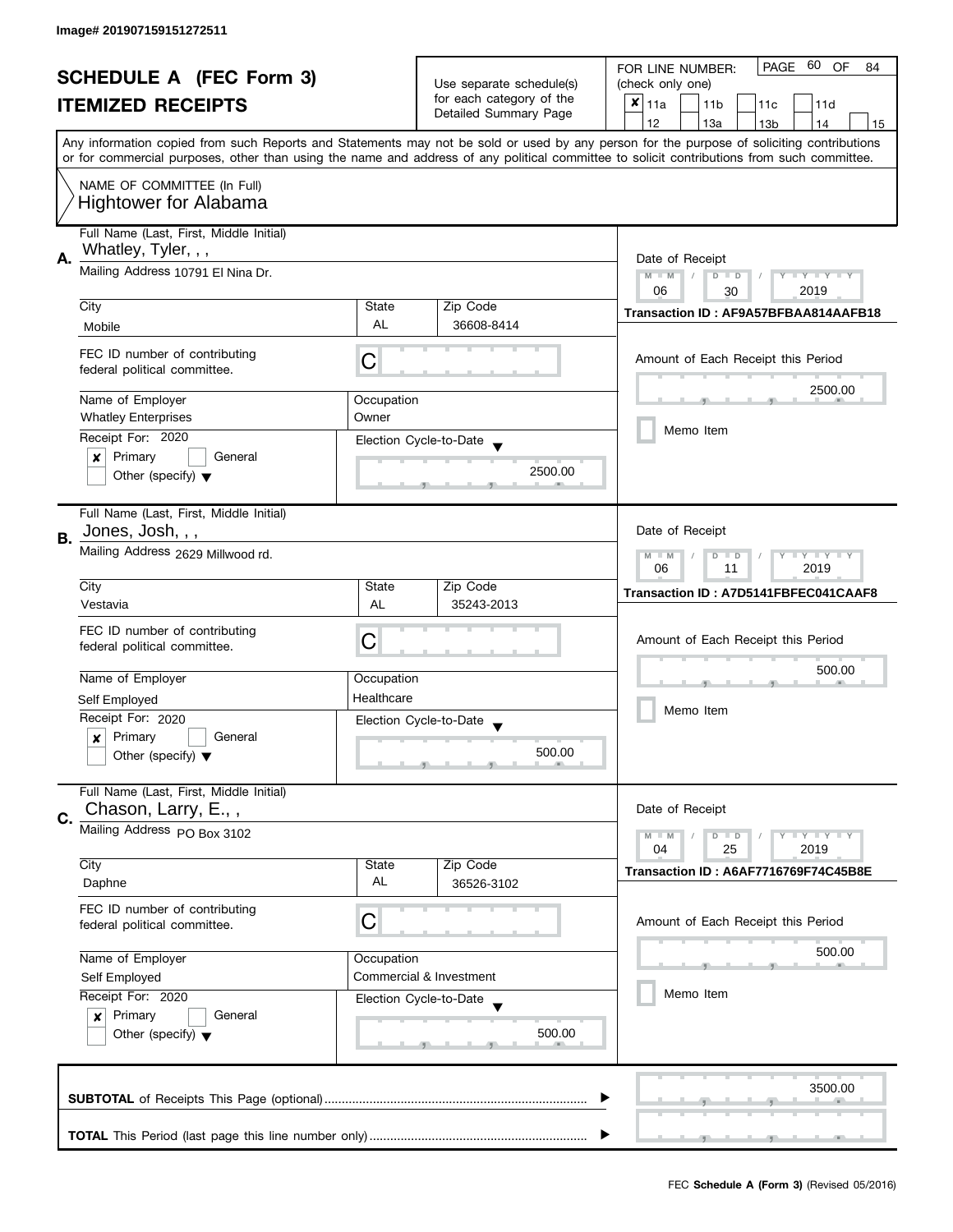Image# 201907159151272511

# SCHEDULE A (FEC Form 3)
## ITEMIZED RECEIPTS

Use separate schedule(s) for each category of the Detailed Summary Page

FOR LINE NUMBER: (check only one)

- [x] 11a
- [ ] 11b
- [ ] 11c
- [ ] 11d
- [ ] 12
- [ ] 13a
- [ ] 13b
- [ ] 14
- [ ] 15

PAGE 60 OF 84

Any information copied from such Reports and Statements may not be sold or used by any person for the purpose of soliciting contributions or for commercial purposes, other than using the name and address of any political committee to solicit contributions from such committee.

NAME OF COMMITTEE (In Full)
Hightower for Alabama

---

**A.** Full Name (Last, First, Middle Initial): Whatley, Tyler, , ,

Mailing Address: 10791 El Nina Dr.

City: Mobile | State: AL | Zip Code: 36608-8414

FEC ID number of contributing federal political committee: C

Name of Employer: Whatley Enterprises | Occupation: Owner

Receipt For: 2020 — [x] Primary [ ] General [ ] Other (specify)

Election Cycle-to-Date: 2500.00

Date of Receipt: 06 / 30 / 2019

Transaction ID : AF9A57BFBAA814AAFB18

Amount of Each Receipt this Period: 2500.00

[ ] Memo Item

---

**B.** Full Name (Last, First, Middle Initial): Jones, Josh, , ,

Mailing Address: 2629 Millwood rd.

City: Vestavia | State: AL | Zip Code: 35243-2013

FEC ID number of contributing federal political committee: C

Name of Employer: Self Employed | Occupation: Healthcare

Receipt For: 2020 — [x] Primary [ ] General [ ] Other (specify)

Election Cycle-to-Date: 500.00

Date of Receipt: 06 / 11 / 2019

Transaction ID : A7D5141FBFEC041CAAF8

Amount of Each Receipt this Period: 500.00

[ ] Memo Item

---

**C.** Full Name (Last, First, Middle Initial): Chason, Larry, E., ,

Mailing Address: PO Box 3102

City: Daphne | State: AL | Zip Code: 36526-3102

FEC ID number of contributing federal political committee: C

Name of Employer: Self Employed | Occupation: Commercial & Investment

Receipt For: 2020 — [x] Primary [ ] General [ ] Other (specify)

Election Cycle-to-Date: 500.00

Date of Receipt: 04 / 25 / 2019

Transaction ID : A6AF7716769F74C45B8E

Amount of Each Receipt this Period: 500.00

[ ] Memo Item

---

**SUBTOTAL** of Receipts This Page (optional): 3500.00

**TOTAL** This Period (last page this line number only):

FEC **Schedule A (Form 3)** (Revised 05/2016)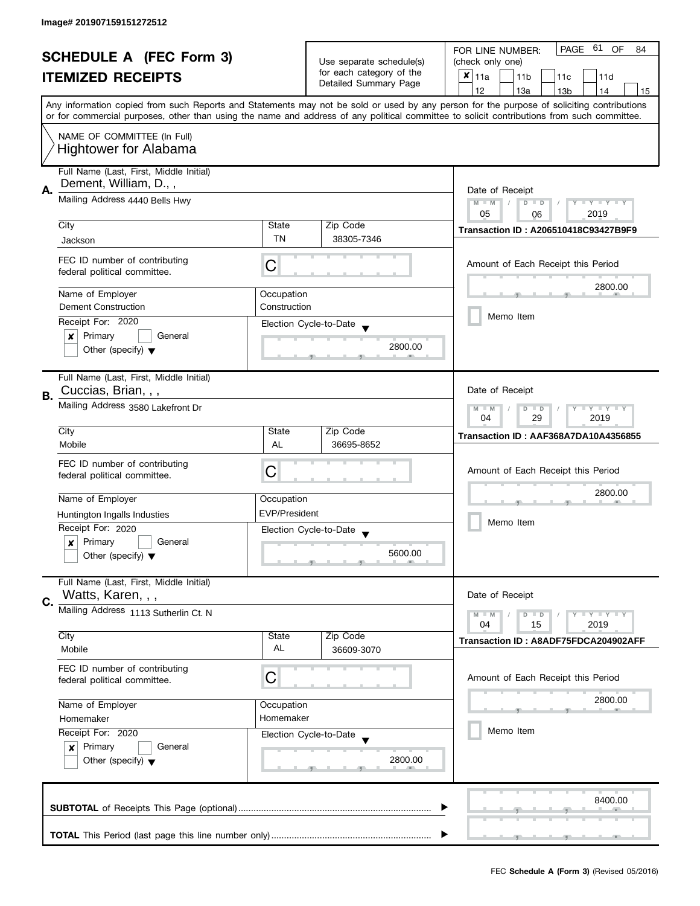Image# 201907159151272512

# SCHEDULE A (FEC Form 3)
## ITEMIZED RECEIPTS

Use separate schedule(s) for each category of the Detailed Summary Page

FOR LINE NUMBER: (check only one)

| | | | | |
|---|---|---|---|---|
| [x] 11a | [ ] 11b | [ ] 11c | [ ] 11d | |
| [ ] 12 | [ ] 13a | [ ] 13b | [ ] 14 | [ ] 15 |

Any information copied from such Reports and Statements may not be sold or used by any person for the purpose of soliciting contributions or for commercial purposes, other than using the name and address of any political committee to solicit contributions from such committee.

NAME OF COMMITTEE (In Full)
Hightower for Alabama

---

**A.** Full Name (Last, First, Middle Initial): Dement, William, D., ,

Mailing Address: 4440 Bells Hwy

City: Jackson | State: TN | Zip Code: 38305-7346

FEC ID number of contributing federal political committee: C

Name of Employer: Dement Construction | Occupation: Construction

Receipt For: 2020 — [x] Primary [ ] General [ ] Other (specify)

Election Cycle-to-Date: 2800.00

Date of Receipt: 05 / 06 / 2019

Transaction ID : A206510418C93427B9F9

Amount of Each Receipt this Period: 2800.00

[ ] Memo Item

---

**B.** Full Name (Last, First, Middle Initial): Cuccias, Brian, , ,

Mailing Address: 3580 Lakefront Dr

City: Mobile | State: AL | Zip Code: 36695-8652

FEC ID number of contributing federal political committee: C

Name of Employer: Huntington Ingalls Industies | Occupation: EVP/President

Receipt For: 2020 — [x] Primary [ ] General [ ] Other (specify)

Election Cycle-to-Date: 5600.00

Date of Receipt: 04 / 29 / 2019

Transaction ID : AAF368A7DA10A4356855

Amount of Each Receipt this Period: 2800.00

[ ] Memo Item

---

**C.** Full Name (Last, First, Middle Initial): Watts, Karen, , ,

Mailing Address: 1113 Sutherlin Ct. N

City: Mobile | State: AL | Zip Code: 36609-3070

FEC ID number of contributing federal political committee: C

Name of Employer: Homemaker | Occupation: Homemaker

Receipt For: 2020 — [x] Primary [ ] General [ ] Other (specify)

Election Cycle-to-Date: 2800.00

Date of Receipt: 04 / 15 / 2019

Transaction ID : A8ADF75FDCA204902AFF

Amount of Each Receipt this Period: 2800.00

[ ] Memo Item

---

**SUBTOTAL** of Receipts This Page (optional): 8400.00

**TOTAL** This Period (last page this line number only):

FEC **Schedule A (Form 3)** (Revised 05/2016)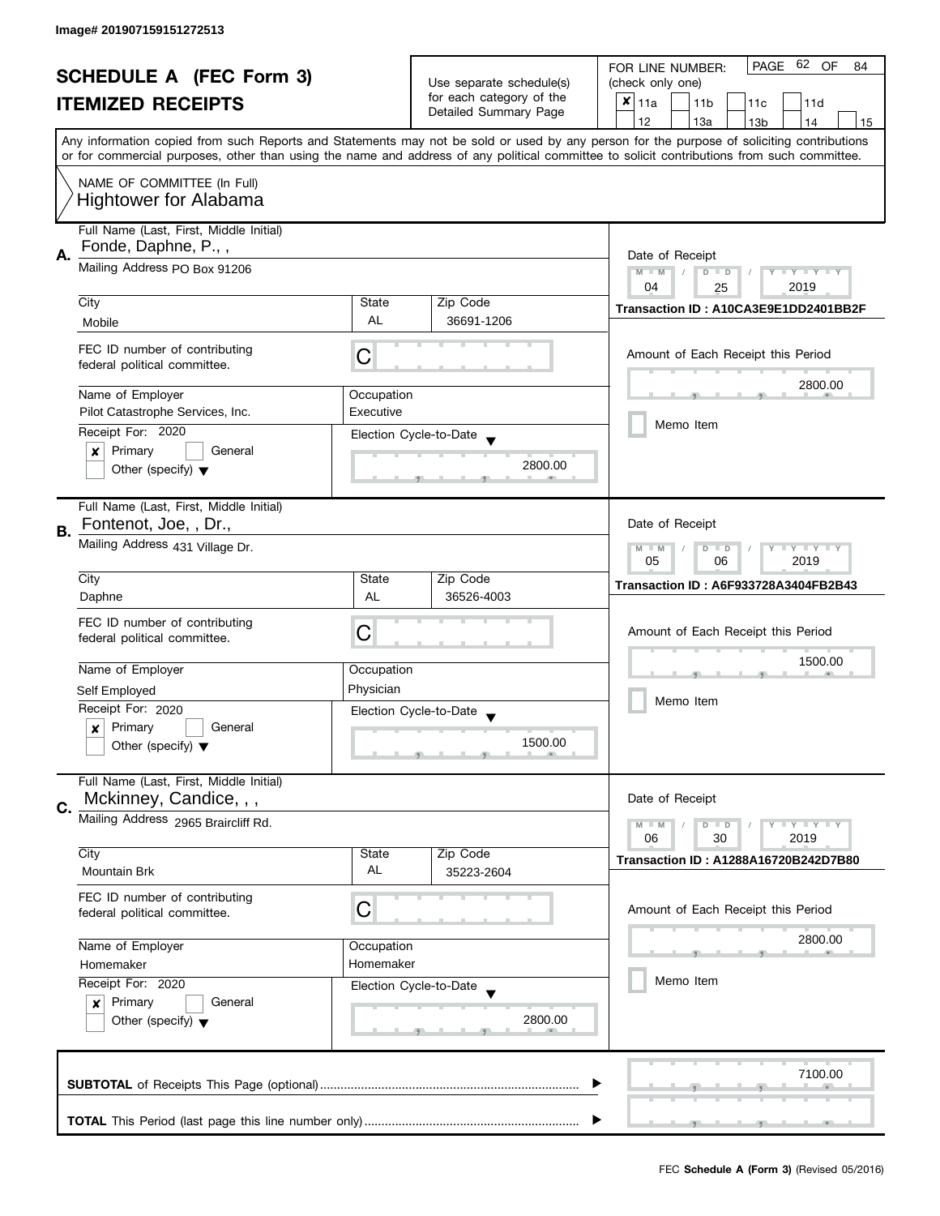Image# 201907159151272513

# SCHEDULE A (FEC Form 3)
## ITEMIZED RECEIPTS

Use separate schedule(s) for each category of the Detailed Summary Page

FOR LINE NUMBER: (check only one)

- [x] 11a
- [ ] 11b
- [ ] 11c
- [ ] 11d
- [ ] 12
- [ ] 13a
- [ ] 13b
- [ ] 14
- [ ] 15

PAGE 62 OF 84

Any information copied from such Reports and Statements may not be sold or used by any person for the purpose of soliciting contributions or for commercial purposes, other than using the name and address of any political committee to solicit contributions from such committee.

NAME OF COMMITTEE (In Full)
Hightower for Alabama

---

**A.** Full Name (Last, First, Middle Initial): Fonde, Daphne, P., ,

Mailing Address: PO Box 91206

City: Mobile | State: AL | Zip Code: 36691-1206

FEC ID number of contributing federal political committee: C

Name of Employer: Pilot Catastrophe Services, Inc.
Occupation: Executive

Receipt For: 2020
- [x] Primary
- [ ] General
- [ ] Other (specify)

Election Cycle-to-Date: 2800.00

Date of Receipt: 04 / 25 / 2019

Transaction ID : A10CA3E9E1DD2401BB2F

Amount of Each Receipt this Period: 2800.00

- [ ] Memo Item

---

**B.** Full Name (Last, First, Middle Initial): Fontenot, Joe, , Dr.,

Mailing Address: 431 Village Dr.

City: Daphne | State: AL | Zip Code: 36526-4003

FEC ID number of contributing federal political committee: C

Name of Employer: Self Employed
Occupation: Physician

Receipt For: 2020
- [x] Primary
- [ ] General
- [ ] Other (specify)

Election Cycle-to-Date: 1500.00

Date of Receipt: 05 / 06 / 2019

Transaction ID : A6F933728A3404FB2B43

Amount of Each Receipt this Period: 1500.00

- [ ] Memo Item

---

**C.** Full Name (Last, First, Middle Initial): Mckinney, Candice, , ,

Mailing Address: 2965 Braircliff Rd.

City: Mountain Brk | State: AL | Zip Code: 35223-2604

FEC ID number of contributing federal political committee: C

Name of Employer: Homemaker
Occupation: Homemaker

Receipt For: 2020
- [x] Primary
- [ ] General
- [ ] Other (specify)

Election Cycle-to-Date: 2800.00

Date of Receipt: 06 / 30 / 2019

Transaction ID : A1288A16720B242D7B80

Amount of Each Receipt this Period: 2800.00

- [ ] Memo Item

---

**SUBTOTAL** of Receipts This Page (optional): 7100.00

**TOTAL** This Period (last page this line number only):

FEC **Schedule A (Form 3)** (Revised 05/2016)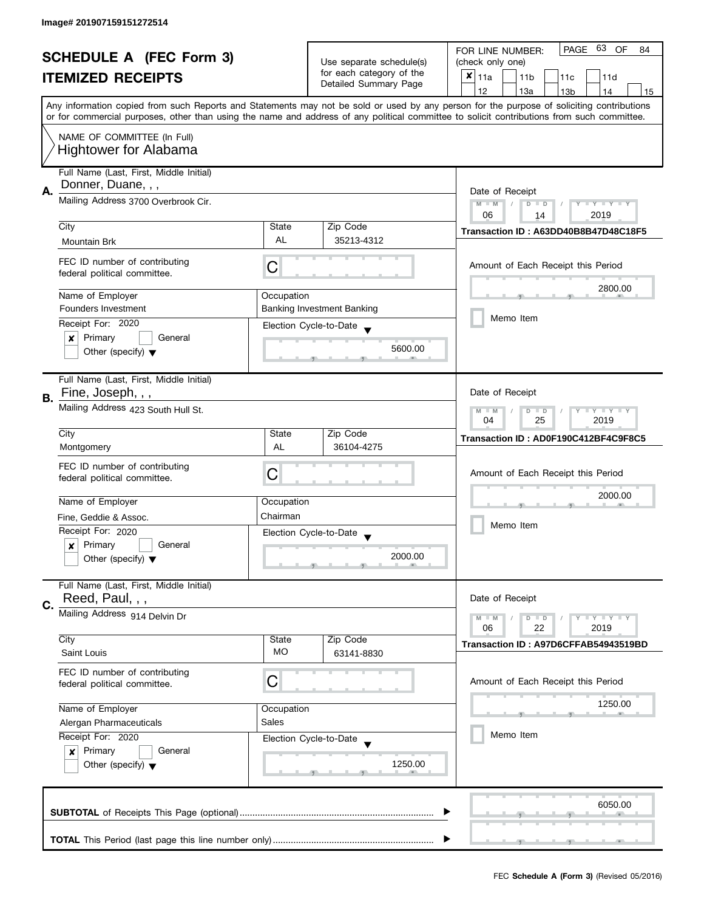Image# 201907159151272514

# SCHEDULE A (FEC Form 3)

## ITEMIZED RECEIPTS

Use separate schedule(s) for each category of the Detailed Summary Page

FOR LINE NUMBER: (check only one)

- [x] 11a
- [ ] 11b
- [ ] 11c
- [ ] 11d
- [ ] 12
- [ ] 13a
- [ ] 13b
- [ ] 14
- [ ] 15

PAGE 63 OF 84

Any information copied from such Reports and Statements may not be sold or used by any person for the purpose of soliciting contributions or for commercial purposes, other than using the name and address of any political committee to solicit contributions from such committee.

NAME OF COMMITTEE (In Full)
Hightower for Alabama

---

**A.**

Full Name (Last, First, Middle Initial): Donner, Duane, , ,

Mailing Address: 3700 Overbrook Cir.

| City | State | Zip Code |
|---|---|---|
| Mountain Brk | AL | 35213-4312 |

FEC ID number of contributing federal political committee: C

Name of Employer: Founders Investment

Occupation: Banking Investment Banking

Receipt For: 2020

- [x] Primary
- [ ] General
- [ ] Other (specify)

Election Cycle-to-Date: 5600.00

Date of Receipt: 06 / 14 / 2019

Transaction ID : A63DD40B8B47D48C18F5

Amount of Each Receipt this Period: 2800.00

- [ ] Memo Item

---

**B.**

Full Name (Last, First, Middle Initial): Fine, Joseph, , ,

Mailing Address: 423 South Hull St.

| City | State | Zip Code |
|---|---|---|
| Montgomery | AL | 36104-4275 |

FEC ID number of contributing federal political committee: C

Name of Employer: Fine, Geddie & Assoc.

Occupation: Chairman

Receipt For: 2020

- [x] Primary
- [ ] General
- [ ] Other (specify)

Election Cycle-to-Date: 2000.00

Date of Receipt: 04 / 25 / 2019

Transaction ID : AD0F190C412BF4C9F8C5

Amount of Each Receipt this Period: 2000.00

- [ ] Memo Item

---

**C.**

Full Name (Last, First, Middle Initial): Reed, Paul, , ,

Mailing Address: 914 Delvin Dr

| City | State | Zip Code |
|---|---|---|
| Saint Louis | MO | 63141-8830 |

FEC ID number of contributing federal political committee: C

Name of Employer: Alergan Pharmaceuticals

Occupation: Sales

Receipt For: 2020

- [x] Primary
- [ ] General
- [ ] Other (specify)

Election Cycle-to-Date: 1250.00

Date of Receipt: 06 / 22 / 2019

Transaction ID : A97D6CFFAB54943519BD

Amount of Each Receipt this Period: 1250.00

- [ ] Memo Item

---

**SUBTOTAL** of Receipts This Page (optional): 6050.00

**TOTAL** This Period (last page this line number only):

FEC **Schedule A (Form 3)** (Revised 05/2016)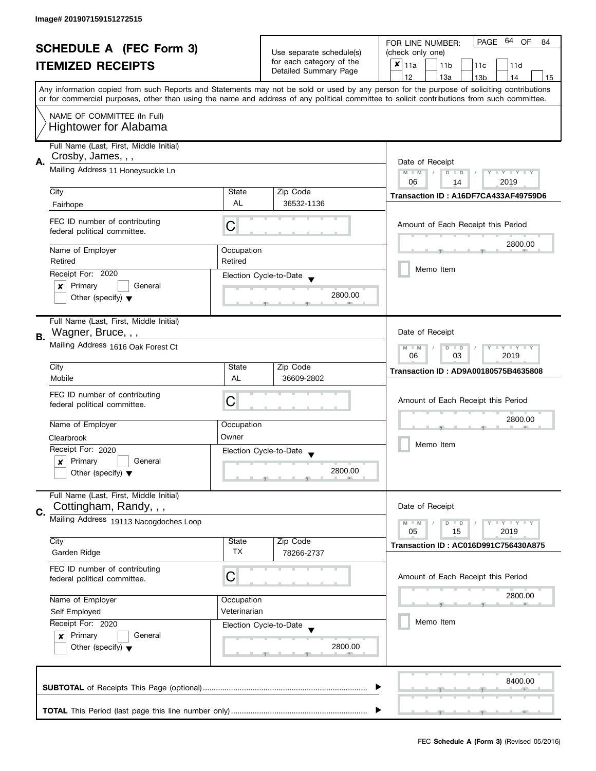Image# 201907159151272515

# SCHEDULE A (FEC Form 3)
## ITEMIZED RECEIPTS

Use separate schedule(s) for each category of the Detailed Summary Page

FOR LINE NUMBER: (check only one)

- [x] 11a
- [ ] 11b
- [ ] 11c
- [ ] 11d
- [ ] 12
- [ ] 13a
- [ ] 13b
- [ ] 14
- [ ] 15

PAGE 64 OF 84

Any information copied from such Reports and Statements may not be sold or used by any person for the purpose of soliciting contributions or for commercial purposes, other than using the name and address of any political committee to solicit contributions from such committee.

NAME OF COMMITTEE (In Full)
Hightower for Alabama

---

**A.** Full Name (Last, First, Middle Initial): Crosby, James, , ,

Mailing Address: 11 Honeysuckle Ln

| City | State | Zip Code |
|---|---|---|
| Fairhope | AL | 36532-1136 |

FEC ID number of contributing federal political committee: C

| Name of Employer | Occupation |
|---|---|
| Retired | Retired |

Receipt For: 2020
- [x] Primary
- [ ] General
- [ ] Other (specify)

Election Cycle-to-Date: 2800.00

Date of Receipt: 06 / 14 / 2019

Transaction ID : A16DF7CA433AF49759D6

Amount of Each Receipt this Period: 2800.00

- [ ] Memo Item

---

**B.** Full Name (Last, First, Middle Initial): Wagner, Bruce, , ,

Mailing Address: 1616 Oak Forest Ct

| City | State | Zip Code |
|---|---|---|
| Mobile | AL | 36609-2802 |

FEC ID number of contributing federal political committee: C

| Name of Employer | Occupation |
|---|---|
| Clearbrook | Owner |

Receipt For: 2020
- [x] Primary
- [ ] General
- [ ] Other (specify)

Election Cycle-to-Date: 2800.00

Date of Receipt: 06 / 03 / 2019

Transaction ID : AD9A00180575B4635808

Amount of Each Receipt this Period: 2800.00

- [ ] Memo Item

---

**C.** Full Name (Last, First, Middle Initial): Cottingham, Randy, , ,

Mailing Address: 19113 Nacogdoches Loop

| City | State | Zip Code |
|---|---|---|
| Garden Ridge | TX | 78266-2737 |

FEC ID number of contributing federal political committee: C

| Name of Employer | Occupation |
|---|---|
| Self Employed | Veterinarian |

Receipt For: 2020
- [x] Primary
- [ ] General
- [ ] Other (specify)

Election Cycle-to-Date: 2800.00

Date of Receipt: 05 / 15 / 2019

Transaction ID : AC016D991C756430A875

Amount of Each Receipt this Period: 2800.00

- [ ] Memo Item

---

**SUBTOTAL** of Receipts This Page (optional) ........ 8400.00

**TOTAL** This Period (last page this line number only) ........

FEC **Schedule A (Form 3)** (Revised 05/2016)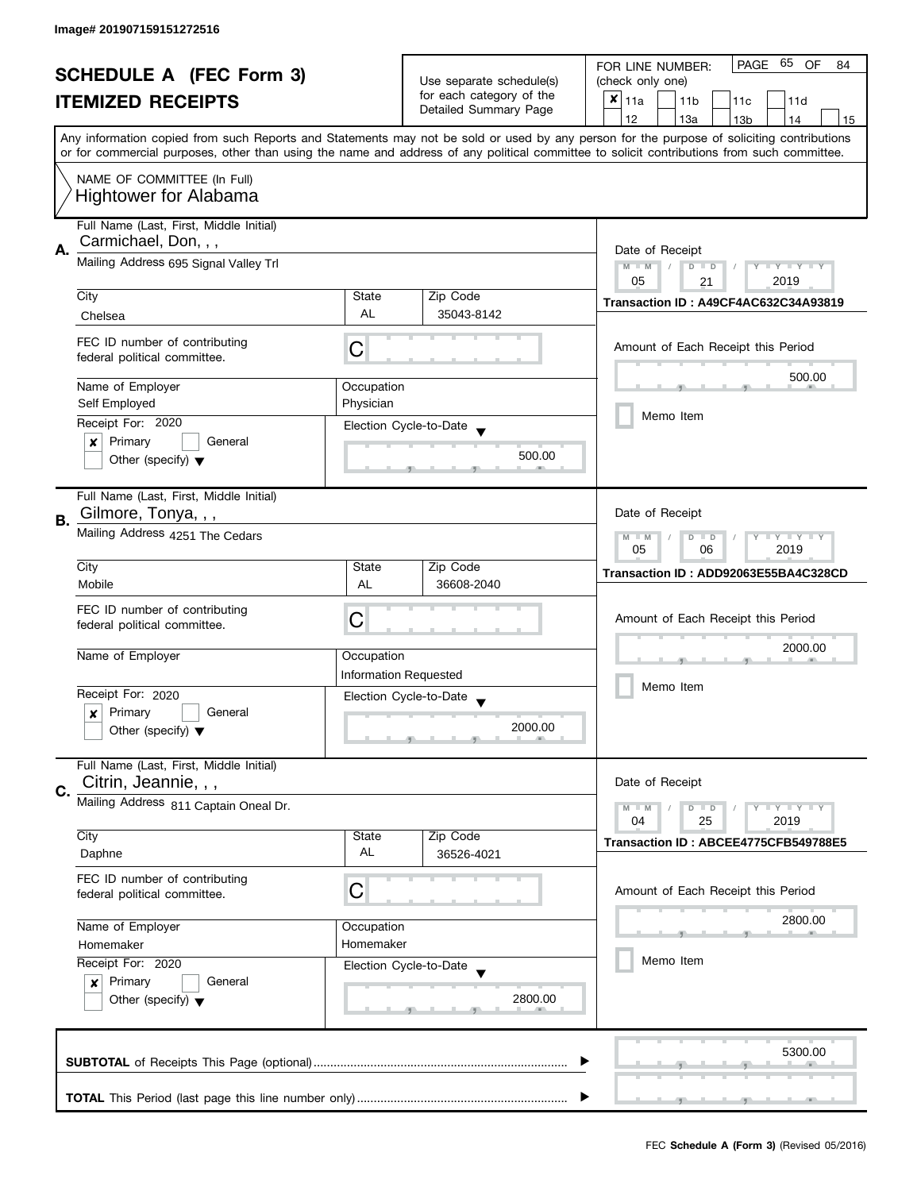Image# 201907159151272516

# SCHEDULE A (FEC Form 3)
## ITEMIZED RECEIPTS

Use separate schedule(s) for each category of the Detailed Summary Page

FOR LINE NUMBER: (check only one)

PAGE 65 OF 84

- [x] 11a
- [ ] 11b
- [ ] 11c
- [ ] 11d
- [ ] 12
- [ ] 13a
- [ ] 13b
- [ ] 14
- [ ] 15

Any information copied from such Reports and Statements may not be sold or used by any person for the purpose of soliciting contributions or for commercial purposes, other than using the name and address of any political committee to solicit contributions from such committee.

NAME OF COMMITTEE (In Full)
Hightower for Alabama

---

**A.** Full Name (Last, First, Middle Initial): Carmichael, Don, , ,

Mailing Address: 695 Signal Valley Trl

City: Chelsea | State: AL | Zip Code: 35043-8142

FEC ID number of contributing federal political committee: C

Name of Employer: Self Employed

Occupation: Physician

Receipt For: 2020

- [x] Primary
- [ ] General
- [ ] Other (specify)

Election Cycle-to-Date: 500.00

Date of Receipt: 05 / 21 / 2019

Transaction ID : A49CF4AC632C34A93819

Amount of Each Receipt this Period: 500.00

- [ ] Memo Item

---

**B.** Full Name (Last, First, Middle Initial): Gilmore, Tonya, , ,

Mailing Address: 4251 The Cedars

City: Mobile | State: AL | Zip Code: 36608-2040

FEC ID number of contributing federal political committee: C

Name of Employer:

Occupation: Information Requested

Receipt For: 2020

- [x] Primary
- [ ] General
- [ ] Other (specify)

Election Cycle-to-Date: 2000.00

Date of Receipt: 05 / 06 / 2019

Transaction ID : ADD92063E55BA4C328CD

Amount of Each Receipt this Period: 2000.00

- [ ] Memo Item

---

**C.** Full Name (Last, First, Middle Initial): Citrin, Jeannie, , ,

Mailing Address: 811 Captain Oneal Dr.

City: Daphne | State: AL | Zip Code: 36526-4021

FEC ID number of contributing federal political committee: C

Name of Employer: Homemaker

Occupation: Homemaker

Receipt For: 2020

- [x] Primary
- [ ] General
- [ ] Other (specify)

Election Cycle-to-Date: 2800.00

Date of Receipt: 04 / 25 / 2019

Transaction ID : ABCEE4775CFB549788E5

Amount of Each Receipt this Period: 2800.00

- [ ] Memo Item

---

**SUBTOTAL** of Receipts This Page (optional): 5300.00

**TOTAL** This Period (last page this line number only):

FEC **Schedule A (Form 3)** (Revised 05/2016)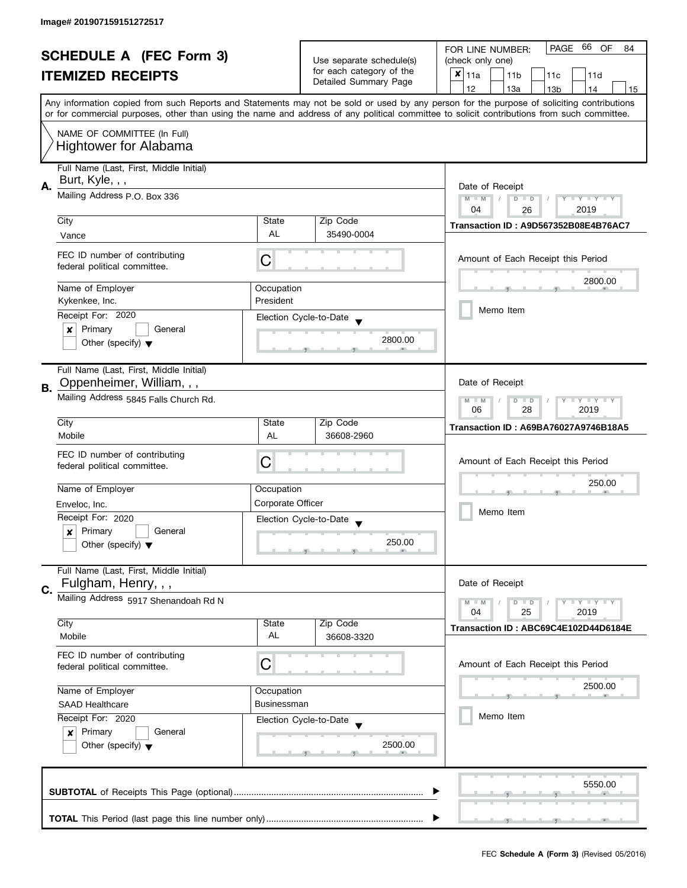Image# 201907159151272517

# SCHEDULE A (FEC Form 3)

## ITEMIZED RECEIPTS

Use separate schedule(s) for each category of the Detailed Summary Page

FOR LINE NUMBER: (check only one)

- [x] 11a
- [ ] 11b
- [ ] 11c
- [ ] 11d
- [ ] 12
- [ ] 13a
- [ ] 13b
- [ ] 14
- [ ] 15

Any information copied from such Reports and Statements may not be sold or used by any person for the purpose of soliciting contributions or for commercial purposes, other than using the name and address of any political committee to solicit contributions from such committee.

NAME OF COMMITTEE (In Full)
Hightower for Alabama

---

**A.** Full Name (Last, First, Middle Initial): Burt, Kyle, , ,

Mailing Address: P.O. Box 336

City: Vance | State: AL | Zip Code: 35490-0004

FEC ID number of contributing federal political committee: C

Name of Employer: Kykenkee, Inc.

Occupation: President

Receipt For: 2020
- [x] Primary
- [ ] General
- [ ] Other (specify)

Election Cycle-to-Date: 2800.00

Date of Receipt: 04 / 26 / 2019

Transaction ID : A9D567352B08E4B76AC7

Amount of Each Receipt this Period: 2800.00

- [ ] Memo Item

---

**B.** Full Name (Last, First, Middle Initial): Oppenheimer, William, , ,

Mailing Address: 5845 Falls Church Rd.

City: Mobile | State: AL | Zip Code: 36608-2960

FEC ID number of contributing federal political committee: C

Name of Employer: Enveloc, Inc.

Occupation: Corporate Officer

Receipt For: 2020
- [x] Primary
- [ ] General
- [ ] Other (specify)

Election Cycle-to-Date: 250.00

Date of Receipt: 06 / 28 / 2019

Transaction ID : A69BA76027A9746B18A5

Amount of Each Receipt this Period: 250.00

- [ ] Memo Item

---

**C.** Full Name (Last, First, Middle Initial): Fulgham, Henry, , ,

Mailing Address: 5917 Shenandoah Rd N

City: Mobile | State: AL | Zip Code: 36608-3320

FEC ID number of contributing federal political committee: C

Name of Employer: SAAD Healthcare

Occupation: Businessman

Receipt For: 2020
- [x] Primary
- [ ] General
- [ ] Other (specify)

Election Cycle-to-Date: 2500.00

Date of Receipt: 04 / 25 / 2019

Transaction ID : ABC69C4E102D44D6184E

Amount of Each Receipt this Period: 2500.00

- [ ] Memo Item

---

**SUBTOTAL** of Receipts This Page (optional): 5550.00

**TOTAL** This Period (last page this line number only):

FEC **Schedule A (Form 3)** (Revised 05/2016)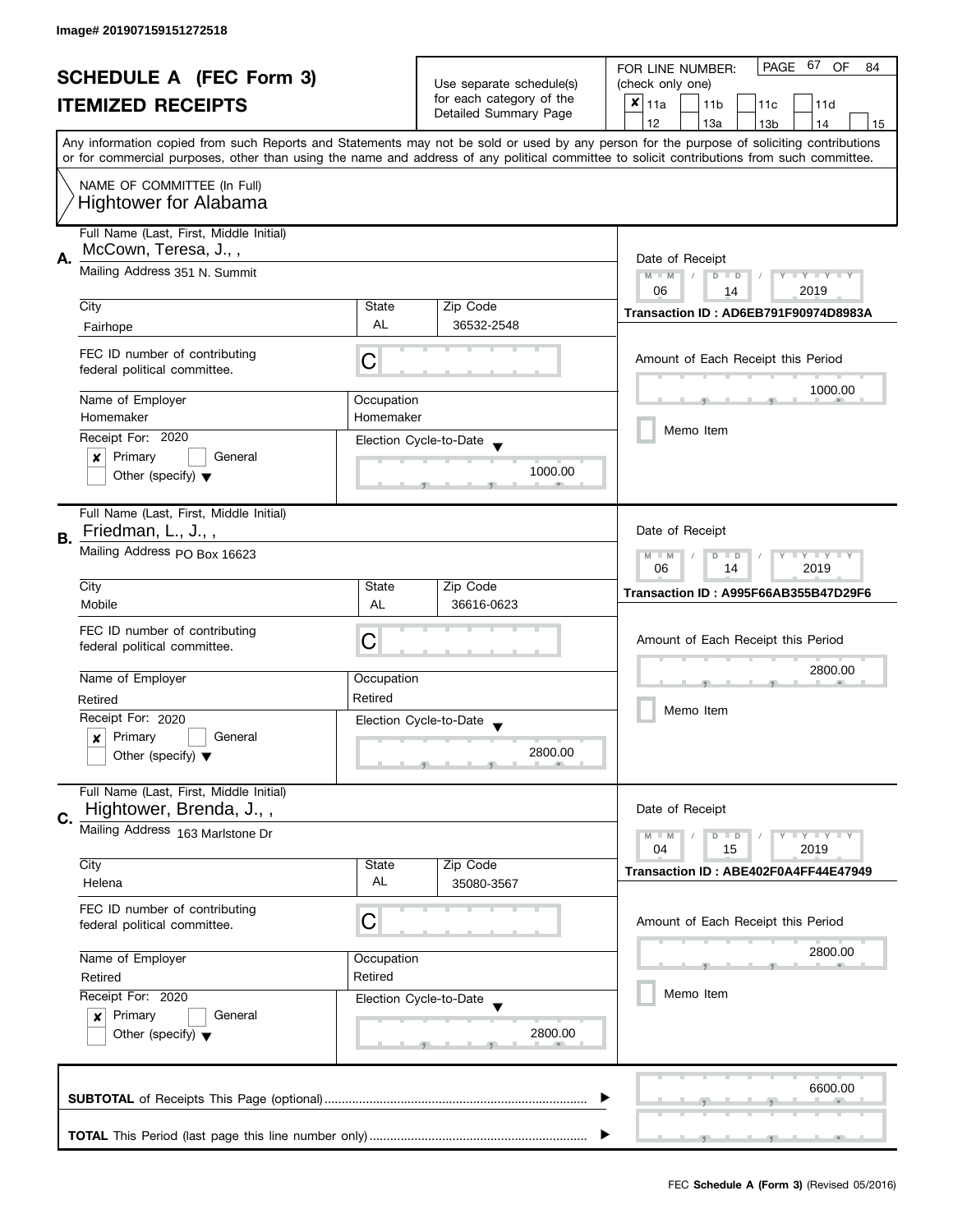Image# 201907159151272518

# SCHEDULE A (FEC Form 3)
## ITEMIZED RECEIPTS

Use separate schedule(s) for each category of the Detailed Summary Page

FOR LINE NUMBER: (check only one)

- [x] 11a
- [ ] 11b
- [ ] 11c
- [ ] 11d
- [ ] 12
- [ ] 13a
- [ ] 13b
- [ ] 14
- [ ] 15

PAGE 67 OF 84

Any information copied from such Reports and Statements may not be sold or used by any person for the purpose of soliciting contributions or for commercial purposes, other than using the name and address of any political committee to solicit contributions from such committee.

NAME OF COMMITTEE (In Full)
Hightower for Alabama

---

**A.** Full Name (Last, First, Middle Initial): McCown, Teresa, J., ,

Mailing Address: 351 N. Summit

City: Fairhope | State: AL | Zip Code: 36532-2548

FEC ID number of contributing federal political committee: C

Name of Employer: Homemaker | Occupation: Homemaker

Receipt For: 2020
- [x] Primary
- [ ] General
- [ ] Other (specify)

Election Cycle-to-Date: 1000.00

Date of Receipt: 06 / 14 / 2019

Transaction ID : AD6EB791F90974D8983A

Amount of Each Receipt this Period: 1000.00

- [ ] Memo Item

---

**B.** Full Name (Last, First, Middle Initial): Friedman, L., J., ,

Mailing Address: PO Box 16623

City: Mobile | State: AL | Zip Code: 36616-0623

FEC ID number of contributing federal political committee: C

Name of Employer: Retired | Occupation: Retired

Receipt For: 2020
- [x] Primary
- [ ] General
- [ ] Other (specify)

Election Cycle-to-Date: 2800.00

Date of Receipt: 06 / 14 / 2019

Transaction ID : A995F66AB355B47D29F6

Amount of Each Receipt this Period: 2800.00

- [ ] Memo Item

---

**C.** Full Name (Last, First, Middle Initial): Hightower, Brenda, J., ,

Mailing Address: 163 Marlstone Dr

City: Helena | State: AL | Zip Code: 35080-3567

FEC ID number of contributing federal political committee: C

Name of Employer: Retired | Occupation: Retired

Receipt For: 2020
- [x] Primary
- [ ] General
- [ ] Other (specify)

Election Cycle-to-Date: 2800.00

Date of Receipt: 04 / 15 / 2019

Transaction ID : ABE402F0A4FF44E47949

Amount of Each Receipt this Period: 2800.00

- [ ] Memo Item

---

**SUBTOTAL** of Receipts This Page (optional): 6600.00

**TOTAL** This Period (last page this line number only):

FEC **Schedule A (Form 3)** (Revised 05/2016)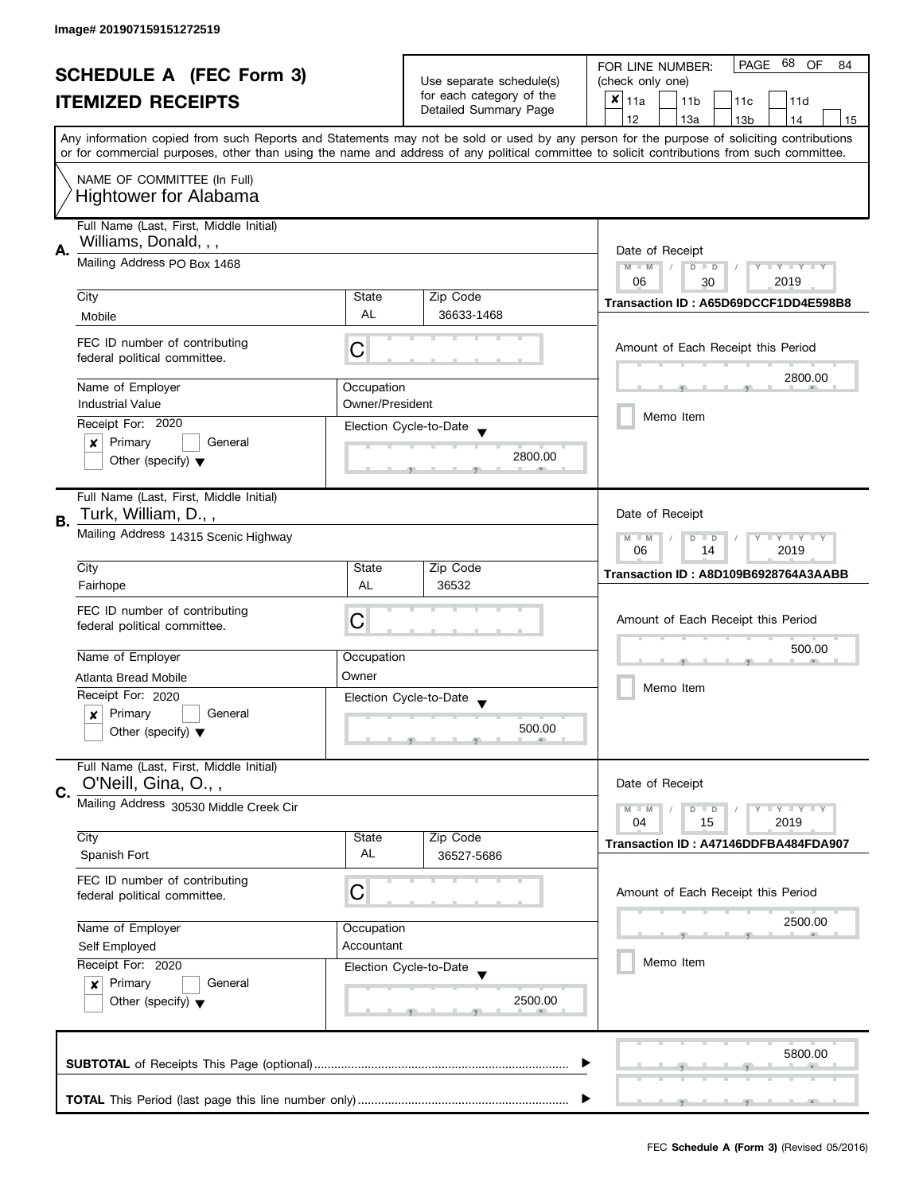Image# 201907159151272519

# SCHEDULE A (FEC Form 3)
## ITEMIZED RECEIPTS

Use separate schedule(s) for each category of the Detailed Summary Page

FOR LINE NUMBER: (check only one)

- [x] 11a
- [ ] 11b
- [ ] 11c
- [ ] 11d
- [ ] 12
- [ ] 13a
- [ ] 13b
- [ ] 14
- [ ] 15

PAGE 68 OF 84

Any information copied from such Reports and Statements may not be sold or used by any person for the purpose of soliciting contributions or for commercial purposes, other than using the name and address of any political committee to solicit contributions from such committee.

NAME OF COMMITTEE (In Full)
Hightower for Alabama

---

**A.** Full Name (Last, First, Middle Initial): Williams, Donald, , ,

Mailing Address: PO Box 1468

City: Mobile | State: AL | Zip Code: 36633-1468

FEC ID number of contributing federal political committee: C

Name of Employer: Industrial Value

Occupation: Owner/President

Receipt For: 2020
- [x] Primary
- [ ] General
- [ ] Other (specify)

Election Cycle-to-Date: 2800.00

Date of Receipt: 06 / 30 / 2019

Transaction ID : A65D69DCCF1DD4E598B8

Amount of Each Receipt this Period: 2800.00

- [ ] Memo Item

---

**B.** Full Name (Last, First, Middle Initial): Turk, William, D., ,

Mailing Address: 14315 Scenic Highway

City: Fairhope | State: AL | Zip Code: 36532

FEC ID number of contributing federal political committee: C

Name of Employer: Atlanta Bread Mobile

Occupation: Owner

Receipt For: 2020
- [x] Primary
- [ ] General
- [ ] Other (specify)

Election Cycle-to-Date: 500.00

Date of Receipt: 06 / 14 / 2019

Transaction ID : A8D109B6928764A3AABB

Amount of Each Receipt this Period: 500.00

- [ ] Memo Item

---

**C.** Full Name (Last, First, Middle Initial): O'Neill, Gina, O., ,

Mailing Address: 30530 Middle Creek Cir

City: Spanish Fort | State: AL | Zip Code: 36527-5686

FEC ID number of contributing federal political committee: C

Name of Employer: Self Employed

Occupation: Accountant

Receipt For: 2020
- [x] Primary
- [ ] General
- [ ] Other (specify)

Election Cycle-to-Date: 2500.00

Date of Receipt: 04 / 15 / 2019

Transaction ID : A47146DDFBA484FDA907

Amount of Each Receipt this Period: 2500.00

- [ ] Memo Item

---

**SUBTOTAL** of Receipts This Page (optional): 5800.00

**TOTAL** This Period (last page this line number only):

FEC **Schedule A (Form 3)** (Revised 05/2016)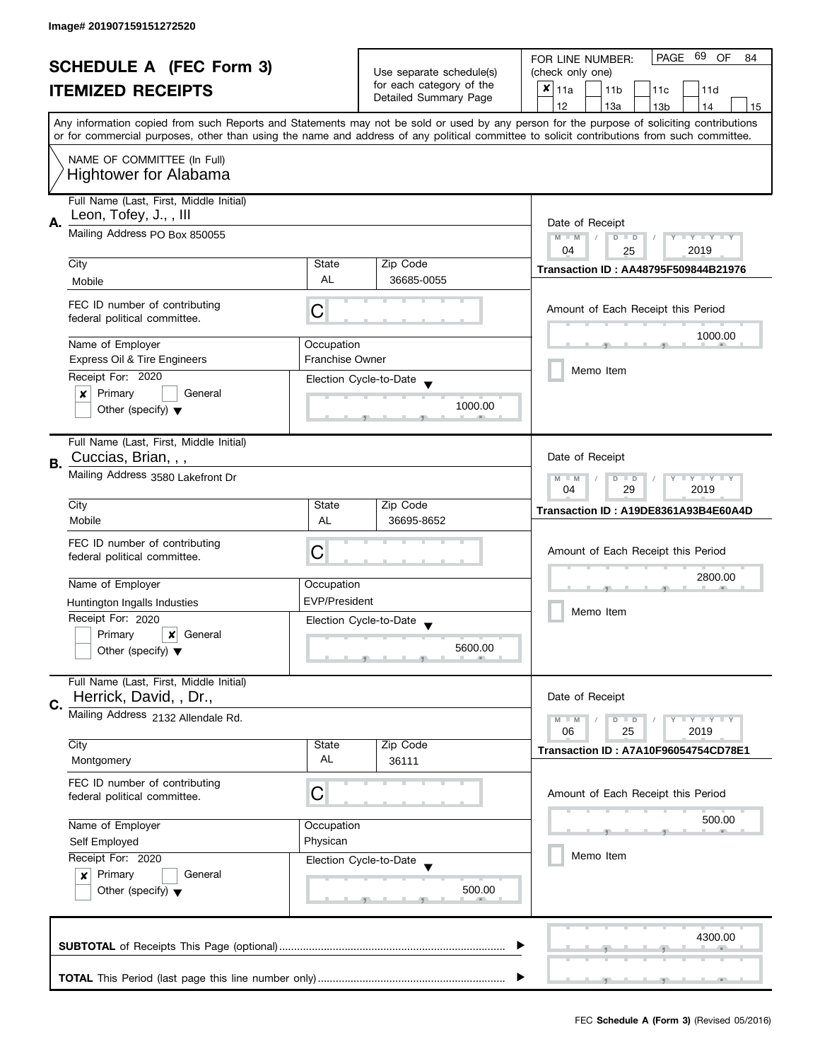Image# 201907159151272520

# SCHEDULE A (FEC Form 3)
## ITEMIZED RECEIPTS

Use separate schedule(s) for each category of the Detailed Summary Page

FOR LINE NUMBER: (check only one)

- [x] 11a
- [ ] 11b
- [ ] 11c
- [ ] 11d
- [ ] 12
- [ ] 13a
- [ ] 13b
- [ ] 14
- [ ] 15

Any information copied from such Reports and Statements may not be sold or used by any person for the purpose of soliciting contributions or for commercial purposes, other than using the name and address of any political committee to solicit contributions from such committee.

NAME OF COMMITTEE (In Full)
Hightower for Alabama

---

**A.** Full Name (Last, First, Middle Initial): Leon, Tofey, J., , III

Mailing Address: PO Box 850055

City: Mobile | State: AL | Zip Code: 36685-0055

FEC ID number of contributing federal political committee: C

Name of Employer: Express Oil & Tire Engineers

Occupation: Franchise Owner

Receipt For: 2020

- [x] Primary
- [ ] General
- [ ] Other (specify)

Election Cycle-to-Date: 1000.00

Date of Receipt: 04 / 25 / 2019

Transaction ID : AA48795F509844B21976

Amount of Each Receipt this Period: 1000.00

- [ ] Memo Item

---

**B.** Full Name (Last, First, Middle Initial): Cuccias, Brian, , ,

Mailing Address: 3580 Lakefront Dr

City: Mobile | State: AL | Zip Code: 36695-8652

FEC ID number of contributing federal political committee: C

Name of Employer: Huntington Ingalls Industies

Occupation: EVP/President

Receipt For: 2020

- [ ] Primary
- [x] General
- [ ] Other (specify)

Election Cycle-to-Date: 5600.00

Date of Receipt: 04 / 29 / 2019

Transaction ID : A19DE8361A93B4E60A4D

Amount of Each Receipt this Period: 2800.00

- [ ] Memo Item

---

**C.** Full Name (Last, First, Middle Initial): Herrick, David, , Dr.,

Mailing Address: 2132 Allendale Rd.

City: Montgomery | State: AL | Zip Code: 36111

FEC ID number of contributing federal political committee: C

Name of Employer: Self Employed

Occupation: Physican

Receipt For: 2020

- [x] Primary
- [ ] General
- [ ] Other (specify)

Election Cycle-to-Date: 500.00

Date of Receipt: 06 / 25 / 2019

Transaction ID : A7A10F96054754CD78E1

Amount of Each Receipt this Period: 500.00

- [ ] Memo Item

---

**SUBTOTAL** of Receipts This Page (optional): 4300.00

**TOTAL** This Period (last page this line number only):

FEC **Schedule A (Form 3)** (Revised 05/2016)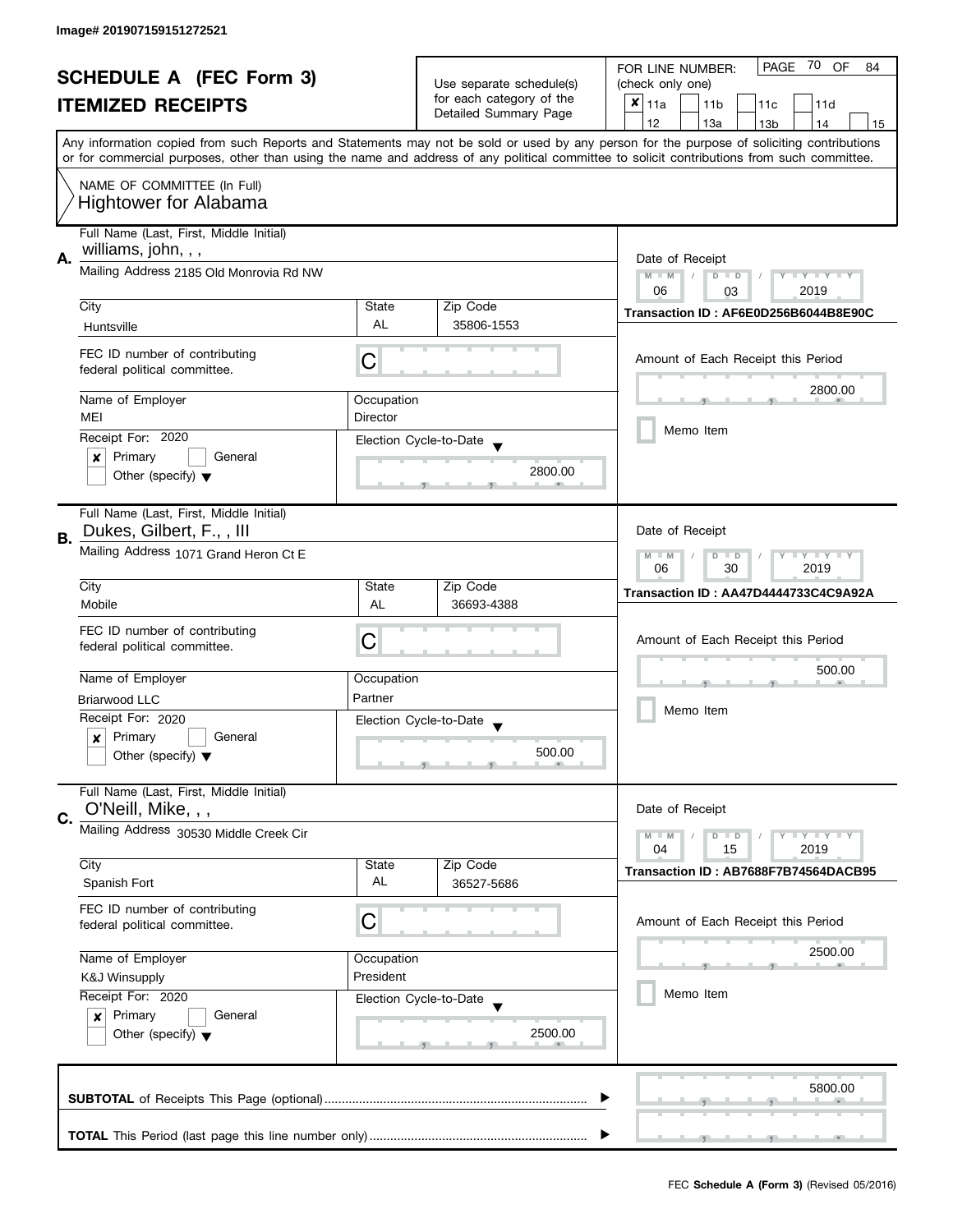Image# 201907159151272521

# SCHEDULE A (FEC Form 3)
## ITEMIZED RECEIPTS

Use separate schedule(s) for each category of the Detailed Summary Page

FOR LINE NUMBER: (check only one)

- [x] 11a
- [ ] 11b
- [ ] 11c
- [ ] 11d
- [ ] 12
- [ ] 13a
- [ ] 13b
- [ ] 14
- [ ] 15

Any information copied from such Reports and Statements may not be sold or used by any person for the purpose of soliciting contributions or for commercial purposes, other than using the name and address of any political committee to solicit contributions from such committee.

NAME OF COMMITTEE (In Full)
Hightower for Alabama

---

**A.** Full Name (Last, First, Middle Initial): williams, john, , ,

Mailing Address: 2185 Old Monrovia Rd NW

City: Huntsville | State: AL | Zip Code: 35806-1553

FEC ID number of contributing federal political committee: C

Name of Employer: MEI | Occupation: Director

Receipt For: 2020
- [x] Primary
- [ ] General
- [ ] Other (specify)

Election Cycle-to-Date: 2800.00

Date of Receipt: 06 / 03 / 2019

Transaction ID : AF6E0D256B6044B8E90C

Amount of Each Receipt this Period: 2800.00

- [ ] Memo Item

---

**B.** Full Name (Last, First, Middle Initial): Dukes, Gilbert, F., , III

Mailing Address: 1071 Grand Heron Ct E

City: Mobile | State: AL | Zip Code: 36693-4388

FEC ID number of contributing federal political committee: C

Name of Employer: Briarwood LLC | Occupation: Partner

Receipt For: 2020
- [x] Primary
- [ ] General
- [ ] Other (specify)

Election Cycle-to-Date: 500.00

Date of Receipt: 06 / 30 / 2019

Transaction ID : AA47D4444733C4C9A92A

Amount of Each Receipt this Period: 500.00

- [ ] Memo Item

---

**C.** Full Name (Last, First, Middle Initial): O'Neill, Mike, , ,

Mailing Address: 30530 Middle Creek Cir

City: Spanish Fort | State: AL | Zip Code: 36527-5686

FEC ID number of contributing federal political committee: C

Name of Employer: K&J Winsupply | Occupation: President

Receipt For: 2020
- [x] Primary
- [ ] General
- [ ] Other (specify)

Election Cycle-to-Date: 2500.00

Date of Receipt: 04 / 15 / 2019

Transaction ID : AB7688F7B74564DACB95

Amount of Each Receipt this Period: 2500.00

- [ ] Memo Item

---

**SUBTOTAL** of Receipts This Page (optional): 5800.00

**TOTAL** This Period (last page this line number only):

FEC **Schedule A (Form 3)** (Revised 05/2016)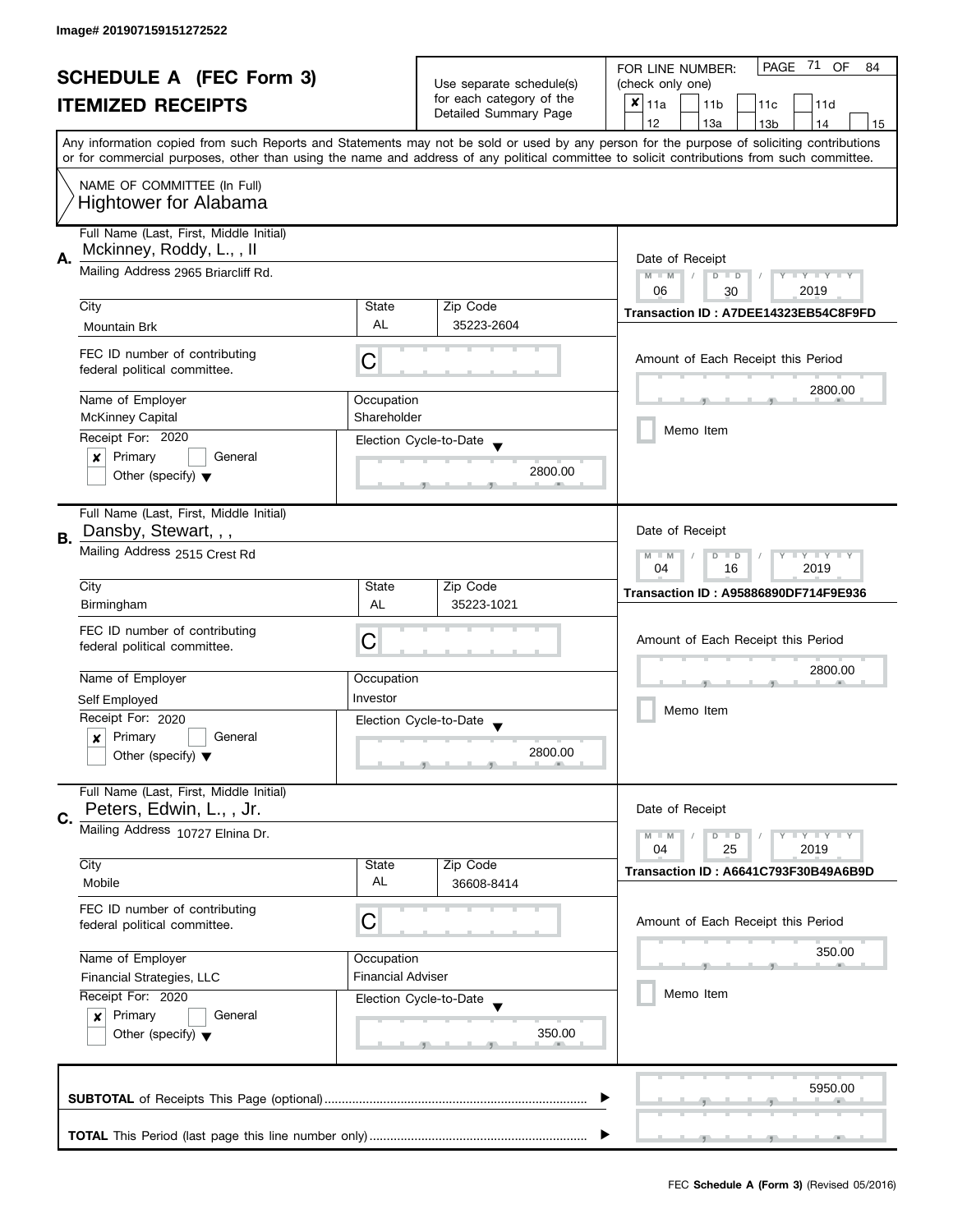Image# 201907159151272522

# SCHEDULE A (FEC Form 3)

## ITEMIZED RECEIPTS

Use separate schedule(s) for each category of the Detailed Summary Page

FOR LINE NUMBER: (check only one)

- [x] 11a
- [ ] 11b
- [ ] 11c
- [ ] 11d
- [ ] 12
- [ ] 13a
- [ ] 13b
- [ ] 14
- [ ] 15

PAGE 71 OF 84

Any information copied from such Reports and Statements may not be sold or used by any person for the purpose of soliciting contributions or for commercial purposes, other than using the name and address of any political committee to solicit contributions from such committee.

NAME OF COMMITTEE (In Full)
Hightower for Alabama

---

**A.** Full Name (Last, First, Middle Initial): Mckinney, Roddy, L., , II

Mailing Address: 2965 Briarcliff Rd.

City: Mountain Brk | State: AL | Zip Code: 35223-2604

FEC ID number of contributing federal political committee: C

Name of Employer: McKinney Capital | Occupation: Shareholder

Receipt For: 2020
- [x] Primary
- [ ] General
- [ ] Other (specify)

Election Cycle-to-Date: 2800.00

Date of Receipt: 06 / 30 / 2019

Transaction ID : A7DEE14323EB54C8F9FD

Amount of Each Receipt this Period: 2800.00

- [ ] Memo Item

---

**B.** Full Name (Last, First, Middle Initial): Dansby, Stewart, , ,

Mailing Address: 2515 Crest Rd

City: Birmingham | State: AL | Zip Code: 35223-1021

FEC ID number of contributing federal political committee: C

Name of Employer: Self Employed | Occupation: Investor

Receipt For: 2020
- [x] Primary
- [ ] General
- [ ] Other (specify)

Election Cycle-to-Date: 2800.00

Date of Receipt: 04 / 16 / 2019

Transaction ID : A95886890DF714F9E936

Amount of Each Receipt this Period: 2800.00

- [ ] Memo Item

---

**C.** Full Name (Last, First, Middle Initial): Peters, Edwin, L., , Jr.

Mailing Address: 10727 Elnina Dr.

City: Mobile | State: AL | Zip Code: 36608-8414

FEC ID number of contributing federal political committee: C

Name of Employer: Financial Strategies, LLC | Occupation: Financial Adviser

Receipt For: 2020
- [x] Primary
- [ ] General
- [ ] Other (specify)

Election Cycle-to-Date: 350.00

Date of Receipt: 04 / 25 / 2019

Transaction ID : A6641C793F30B49A6B9D

Amount of Each Receipt this Period: 350.00

- [ ] Memo Item

---

**SUBTOTAL** of Receipts This Page (optional): 5950.00

**TOTAL** This Period (last page this line number only):

FEC **Schedule A (Form 3)** (Revised 05/2016)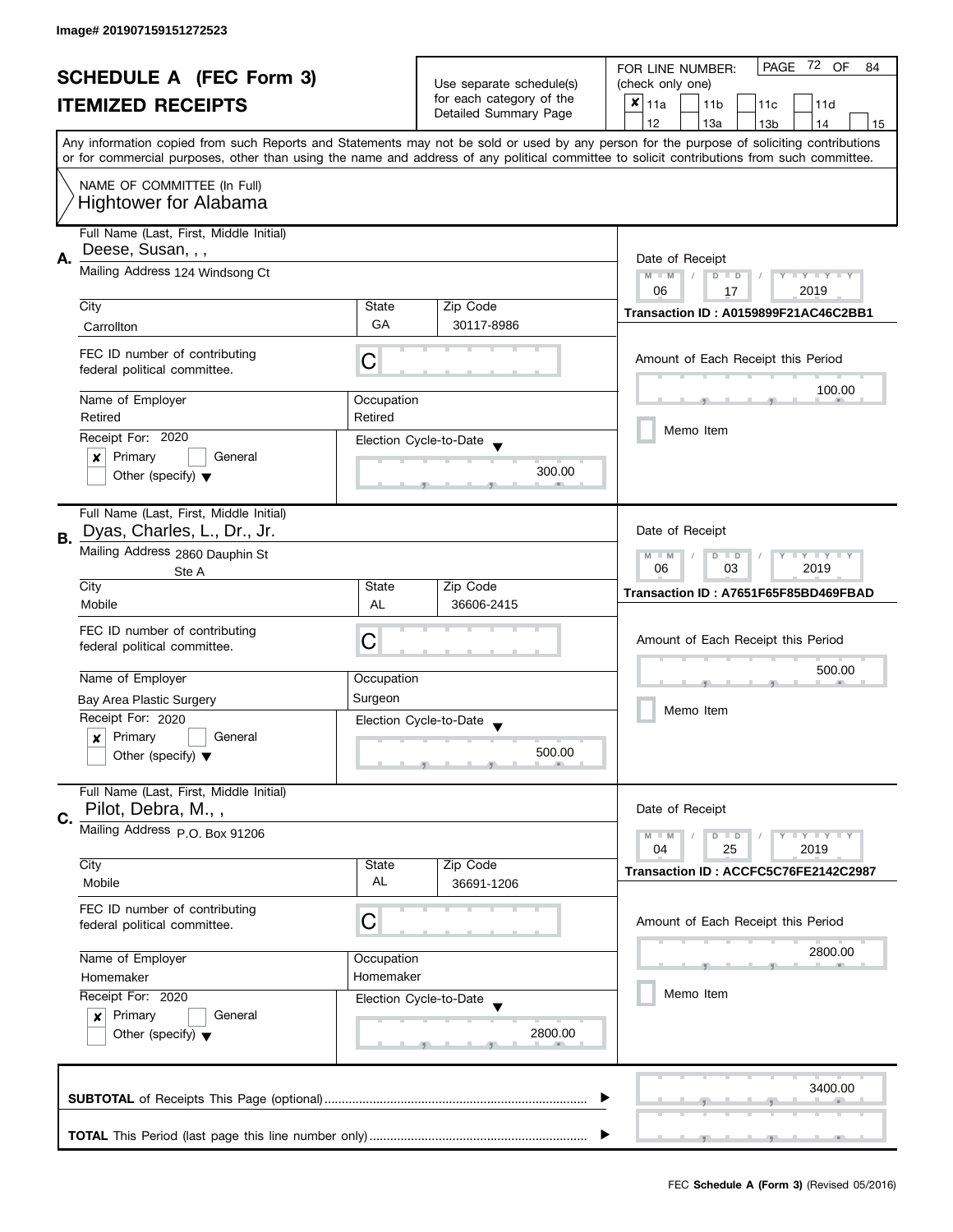Image# 201907159151272523

# SCHEDULE A (FEC Form 3)
## ITEMIZED RECEIPTS

Use separate schedule(s) for each category of the Detailed Summary Page

FOR LINE NUMBER: (check only one)

- [x] 11a
- [ ] 11b
- [ ] 11c
- [ ] 11d
- [ ] 12
- [ ] 13a
- [ ] 13b
- [ ] 14
- [ ] 15

PAGE 72 OF 84

Any information copied from such Reports and Statements may not be sold or used by any person for the purpose of soliciting contributions or for commercial purposes, other than using the name and address of any political committee to solicit contributions from such committee.

NAME OF COMMITTEE (In Full)
Hightower for Alabama

---

**A.**

| Field | Value |
|---|---|
| Full Name (Last, First, Middle Initial) | Deese, Susan, , , |
| Mailing Address | 124 Windsong Ct |
| City | Carrollton |
| State | GA |
| Zip Code | 30117-8986 |
| FEC ID number of contributing federal political committee. | C |
| Name of Employer | Retired |
| Occupation | Retired |
| Receipt For: | 2020 |
| | [x] Primary [ ] General [ ] Other (specify) |
| Election Cycle-to-Date | 300.00 |
| Date of Receipt | 06 / 17 / 2019 |
| Transaction ID | A0159899F21AC46C2BB1 |
| Amount of Each Receipt this Period | 100.00 |
| Memo Item | [ ] |

---

**B.**

| Field | Value |
|---|---|
| Full Name (Last, First, Middle Initial) | Dyas, Charles, L., Dr., Jr. |
| Mailing Address | 2860 Dauphin St Ste A |
| City | Mobile |
| State | AL |
| Zip Code | 36606-2415 |
| FEC ID number of contributing federal political committee. | C |
| Name of Employer | Bay Area Plastic Surgery |
| Occupation | Surgeon |
| Receipt For: | 2020 |
| | [x] Primary [ ] General [ ] Other (specify) |
| Election Cycle-to-Date | 500.00 |
| Date of Receipt | 06 / 03 / 2019 |
| Transaction ID | A7651F65F85BD469FBAD |
| Amount of Each Receipt this Period | 500.00 |
| Memo Item | [ ] |

---

**C.**

| Field | Value |
|---|---|
| Full Name (Last, First, Middle Initial) | Pilot, Debra, M., , |
| Mailing Address | P.O. Box 91206 |
| City | Mobile |
| State | AL |
| Zip Code | 36691-1206 |
| FEC ID number of contributing federal political committee. | C |
| Name of Employer | Homemaker |
| Occupation | Homemaker |
| Receipt For: | 2020 |
| | [x] Primary [ ] General [ ] Other (specify) |
| Election Cycle-to-Date | 2800.00 |
| Date of Receipt | 04 / 25 / 2019 |
| Transaction ID | ACCFC5C76FE2142C2987 |
| Amount of Each Receipt this Period | 2800.00 |
| Memo Item | [ ] |

---

**SUBTOTAL** of Receipts This Page (optional) ........ 3400.00

**TOTAL** This Period (last page this line number only) ........

FEC **Schedule A (Form 3)** (Revised 05/2016)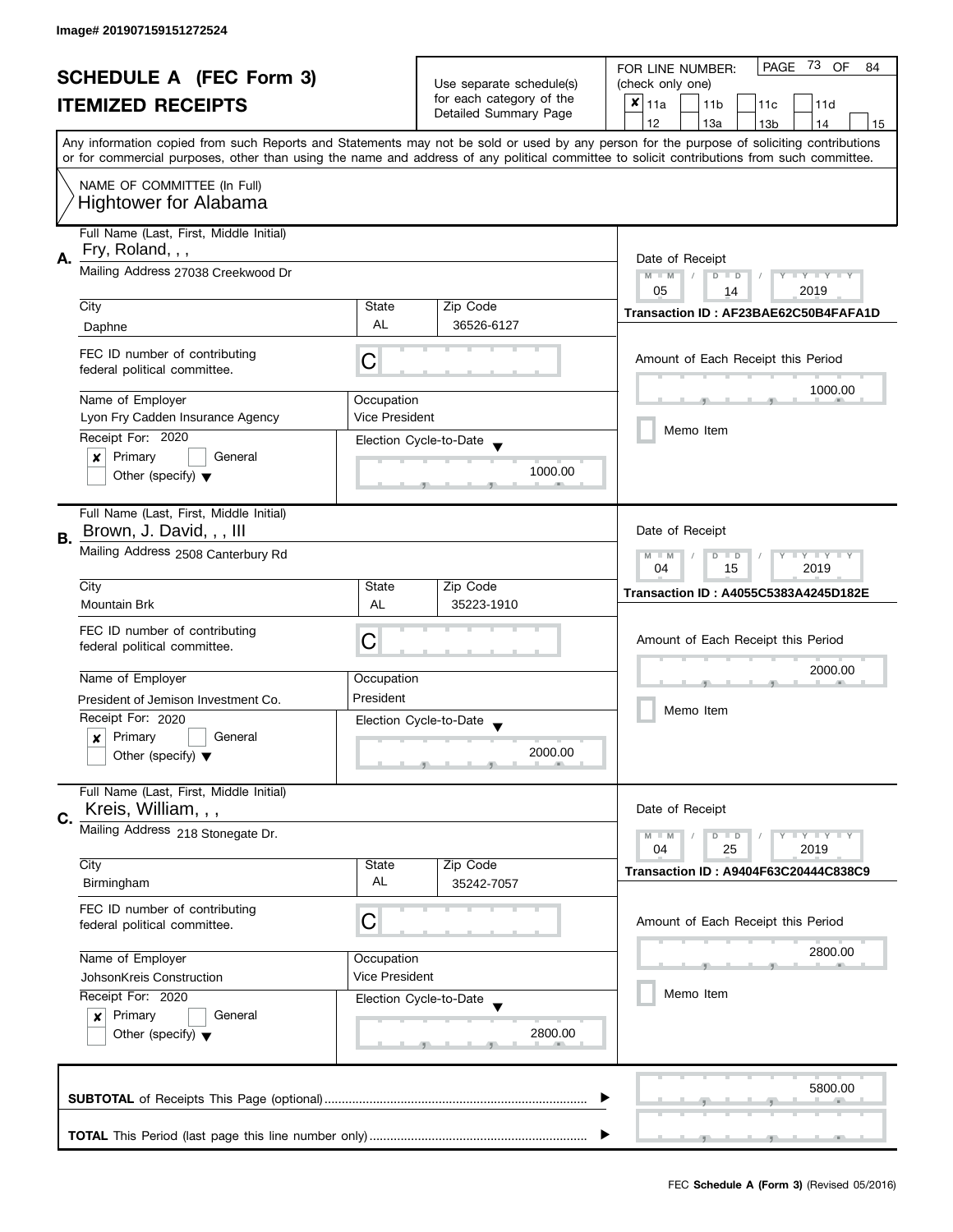Image# 201907159151272524

# SCHEDULE A (FEC Form 3)
## ITEMIZED RECEIPTS

Use separate schedule(s) for each category of the Detailed Summary Page

FOR LINE NUMBER: (check only one)

- [x] 11a
- [ ] 11b
- [ ] 11c
- [ ] 11d
- [ ] 12
- [ ] 13a
- [ ] 13b
- [ ] 14
- [ ] 15

PAGE 73 OF 84

Any information copied from such Reports and Statements may not be sold or used by any person for the purpose of soliciting contributions or for commercial purposes, other than using the name and address of any political committee to solicit contributions from such committee.

NAME OF COMMITTEE (In Full)
Hightower for Alabama

---

**A.** Full Name (Last, First, Middle Initial): Fry, Roland, , ,

Mailing Address: 27038 Creekwood Dr

City: Daphne | State: AL | Zip Code: 36526-6127

FEC ID number of contributing federal political committee: C

Name of Employer: Lyon Fry Cadden Insurance Agency

Occupation: Vice President

Receipt For: 2020
- [x] Primary
- [ ] General
- [ ] Other (specify)

Election Cycle-to-Date: 1000.00

Date of Receipt: 05 / 14 / 2019

Transaction ID : AF23BAE62C50B4FAFA1D

Amount of Each Receipt this Period: 1000.00

- [ ] Memo Item

---

**B.** Full Name (Last, First, Middle Initial): Brown, J. David, , , III

Mailing Address: 2508 Canterbury Rd

City: Mountain Brk | State: AL | Zip Code: 35223-1910

FEC ID number of contributing federal political committee: C

Name of Employer: President of Jemison Investment Co.

Occupation: President

Receipt For: 2020
- [x] Primary
- [ ] General
- [ ] Other (specify)

Election Cycle-to-Date: 2000.00

Date of Receipt: 04 / 15 / 2019

Transaction ID : A4055C5383A4245D182E

Amount of Each Receipt this Period: 2000.00

- [ ] Memo Item

---

**C.** Full Name (Last, First, Middle Initial): Kreis, William, , ,

Mailing Address: 218 Stonegate Dr.

City: Birmingham | State: AL | Zip Code: 35242-7057

FEC ID number of contributing federal political committee: C

Name of Employer: JohsonKreis Construction

Occupation: Vice President

Receipt For: 2020
- [x] Primary
- [ ] General
- [ ] Other (specify)

Election Cycle-to-Date: 2800.00

Date of Receipt: 04 / 25 / 2019

Transaction ID : A9404F63C20444C838C9

Amount of Each Receipt this Period: 2800.00

- [ ] Memo Item

---

**SUBTOTAL** of Receipts This Page (optional): 5800.00

**TOTAL** This Period (last page this line number only):

FEC **Schedule A (Form 3)** (Revised 05/2016)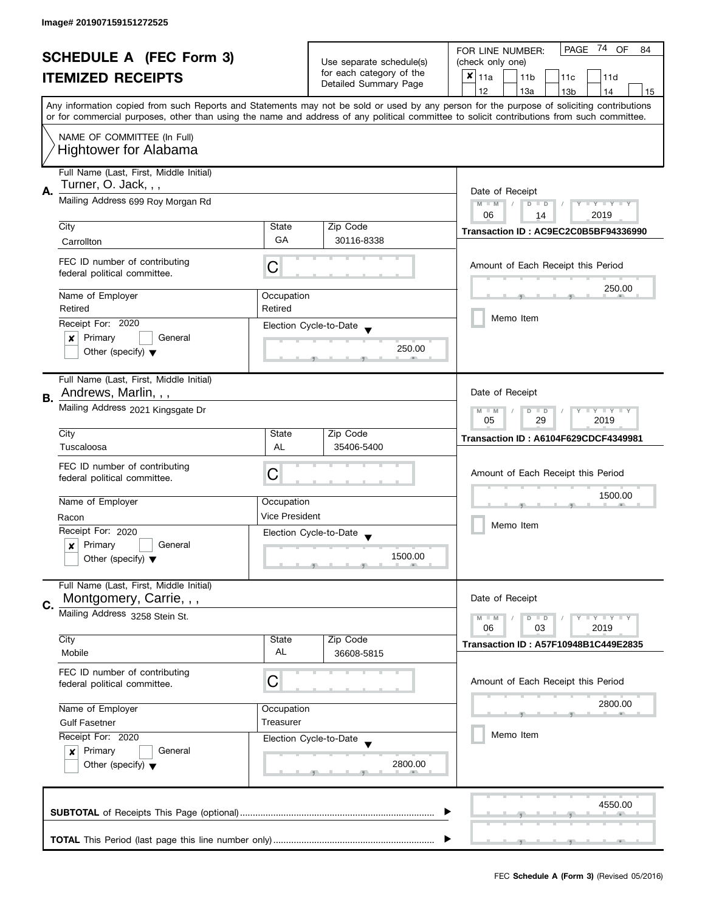Image# 201907159151272525

# SCHEDULE A (FEC Form 3)

## ITEMIZED RECEIPTS

Use separate schedule(s) for each category of the Detailed Summary Page

FOR LINE NUMBER: (check only one)

- [x] 11a
- [ ] 11b
- [ ] 11c
- [ ] 11d
- [ ] 12
- [ ] 13a
- [ ] 13b
- [ ] 14
- [ ] 15

Any information copied from such Reports and Statements may not be sold or used by any person for the purpose of soliciting contributions or for commercial purposes, other than using the name and address of any political committee to solicit contributions from such committee.

NAME OF COMMITTEE (In Full)
Hightower for Alabama

---

**A.** Full Name (Last, First, Middle Initial): Turner, O. Jack, , ,

Mailing Address: 699 Roy Morgan Rd

City: Carrollton | State: GA | Zip Code: 30116-8338

FEC ID number of contributing federal political committee: C

Name of Employer: Retired | Occupation: Retired

Receipt For: 2020
- [x] Primary
- [ ] General
- [ ] Other (specify)

Election Cycle-to-Date: 250.00

Date of Receipt: 06 / 14 / 2019

Transaction ID : AC9EC2C0B5BF94336990

Amount of Each Receipt this Period: 250.00

- [ ] Memo Item

---

**B.** Full Name (Last, First, Middle Initial): Andrews, Marlin, , ,

Mailing Address: 2021 Kingsgate Dr

City: Tuscaloosa | State: AL | Zip Code: 35406-5400

FEC ID number of contributing federal political committee: C

Name of Employer: Racon | Occupation: Vice President

Receipt For: 2020
- [x] Primary
- [ ] General
- [ ] Other (specify)

Election Cycle-to-Date: 1500.00

Date of Receipt: 05 / 29 / 2019

Transaction ID : A6104F629CDCF4349981

Amount of Each Receipt this Period: 1500.00

- [ ] Memo Item

---

**C.** Full Name (Last, First, Middle Initial): Montgomery, Carrie, , ,

Mailing Address: 3258 Stein St.

City: Mobile | State: AL | Zip Code: 36608-5815

FEC ID number of contributing federal political committee: C

Name of Employer: Gulf Fasetner | Occupation: Treasurer

Receipt For: 2020
- [x] Primary
- [ ] General
- [ ] Other (specify)

Election Cycle-to-Date: 2800.00

Date of Receipt: 06 / 03 / 2019

Transaction ID : A57F10948B1C449E2835

Amount of Each Receipt this Period: 2800.00

- [ ] Memo Item

---

**SUBTOTAL** of Receipts This Page (optional): 4550.00

**TOTAL** This Period (last page this line number only):

FEC **Schedule A (Form 3)** (Revised 05/2016)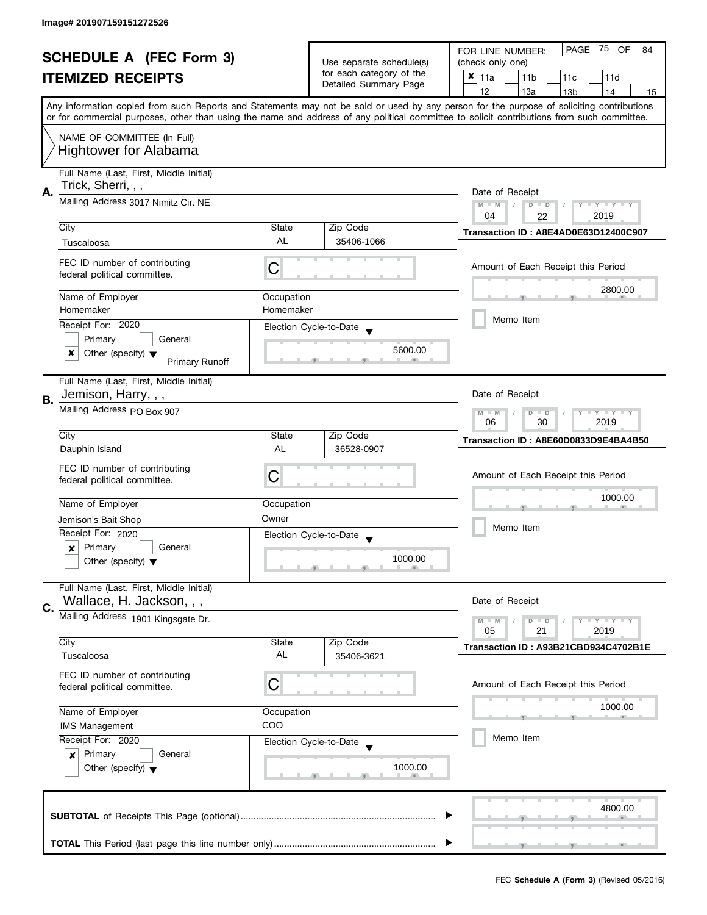Image# 201907159151272526

# SCHEDULE A (FEC Form 3)
## ITEMIZED RECEIPTS

Use separate schedule(s) for each category of the Detailed Summary Page

FOR LINE NUMBER: (check only one)

- [x] 11a
- [ ] 11b
- [ ] 11c
- [ ] 11d
- [ ] 12
- [ ] 13a
- [ ] 13b
- [ ] 14
- [ ] 15

PAGE 75 OF 84

Any information copied from such Reports and Statements may not be sold or used by any person for the purpose of soliciting contributions or for commercial purposes, other than using the name and address of any political committee to solicit contributions from such committee.

NAME OF COMMITTEE (In Full)
Hightower for Alabama

---

**A.** Full Name (Last, First, Middle Initial): Trick, Sherri, , ,

Mailing Address: 3017 Nimitz Cir. NE

City: Tuscaloosa | State: AL | Zip Code: 35406-1066

FEC ID number of contributing federal political committee: C

Name of Employer: Homemaker | Occupation: Homemaker

Receipt For: 2020

- [ ] Primary
- [ ] General
- [x] Other (specify): Primary Runoff

Election Cycle-to-Date: 5600.00

Date of Receipt: 04 / 22 / 2019

Transaction ID : A8E4AD0E63D12400C907

Amount of Each Receipt this Period: 2800.00

- [ ] Memo Item

---

**B.** Full Name (Last, First, Middle Initial): Jemison, Harry, , ,

Mailing Address: PO Box 907

City: Dauphin Island | State: AL | Zip Code: 36528-0907

FEC ID number of contributing federal political committee: C

Name of Employer: Jemison's Bait Shop | Occupation: Owner

Receipt For: 2020

- [x] Primary
- [ ] General
- [ ] Other (specify)

Election Cycle-to-Date: 1000.00

Date of Receipt: 06 / 30 / 2019

Transaction ID : A8E60D0833D9E4BA4B50

Amount of Each Receipt this Period: 1000.00

- [ ] Memo Item

---

**C.** Full Name (Last, First, Middle Initial): Wallace, H. Jackson, , ,

Mailing Address: 1901 Kingsgate Dr.

City: Tuscaloosa | State: AL | Zip Code: 35406-3621

FEC ID number of contributing federal political committee: C

Name of Employer: IMS Management | Occupation: COO

Receipt For: 2020

- [x] Primary
- [ ] General
- [ ] Other (specify)

Election Cycle-to-Date: 1000.00

Date of Receipt: 05 / 21 / 2019

Transaction ID : A93B21CBD934C4702B1E

Amount of Each Receipt this Period: 1000.00

- [ ] Memo Item

---

**SUBTOTAL** of Receipts This Page (optional): 4800.00

**TOTAL** This Period (last page this line number only):

FEC **Schedule A (Form 3)** (Revised 05/2016)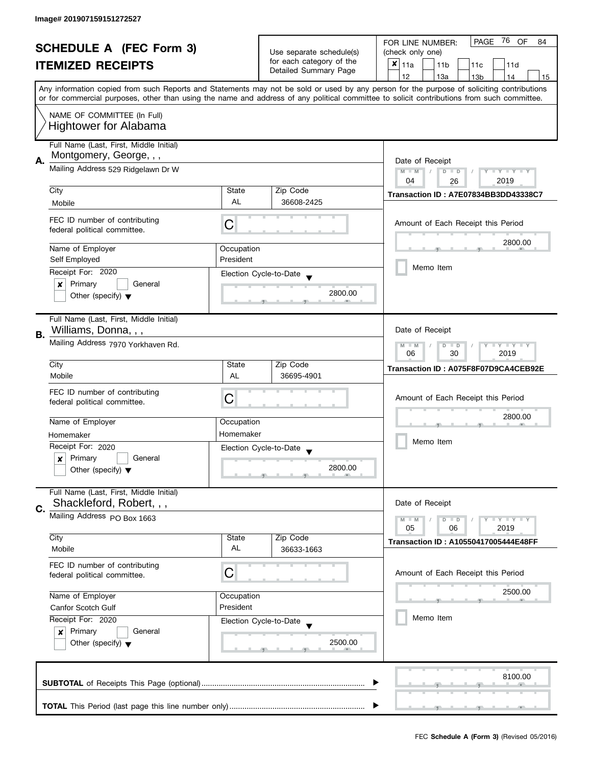Image# 201907159151272527

# SCHEDULE A (FEC Form 3)
## ITEMIZED RECEIPTS

Use separate schedule(s) for each category of the Detailed Summary Page

FOR LINE NUMBER: (check only one)

- [x] 11a
- [ ] 11b
- [ ] 11c
- [ ] 11d
- [ ] 12
- [ ] 13a
- [ ] 13b
- [ ] 14
- [ ] 15

Any information copied from such Reports and Statements may not be sold or used by any person for the purpose of soliciting contributions or for commercial purposes, other than using the name and address of any political committee to solicit contributions from such committee.

NAME OF COMMITTEE (In Full)
Hightower for Alabama

---

**A.** Full Name (Last, First, Middle Initial): Montgomery, George, , ,

Mailing Address: 529 Ridgelawn Dr W

City: Mobile | State: AL | Zip Code: 36608-2425

FEC ID number of contributing federal political committee: C

Name of Employer: Self Employed

Occupation: President

Receipt For: 2020 — [x] Primary [ ] General [ ] Other (specify)

Election Cycle-to-Date: 2800.00

Date of Receipt: 04 / 26 / 2019

Transaction ID : A7E07834BB3DD43338C7

Amount of Each Receipt this Period: 2800.00

[ ] Memo Item

---

**B.** Full Name (Last, First, Middle Initial): Williams, Donna, , ,

Mailing Address: 7970 Yorkhaven Rd.

City: Mobile | State: AL | Zip Code: 36695-4901

FEC ID number of contributing federal political committee: C

Name of Employer: Homemaker

Occupation: Homemaker

Receipt For: 2020 — [x] Primary [ ] General [ ] Other (specify)

Election Cycle-to-Date: 2800.00

Date of Receipt: 06 / 30 / 2019

Transaction ID : A075F8F07D9CA4CEB92E

Amount of Each Receipt this Period: 2800.00

[ ] Memo Item

---

**C.** Full Name (Last, First, Middle Initial): Shackleford, Robert, , ,

Mailing Address: PO Box 1663

City: Mobile | State: AL | Zip Code: 36633-1663

FEC ID number of contributing federal political committee: C

Name of Employer: Canfor Scotch Gulf

Occupation: President

Receipt For: 2020 — [x] Primary [ ] General [ ] Other (specify)

Election Cycle-to-Date: 2500.00

Date of Receipt: 05 / 06 / 2019

Transaction ID : A10550417005444E48FF

Amount of Each Receipt this Period: 2500.00

[ ] Memo Item

---

**SUBTOTAL** of Receipts This Page (optional): 8100.00

**TOTAL** This Period (last page this line number only):

FEC **Schedule A (Form 3)** (Revised 05/2016)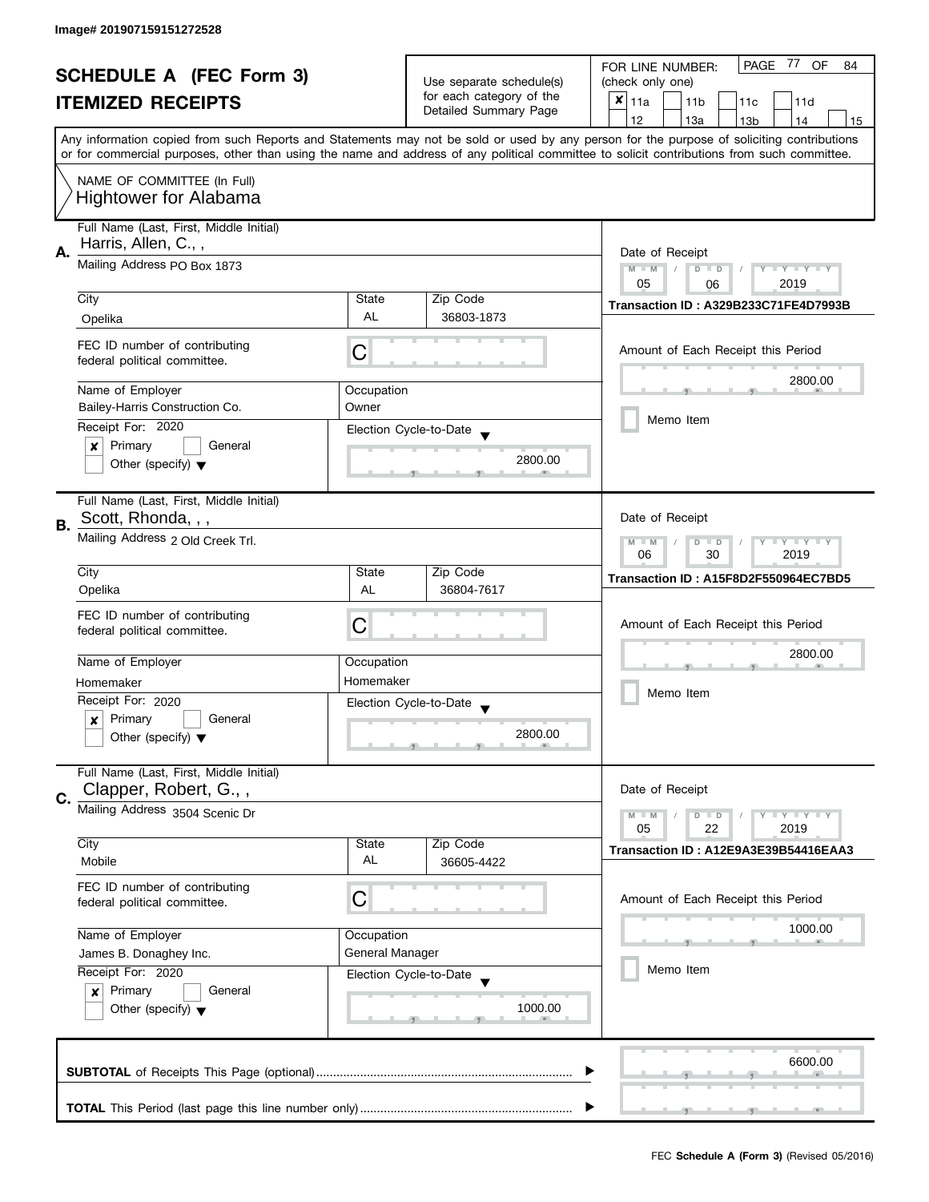Image# 201907159151272528

# SCHEDULE A (FEC Form 3)
# ITEMIZED RECEIPTS

Use separate schedule(s) for each category of the Detailed Summary Page

FOR LINE NUMBER: (check only one)

- [x] 11a
- [ ] 11b
- [ ] 11c
- [ ] 11d
- [ ] 12
- [ ] 13a
- [ ] 13b
- [ ] 14
- [ ] 15

Any information copied from such Reports and Statements may not be sold or used by any person for the purpose of soliciting contributions or for commercial purposes, other than using the name and address of any political committee to solicit contributions from such committee.

NAME OF COMMITTEE (In Full)
Hightower for Alabama

---

**A.** Full Name (Last, First, Middle Initial): Harris, Allen, C., ,

Mailing Address: PO Box 1873

| City | State | Zip Code |
|---|---|---|
| Opelika | AL | 36803-1873 |

FEC ID number of contributing federal political committee: C

| Name of Employer | Occupation |
|---|---|
| Bailey-Harris Construction Co. | Owner |

Receipt For: 2020
- [x] Primary
- [ ] General
- [ ] Other (specify)

Election Cycle-to-Date: 2800.00

Date of Receipt: 05 / 06 / 2019

Transaction ID : A329B233C71FE4D7993B

Amount of Each Receipt this Period: 2800.00

- [ ] Memo Item

---

**B.** Full Name (Last, First, Middle Initial): Scott, Rhonda, , ,

Mailing Address: 2 Old Creek Trl.

| City | State | Zip Code |
|---|---|---|
| Opelika | AL | 36804-7617 |

FEC ID number of contributing federal political committee: C

| Name of Employer | Occupation |
|---|---|
| Homemaker | Homemaker |

Receipt For: 2020
- [x] Primary
- [ ] General
- [ ] Other (specify)

Election Cycle-to-Date: 2800.00

Date of Receipt: 06 / 30 / 2019

Transaction ID : A15F8D2F550964EC7BD5

Amount of Each Receipt this Period: 2800.00

- [ ] Memo Item

---

**C.** Full Name (Last, First, Middle Initial): Clapper, Robert, G., ,

Mailing Address: 3504 Scenic Dr

| City | State | Zip Code |
|---|---|---|
| Mobile | AL | 36605-4422 |

FEC ID number of contributing federal political committee: C

| Name of Employer | Occupation |
|---|---|
| James B. Donaghey Inc. | General Manager |

Receipt For: 2020
- [x] Primary
- [ ] General
- [ ] Other (specify)

Election Cycle-to-Date: 1000.00

Date of Receipt: 05 / 22 / 2019

Transaction ID : A12E9A3E39B54416EAA3

Amount of Each Receipt this Period: 1000.00

- [ ] Memo Item

---

**SUBTOTAL** of Receipts This Page (optional): 6600.00

**TOTAL** This Period (last page this line number only):

FEC **Schedule A (Form 3)** (Revised 05/2016)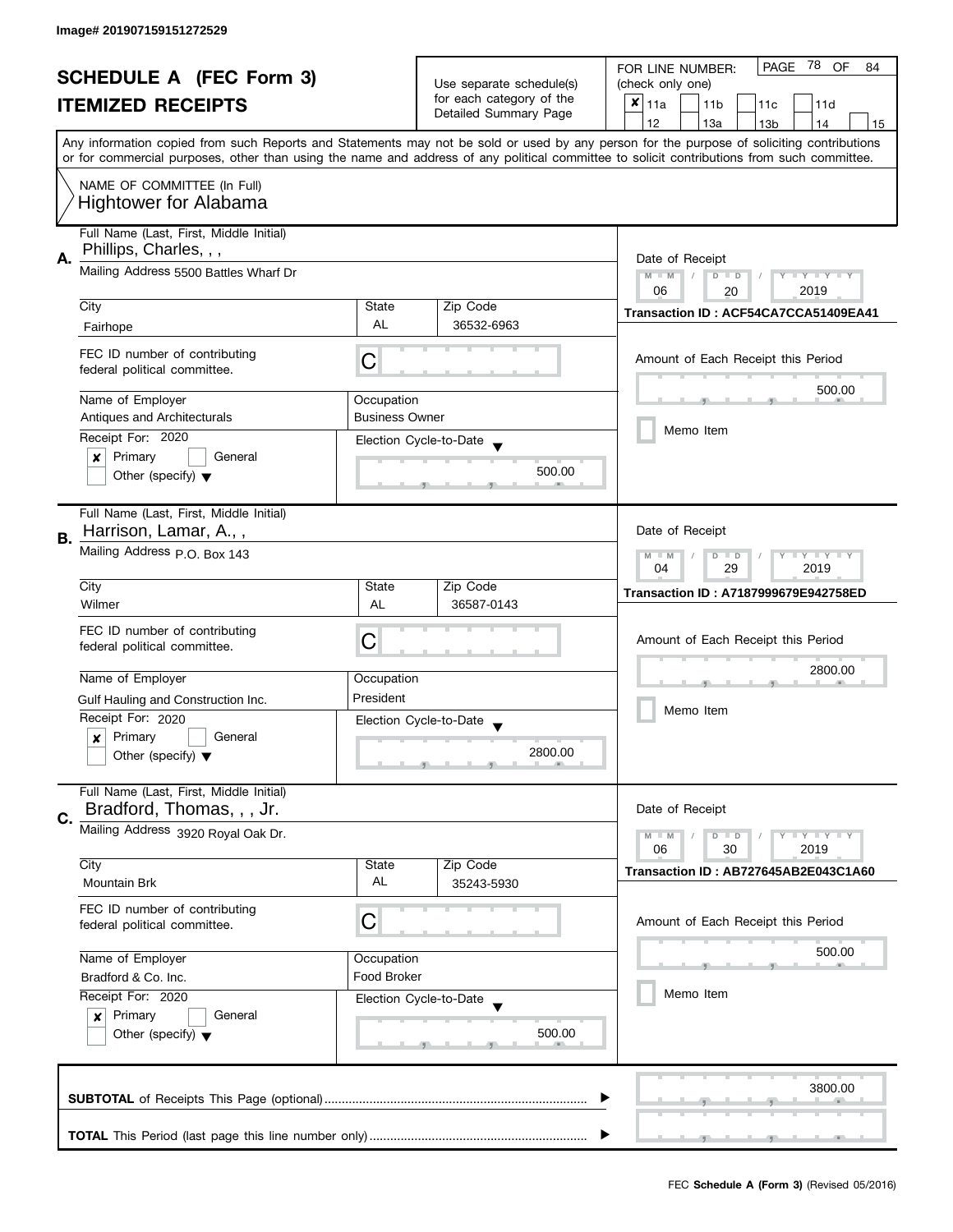Image# 201907159151272529

# SCHEDULE A (FEC Form 3)
## ITEMIZED RECEIPTS

Use separate schedule(s) for each category of the Detailed Summary Page

FOR LINE NUMBER: (check only one)

- [x] 11a
- [ ] 11b
- [ ] 11c
- [ ] 11d
- [ ] 12
- [ ] 13a
- [ ] 13b
- [ ] 14
- [ ] 15

Any information copied from such Reports and Statements may not be sold or used by any person for the purpose of soliciting contributions or for commercial purposes, other than using the name and address of any political committee to solicit contributions from such committee.

NAME OF COMMITTEE (In Full)
Hightower for Alabama

---

**A.** Full Name (Last, First, Middle Initial): Phillips, Charles, , ,

Mailing Address: 5500 Battles Wharf Dr

City: Fairhope | State: AL | Zip Code: 36532-6963

FEC ID number of contributing federal political committee: C

Name of Employer: Antiques and Architecturals

Occupation: Business Owner

Receipt For: 2020 — [x] Primary [ ] General [ ] Other (specify)

Election Cycle-to-Date: 500.00

Date of Receipt: 06 / 20 / 2019

Transaction ID : ACF54CA7CCA51409EA41

Amount of Each Receipt this Period: 500.00

[ ] Memo Item

---

**B.** Full Name (Last, First, Middle Initial): Harrison, Lamar, A., ,

Mailing Address: P.O. Box 143

City: Wilmer | State: AL | Zip Code: 36587-0143

FEC ID number of contributing federal political committee: C

Name of Employer: Gulf Hauling and Construction Inc.

Occupation: President

Receipt For: 2020 — [x] Primary [ ] General [ ] Other (specify)

Election Cycle-to-Date: 2800.00

Date of Receipt: 04 / 29 / 2019

Transaction ID : A7187999679E942758ED

Amount of Each Receipt this Period: 2800.00

[ ] Memo Item

---

**C.** Full Name (Last, First, Middle Initial): Bradford, Thomas, , , Jr.

Mailing Address: 3920 Royal Oak Dr.

City: Mountain Brk | State: AL | Zip Code: 35243-5930

FEC ID number of contributing federal political committee: C

Name of Employer: Bradford & Co. Inc.

Occupation: Food Broker

Receipt For: 2020 — [x] Primary [ ] General [ ] Other (specify)

Election Cycle-to-Date: 500.00

Date of Receipt: 06 / 30 / 2019

Transaction ID : AB727645AB2E043C1A60

Amount of Each Receipt this Period: 500.00

[ ] Memo Item

---

**SUBTOTAL** of Receipts This Page (optional): 3800.00

**TOTAL** This Period (last page this line number only):

FEC Schedule A (Form 3) (Revised 05/2016)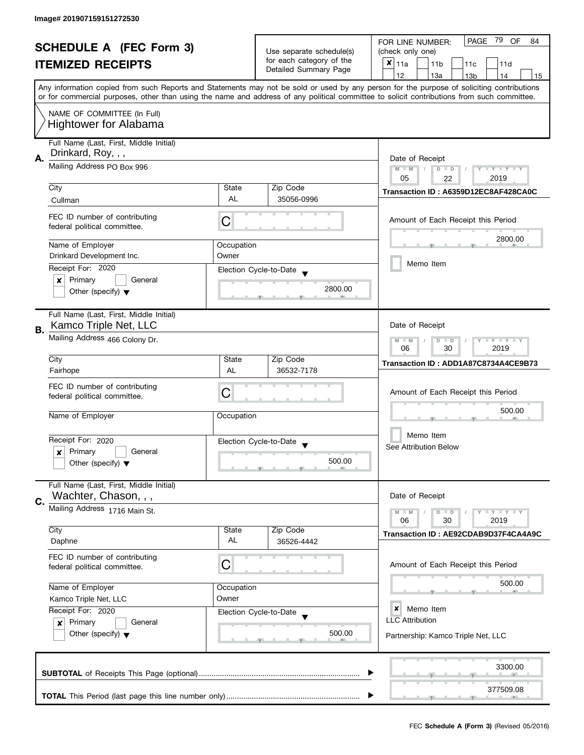Image# 201907159151272530

# SCHEDULE A (FEC Form 3)
## ITEMIZED RECEIPTS

Use separate schedule(s) for each category of the Detailed Summary Page

FOR LINE NUMBER: (check only one)

- [x] 11a
- [ ] 11b
- [ ] 11c
- [ ] 11d
- [ ] 12
- [ ] 13a
- [ ] 13b
- [ ] 14
- [ ] 15

PAGE 79 OF 84

Any information copied from such Reports and Statements may not be sold or used by any person for the purpose of soliciting contributions or for commercial purposes, other than using the name and address of any political committee to solicit contributions from such committee.

NAME OF COMMITTEE (In Full)
Hightower for Alabama

---

**A.** Full Name (Last, First, Middle Initial): Drinkard, Roy, , ,

Mailing Address: PO Box 996

City: Cullman | State: AL | Zip Code: 35056-0996

FEC ID number of contributing federal political committee: C

Name of Employer: Drinkard Development Inc.

Occupation: Owner

Receipt For: 2020

- [x] Primary
- [ ] General
- [ ] Other (specify)

Election Cycle-to-Date: 2800.00

Date of Receipt: 05 / 22 / 2019

Transaction ID : A6359D12EC8AF428CA0C

Amount of Each Receipt this Period: 2800.00

- [ ] Memo Item

---

**B.** Full Name (Last, First, Middle Initial): Kamco Triple Net, LLC

Mailing Address: 466 Colony Dr.

City: Fairhope | State: AL | Zip Code: 36532-7178

FEC ID number of contributing federal political committee: C

Name of Employer:

Occupation:

Receipt For: 2020

- [x] Primary
- [ ] General
- [ ] Other (specify)

Election Cycle-to-Date: 500.00

Date of Receipt: 06 / 30 / 2019

Transaction ID : ADD1A87C8734A4CE9B73

Amount of Each Receipt this Period: 500.00

- [ ] Memo Item

See Attribution Below

---

**C.** Full Name (Last, First, Middle Initial): Wachter, Chason, , ,

Mailing Address: 1716 Main St.

City: Daphne | State: AL | Zip Code: 36526-4442

FEC ID number of contributing federal political committee: C

Name of Employer: Kamco Triple Net, LLC

Occupation: Owner

Receipt For: 2020

- [x] Primary
- [ ] General
- [ ] Other (specify)

Election Cycle-to-Date: 500.00

Date of Receipt: 06 / 30 / 2019

Transaction ID : AE92CDAB9D37F4CA4A9C

Amount of Each Receipt this Period: 500.00

- [x] Memo Item

LLC Attribution

Partnership: Kamco Triple Net, LLC

---

**SUBTOTAL** of Receipts This Page (optional): 3300.00

**TOTAL** This Period (last page this line number only): 377509.08

FEC **Schedule A (Form 3)** (Revised 05/2016)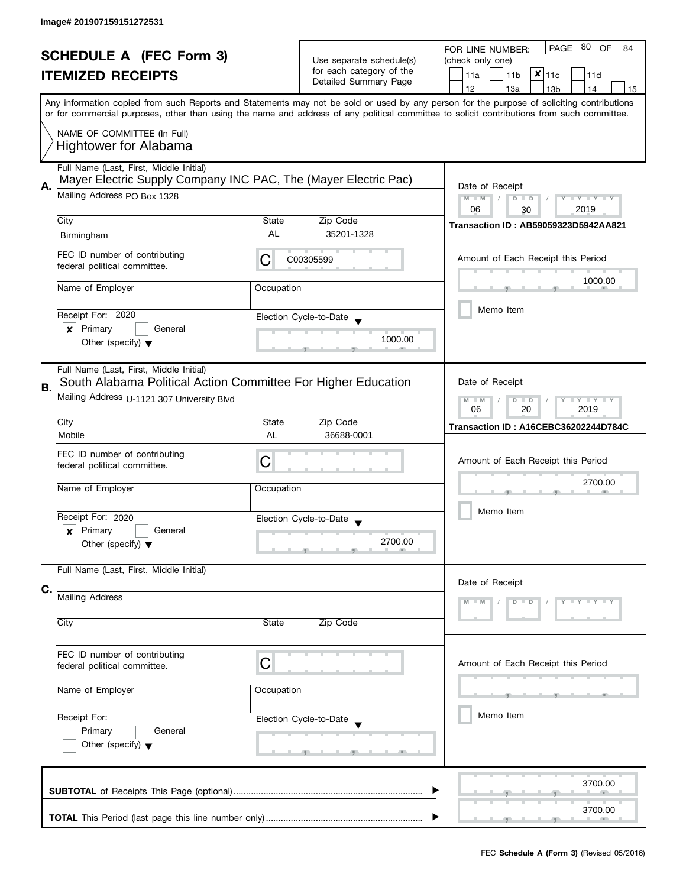Image# 201907159151272531

# SCHEDULE A (FEC Form 3)
## ITEMIZED RECEIPTS

Use separate schedule(s) for each category of the Detailed Summary Page

FOR LINE NUMBER: (check only one)

- [ ] 11a
- [ ] 11b
- [x] 11c
- [ ] 11d
- [ ] 12
- [ ] 13a
- [ ] 13b
- [ ] 14
- [ ] 15

Any information copied from such Reports and Statements may not be sold or used by any person for the purpose of soliciting contributions or for commercial purposes, other than using the name and address of any political committee to solicit contributions from such committee.

NAME OF COMMITTEE (In Full)
Hightower for Alabama

---

**A.** Full Name (Last, First, Middle Initial)
Mayer Electric Supply Company INC PAC, The (Mayer Electric Pac)

Mailing Address PO Box 1328

| City | State | Zip Code |
|---|---|---|
| Birmingham | AL | 35201-1328 |

FEC ID number of contributing federal political committee: C00305599

Name of Employer:
Occupation:

Receipt For: 2020
- [x] Primary
- [ ] General
- [ ] Other (specify)

Election Cycle-to-Date: 1000.00

Date of Receipt: 06 / 30 / 2019

Transaction ID : AB59059323D5942AA821

Amount of Each Receipt this Period: 1000.00

- [ ] Memo Item

---

**B.** Full Name (Last, First, Middle Initial)
South Alabama Political Action Committee For Higher Education

Mailing Address U-1121 307 University Blvd

| City | State | Zip Code |
|---|---|---|
| Mobile | AL | 36688-0001 |

FEC ID number of contributing federal political committee: C

Name of Employer:
Occupation:

Receipt For: 2020
- [x] Primary
- [ ] General
- [ ] Other (specify)

Election Cycle-to-Date: 2700.00

Date of Receipt: 06 / 20 / 2019

Transaction ID : A16CEBC36202244D784C

Amount of Each Receipt this Period: 2700.00

- [ ] Memo Item

---

**C.** Full Name (Last, First, Middle Initial)

Mailing Address

| City | State | Zip Code |
|---|---|---|
| | | |

FEC ID number of contributing federal political committee: C

Name of Employer:
Occupation:

Receipt For:
- [ ] Primary
- [ ] General
- [ ] Other (specify)

Election Cycle-to-Date:

Date of Receipt: M M / D D / Y Y Y Y

Amount of Each Receipt this Period:

- [ ] Memo Item

---

**SUBTOTAL** of Receipts This Page (optional) ........ 3700.00

**TOTAL** This Period (last page this line number only) ........ 3700.00

FEC **Schedule A (Form 3)** (Revised 05/2016)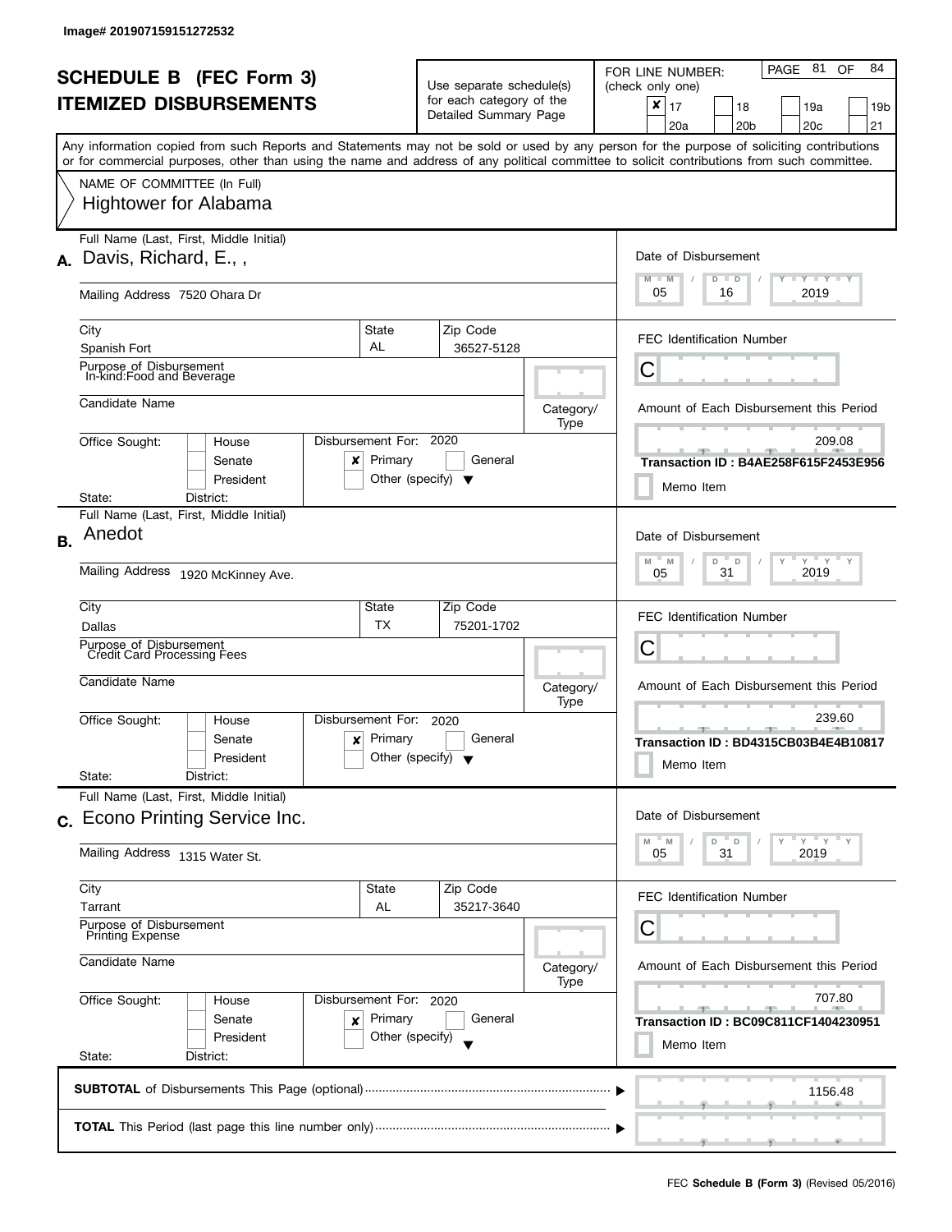Image# 201907159151272532

# SCHEDULE B (FEC Form 3)
# ITEMIZED DISBURSEMENTS

Use separate schedule(s) for each category of the Detailed Summary Page

FOR LINE NUMBER: (check only one)

- [x] 17
- [ ] 18
- [ ] 19a
- [ ] 19b
- [ ] 20a
- [ ] 20b
- [ ] 20c
- [ ] 21

Any information copied from such Reports and Statements may not be sold or used by any person for the purpose of soliciting contributions or for commercial purposes, other than using the name and address of any political committee to solicit contributions from such committee.

NAME OF COMMITTEE (In Full)
Hightower for Alabama

---

**A.** Full Name (Last, First, Middle Initial): Davis, Richard, E., ,

Mailing Address: 7520 Ohara Dr

City: Spanish Fort | State: AL | Zip Code: 36527-5128

Purpose of Disbursement: In-kind:Food and Beverage

Candidate Name:

Category/Type:

Office Sought: [ ] House [ ] Senate [ ] President

State: District:

Disbursement For: 2020 [x] Primary [ ] General [ ] Other (specify)

Date of Disbursement: 05/16/2019

FEC Identification Number: C

Amount of Each Disbursement this Period: 209.08

Transaction ID : B4AE258F615F2453E956

[ ] Memo Item

---

**B.** Full Name (Last, First, Middle Initial): Anedot

Mailing Address: 1920 McKinney Ave.

City: Dallas | State: TX | Zip Code: 75201-1702

Purpose of Disbursement: Credit Card Processing Fees

Candidate Name:

Category/Type:

Office Sought: [ ] House [ ] Senate [ ] President

State: District:

Disbursement For: 2020 [x] Primary [ ] General [ ] Other (specify)

Date of Disbursement: 05/31/2019

FEC Identification Number: C

Amount of Each Disbursement this Period: 239.60

Transaction ID : BD4315CB03B4E4B10817

[ ] Memo Item

---

**C.** Full Name (Last, First, Middle Initial): Econo Printing Service Inc.

Mailing Address: 1315 Water St.

City: Tarrant | State: AL | Zip Code: 35217-3640

Purpose of Disbursement: Printing Expense

Candidate Name:

Category/Type:

Office Sought: [ ] House [ ] Senate [ ] President

State: District:

Disbursement For: 2020 [x] Primary [ ] General [ ] Other (specify)

Date of Disbursement: 05/31/2019

FEC Identification Number: C

Amount of Each Disbursement this Period: 707.80

Transaction ID : BC09C811CF1404230951

[ ] Memo Item

---

**SUBTOTAL** of Disbursements This Page (optional): 1156.48

**TOTAL** This Period (last page this line number only):

FEC **Schedule B (Form 3)** (Revised 05/2016)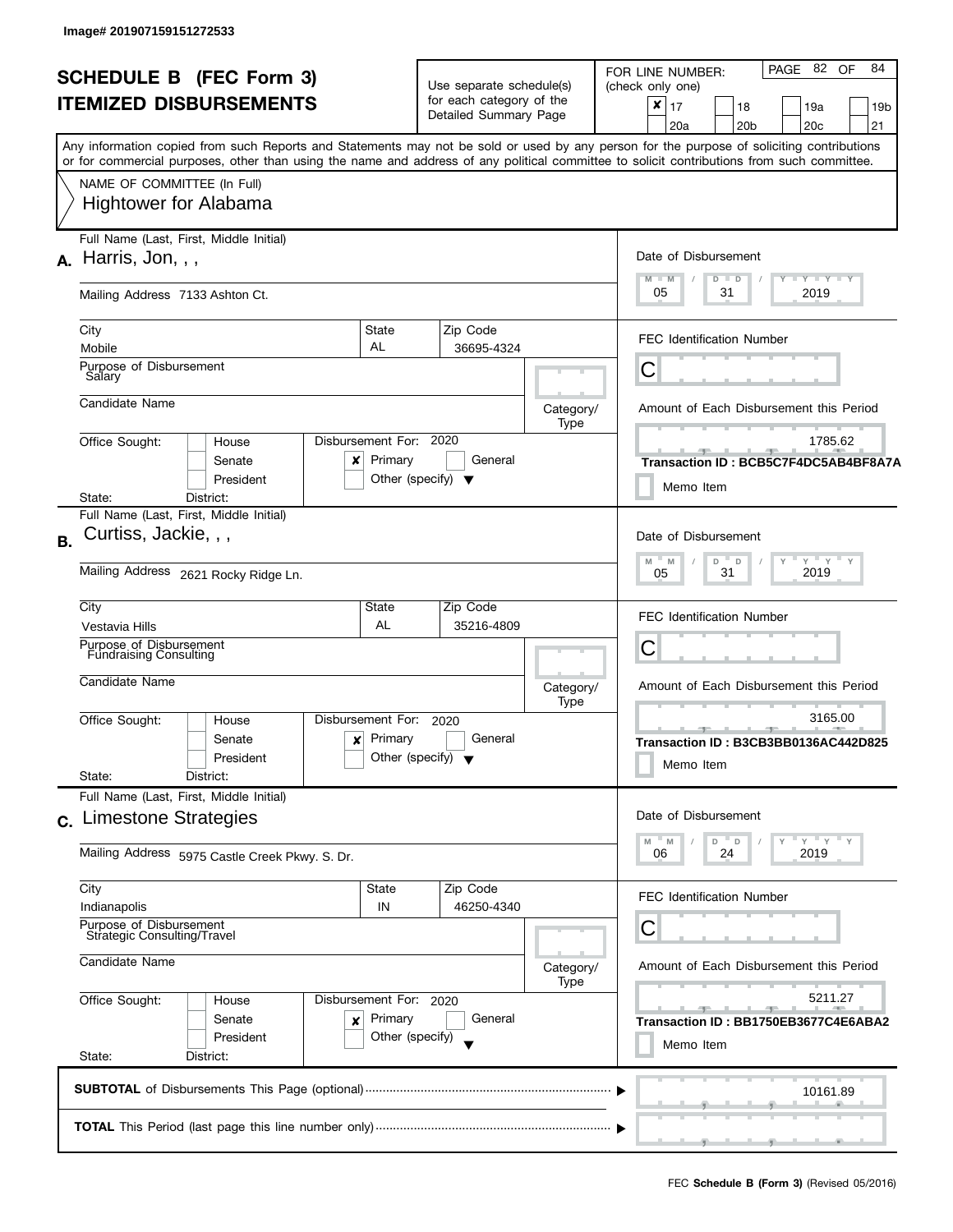Image# 201907159151272533

# SCHEDULE B (FEC Form 3)
# ITEMIZED DISBURSEMENTS

Use separate schedule(s) for each category of the Detailed Summary Page

FOR LINE NUMBER: (check only one)

- [x] 17
- [ ] 18
- [ ] 19a
- [ ] 19b
- [ ] 20a
- [ ] 20b
- [ ] 20c
- [ ] 21

PAGE 82 OF 84

Any information copied from such Reports and Statements may not be sold or used by any person for the purpose of soliciting contributions or for commercial purposes, other than using the name and address of any political committee to solicit contributions from such committee.

NAME OF COMMITTEE (In Full)
Hightower for Alabama

---

**A.** Full Name (Last, First, Middle Initial): Harris, Jon, , ,

Mailing Address: 7133 Ashton Ct.

City: Mobile | State: AL | Zip Code: 36695-4324

Purpose of Disbursement: Salary

Candidate Name:

Category/Type:

Office Sought: [ ] House [ ] Senate [ ] President

State: District:

Disbursement For: 2020 [x] Primary [ ] General [ ] Other (specify)

Date of Disbursement: 05 / 31 / 2019

FEC Identification Number: C

Amount of Each Disbursement this Period: 1785.62

Transaction ID : BCB5C7F4DC5AB4BF8A7A

[ ] Memo Item

---

**B.** Full Name (Last, First, Middle Initial): Curtiss, Jackie, , ,

Mailing Address: 2621 Rocky Ridge Ln.

City: Vestavia Hills | State: AL | Zip Code: 35216-4809

Purpose of Disbursement: Fundraising Consulting

Candidate Name:

Category/Type:

Office Sought: [ ] House [ ] Senate [ ] President

State: District:

Disbursement For: 2020 [x] Primary [ ] General [ ] Other (specify)

Date of Disbursement: 05 / 31 / 2019

FEC Identification Number: C

Amount of Each Disbursement this Period: 3165.00

Transaction ID : B3CB3BB0136AC442D825

[ ] Memo Item

---

**C.** Full Name (Last, First, Middle Initial): Limestone Strategies

Mailing Address: 5975 Castle Creek Pkwy. S. Dr.

City: Indianapolis | State: IN | Zip Code: 46250-4340

Purpose of Disbursement: Strategic Consulting/Travel

Candidate Name:

Category/Type:

Office Sought: [ ] House [ ] Senate [ ] President

State: District:

Disbursement For: 2020 [x] Primary [ ] General [ ] Other (specify)

Date of Disbursement: 06 / 24 / 2019

FEC Identification Number: C

Amount of Each Disbursement this Period: 5211.27

Transaction ID : BB1750EB3677C4E6ABA2

[ ] Memo Item

---

**SUBTOTAL** of Disbursements This Page (optional): 10161.89

**TOTAL** This Period (last page this line number only):

FEC **Schedule B (Form 3)** (Revised 05/2016)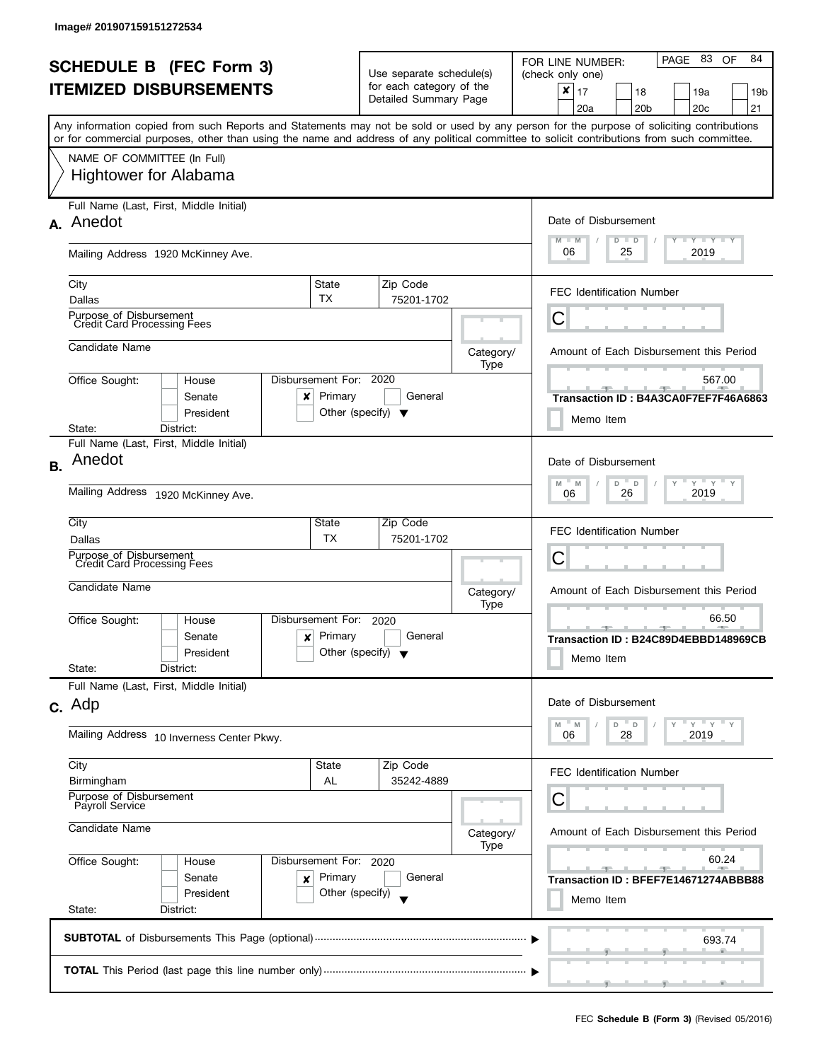Image# 201907159151272534

# SCHEDULE B (FEC Form 3)
## ITEMIZED DISBURSEMENTS

Use separate schedule(s) for each category of the Detailed Summary Page

FOR LINE NUMBER: (check only one)

- [x] 17
- [ ] 18
- [ ] 19a
- [ ] 19b
- [ ] 20a
- [ ] 20b
- [ ] 20c
- [ ] 21

Any information copied from such Reports and Statements may not be sold or used by any person for the purpose of soliciting contributions or for commercial purposes, other than using the name and address of any political committee to solicit contributions from such committee.

NAME OF COMMITTEE (In Full)
Hightower for Alabama

---

**A.** Full Name (Last, First, Middle Initial): Anedot

Mailing Address: 1920 McKinney Ave.

City: Dallas | State: TX | Zip Code: 75201-1702

Purpose of Disbursement: Credit Card Processing Fees

Candidate Name:

Category/Type:

Office Sought: [ ] House [ ] Senate [ ] President
State: District:

Disbursement For: 2020 [x] Primary [ ] General [ ] Other (specify)

Date of Disbursement: 06 / 25 / 2019

FEC Identification Number: C

Amount of Each Disbursement this Period: 567.00

Transaction ID : B4A3CA0F7EF7F46A6863

[ ] Memo Item

---

**B.** Full Name (Last, First, Middle Initial): Anedot

Mailing Address: 1920 McKinney Ave.

City: Dallas | State: TX | Zip Code: 75201-1702

Purpose of Disbursement: Credit Card Processing Fees

Candidate Name:

Category/Type:

Office Sought: [ ] House [ ] Senate [ ] President
State: District:

Disbursement For: 2020 [x] Primary [ ] General [ ] Other (specify)

Date of Disbursement: 06 / 26 / 2019

FEC Identification Number: C

Amount of Each Disbursement this Period: 66.50

Transaction ID : B24C89D4EBBD148969CB

[ ] Memo Item

---

**C.** Full Name (Last, First, Middle Initial): Adp

Mailing Address: 10 Inverness Center Pkwy.

City: Birmingham | State: AL | Zip Code: 35242-4889

Purpose of Disbursement: Payroll Service

Candidate Name:

Category/Type:

Office Sought: [ ] House [ ] Senate [ ] President
State: District:

Disbursement For: 2020 [x] Primary [ ] General [ ] Other (specify)

Date of Disbursement: 06 / 28 / 2019

FEC Identification Number: C

Amount of Each Disbursement this Period: 60.24

Transaction ID : BFEF7E14671274ABBB88

[ ] Memo Item

---

**SUBTOTAL** of Disbursements This Page (optional): 693.74

**TOTAL** This Period (last page this line number only):

FEC **Schedule B (Form 3)** (Revised 05/2016)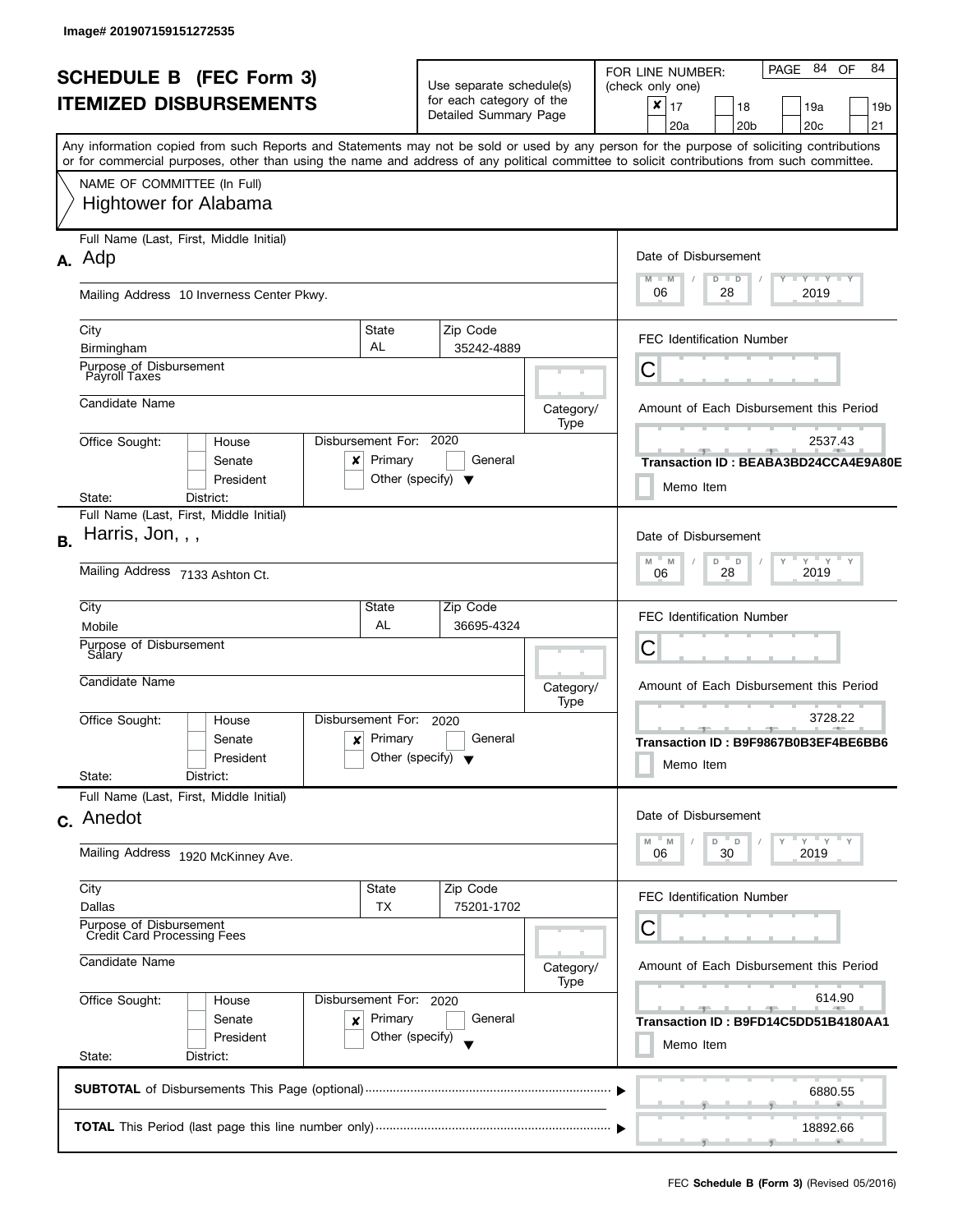Image# 201907159151272535

# SCHEDULE B (FEC Form 3)
## ITEMIZED DISBURSEMENTS

Use separate schedule(s) for each category of the Detailed Summary Page

FOR LINE NUMBER: (check only one)

- [x] 17
- [ ] 18
- [ ] 19a
- [ ] 19b
- [ ] 20a
- [ ] 20b
- [ ] 20c
- [ ] 21

Any information copied from such Reports and Statements may not be sold or used by any person for the purpose of soliciting contributions or for commercial purposes, other than using the name and address of any political committee to solicit contributions from such committee.

NAME OF COMMITTEE (In Full)
Hightower for Alabama

---

**A.** Full Name (Last, First, Middle Initial): Adp

Mailing Address: 10 Inverness Center Pkwy.

City: Birmingham | State: AL | Zip Code: 35242-4889

Purpose of Disbursement: Payroll Taxes

Candidate Name:

Category/Type:

Office Sought: [ ] House [ ] Senate [ ] President

State: District:

Disbursement For: 2020 [x] Primary [ ] General [ ] Other (specify)

Date of Disbursement: 06 / 28 / 2019

FEC Identification Number: C

Amount of Each Disbursement this Period: 2537.43

Transaction ID : BEABA3BD24CCA4E9A80E

[ ] Memo Item

---

**B.** Full Name (Last, First, Middle Initial): Harris, Jon, , ,

Mailing Address: 7133 Ashton Ct.

City: Mobile | State: AL | Zip Code: 36695-4324

Purpose of Disbursement: Salary

Candidate Name:

Category/Type:

Office Sought: [ ] House [ ] Senate [ ] President

State: District:

Disbursement For: 2020 [x] Primary [ ] General [ ] Other (specify)

Date of Disbursement: 06 / 28 / 2019

FEC Identification Number: C

Amount of Each Disbursement this Period: 3728.22

Transaction ID : B9F9867B0B3EF4BE6BB6

[ ] Memo Item

---

**C.** Full Name (Last, First, Middle Initial): Anedot

Mailing Address: 1920 McKinney Ave.

City: Dallas | State: TX | Zip Code: 75201-1702

Purpose of Disbursement: Credit Card Processing Fees

Candidate Name:

Category/Type:

Office Sought: [ ] House [ ] Senate [ ] President

State: District:

Disbursement For: 2020 [x] Primary [ ] General [ ] Other (specify)

Date of Disbursement: 06 / 30 / 2019

FEC Identification Number: C

Amount of Each Disbursement this Period: 614.90

Transaction ID : B9FD14C5DD51B4180AA1

[ ] Memo Item

---

**SUBTOTAL** of Disbursements This Page (optional): 6880.55

**TOTAL** This Period (last page this line number only): 18892.66

FEC **Schedule B (Form 3)** (Revised 05/2016)